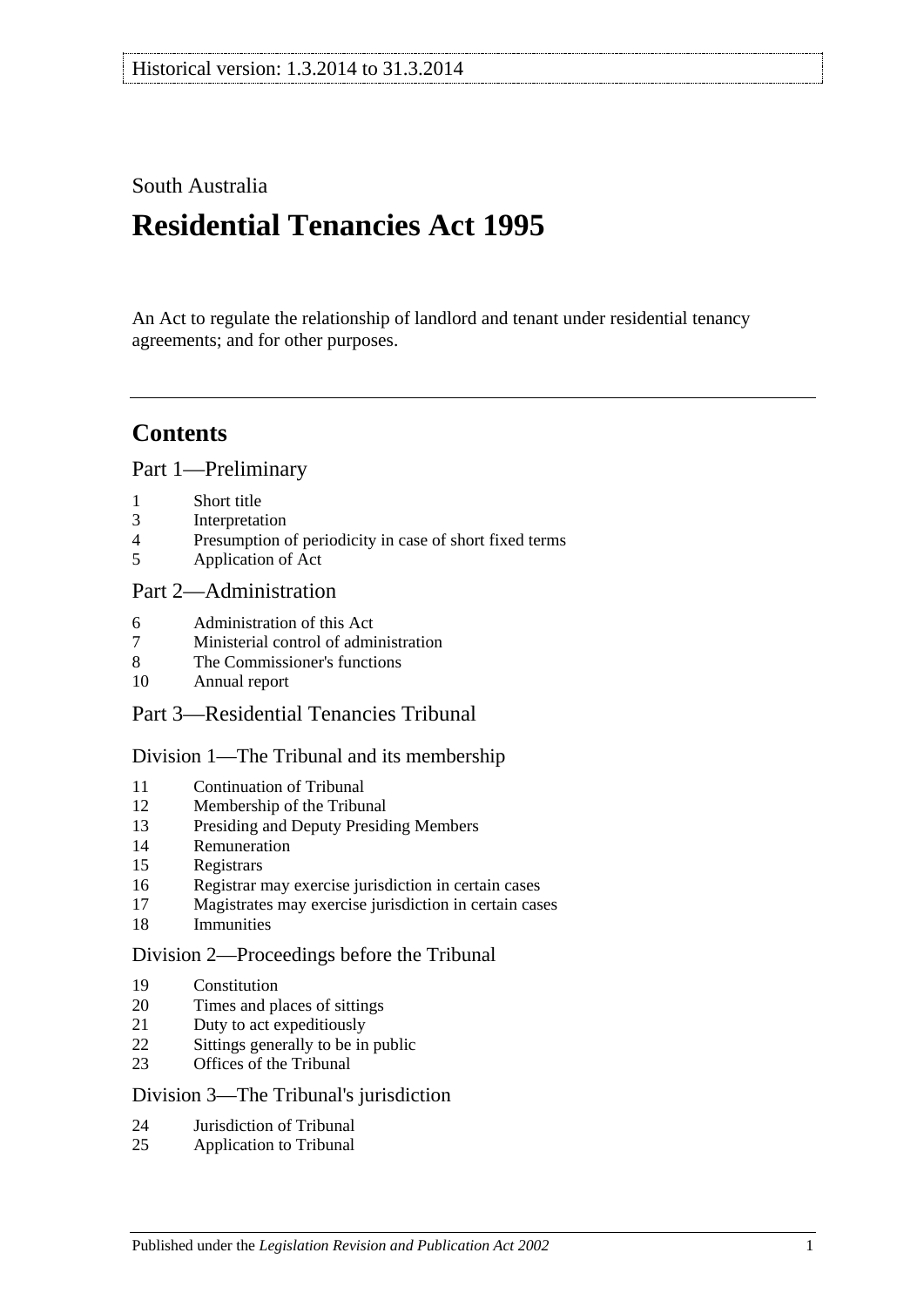South Australia

# Residential Tenancies Act 1995

An Act to regulate the relationship of landlord and tenant under residential tenancy agreements; and for other purposes.

---

## Contents

### Part 1—Preliminary

1 Short title
3 Interpretation
4 Presumption of periodicity in case of short fixed terms
5 Application of Act

### Part 2—Administration

6 Administration of this Act
7 Ministerial control of administration
8 The Commissioner's functions
10 Annual report

### Part 3—Residential Tenancies Tribunal

#### Division 1—The Tribunal and its membership

11 Continuation of Tribunal
12 Membership of the Tribunal
13 Presiding and Deputy Presiding Members
14 Remuneration
15 Registrars
16 Registrar may exercise jurisdiction in certain cases
17 Magistrates may exercise jurisdiction in certain cases
18 Immunities

#### Division 2—Proceedings before the Tribunal

19 Constitution
20 Times and places of sittings
21 Duty to act expeditiously
22 Sittings generally to be in public
23 Offices of the Tribunal

#### Division 3—The Tribunal's jurisdiction

24 Jurisdiction of Tribunal
25 Application to Tribunal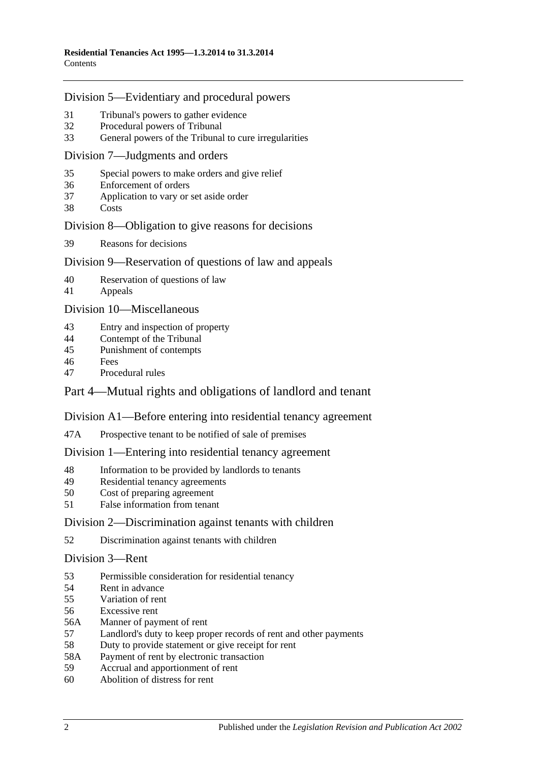## Division 5—Evidentiary and procedural powers

31 Tribunal's powers to gather evidence
32 Procedural powers of Tribunal
33 General powers of the Tribunal to cure irregularities

## Division 7—Judgments and orders

35 Special powers to make orders and give relief
36 Enforcement of orders
37 Application to vary or set aside order
38 Costs

## Division 8—Obligation to give reasons for decisions

39 Reasons for decisions

## Division 9—Reservation of questions of law and appeals

40 Reservation of questions of law
41 Appeals

## Division 10—Miscellaneous

43 Entry and inspection of property
44 Contempt of the Tribunal
45 Punishment of contempts
46 Fees
47 Procedural rules

# Part 4—Mutual rights and obligations of landlord and tenant

## Division A1—Before entering into residential tenancy agreement

47A Prospective tenant to be notified of sale of premises

## Division 1—Entering into residential tenancy agreement

48 Information to be provided by landlords to tenants
49 Residential tenancy agreements
50 Cost of preparing agreement
51 False information from tenant

## Division 2—Discrimination against tenants with children

52 Discrimination against tenants with children

## Division 3—Rent

53 Permissible consideration for residential tenancy
54 Rent in advance
55 Variation of rent
56 Excessive rent
56A Manner of payment of rent
57 Landlord's duty to keep proper records of rent and other payments
58 Duty to provide statement or give receipt for rent
58A Payment of rent by electronic transaction
59 Accrual and apportionment of rent
60 Abolition of distress for rent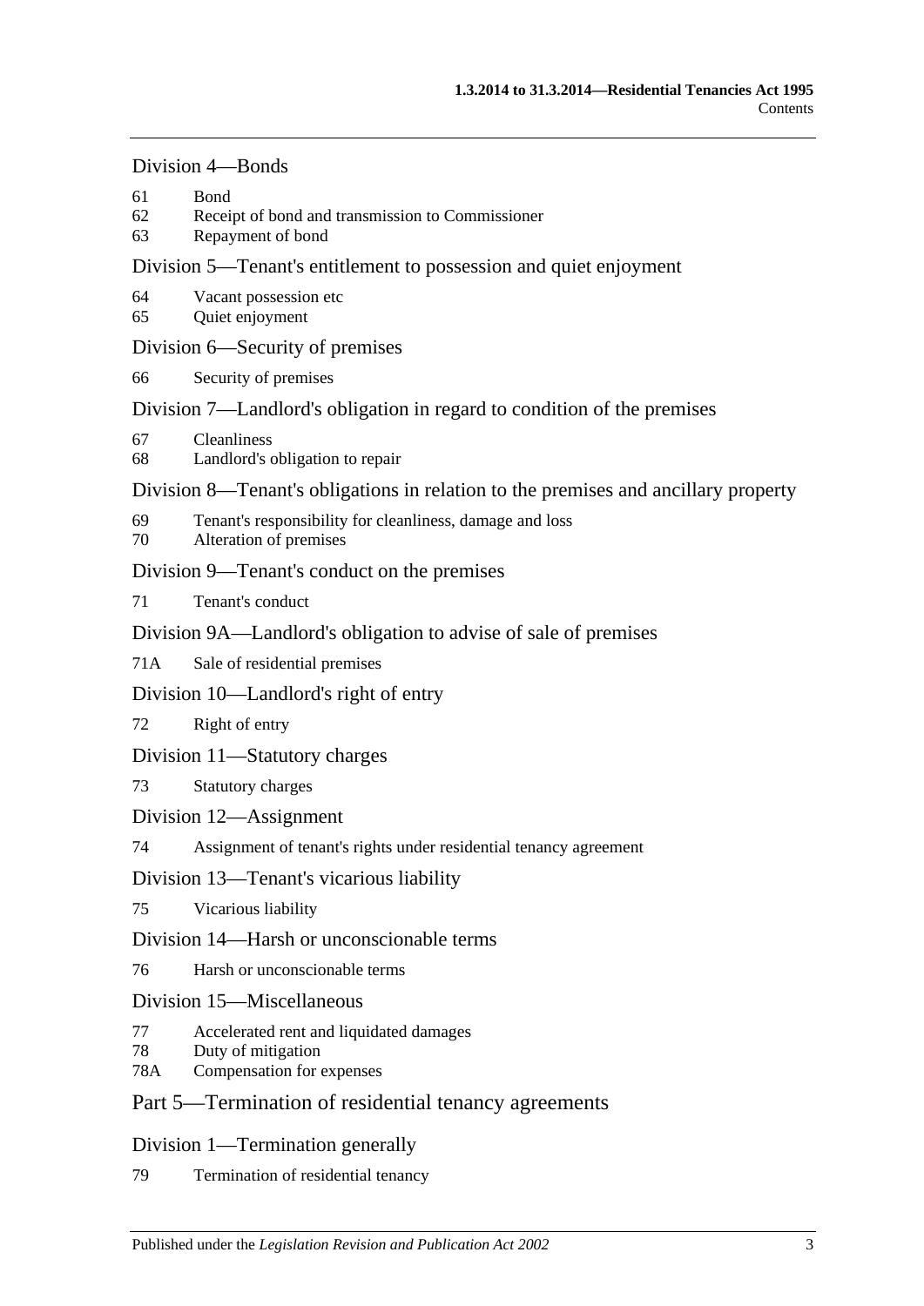## Division 4—Bonds

61 Bond
62 Receipt of bond and transmission to Commissioner
63 Repayment of bond

## Division 5—Tenant's entitlement to possession and quiet enjoyment

64 Vacant possession etc
65 Quiet enjoyment

## Division 6—Security of premises

66 Security of premises

## Division 7—Landlord's obligation in regard to condition of the premises

67 Cleanliness
68 Landlord's obligation to repair

## Division 8—Tenant's obligations in relation to the premises and ancillary property

69 Tenant's responsibility for cleanliness, damage and loss
70 Alteration of premises

## Division 9—Tenant's conduct on the premises

71 Tenant's conduct

## Division 9A—Landlord's obligation to advise of sale of premises

71A Sale of residential premises

## Division 10—Landlord's right of entry

72 Right of entry

## Division 11—Statutory charges

73 Statutory charges

## Division 12—Assignment

74 Assignment of tenant's rights under residential tenancy agreement

## Division 13—Tenant's vicarious liability

75 Vicarious liability

## Division 14—Harsh or unconscionable terms

76 Harsh or unconscionable terms

## Division 15—Miscellaneous

77 Accelerated rent and liquidated damages
78 Duty of mitigation
78A Compensation for expenses

# Part 5—Termination of residential tenancy agreements

## Division 1—Termination generally

79 Termination of residential tenancy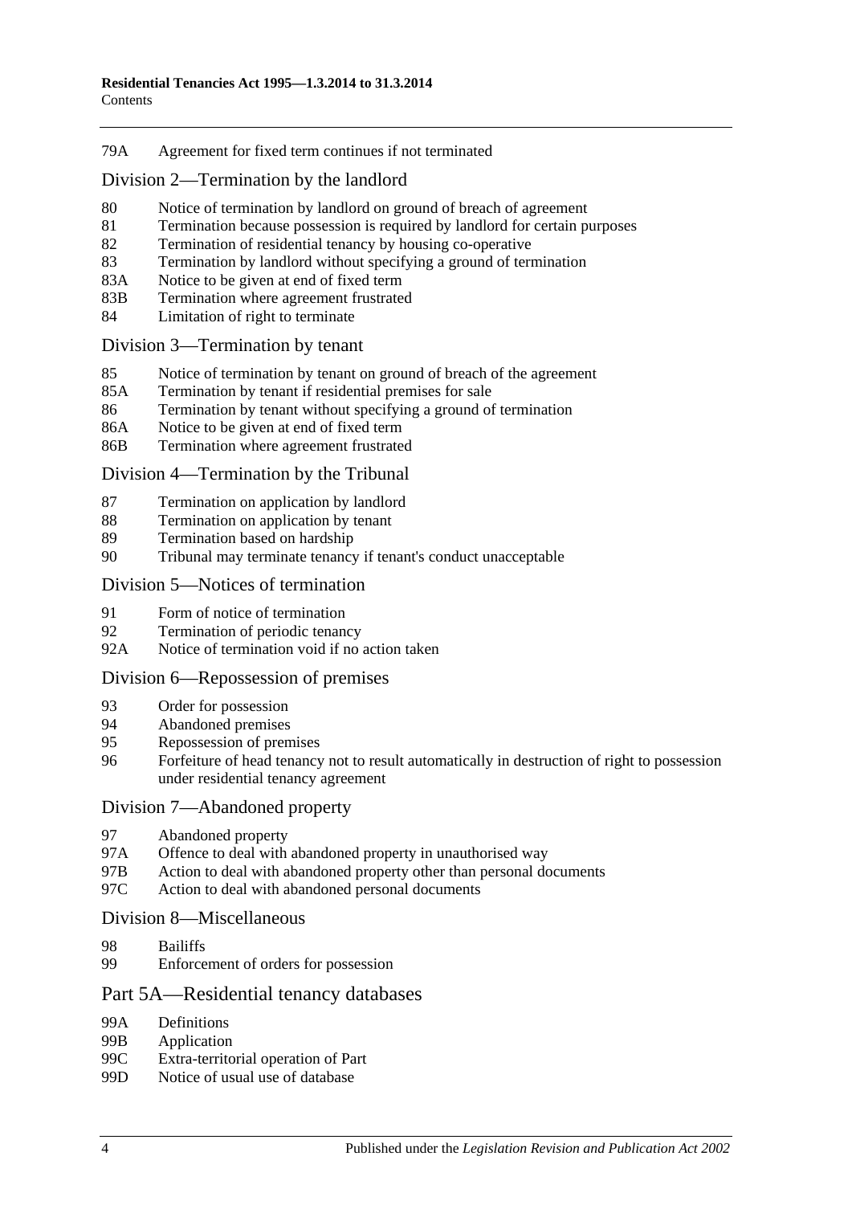79A Agreement for fixed term continues if not terminated

## Division 2—Termination by the landlord

80 Notice of termination by landlord on ground of breach of agreement
81 Termination because possession is required by landlord for certain purposes
82 Termination of residential tenancy by housing co-operative
83 Termination by landlord without specifying a ground of termination
83A Notice to be given at end of fixed term
83B Termination where agreement frustrated
84 Limitation of right to terminate

## Division 3—Termination by tenant

85 Notice of termination by tenant on ground of breach of the agreement
85A Termination by tenant if residential premises for sale
86 Termination by tenant without specifying a ground of termination
86A Notice to be given at end of fixed term
86B Termination where agreement frustrated

## Division 4—Termination by the Tribunal

87 Termination on application by landlord
88 Termination on application by tenant
89 Termination based on hardship
90 Tribunal may terminate tenancy if tenant's conduct unacceptable

## Division 5—Notices of termination

91 Form of notice of termination
92 Termination of periodic tenancy
92A Notice of termination void if no action taken

## Division 6—Repossession of premises

93 Order for possession
94 Abandoned premises
95 Repossession of premises
96 Forfeiture of head tenancy not to result automatically in destruction of right to possession under residential tenancy agreement

## Division 7—Abandoned property

97 Abandoned property
97A Offence to deal with abandoned property in unauthorised way
97B Action to deal with abandoned property other than personal documents
97C Action to deal with abandoned personal documents

## Division 8—Miscellaneous

98 Bailiffs
99 Enforcement of orders for possession

## Part 5A—Residential tenancy databases

99A Definitions
99B Application
99C Extra-territorial operation of Part
99D Notice of usual use of database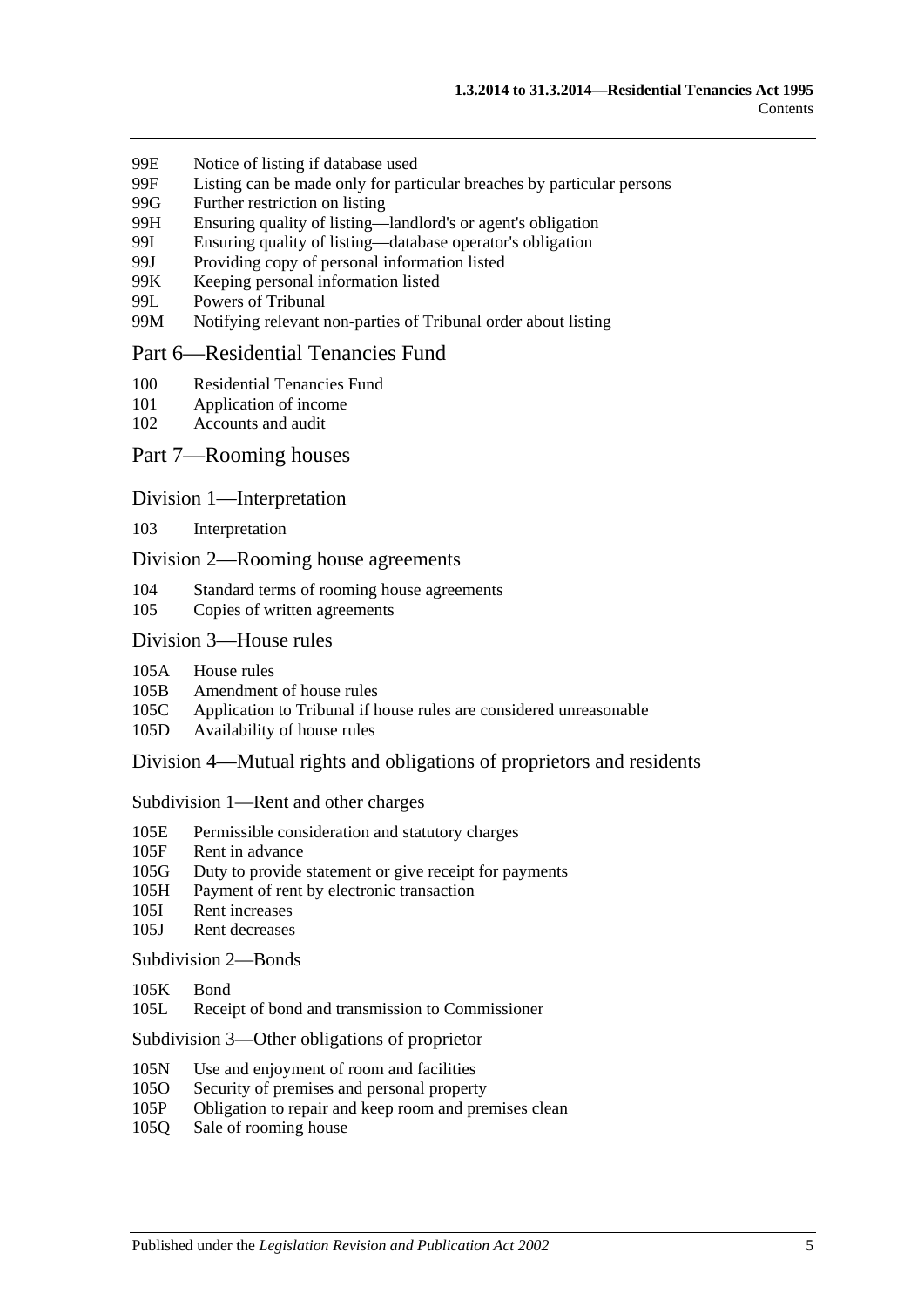99E Notice of listing if database used
99F Listing can be made only for particular breaches by particular persons
99G Further restriction on listing
99H Ensuring quality of listing—landlord's or agent's obligation
99I Ensuring quality of listing—database operator's obligation
99J Providing copy of personal information listed
99K Keeping personal information listed
99L Powers of Tribunal
99M Notifying relevant non-parties of Tribunal order about listing

## Part 6—Residential Tenancies Fund

100 Residential Tenancies Fund
101 Application of income
102 Accounts and audit

## Part 7—Rooming houses

### Division 1—Interpretation

103 Interpretation

### Division 2—Rooming house agreements

104 Standard terms of rooming house agreements
105 Copies of written agreements

### Division 3—House rules

105A House rules
105B Amendment of house rules
105C Application to Tribunal if house rules are considered unreasonable
105D Availability of house rules

### Division 4—Mutual rights and obligations of proprietors and residents

#### Subdivision 1—Rent and other charges

105E Permissible consideration and statutory charges
105F Rent in advance
105G Duty to provide statement or give receipt for payments
105H Payment of rent by electronic transaction
105I Rent increases
105J Rent decreases

#### Subdivision 2—Bonds

105K Bond
105L Receipt of bond and transmission to Commissioner

#### Subdivision 3—Other obligations of proprietor

105N Use and enjoyment of room and facilities
105O Security of premises and personal property
105P Obligation to repair and keep room and premises clean
105Q Sale of rooming house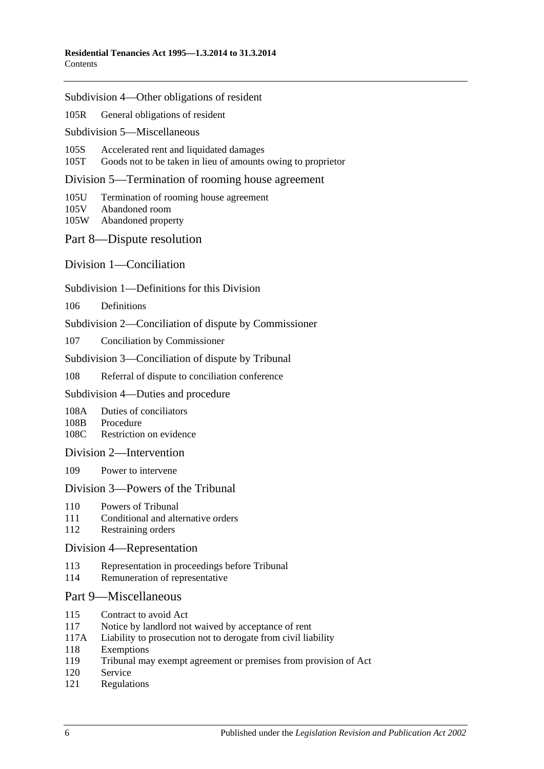Subdivision 4—Other obligations of resident

105R General obligations of resident

Subdivision 5—Miscellaneous

105S Accelerated rent and liquidated damages
105T Goods not to be taken in lieu of amounts owing to proprietor

Division 5—Termination of rooming house agreement

105U Termination of rooming house agreement
105V Abandoned room
105W Abandoned property

Part 8—Dispute resolution

Division 1—Conciliation

Subdivision 1—Definitions for this Division

106 Definitions

Subdivision 2—Conciliation of dispute by Commissioner

107 Conciliation by Commissioner

Subdivision 3—Conciliation of dispute by Tribunal

108 Referral of dispute to conciliation conference

Subdivision 4—Duties and procedure

108A Duties of conciliators
108B Procedure
108C Restriction on evidence

Division 2—Intervention

109 Power to intervene

Division 3—Powers of the Tribunal

110 Powers of Tribunal
111 Conditional and alternative orders
112 Restraining orders

Division 4—Representation

113 Representation in proceedings before Tribunal
114 Remuneration of representative

Part 9—Miscellaneous

115 Contract to avoid Act
117 Notice by landlord not waived by acceptance of rent
117A Liability to prosecution not to derogate from civil liability
118 Exemptions
119 Tribunal may exempt agreement or premises from provision of Act
120 Service
121 Regulations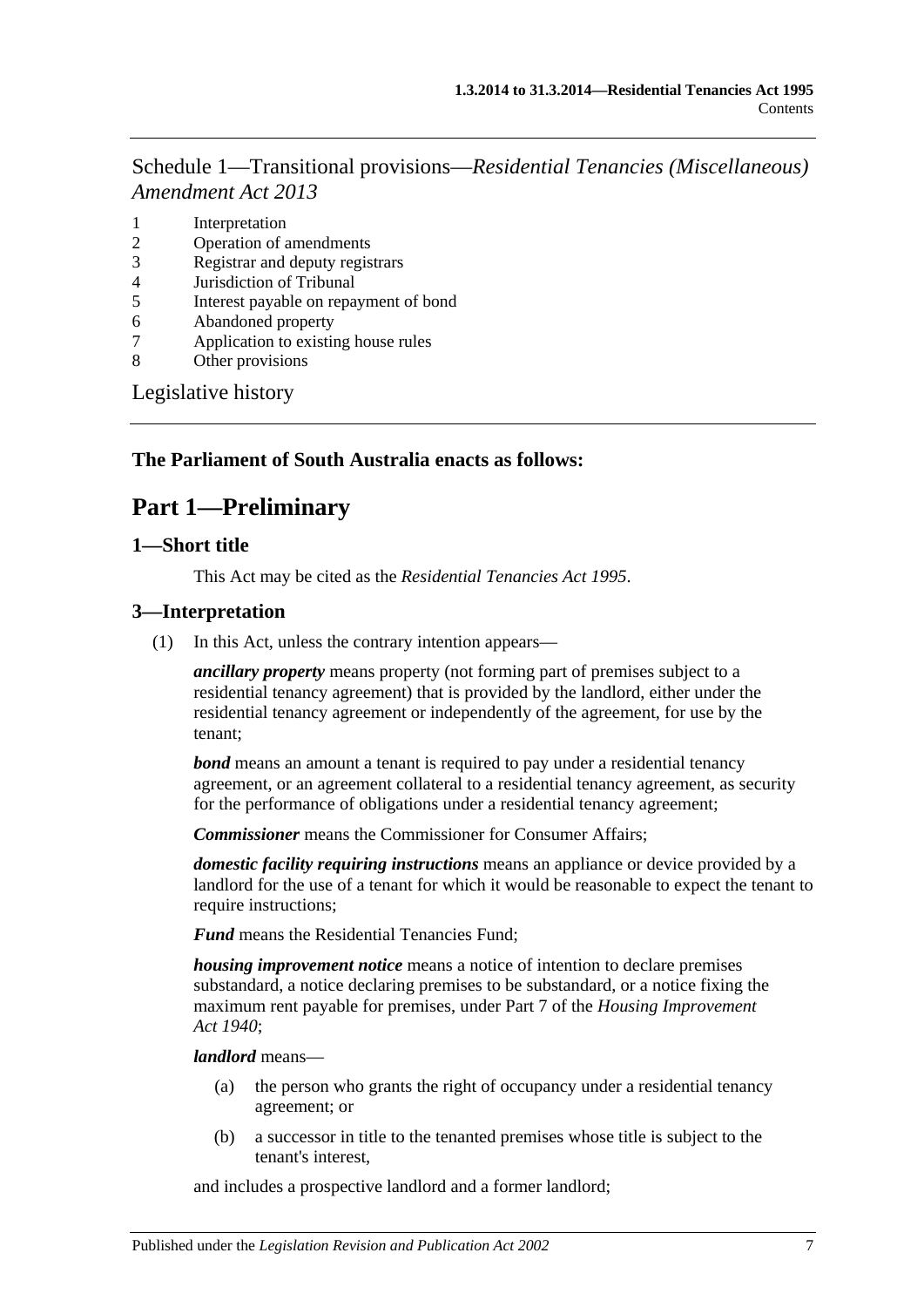Schedule 1—Transitional provisions—*Residential Tenancies (Miscellaneous) Amendment Act 2013*

1 Interpretation
2 Operation of amendments
3 Registrar and deputy registrars
4 Jurisdiction of Tribunal
5 Interest payable on repayment of bond
6 Abandoned property
7 Application to existing house rules
8 Other provisions

Legislative history

**The Parliament of South Australia enacts as follows:**

# Part 1—Preliminary

## 1—Short title

This Act may be cited as the *Residential Tenancies Act 1995*.

## 3—Interpretation

(1) In this Act, unless the contrary intention appears—

***ancillary property*** means property (not forming part of premises subject to a residential tenancy agreement) that is provided by the landlord, either under the residential tenancy agreement or independently of the agreement, for use by the tenant;

***bond*** means an amount a tenant is required to pay under a residential tenancy agreement, or an agreement collateral to a residential tenancy agreement, as security for the performance of obligations under a residential tenancy agreement;

***Commissioner*** means the Commissioner for Consumer Affairs;

***domestic facility requiring instructions*** means an appliance or device provided by a landlord for the use of a tenant for which it would be reasonable to expect the tenant to require instructions;

***Fund*** means the Residential Tenancies Fund;

***housing improvement notice*** means a notice of intention to declare premises substandard, a notice declaring premises to be substandard, or a notice fixing the maximum rent payable for premises, under Part 7 of the *Housing Improvement Act 1940*;

***landlord*** means—

(a) the person who grants the right of occupancy under a residential tenancy agreement; or

(b) a successor in title to the tenanted premises whose title is subject to the tenant's interest,

and includes a prospective landlord and a former landlord;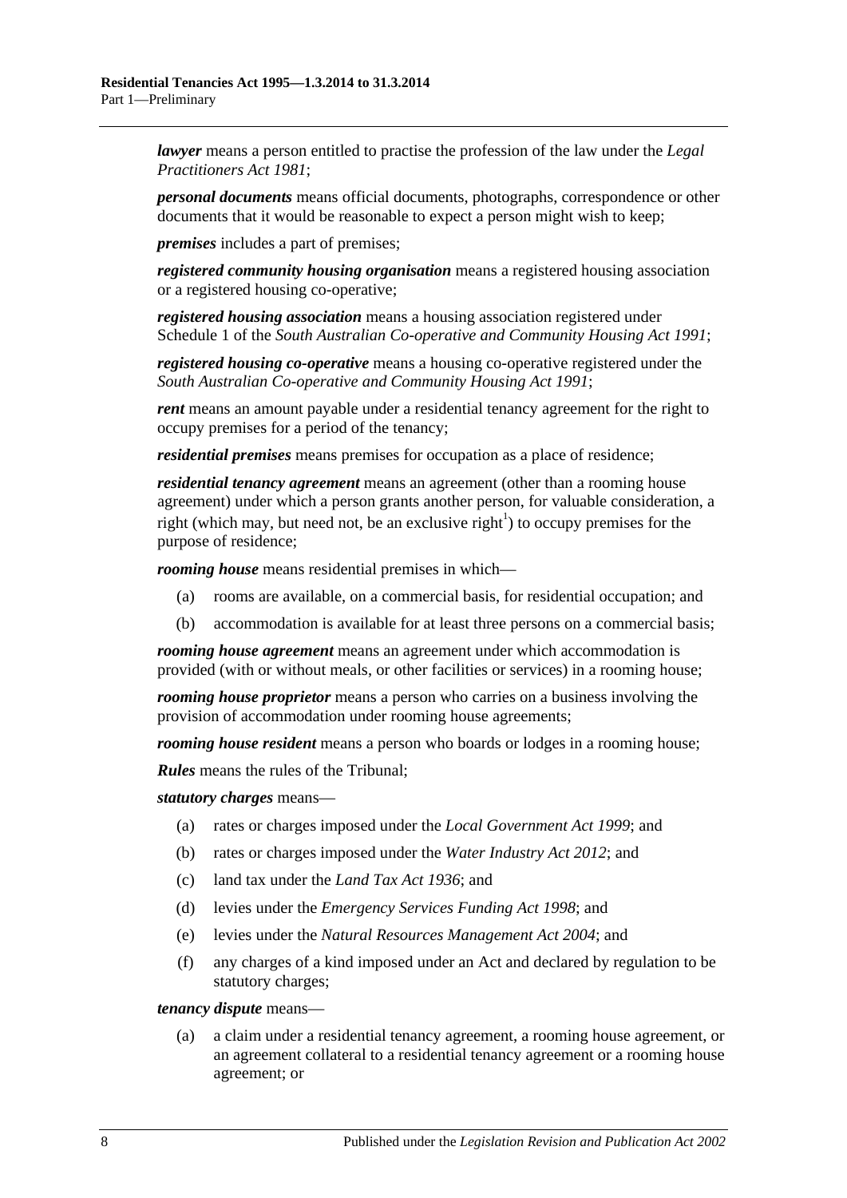***lawyer*** means a person entitled to practise the profession of the law under the *Legal Practitioners Act 1981*;

***personal documents*** means official documents, photographs, correspondence or other documents that it would be reasonable to expect a person might wish to keep;

***premises*** includes a part of premises;

***registered community housing organisation*** means a registered housing association or a registered housing co-operative;

***registered housing association*** means a housing association registered under Schedule 1 of the *South Australian Co-operative and Community Housing Act 1991*;

***registered housing co-operative*** means a housing co-operative registered under the *South Australian Co-operative and Community Housing Act 1991*;

***rent*** means an amount payable under a residential tenancy agreement for the right to occupy premises for a period of the tenancy;

***residential premises*** means premises for occupation as a place of residence;

***residential tenancy agreement*** means an agreement (other than a rooming house agreement) under which a person grants another person, for valuable consideration, a right (which may, but need not, be an exclusive right[1]) to occupy premises for the purpose of residence;

***rooming house*** means residential premises in which—

(a) rooms are available, on a commercial basis, for residential occupation; and

(b) accommodation is available for at least three persons on a commercial basis;

***rooming house agreement*** means an agreement under which accommodation is provided (with or without meals, or other facilities or services) in a rooming house;

***rooming house proprietor*** means a person who carries on a business involving the provision of accommodation under rooming house agreements;

***rooming house resident*** means a person who boards or lodges in a rooming house;

***Rules*** means the rules of the Tribunal;

***statutory charges*** means—

(a) rates or charges imposed under the *Local Government Act 1999*; and

(b) rates or charges imposed under the *Water Industry Act 2012*; and

(c) land tax under the *Land Tax Act 1936*; and

(d) levies under the *Emergency Services Funding Act 1998*; and

(e) levies under the *Natural Resources Management Act 2004*; and

(f) any charges of a kind imposed under an Act and declared by regulation to be statutory charges;

***tenancy dispute*** means—

(a) a claim under a residential tenancy agreement, a rooming house agreement, or an agreement collateral to a residential tenancy agreement or a rooming house agreement; or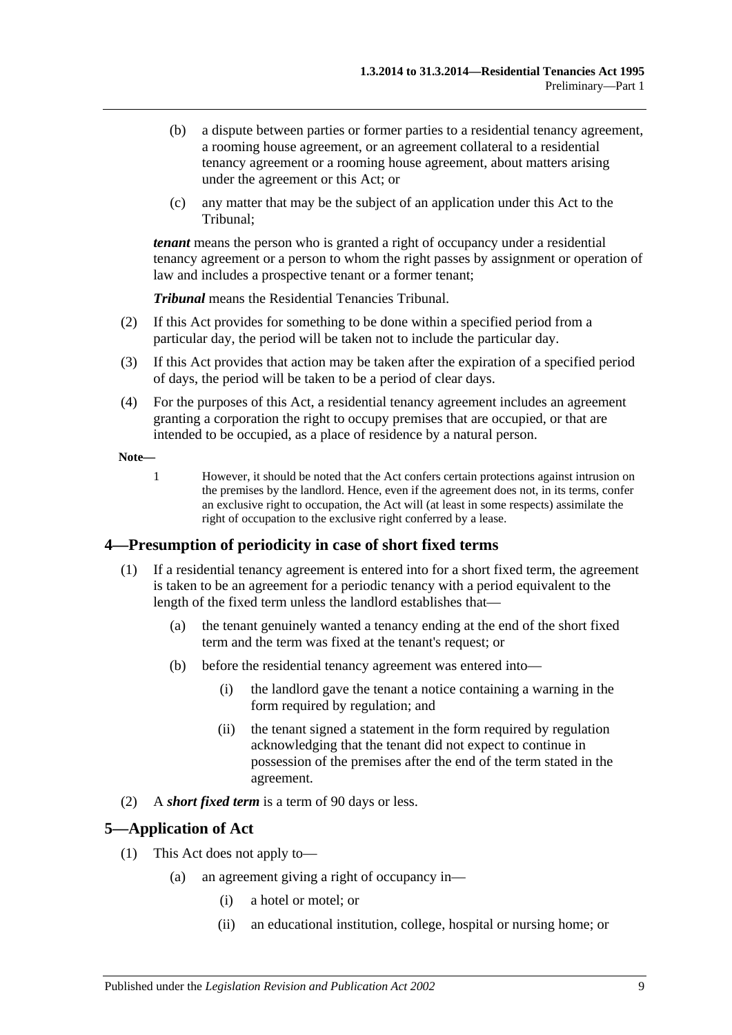(b) a dispute between parties or former parties to a residential tenancy agreement, a rooming house agreement, or an agreement collateral to a residential tenancy agreement or a rooming house agreement, about matters arising under the agreement or this Act; or

(c) any matter that may be the subject of an application under this Act to the Tribunal;

***tenant*** means the person who is granted a right of occupancy under a residential tenancy agreement or a person to whom the right passes by assignment or operation of law and includes a prospective tenant or a former tenant;

***Tribunal*** means the Residential Tenancies Tribunal.

(2) If this Act provides for something to be done within a specified period from a particular day, the period will be taken not to include the particular day.

(3) If this Act provides that action may be taken after the expiration of a specified period of days, the period will be taken to be a period of clear days.

(4) For the purposes of this Act, a residential tenancy agreement includes an agreement granting a corporation the right to occupy premises that are occupied, or that are intended to be occupied, as a place of residence by a natural person.

**Note—**

1 However, it should be noted that the Act confers certain protections against intrusion on the premises by the landlord. Hence, even if the agreement does not, in its terms, confer an exclusive right to occupation, the Act will (at least in some respects) assimilate the right of occupation to the exclusive right conferred by a lease.

## 4—Presumption of periodicity in case of short fixed terms

(1) If a residential tenancy agreement is entered into for a short fixed term, the agreement is taken to be an agreement for a periodic tenancy with a period equivalent to the length of the fixed term unless the landlord establishes that—

(a) the tenant genuinely wanted a tenancy ending at the end of the short fixed term and the term was fixed at the tenant's request; or

(b) before the residential tenancy agreement was entered into—

(i) the landlord gave the tenant a notice containing a warning in the form required by regulation; and

(ii) the tenant signed a statement in the form required by regulation acknowledging that the tenant did not expect to continue in possession of the premises after the end of the term stated in the agreement.

(2) A ***short fixed term*** is a term of 90 days or less.

## 5—Application of Act

(1) This Act does not apply to—

(a) an agreement giving a right of occupancy in—

(i) a hotel or motel; or

(ii) an educational institution, college, hospital or nursing home; or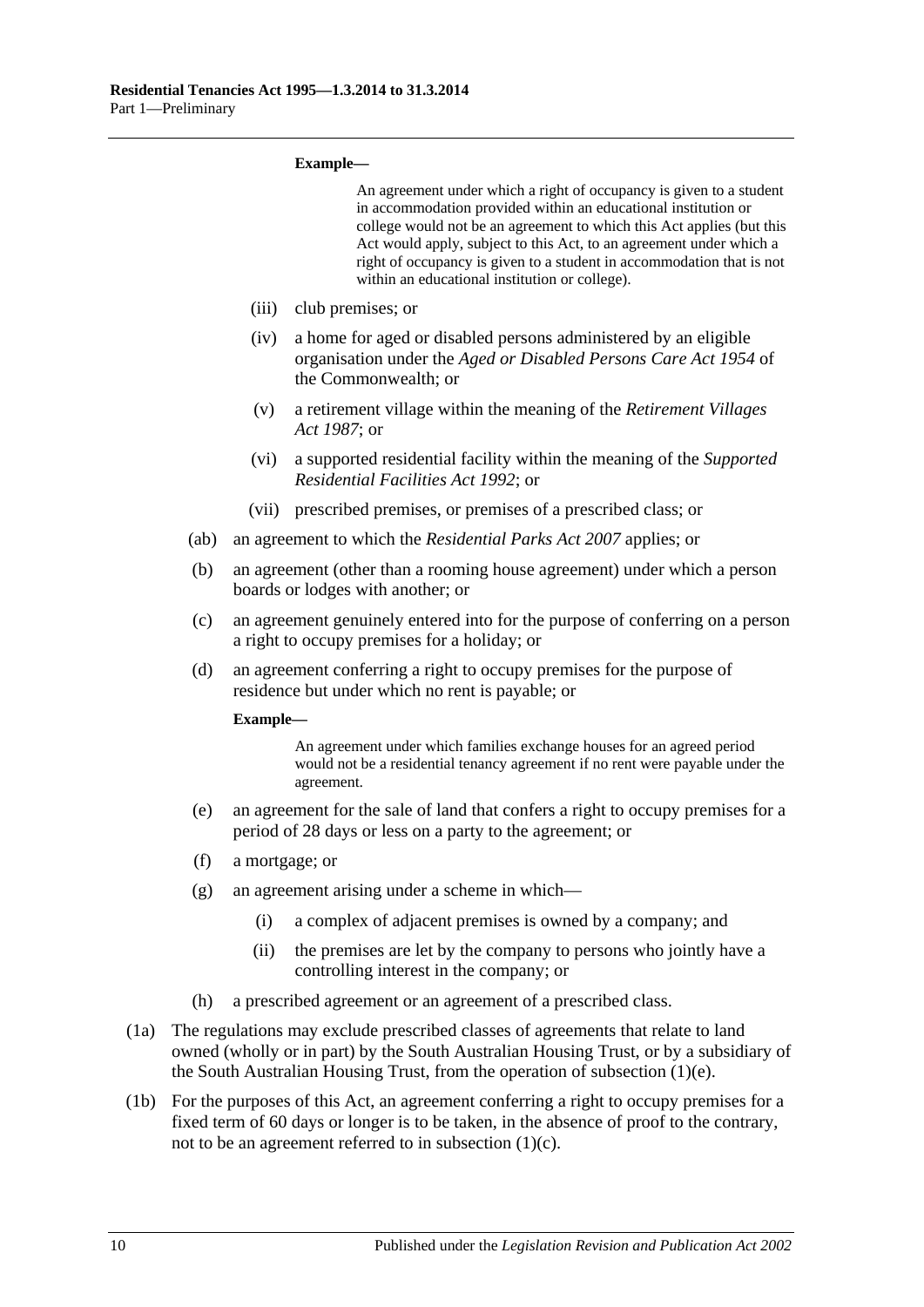**Example—**

An agreement under which a right of occupancy is given to a student in accommodation provided within an educational institution or college would not be an agreement to which this Act applies (but this Act would apply, subject to this Act, to an agreement under which a right of occupancy is given to a student in accommodation that is not within an educational institution or college).

- (iii) club premises; or
- (iv) a home for aged or disabled persons administered by an eligible organisation under the *Aged or Disabled Persons Care Act 1954* of the Commonwealth; or
- (v) a retirement village within the meaning of the *Retirement Villages Act 1987*; or
- (vi) a supported residential facility within the meaning of the *Supported Residential Facilities Act 1992*; or
- (vii) prescribed premises, or premises of a prescribed class; or

(ab) an agreement to which the *Residential Parks Act 2007* applies; or

(b) an agreement (other than a rooming house agreement) under which a person boards or lodges with another; or

(c) an agreement genuinely entered into for the purpose of conferring on a person a right to occupy premises for a holiday; or

(d) an agreement conferring a right to occupy premises for the purpose of residence but under which no rent is payable; or

**Example—**

An agreement under which families exchange houses for an agreed period would not be a residential tenancy agreement if no rent were payable under the agreement.

(e) an agreement for the sale of land that confers a right to occupy premises for a period of 28 days or less on a party to the agreement; or

(f) a mortgage; or

(g) an agreement arising under a scheme in which—

- (i) a complex of adjacent premises is owned by a company; and
- (ii) the premises are let by the company to persons who jointly have a controlling interest in the company; or

(h) a prescribed agreement or an agreement of a prescribed class.

(1a) The regulations may exclude prescribed classes of agreements that relate to land owned (wholly or in part) by the South Australian Housing Trust, or by a subsidiary of the South Australian Housing Trust, from the operation of subsection (1)(e).

(1b) For the purposes of this Act, an agreement conferring a right to occupy premises for a fixed term of 60 days or longer is to be taken, in the absence of proof to the contrary, not to be an agreement referred to in subsection (1)(c).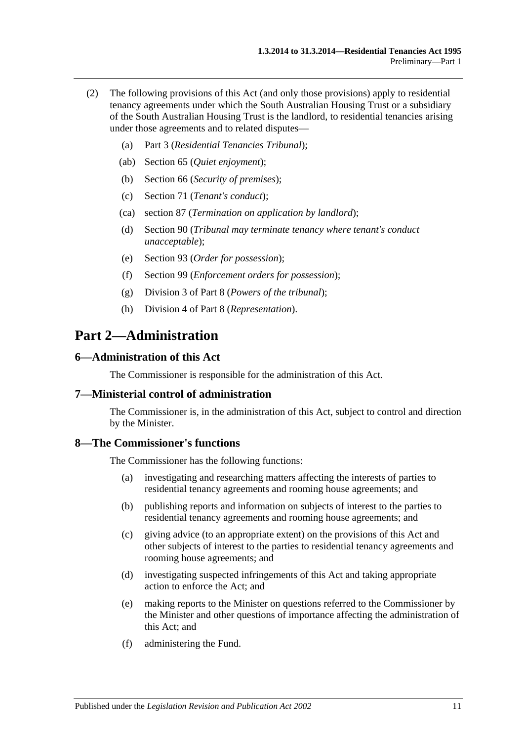(2) The following provisions of this Act (and only those provisions) apply to residential tenancy agreements under which the South Australian Housing Trust or a subsidiary of the South Australian Housing Trust is the landlord, to residential tenancies arising under those agreements and to related disputes—

- (a) Part 3 (*Residential Tenancies Tribunal*);
- (ab) Section 65 (*Quiet enjoyment*);
- (b) Section 66 (*Security of premises*);
- (c) Section 71 (*Tenant's conduct*);
- (ca) section 87 (*Termination on application by landlord*);
- (d) Section 90 (*Tribunal may terminate tenancy where tenant's conduct unacceptable*);
- (e) Section 93 (*Order for possession*);
- (f) Section 99 (*Enforcement orders for possession*);
- (g) Division 3 of Part 8 (*Powers of the tribunal*);
- (h) Division 4 of Part 8 (*Representation*).

# Part 2—Administration

## 6—Administration of this Act

The Commissioner is responsible for the administration of this Act.

## 7—Ministerial control of administration

The Commissioner is, in the administration of this Act, subject to control and direction by the Minister.

## 8—The Commissioner's functions

The Commissioner has the following functions:

- (a) investigating and researching matters affecting the interests of parties to residential tenancy agreements and rooming house agreements; and
- (b) publishing reports and information on subjects of interest to the parties to residential tenancy agreements and rooming house agreements; and
- (c) giving advice (to an appropriate extent) on the provisions of this Act and other subjects of interest to the parties to residential tenancy agreements and rooming house agreements; and
- (d) investigating suspected infringements of this Act and taking appropriate action to enforce the Act; and
- (e) making reports to the Minister on questions referred to the Commissioner by the Minister and other questions of importance affecting the administration of this Act; and
- (f) administering the Fund.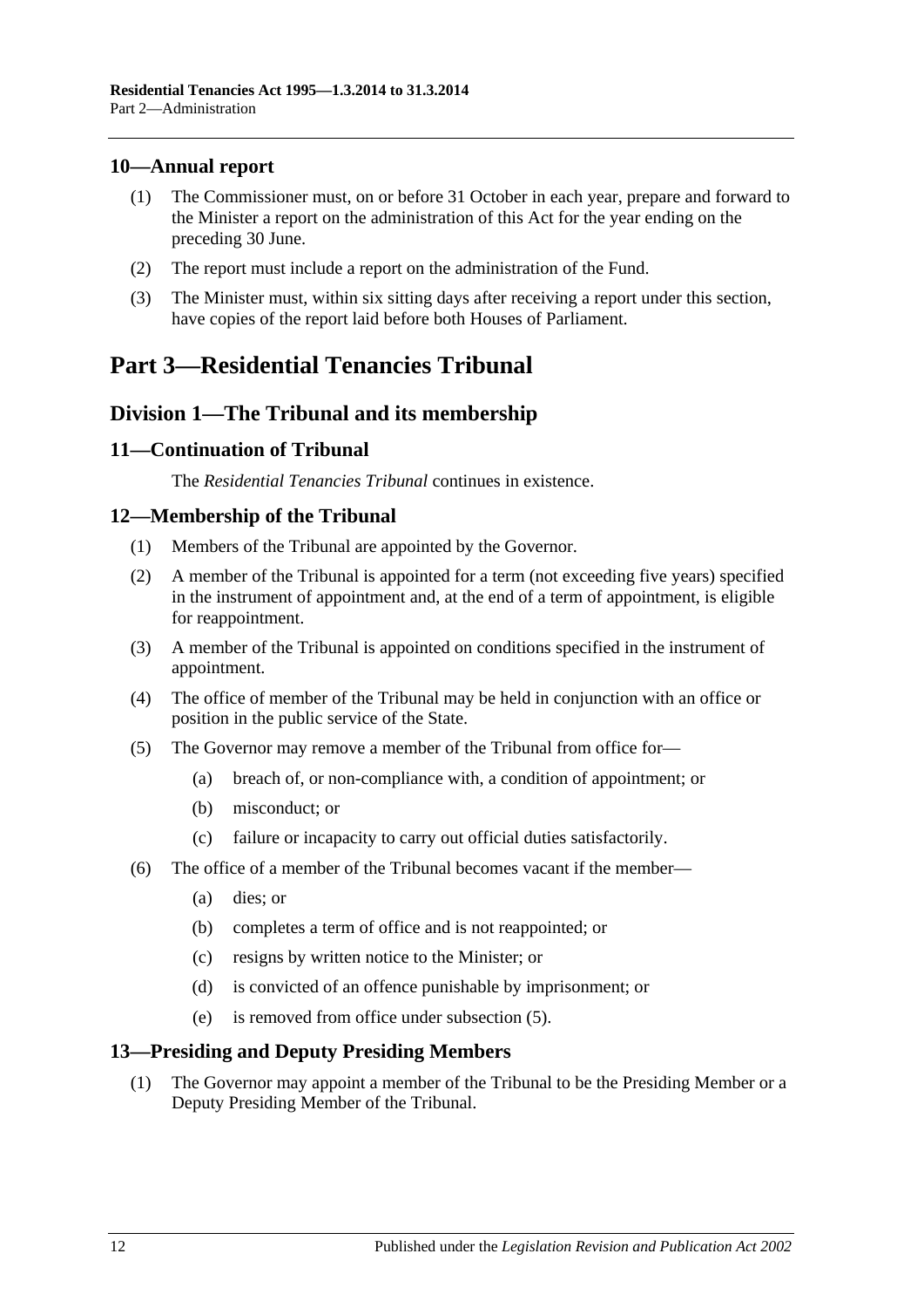## 10—Annual report

(1) The Commissioner must, on or before 31 October in each year, prepare and forward to the Minister a report on the administration of this Act for the year ending on the preceding 30 June.

(2) The report must include a report on the administration of the Fund.

(3) The Minister must, within six sitting days after receiving a report under this section, have copies of the report laid before both Houses of Parliament.

# Part 3—Residential Tenancies Tribunal

## Division 1—The Tribunal and its membership

## 11—Continuation of Tribunal

The *Residential Tenancies Tribunal* continues in existence.

## 12—Membership of the Tribunal

(1) Members of the Tribunal are appointed by the Governor.

(2) A member of the Tribunal is appointed for a term (not exceeding five years) specified in the instrument of appointment and, at the end of a term of appointment, is eligible for reappointment.

(3) A member of the Tribunal is appointed on conditions specified in the instrument of appointment.

(4) The office of member of the Tribunal may be held in conjunction with an office or position in the public service of the State.

(5) The Governor may remove a member of the Tribunal from office for—

  (a) breach of, or non-compliance with, a condition of appointment; or

  (b) misconduct; or

  (c) failure or incapacity to carry out official duties satisfactorily.

(6) The office of a member of the Tribunal becomes vacant if the member—

  (a) dies; or

  (b) completes a term of office and is not reappointed; or

  (c) resigns by written notice to the Minister; or

  (d) is convicted of an offence punishable by imprisonment; or

  (e) is removed from office under subsection (5).

## 13—Presiding and Deputy Presiding Members

(1) The Governor may appoint a member of the Tribunal to be the Presiding Member or a Deputy Presiding Member of the Tribunal.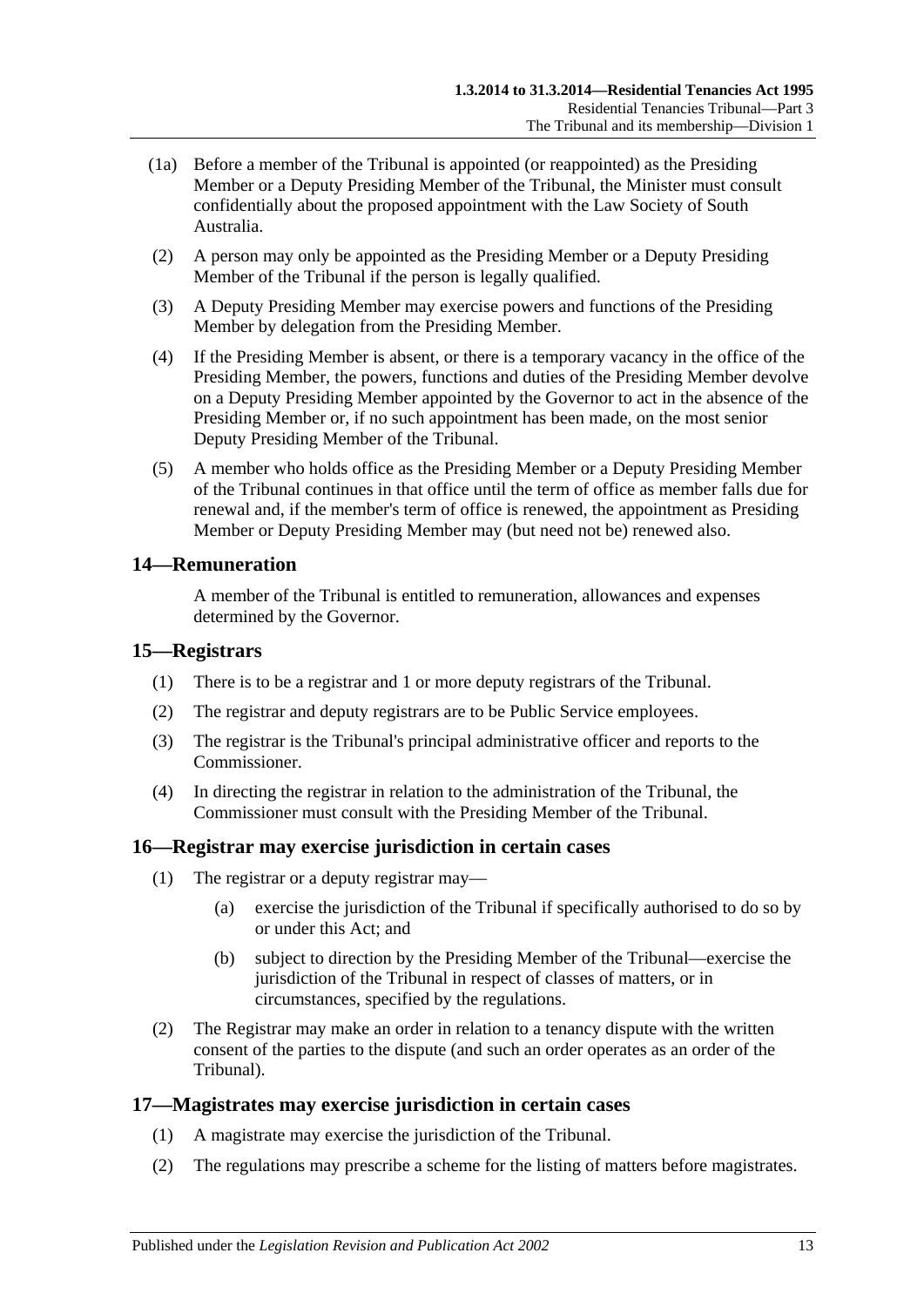(1a) Before a member of the Tribunal is appointed (or reappointed) as the Presiding Member or a Deputy Presiding Member of the Tribunal, the Minister must consult confidentially about the proposed appointment with the Law Society of South Australia.

(2) A person may only be appointed as the Presiding Member or a Deputy Presiding Member of the Tribunal if the person is legally qualified.

(3) A Deputy Presiding Member may exercise powers and functions of the Presiding Member by delegation from the Presiding Member.

(4) If the Presiding Member is absent, or there is a temporary vacancy in the office of the Presiding Member, the powers, functions and duties of the Presiding Member devolve on a Deputy Presiding Member appointed by the Governor to act in the absence of the Presiding Member or, if no such appointment has been made, on the most senior Deputy Presiding Member of the Tribunal.

(5) A member who holds office as the Presiding Member or a Deputy Presiding Member of the Tribunal continues in that office until the term of office as member falls due for renewal and, if the member's term of office is renewed, the appointment as Presiding Member or Deputy Presiding Member may (but need not be) renewed also.

## 14—Remuneration

A member of the Tribunal is entitled to remuneration, allowances and expenses determined by the Governor.

## 15—Registrars

(1) There is to be a registrar and 1 or more deputy registrars of the Tribunal.

(2) The registrar and deputy registrars are to be Public Service employees.

(3) The registrar is the Tribunal's principal administrative officer and reports to the Commissioner.

(4) In directing the registrar in relation to the administration of the Tribunal, the Commissioner must consult with the Presiding Member of the Tribunal.

## 16—Registrar may exercise jurisdiction in certain cases

(1) The registrar or a deputy registrar may—

(a) exercise the jurisdiction of the Tribunal if specifically authorised to do so by or under this Act; and

(b) subject to direction by the Presiding Member of the Tribunal—exercise the jurisdiction of the Tribunal in respect of classes of matters, or in circumstances, specified by the regulations.

(2) The Registrar may make an order in relation to a tenancy dispute with the written consent of the parties to the dispute (and such an order operates as an order of the Tribunal).

## 17—Magistrates may exercise jurisdiction in certain cases

(1) A magistrate may exercise the jurisdiction of the Tribunal.

(2) The regulations may prescribe a scheme for the listing of matters before magistrates.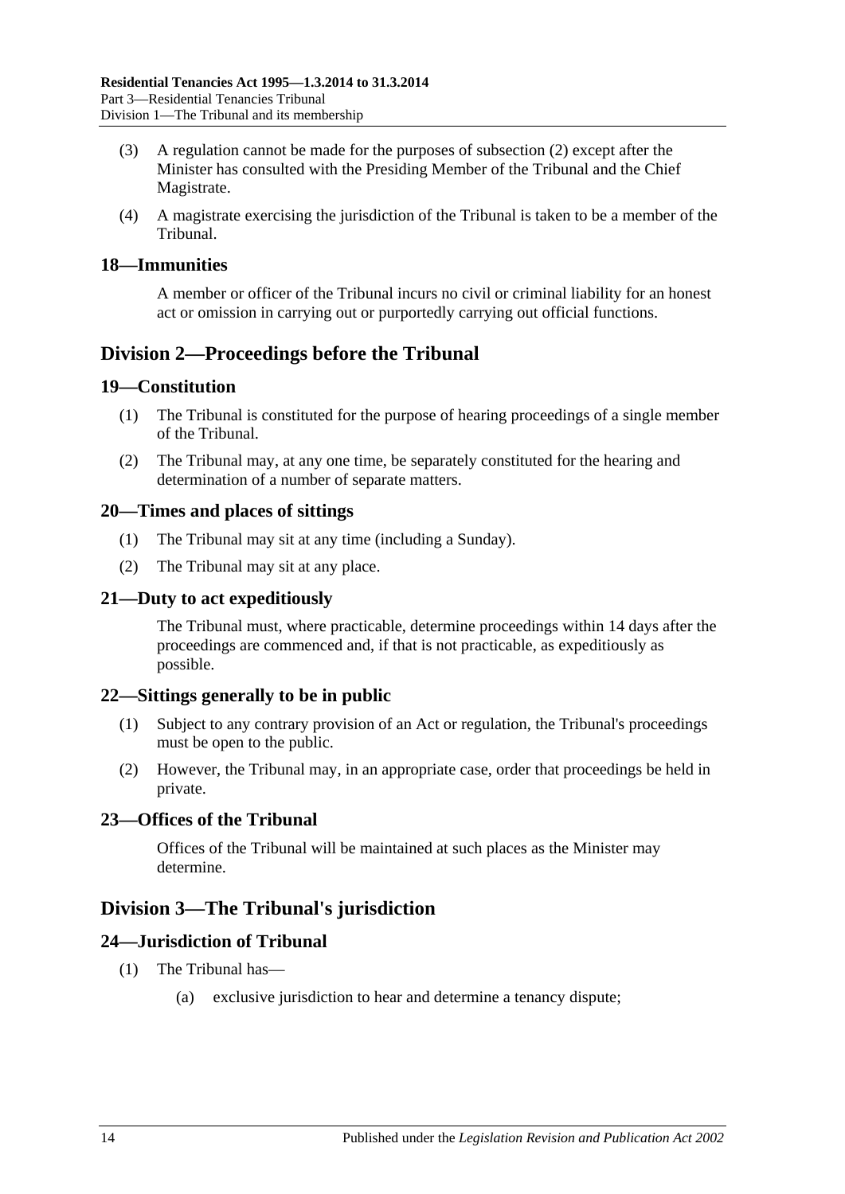(3) A regulation cannot be made for the purposes of subsection (2) except after the Minister has consulted with the Presiding Member of the Tribunal and the Chief Magistrate.

(4) A magistrate exercising the jurisdiction of the Tribunal is taken to be a member of the Tribunal.

### 18—Immunities

A member or officer of the Tribunal incurs no civil or criminal liability for an honest act or omission in carrying out or purportedly carrying out official functions.

## Division 2—Proceedings before the Tribunal

### 19—Constitution

(1) The Tribunal is constituted for the purpose of hearing proceedings of a single member of the Tribunal.

(2) The Tribunal may, at any one time, be separately constituted for the hearing and determination of a number of separate matters.

### 20—Times and places of sittings

(1) The Tribunal may sit at any time (including a Sunday).

(2) The Tribunal may sit at any place.

### 21—Duty to act expeditiously

The Tribunal must, where practicable, determine proceedings within 14 days after the proceedings are commenced and, if that is not practicable, as expeditiously as possible.

### 22—Sittings generally to be in public

(1) Subject to any contrary provision of an Act or regulation, the Tribunal's proceedings must be open to the public.

(2) However, the Tribunal may, in an appropriate case, order that proceedings be held in private.

### 23—Offices of the Tribunal

Offices of the Tribunal will be maintained at such places as the Minister may determine.

## Division 3—The Tribunal's jurisdiction

### 24—Jurisdiction of Tribunal

(1) The Tribunal has—

(a) exclusive jurisdiction to hear and determine a tenancy dispute;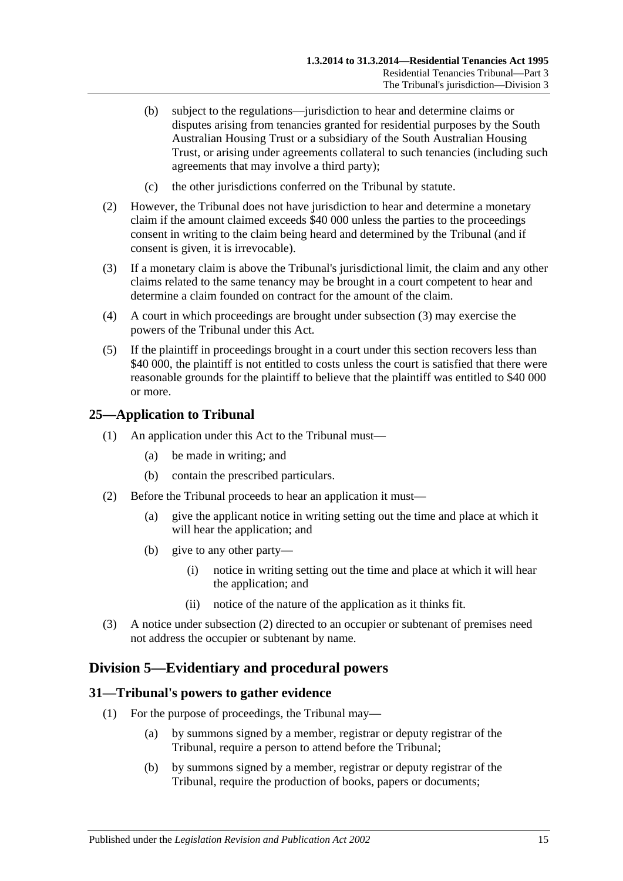(b) subject to the regulations—jurisdiction to hear and determine claims or disputes arising from tenancies granted for residential purposes by the South Australian Housing Trust or a subsidiary of the South Australian Housing Trust, or arising under agreements collateral to such tenancies (including such agreements that may involve a third party);

(c) the other jurisdictions conferred on the Tribunal by statute.

(2) However, the Tribunal does not have jurisdiction to hear and determine a monetary claim if the amount claimed exceeds $40 000 unless the parties to the proceedings consent in writing to the claim being heard and determined by the Tribunal (and if consent is given, it is irrevocable).

(3) If a monetary claim is above the Tribunal's jurisdictional limit, the claim and any other claims related to the same tenancy may be brought in a court competent to hear and determine a claim founded on contract for the amount of the claim.

(4) A court in which proceedings are brought under subsection (3) may exercise the powers of the Tribunal under this Act.

(5) If the plaintiff in proceedings brought in a court under this section recovers less than $40 000, the plaintiff is not entitled to costs unless the court is satisfied that there were reasonable grounds for the plaintiff to believe that the plaintiff was entitled to $40 000 or more.

## 25—Application to Tribunal

(1) An application under this Act to the Tribunal must—

(a) be made in writing; and

(b) contain the prescribed particulars.

(2) Before the Tribunal proceeds to hear an application it must—

(a) give the applicant notice in writing setting out the time and place at which it will hear the application; and

(b) give to any other party—

(i) notice in writing setting out the time and place at which it will hear the application; and

(ii) notice of the nature of the application as it thinks fit.

(3) A notice under subsection (2) directed to an occupier or subtenant of premises need not address the occupier or subtenant by name.

# Division 5—Evidentiary and procedural powers

## 31—Tribunal's powers to gather evidence

(1) For the purpose of proceedings, the Tribunal may—

(a) by summons signed by a member, registrar or deputy registrar of the Tribunal, require a person to attend before the Tribunal;

(b) by summons signed by a member, registrar or deputy registrar of the Tribunal, require the production of books, papers or documents;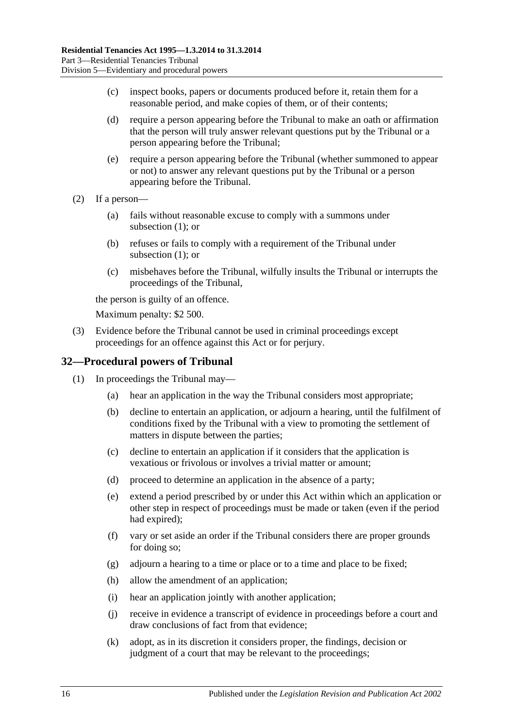(c) inspect books, papers or documents produced before it, retain them for a reasonable period, and make copies of them, or of their contents;

(d) require a person appearing before the Tribunal to make an oath or affirmation that the person will truly answer relevant questions put by the Tribunal or a person appearing before the Tribunal;

(e) require a person appearing before the Tribunal (whether summoned to appear or not) to answer any relevant questions put by the Tribunal or a person appearing before the Tribunal.

(2) If a person—

(a) fails without reasonable excuse to comply with a summons under subsection (1); or

(b) refuses or fails to comply with a requirement of the Tribunal under subsection (1); or

(c) misbehaves before the Tribunal, wilfully insults the Tribunal or interrupts the proceedings of the Tribunal,

the person is guilty of an offence.

Maximum penalty: $2 500.

(3) Evidence before the Tribunal cannot be used in criminal proceedings except proceedings for an offence against this Act or for perjury.

## 32—Procedural powers of Tribunal

(1) In proceedings the Tribunal may—

(a) hear an application in the way the Tribunal considers most appropriate;

(b) decline to entertain an application, or adjourn a hearing, until the fulfilment of conditions fixed by the Tribunal with a view to promoting the settlement of matters in dispute between the parties;

(c) decline to entertain an application if it considers that the application is vexatious or frivolous or involves a trivial matter or amount;

(d) proceed to determine an application in the absence of a party;

(e) extend a period prescribed by or under this Act within which an application or other step in respect of proceedings must be made or taken (even if the period had expired);

(f) vary or set aside an order if the Tribunal considers there are proper grounds for doing so;

(g) adjourn a hearing to a time or place or to a time and place to be fixed;

(h) allow the amendment of an application;

(i) hear an application jointly with another application;

(j) receive in evidence a transcript of evidence in proceedings before a court and draw conclusions of fact from that evidence;

(k) adopt, as in its discretion it considers proper, the findings, decision or judgment of a court that may be relevant to the proceedings;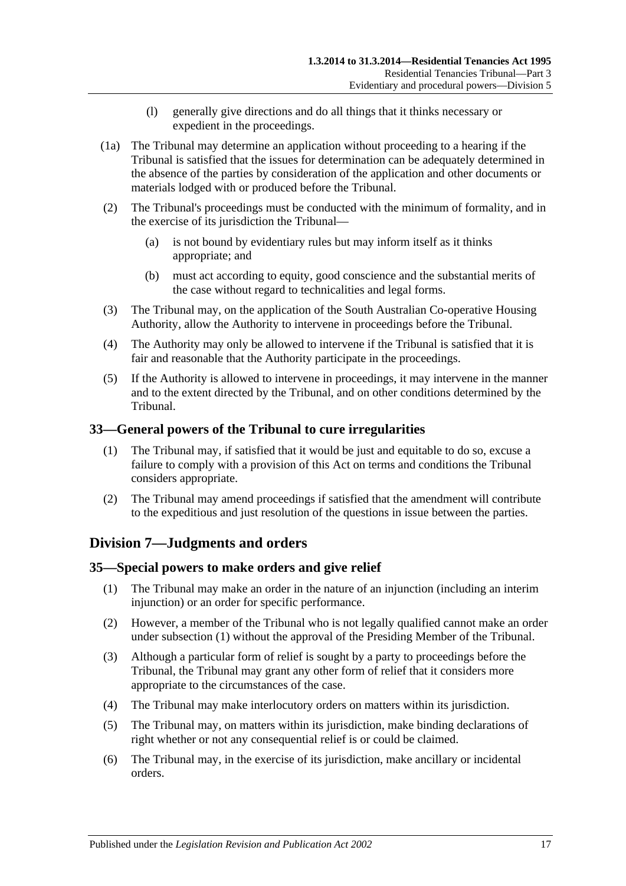(l) generally give directions and do all things that it thinks necessary or expedient in the proceedings.

(1a) The Tribunal may determine an application without proceeding to a hearing if the Tribunal is satisfied that the issues for determination can be adequately determined in the absence of the parties by consideration of the application and other documents or materials lodged with or produced before the Tribunal.

(2) The Tribunal's proceedings must be conducted with the minimum of formality, and in the exercise of its jurisdiction the Tribunal—

(a) is not bound by evidentiary rules but may inform itself as it thinks appropriate; and

(b) must act according to equity, good conscience and the substantial merits of the case without regard to technicalities and legal forms.

(3) The Tribunal may, on the application of the South Australian Co-operative Housing Authority, allow the Authority to intervene in proceedings before the Tribunal.

(4) The Authority may only be allowed to intervene if the Tribunal is satisfied that it is fair and reasonable that the Authority participate in the proceedings.

(5) If the Authority is allowed to intervene in proceedings, it may intervene in the manner and to the extent directed by the Tribunal, and on other conditions determined by the Tribunal.

### 33—General powers of the Tribunal to cure irregularities

(1) The Tribunal may, if satisfied that it would be just and equitable to do so, excuse a failure to comply with a provision of this Act on terms and conditions the Tribunal considers appropriate.

(2) The Tribunal may amend proceedings if satisfied that the amendment will contribute to the expeditious and just resolution of the questions in issue between the parties.

## Division 7—Judgments and orders

### 35—Special powers to make orders and give relief

(1) The Tribunal may make an order in the nature of an injunction (including an interim injunction) or an order for specific performance.

(2) However, a member of the Tribunal who is not legally qualified cannot make an order under subsection (1) without the approval of the Presiding Member of the Tribunal.

(3) Although a particular form of relief is sought by a party to proceedings before the Tribunal, the Tribunal may grant any other form of relief that it considers more appropriate to the circumstances of the case.

(4) The Tribunal may make interlocutory orders on matters within its jurisdiction.

(5) The Tribunal may, on matters within its jurisdiction, make binding declarations of right whether or not any consequential relief is or could be claimed.

(6) The Tribunal may, in the exercise of its jurisdiction, make ancillary or incidental orders.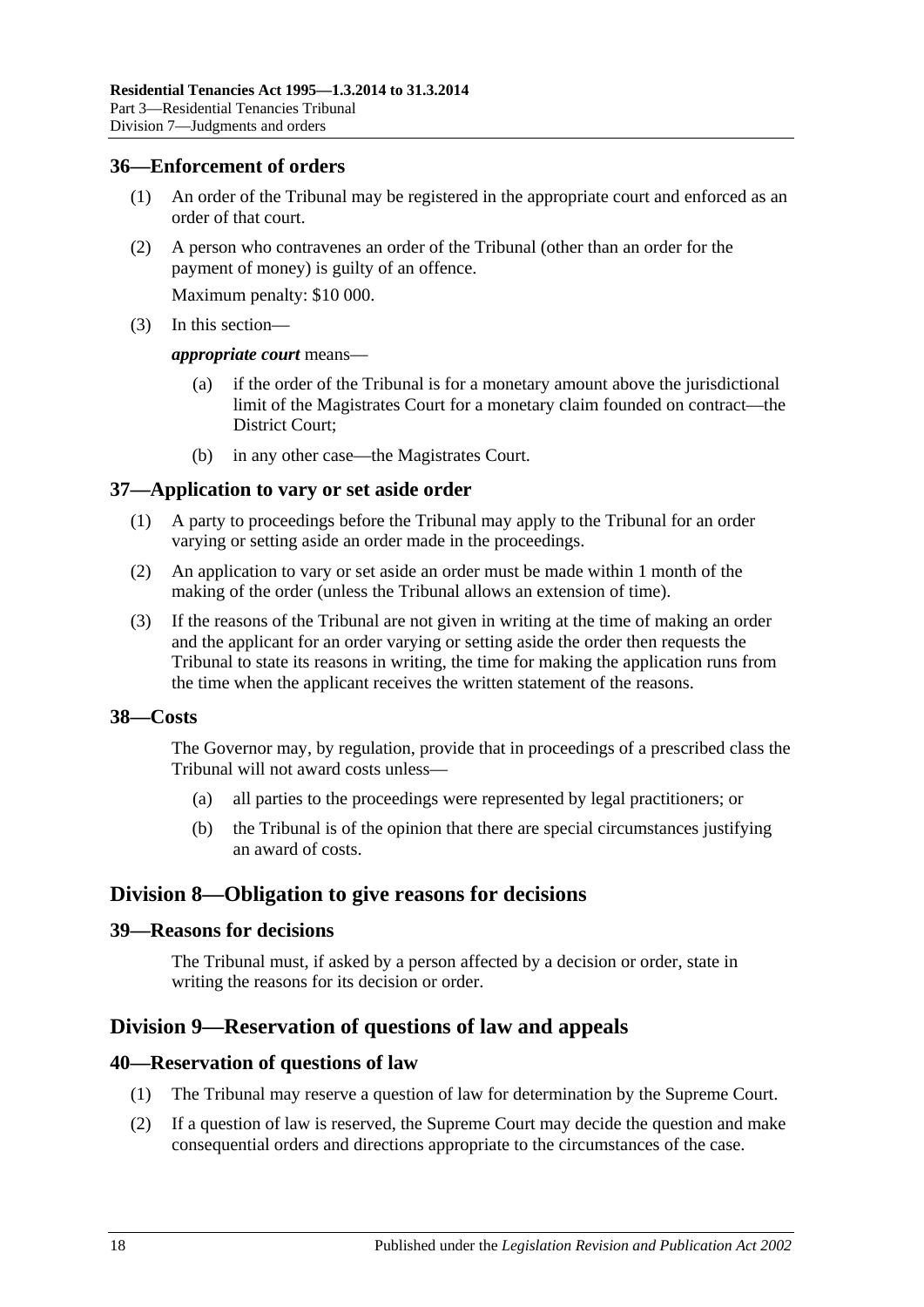### 36—Enforcement of orders

(1) An order of the Tribunal may be registered in the appropriate court and enforced as an order of that court.

(2) A person who contravenes an order of the Tribunal (other than an order for the payment of money) is guilty of an offence.

Maximum penalty: $10 000.

(3) In this section—

***appropriate court*** means—

(a) if the order of the Tribunal is for a monetary amount above the jurisdictional limit of the Magistrates Court for a monetary claim founded on contract—the District Court;

(b) in any other case—the Magistrates Court.

### 37—Application to vary or set aside order

(1) A party to proceedings before the Tribunal may apply to the Tribunal for an order varying or setting aside an order made in the proceedings.

(2) An application to vary or set aside an order must be made within 1 month of the making of the order (unless the Tribunal allows an extension of time).

(3) If the reasons of the Tribunal are not given in writing at the time of making an order and the applicant for an order varying or setting aside the order then requests the Tribunal to state its reasons in writing, the time for making the application runs from the time when the applicant receives the written statement of the reasons.

### 38—Costs

The Governor may, by regulation, provide that in proceedings of a prescribed class the Tribunal will not award costs unless—

(a) all parties to the proceedings were represented by legal practitioners; or

(b) the Tribunal is of the opinion that there are special circumstances justifying an award of costs.

## Division 8—Obligation to give reasons for decisions

### 39—Reasons for decisions

The Tribunal must, if asked by a person affected by a decision or order, state in writing the reasons for its decision or order.

## Division 9—Reservation of questions of law and appeals

### 40—Reservation of questions of law

(1) The Tribunal may reserve a question of law for determination by the Supreme Court.

(2) If a question of law is reserved, the Supreme Court may decide the question and make consequential orders and directions appropriate to the circumstances of the case.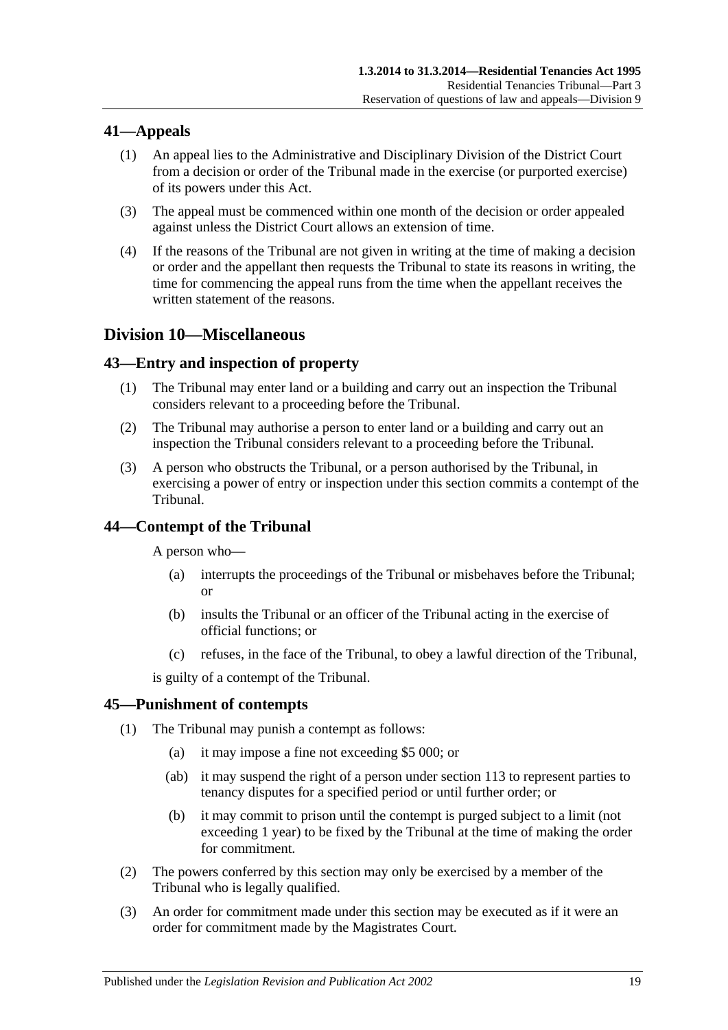## 41—Appeals

(1) An appeal lies to the Administrative and Disciplinary Division of the District Court from a decision or order of the Tribunal made in the exercise (or purported exercise) of its powers under this Act.

(3) The appeal must be commenced within one month of the decision or order appealed against unless the District Court allows an extension of time.

(4) If the reasons of the Tribunal are not given in writing at the time of making a decision or order and the appellant then requests the Tribunal to state its reasons in writing, the time for commencing the appeal runs from the time when the appellant receives the written statement of the reasons.

# Division 10—Miscellaneous

## 43—Entry and inspection of property

(1) The Tribunal may enter land or a building and carry out an inspection the Tribunal considers relevant to a proceeding before the Tribunal.

(2) The Tribunal may authorise a person to enter land or a building and carry out an inspection the Tribunal considers relevant to a proceeding before the Tribunal.

(3) A person who obstructs the Tribunal, or a person authorised by the Tribunal, in exercising a power of entry or inspection under this section commits a contempt of the Tribunal.

## 44—Contempt of the Tribunal

A person who—

(a) interrupts the proceedings of the Tribunal or misbehaves before the Tribunal; or

(b) insults the Tribunal or an officer of the Tribunal acting in the exercise of official functions; or

(c) refuses, in the face of the Tribunal, to obey a lawful direction of the Tribunal,

is guilty of a contempt of the Tribunal.

## 45—Punishment of contempts

(1) The Tribunal may punish a contempt as follows:

(a) it may impose a fine not exceeding $5 000; or

(ab) it may suspend the right of a person under section 113 to represent parties to tenancy disputes for a specified period or until further order; or

(b) it may commit to prison until the contempt is purged subject to a limit (not exceeding 1 year) to be fixed by the Tribunal at the time of making the order for commitment.

(2) The powers conferred by this section may only be exercised by a member of the Tribunal who is legally qualified.

(3) An order for commitment made under this section may be executed as if it were an order for commitment made by the Magistrates Court.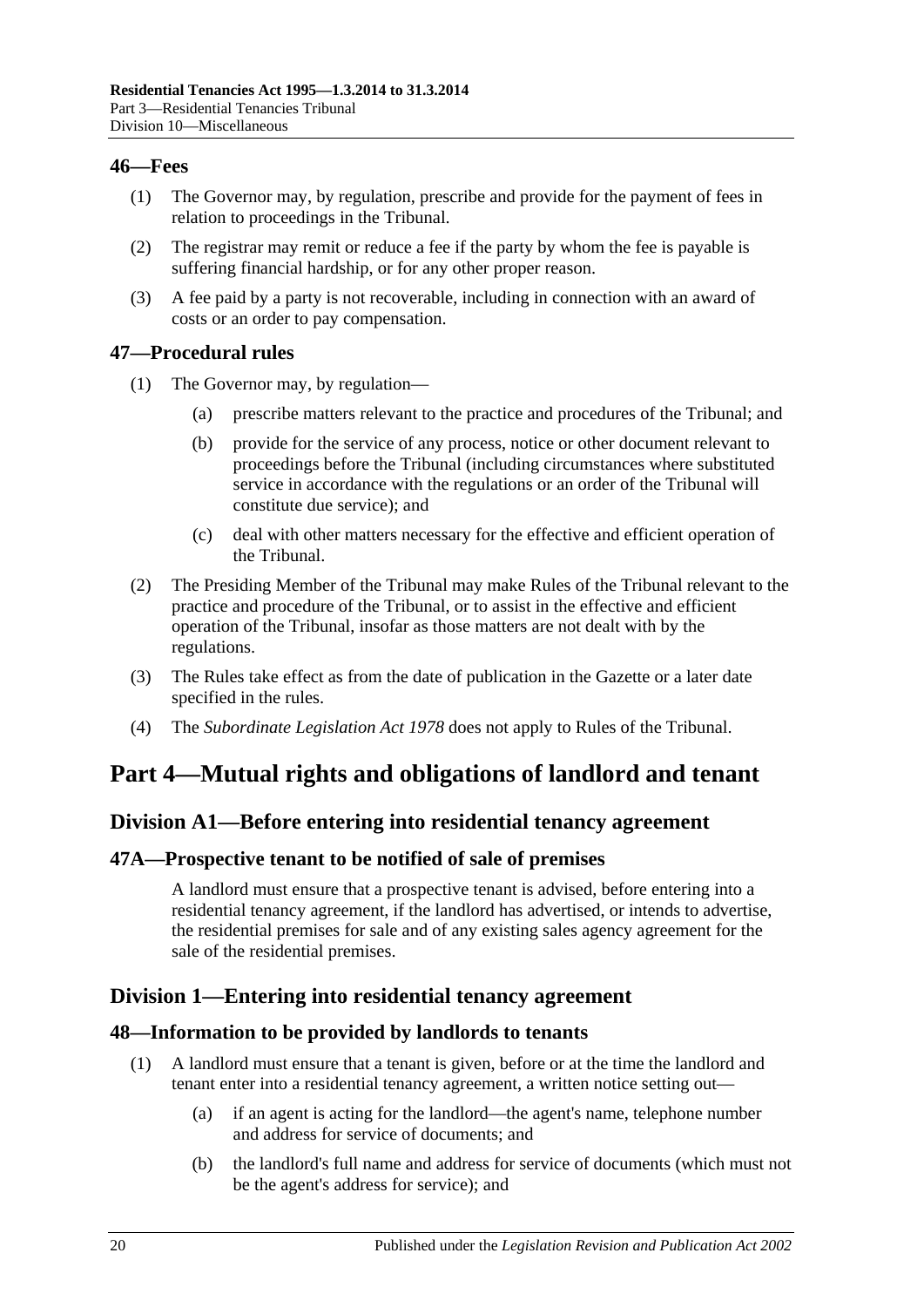### 46—Fees

(1) The Governor may, by regulation, prescribe and provide for the payment of fees in relation to proceedings in the Tribunal.

(2) The registrar may remit or reduce a fee if the party by whom the fee is payable is suffering financial hardship, or for any other proper reason.

(3) A fee paid by a party is not recoverable, including in connection with an award of costs or an order to pay compensation.

### 47—Procedural rules

(1) The Governor may, by regulation—

(a) prescribe matters relevant to the practice and procedures of the Tribunal; and

(b) provide for the service of any process, notice or other document relevant to proceedings before the Tribunal (including circumstances where substituted service in accordance with the regulations or an order of the Tribunal will constitute due service); and

(c) deal with other matters necessary for the effective and efficient operation of the Tribunal.

(2) The Presiding Member of the Tribunal may make Rules of the Tribunal relevant to the practice and procedure of the Tribunal, or to assist in the effective and efficient operation of the Tribunal, insofar as those matters are not dealt with by the regulations.

(3) The Rules take effect as from the date of publication in the Gazette or a later date specified in the rules.

(4) The *Subordinate Legislation Act 1978* does not apply to Rules of the Tribunal.

# Part 4—Mutual rights and obligations of landlord and tenant

## Division A1—Before entering into residential tenancy agreement

### 47A—Prospective tenant to be notified of sale of premises

A landlord must ensure that a prospective tenant is advised, before entering into a residential tenancy agreement, if the landlord has advertised, or intends to advertise, the residential premises for sale and of any existing sales agency agreement for the sale of the residential premises.

## Division 1—Entering into residential tenancy agreement

### 48—Information to be provided by landlords to tenants

(1) A landlord must ensure that a tenant is given, before or at the time the landlord and tenant enter into a residential tenancy agreement, a written notice setting out—

(a) if an agent is acting for the landlord—the agent's name, telephone number and address for service of documents; and

(b) the landlord's full name and address for service of documents (which must not be the agent's address for service); and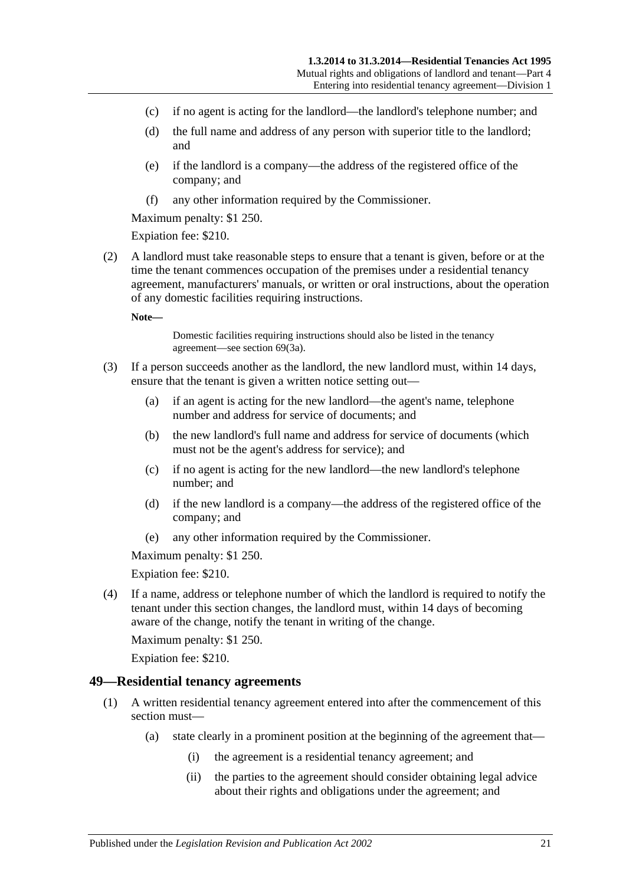(c) if no agent is acting for the landlord—the landlord's telephone number; and

(d) the full name and address of any person with superior title to the landlord; and

(e) if the landlord is a company—the address of the registered office of the company; and

(f) any other information required by the Commissioner.

Maximum penalty: $1 250.

Expiation fee: $210.

(2) A landlord must take reasonable steps to ensure that a tenant is given, before or at the time the tenant commences occupation of the premises under a residential tenancy agreement, manufacturers' manuals, or written or oral instructions, about the operation of any domestic facilities requiring instructions.

**Note—**

Domestic facilities requiring instructions should also be listed in the tenancy agreement—see section 69(3a).

(3) If a person succeeds another as the landlord, the new landlord must, within 14 days, ensure that the tenant is given a written notice setting out—

(a) if an agent is acting for the new landlord—the agent's name, telephone number and address for service of documents; and

(b) the new landlord's full name and address for service of documents (which must not be the agent's address for service); and

(c) if no agent is acting for the new landlord—the new landlord's telephone number; and

(d) if the new landlord is a company—the address of the registered office of the company; and

(e) any other information required by the Commissioner.

Maximum penalty: $1 250.

Expiation fee: $210.

(4) If a name, address or telephone number of which the landlord is required to notify the tenant under this section changes, the landlord must, within 14 days of becoming aware of the change, notify the tenant in writing of the change.

Maximum penalty: $1 250.

Expiation fee: $210.

## 49—Residential tenancy agreements

(1) A written residential tenancy agreement entered into after the commencement of this section must—

(a) state clearly in a prominent position at the beginning of the agreement that—

(i) the agreement is a residential tenancy agreement; and

(ii) the parties to the agreement should consider obtaining legal advice about their rights and obligations under the agreement; and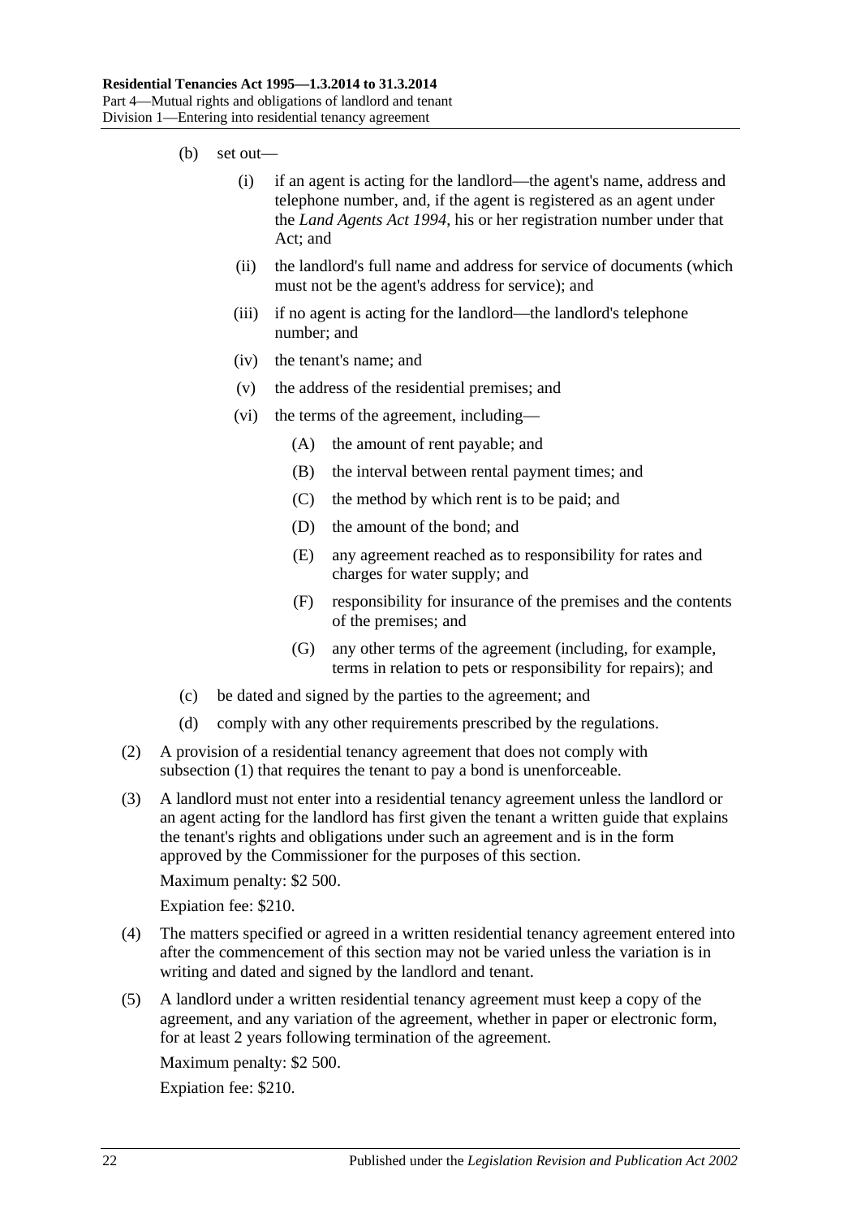(b) set out—

(i) if an agent is acting for the landlord—the agent's name, address and telephone number, and, if the agent is registered as an agent under the *Land Agents Act 1994*, his or her registration number under that Act; and

(ii) the landlord's full name and address for service of documents (which must not be the agent's address for service); and

(iii) if no agent is acting for the landlord—the landlord's telephone number; and

(iv) the tenant's name; and

(v) the address of the residential premises; and

(vi) the terms of the agreement, including—

(A) the amount of rent payable; and

(B) the interval between rental payment times; and

(C) the method by which rent is to be paid; and

(D) the amount of the bond; and

(E) any agreement reached as to responsibility for rates and charges for water supply; and

(F) responsibility for insurance of the premises and the contents of the premises; and

(G) any other terms of the agreement (including, for example, terms in relation to pets or responsibility for repairs); and

(c) be dated and signed by the parties to the agreement; and

(d) comply with any other requirements prescribed by the regulations.

(2) A provision of a residential tenancy agreement that does not comply with subsection (1) that requires the tenant to pay a bond is unenforceable.

(3) A landlord must not enter into a residential tenancy agreement unless the landlord or an agent acting for the landlord has first given the tenant a written guide that explains the tenant's rights and obligations under such an agreement and is in the form approved by the Commissioner for the purposes of this section.

Maximum penalty: $2 500.

Expiation fee: $210.

(4) The matters specified or agreed in a written residential tenancy agreement entered into after the commencement of this section may not be varied unless the variation is in writing and dated and signed by the landlord and tenant.

(5) A landlord under a written residential tenancy agreement must keep a copy of the agreement, and any variation of the agreement, whether in paper or electronic form, for at least 2 years following termination of the agreement.

Maximum penalty: $2 500.

Expiation fee: $210.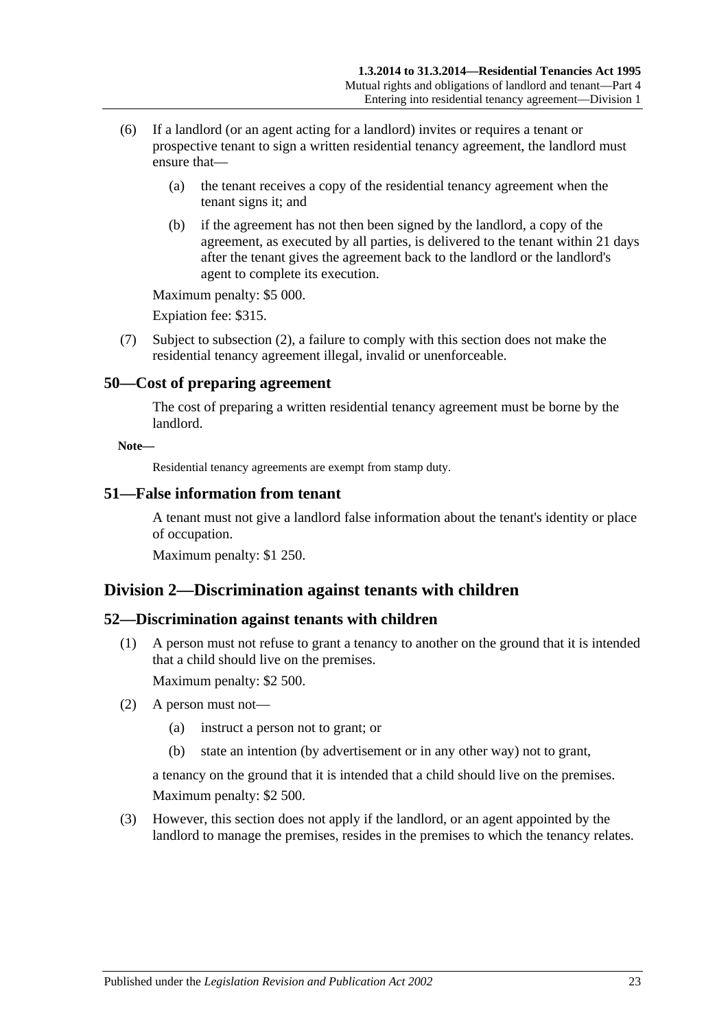(6) If a landlord (or an agent acting for a landlord) invites or requires a tenant or prospective tenant to sign a written residential tenancy agreement, the landlord must ensure that—

(a) the tenant receives a copy of the residential tenancy agreement when the tenant signs it; and

(b) if the agreement has not then been signed by the landlord, a copy of the agreement, as executed by all parties, is delivered to the tenant within 21 days after the tenant gives the agreement back to the landlord or the landlord's agent to complete its execution.

Maximum penalty: $5 000.

Expiation fee: $315.

(7) Subject to subsection (2), a failure to comply with this section does not make the residential tenancy agreement illegal, invalid or unenforceable.

### 50—Cost of preparing agreement

The cost of preparing a written residential tenancy agreement must be borne by the landlord.

**Note—**

Residential tenancy agreements are exempt from stamp duty.

### 51—False information from tenant

A tenant must not give a landlord false information about the tenant's identity or place of occupation.

Maximum penalty: $1 250.

## Division 2—Discrimination against tenants with children

### 52—Discrimination against tenants with children

(1) A person must not refuse to grant a tenancy to another on the ground that it is intended that a child should live on the premises.

Maximum penalty: $2 500.

(2) A person must not—

(a) instruct a person not to grant; or

(b) state an intention (by advertisement or in any other way) not to grant,

a tenancy on the ground that it is intended that a child should live on the premises.

Maximum penalty: $2 500.

(3) However, this section does not apply if the landlord, or an agent appointed by the landlord to manage the premises, resides in the premises to which the tenancy relates.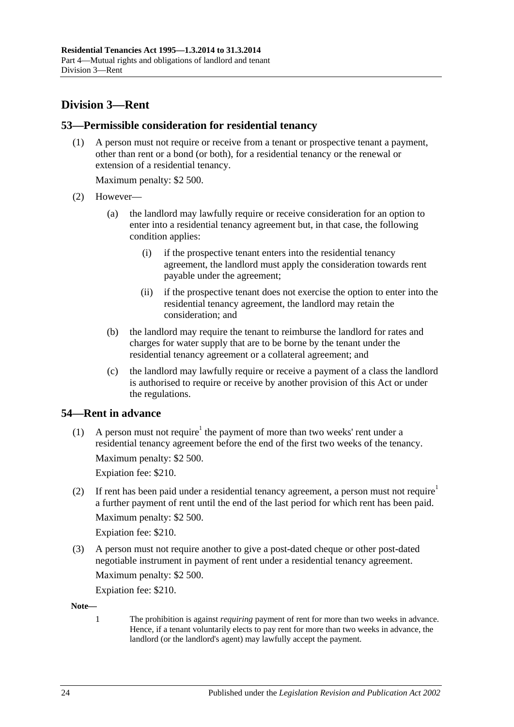## Division 3—Rent

### 53—Permissible consideration for residential tenancy

(1) A person must not require or receive from a tenant or prospective tenant a payment, other than rent or a bond (or both), for a residential tenancy or the renewal or extension of a residential tenancy.

Maximum penalty: $2 500.

(2) However—

(a) the landlord may lawfully require or receive consideration for an option to enter into a residential tenancy agreement but, in that case, the following condition applies:

(i) if the prospective tenant enters into the residential tenancy agreement, the landlord must apply the consideration towards rent payable under the agreement;

(ii) if the prospective tenant does not exercise the option to enter into the residential tenancy agreement, the landlord may retain the consideration; and

(b) the landlord may require the tenant to reimburse the landlord for rates and charges for water supply that are to be borne by the tenant under the residential tenancy agreement or a collateral agreement; and

(c) the landlord may lawfully require or receive a payment of a class the landlord is authorised to require or receive by another provision of this Act or under the regulations.

### 54—Rent in advance

(1) A person must not require[1] the payment of more than two weeks' rent under a residential tenancy agreement before the end of the first two weeks of the tenancy.

Maximum penalty: $2 500.

Expiation fee: $210.

(2) If rent has been paid under a residential tenancy agreement, a person must not require[1] a further payment of rent until the end of the last period for which rent has been paid.

Maximum penalty: $2 500.

Expiation fee: $210.

(3) A person must not require another to give a post-dated cheque or other post-dated negotiable instrument in payment of rent under a residential tenancy agreement.

Maximum penalty: $2 500.

Expiation fee: $210.

**Note—**

1 The prohibition is against *requiring* payment of rent for more than two weeks in advance. Hence, if a tenant voluntarily elects to pay rent for more than two weeks in advance, the landlord (or the landlord's agent) may lawfully accept the payment.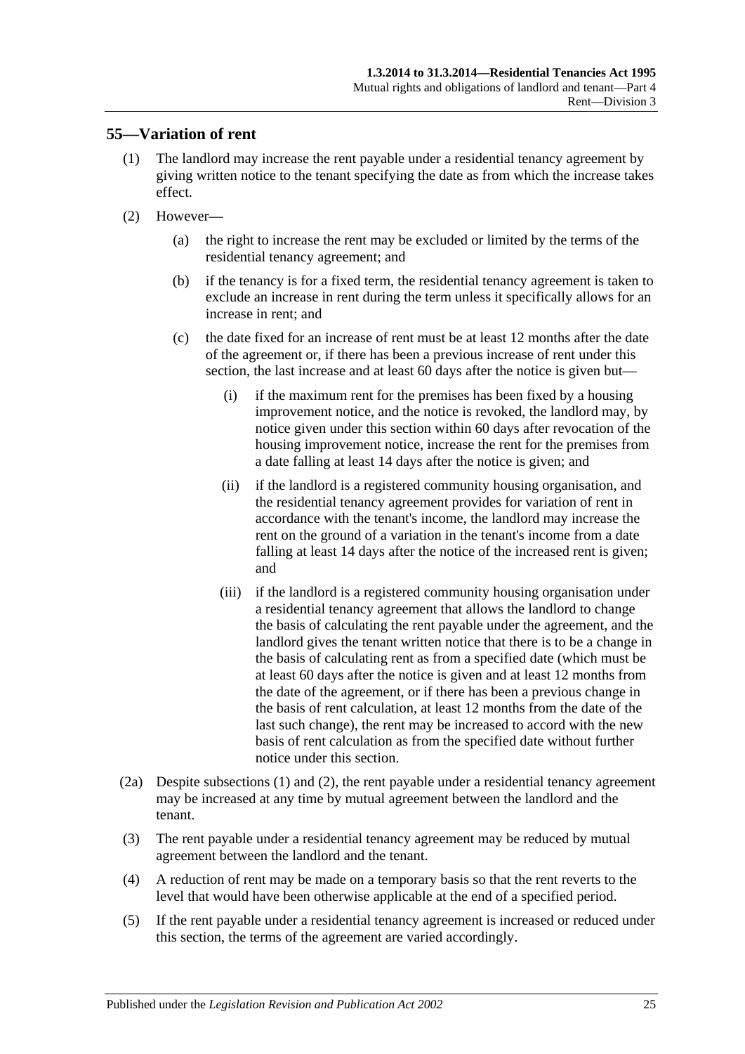## 55—Variation of rent

(1) The landlord may increase the rent payable under a residential tenancy agreement by giving written notice to the tenant specifying the date as from which the increase takes effect.

(2) However—

(a) the right to increase the rent may be excluded or limited by the terms of the residential tenancy agreement; and

(b) if the tenancy is for a fixed term, the residential tenancy agreement is taken to exclude an increase in rent during the term unless it specifically allows for an increase in rent; and

(c) the date fixed for an increase of rent must be at least 12 months after the date of the agreement or, if there has been a previous increase of rent under this section, the last increase and at least 60 days after the notice is given but—

(i) if the maximum rent for the premises has been fixed by a housing improvement notice, and the notice is revoked, the landlord may, by notice given under this section within 60 days after revocation of the housing improvement notice, increase the rent for the premises from a date falling at least 14 days after the notice is given; and

(ii) if the landlord is a registered community housing organisation, and the residential tenancy agreement provides for variation of rent in accordance with the tenant's income, the landlord may increase the rent on the ground of a variation in the tenant's income from a date falling at least 14 days after the notice of the increased rent is given; and

(iii) if the landlord is a registered community housing organisation under a residential tenancy agreement that allows the landlord to change the basis of calculating the rent payable under the agreement, and the landlord gives the tenant written notice that there is to be a change in the basis of calculating rent as from a specified date (which must be at least 60 days after the notice is given and at least 12 months from the date of the agreement, or if there has been a previous change in the basis of rent calculation, at least 12 months from the date of the last such change), the rent may be increased to accord with the new basis of rent calculation as from the specified date without further notice under this section.

(2a) Despite subsections (1) and (2), the rent payable under a residential tenancy agreement may be increased at any time by mutual agreement between the landlord and the tenant.

(3) The rent payable under a residential tenancy agreement may be reduced by mutual agreement between the landlord and the tenant.

(4) A reduction of rent may be made on a temporary basis so that the rent reverts to the level that would have been otherwise applicable at the end of a specified period.

(5) If the rent payable under a residential tenancy agreement is increased or reduced under this section, the terms of the agreement are varied accordingly.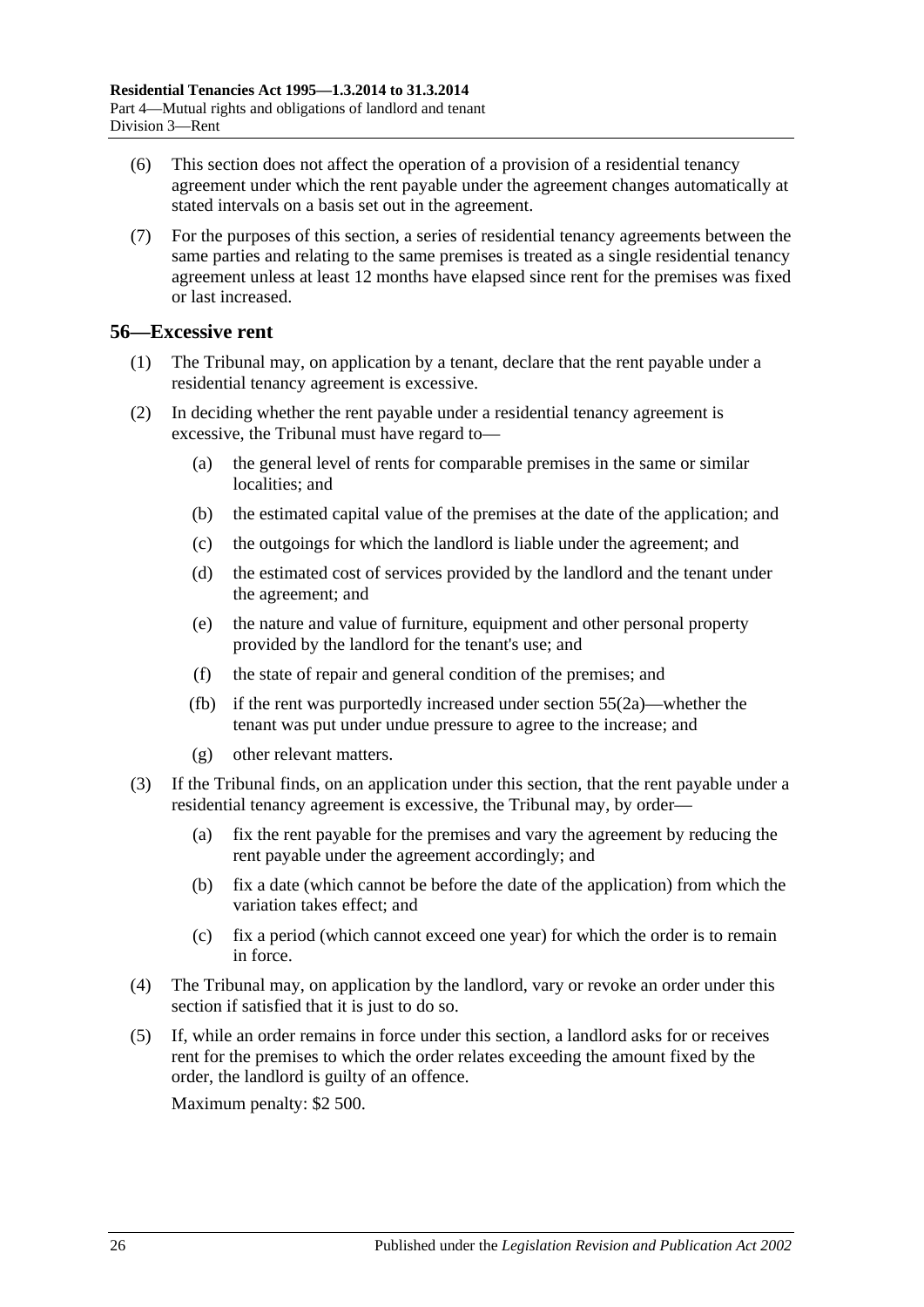(6) This section does not affect the operation of a provision of a residential tenancy agreement under which the rent payable under the agreement changes automatically at stated intervals on a basis set out in the agreement.

(7) For the purposes of this section, a series of residential tenancy agreements between the same parties and relating to the same premises is treated as a single residential tenancy agreement unless at least 12 months have elapsed since rent for the premises was fixed or last increased.

## 56—Excessive rent

(1) The Tribunal may, on application by a tenant, declare that the rent payable under a residential tenancy agreement is excessive.

(2) In deciding whether the rent payable under a residential tenancy agreement is excessive, the Tribunal must have regard to—

- (a) the general level of rents for comparable premises in the same or similar localities; and
- (b) the estimated capital value of the premises at the date of the application; and
- (c) the outgoings for which the landlord is liable under the agreement; and
- (d) the estimated cost of services provided by the landlord and the tenant under the agreement; and
- (e) the nature and value of furniture, equipment and other personal property provided by the landlord for the tenant's use; and
- (f) the state of repair and general condition of the premises; and
- (fb) if the rent was purportedly increased under section 55(2a)—whether the tenant was put under undue pressure to agree to the increase; and
- (g) other relevant matters.

(3) If the Tribunal finds, on an application under this section, that the rent payable under a residential tenancy agreement is excessive, the Tribunal may, by order—

- (a) fix the rent payable for the premises and vary the agreement by reducing the rent payable under the agreement accordingly; and
- (b) fix a date (which cannot be before the date of the application) from which the variation takes effect; and
- (c) fix a period (which cannot exceed one year) for which the order is to remain in force.

(4) The Tribunal may, on application by the landlord, vary or revoke an order under this section if satisfied that it is just to do so.

(5) If, while an order remains in force under this section, a landlord asks for or receives rent for the premises to which the order relates exceeding the amount fixed by the order, the landlord is guilty of an offence.

Maximum penalty: $2 500.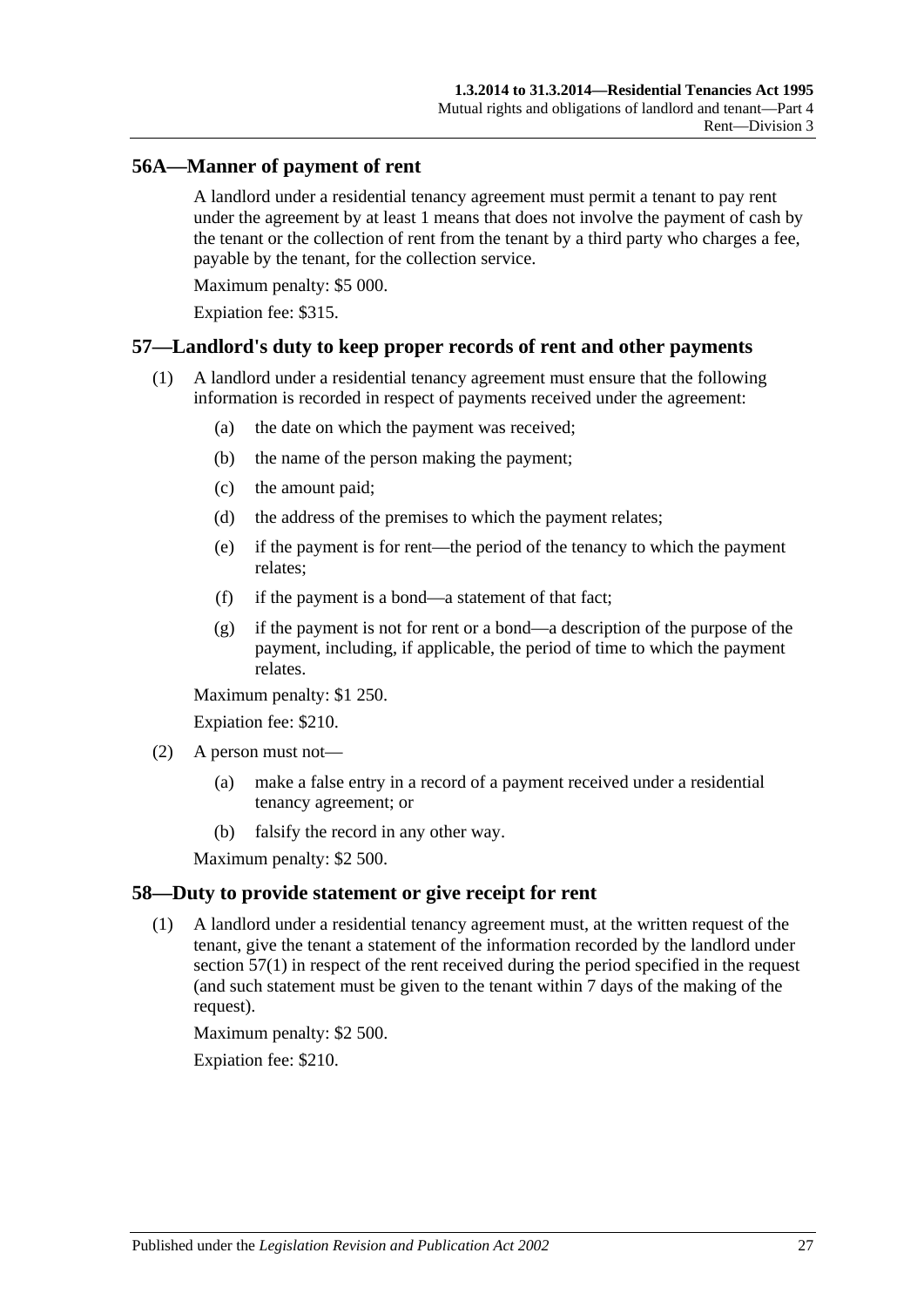## 56A—Manner of payment of rent

A landlord under a residential tenancy agreement must permit a tenant to pay rent under the agreement by at least 1 means that does not involve the payment of cash by the tenant or the collection of rent from the tenant by a third party who charges a fee, payable by the tenant, for the collection service.

Maximum penalty: $5 000.

Expiation fee: $315.

## 57—Landlord's duty to keep proper records of rent and other payments

(1) A landlord under a residential tenancy agreement must ensure that the following information is recorded in respect of payments received under the agreement:

- (a) the date on which the payment was received;
- (b) the name of the person making the payment;
- (c) the amount paid;
- (d) the address of the premises to which the payment relates;
- (e) if the payment is for rent—the period of the tenancy to which the payment relates;
- (f) if the payment is a bond—a statement of that fact;
- (g) if the payment is not for rent or a bond—a description of the purpose of the payment, including, if applicable, the period of time to which the payment relates.

Maximum penalty: $1 250.

Expiation fee: $210.

(2) A person must not—

- (a) make a false entry in a record of a payment received under a residential tenancy agreement; or
- (b) falsify the record in any other way.

Maximum penalty: $2 500.

## 58—Duty to provide statement or give receipt for rent

(1) A landlord under a residential tenancy agreement must, at the written request of the tenant, give the tenant a statement of the information recorded by the landlord under section 57(1) in respect of the rent received during the period specified in the request (and such statement must be given to the tenant within 7 days of the making of the request).

Maximum penalty: $2 500.

Expiation fee: $210.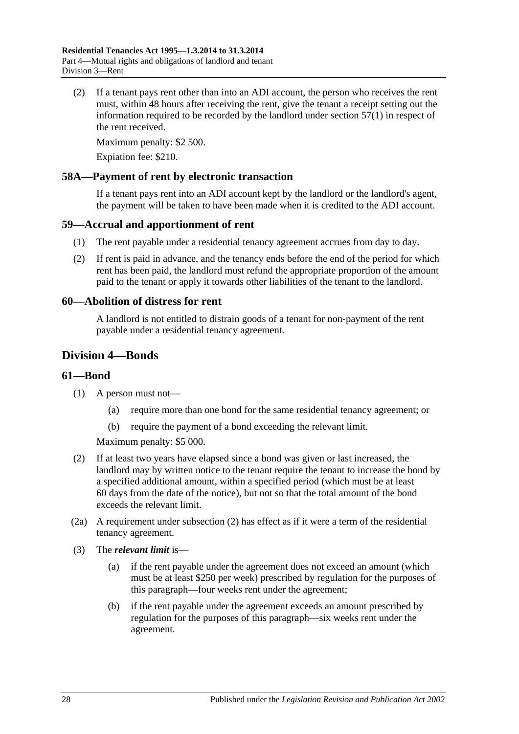(2) If a tenant pays rent other than into an ADI account, the person who receives the rent must, within 48 hours after receiving the rent, give the tenant a receipt setting out the information required to be recorded by the landlord under section 57(1) in respect of the rent received.

Maximum penalty: $2 500.

Expiation fee: $210.

## 58A—Payment of rent by electronic transaction

If a tenant pays rent into an ADI account kept by the landlord or the landlord's agent, the payment will be taken to have been made when it is credited to the ADI account.

## 59—Accrual and apportionment of rent

(1) The rent payable under a residential tenancy agreement accrues from day to day.

(2) If rent is paid in advance, and the tenancy ends before the end of the period for which rent has been paid, the landlord must refund the appropriate proportion of the amount paid to the tenant or apply it towards other liabilities of the tenant to the landlord.

## 60—Abolition of distress for rent

A landlord is not entitled to distrain goods of a tenant for non-payment of the rent payable under a residential tenancy agreement.

# Division 4—Bonds

## 61—Bond

(1) A person must not—

(a) require more than one bond for the same residential tenancy agreement; or

(b) require the payment of a bond exceeding the relevant limit.

Maximum penalty: $5 000.

(2) If at least two years have elapsed since a bond was given or last increased, the landlord may by written notice to the tenant require the tenant to increase the bond by a specified additional amount, within a specified period (which must be at least 60 days from the date of the notice), but not so that the total amount of the bond exceeds the relevant limit.

(2a) A requirement under subsection (2) has effect as if it were a term of the residential tenancy agreement.

(3) The ***relevant limit*** is—

(a) if the rent payable under the agreement does not exceed an amount (which must be at least $250 per week) prescribed by regulation for the purposes of this paragraph—four weeks rent under the agreement;

(b) if the rent payable under the agreement exceeds an amount prescribed by regulation for the purposes of this paragraph—six weeks rent under the agreement.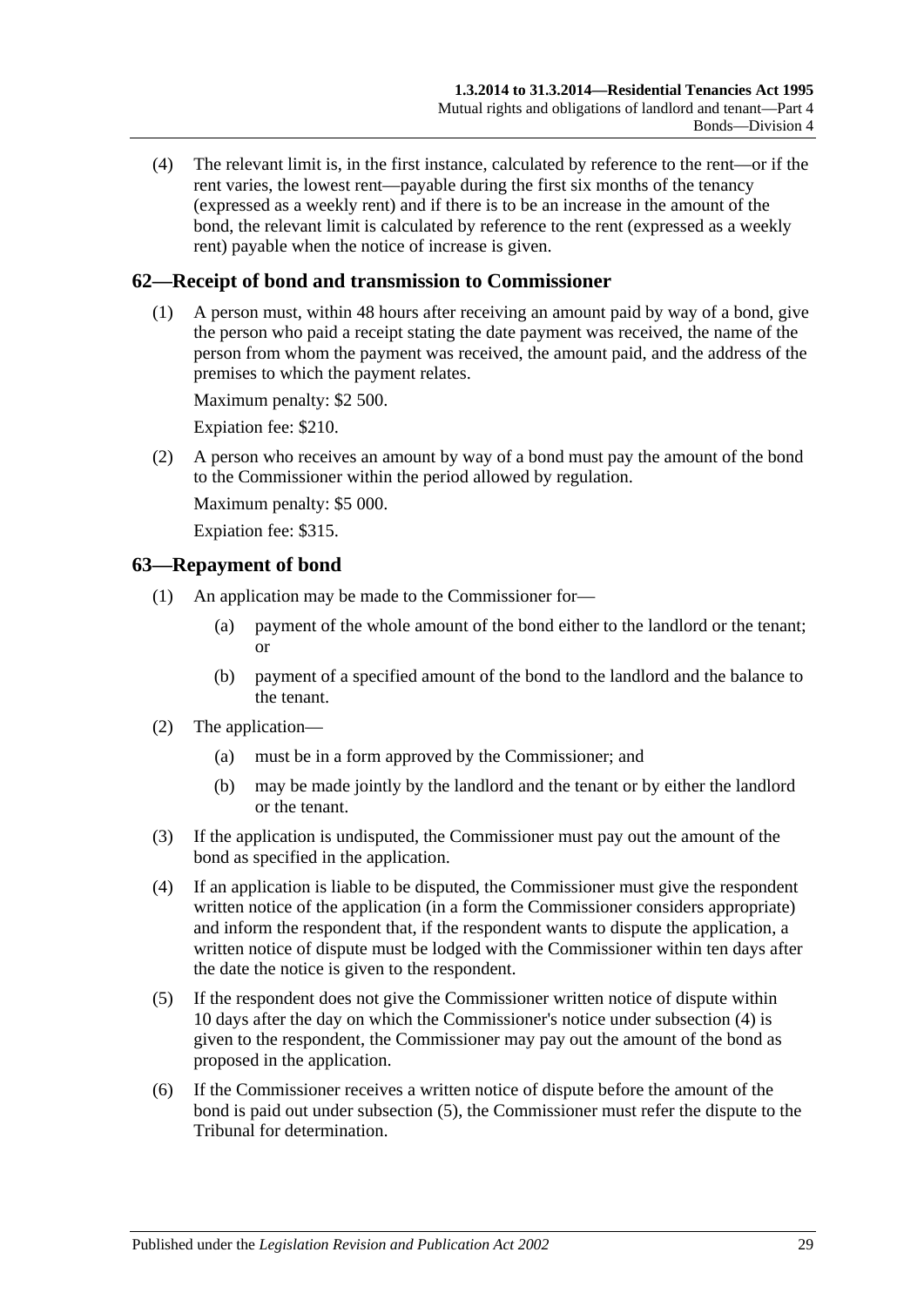(4) The relevant limit is, in the first instance, calculated by reference to the rent—or if the rent varies, the lowest rent—payable during the first six months of the tenancy (expressed as a weekly rent) and if there is to be an increase in the amount of the bond, the relevant limit is calculated by reference to the rent (expressed as a weekly rent) payable when the notice of increase is given.

## 62—Receipt of bond and transmission to Commissioner

(1) A person must, within 48 hours after receiving an amount paid by way of a bond, give the person who paid a receipt stating the date payment was received, the name of the person from whom the payment was received, the amount paid, and the address of the premises to which the payment relates.

Maximum penalty: $2 500.

Expiation fee: $210.

(2) A person who receives an amount by way of a bond must pay the amount of the bond to the Commissioner within the period allowed by regulation.

Maximum penalty: $5 000.

Expiation fee: $315.

## 63—Repayment of bond

(1) An application may be made to the Commissioner for—

(a) payment of the whole amount of the bond either to the landlord or the tenant; or

(b) payment of a specified amount of the bond to the landlord and the balance to the tenant.

(2) The application—

(a) must be in a form approved by the Commissioner; and

(b) may be made jointly by the landlord and the tenant or by either the landlord or the tenant.

(3) If the application is undisputed, the Commissioner must pay out the amount of the bond as specified in the application.

(4) If an application is liable to be disputed, the Commissioner must give the respondent written notice of the application (in a form the Commissioner considers appropriate) and inform the respondent that, if the respondent wants to dispute the application, a written notice of dispute must be lodged with the Commissioner within ten days after the date the notice is given to the respondent.

(5) If the respondent does not give the Commissioner written notice of dispute within 10 days after the day on which the Commissioner's notice under subsection (4) is given to the respondent, the Commissioner may pay out the amount of the bond as proposed in the application.

(6) If the Commissioner receives a written notice of dispute before the amount of the bond is paid out under subsection (5), the Commissioner must refer the dispute to the Tribunal for determination.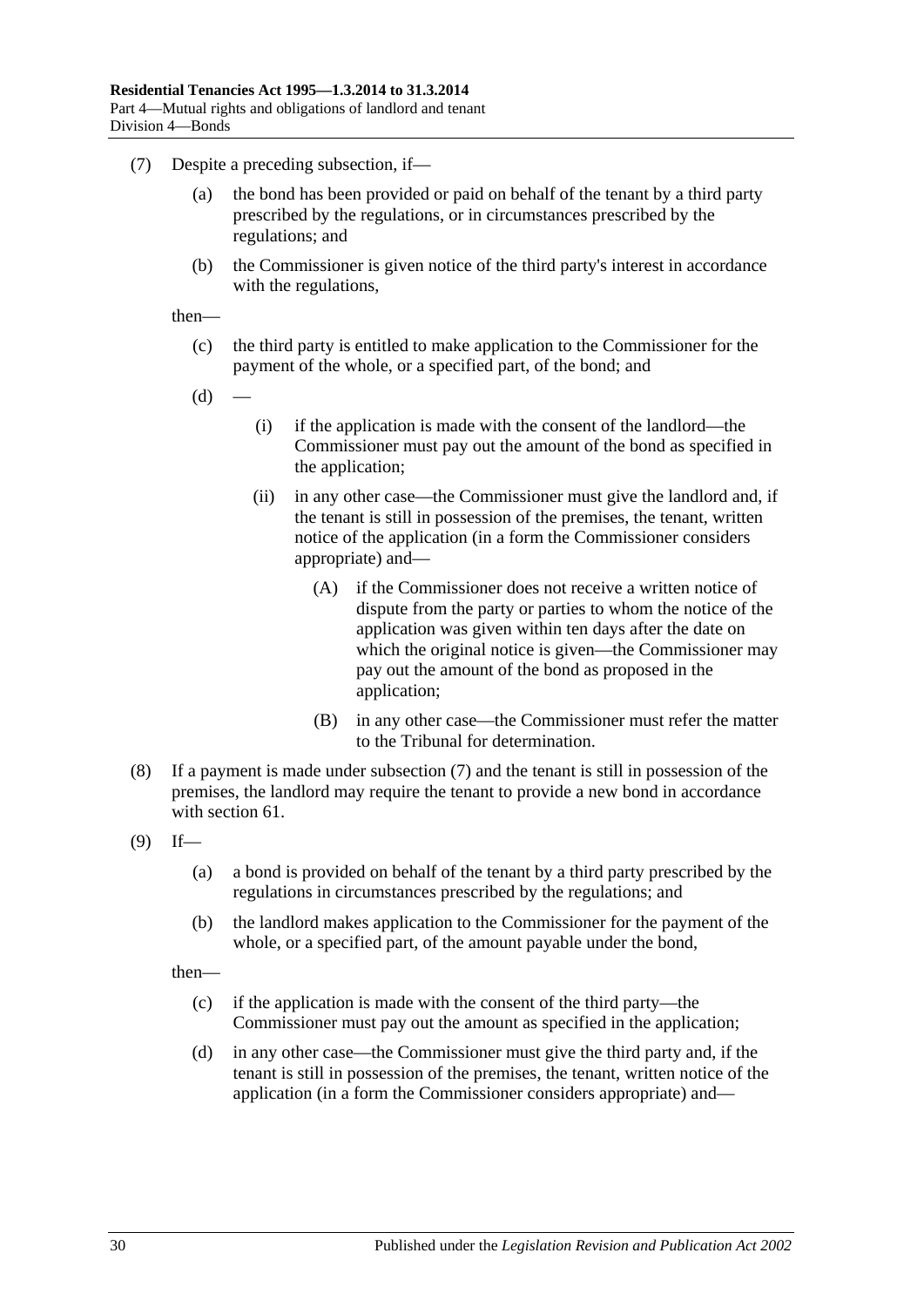(7) Despite a preceding subsection, if—

  (a) the bond has been provided or paid on behalf of the tenant by a third party prescribed by the regulations, or in circumstances prescribed by the regulations; and

  (b) the Commissioner is given notice of the third party's interest in accordance with the regulations,

then—

  (c) the third party is entitled to make application to the Commissioner for the payment of the whole, or a specified part, of the bond; and

  (d) —

    (i) if the application is made with the consent of the landlord—the Commissioner must pay out the amount of the bond as specified in the application;

    (ii) in any other case—the Commissioner must give the landlord and, if the tenant is still in possession of the premises, the tenant, written notice of the application (in a form the Commissioner considers appropriate) and—

      (A) if the Commissioner does not receive a written notice of dispute from the party or parties to whom the notice of the application was given within ten days after the date on which the original notice is given—the Commissioner may pay out the amount of the bond as proposed in the application;

      (B) in any other case—the Commissioner must refer the matter to the Tribunal for determination.

(8) If a payment is made under subsection (7) and the tenant is still in possession of the premises, the landlord may require the tenant to provide a new bond in accordance with section 61.

(9) If—

  (a) a bond is provided on behalf of the tenant by a third party prescribed by the regulations in circumstances prescribed by the regulations; and

  (b) the landlord makes application to the Commissioner for the payment of the whole, or a specified part, of the amount payable under the bond,

then—

  (c) if the application is made with the consent of the third party—the Commissioner must pay out the amount as specified in the application;

  (d) in any other case—the Commissioner must give the third party and, if the tenant is still in possession of the premises, the tenant, written notice of the application (in a form the Commissioner considers appropriate) and—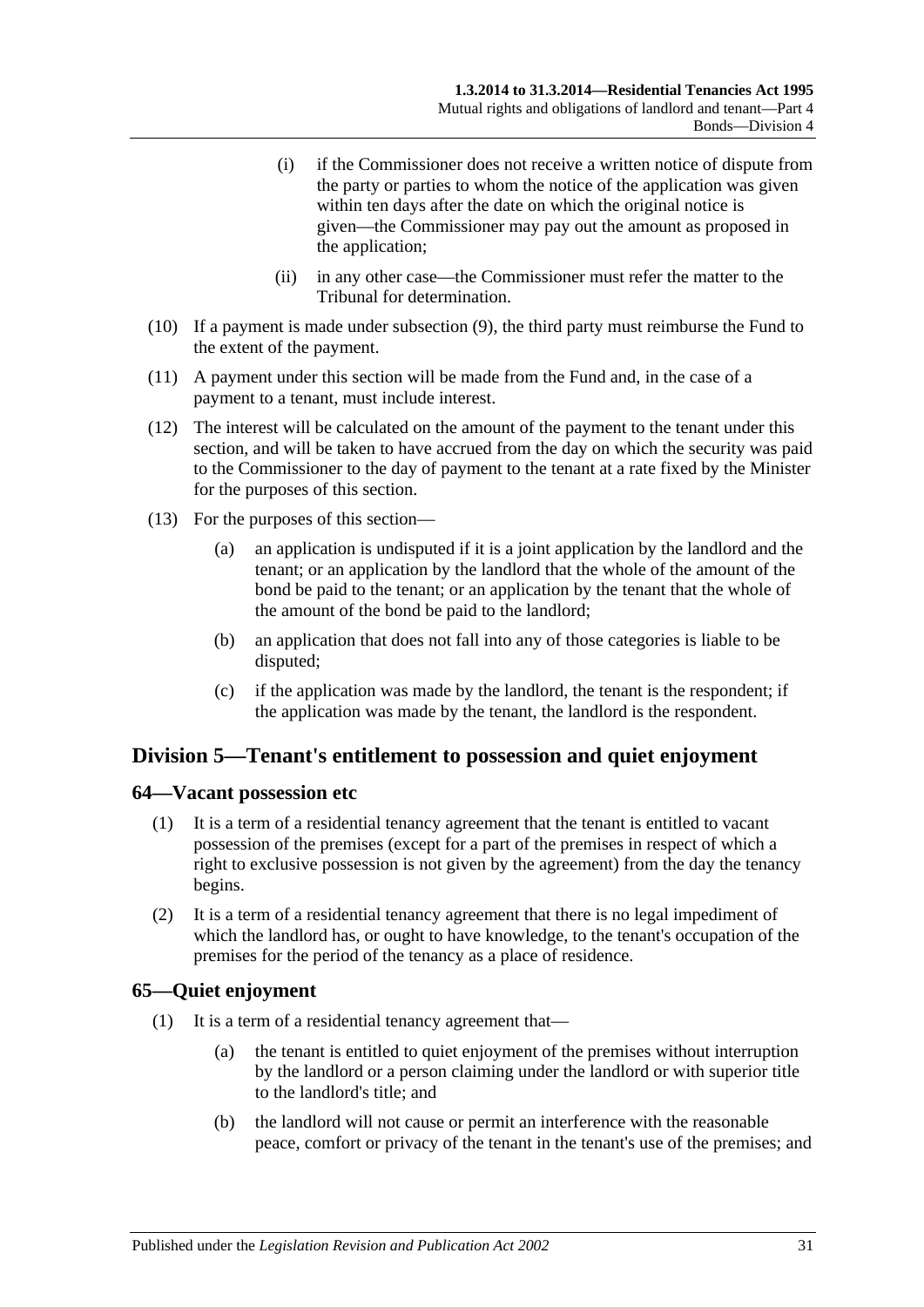(i) if the Commissioner does not receive a written notice of dispute from the party or parties to whom the notice of the application was given within ten days after the date on which the original notice is given—the Commissioner may pay out the amount as proposed in the application;

(ii) in any other case—the Commissioner must refer the matter to the Tribunal for determination.

(10) If a payment is made under subsection (9), the third party must reimburse the Fund to the extent of the payment.

(11) A payment under this section will be made from the Fund and, in the case of a payment to a tenant, must include interest.

(12) The interest will be calculated on the amount of the payment to the tenant under this section, and will be taken to have accrued from the day on which the security was paid to the Commissioner to the day of payment to the tenant at a rate fixed by the Minister for the purposes of this section.

(13) For the purposes of this section—

(a) an application is undisputed if it is a joint application by the landlord and the tenant; or an application by the landlord that the whole of the amount of the bond be paid to the tenant; or an application by the tenant that the whole of the amount of the bond be paid to the landlord;

(b) an application that does not fall into any of those categories is liable to be disputed;

(c) if the application was made by the landlord, the tenant is the respondent; if the application was made by the tenant, the landlord is the respondent.

## Division 5—Tenant's entitlement to possession and quiet enjoyment

### 64—Vacant possession etc

(1) It is a term of a residential tenancy agreement that the tenant is entitled to vacant possession of the premises (except for a part of the premises in respect of which a right to exclusive possession is not given by the agreement) from the day the tenancy begins.

(2) It is a term of a residential tenancy agreement that there is no legal impediment of which the landlord has, or ought to have knowledge, to the tenant's occupation of the premises for the period of the tenancy as a place of residence.

### 65—Quiet enjoyment

(1) It is a term of a residential tenancy agreement that—

(a) the tenant is entitled to quiet enjoyment of the premises without interruption by the landlord or a person claiming under the landlord or with superior title to the landlord's title; and

(b) the landlord will not cause or permit an interference with the reasonable peace, comfort or privacy of the tenant in the tenant's use of the premises; and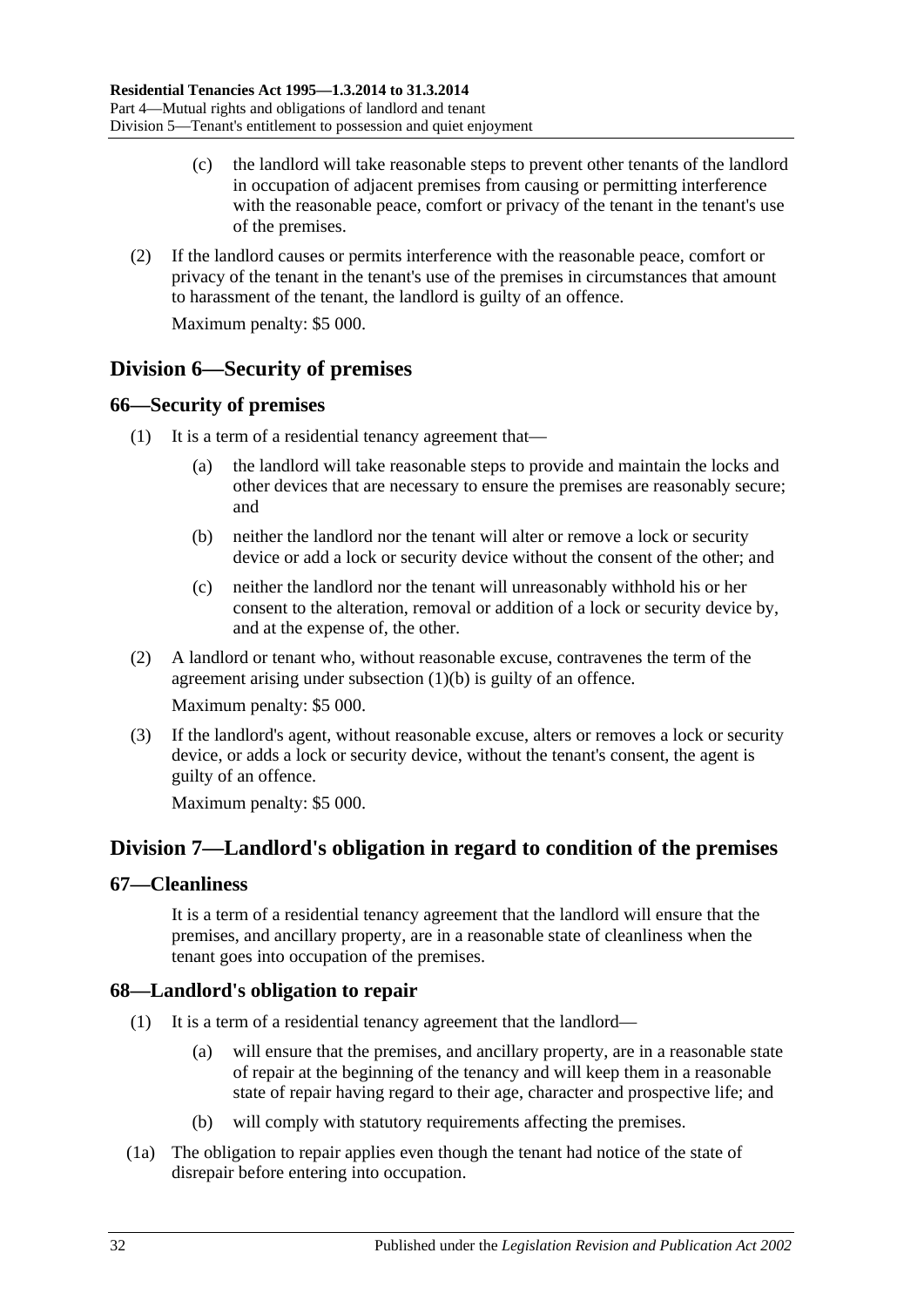(c) the landlord will take reasonable steps to prevent other tenants of the landlord in occupation of adjacent premises from causing or permitting interference with the reasonable peace, comfort or privacy of the tenant in the tenant's use of the premises.

(2) If the landlord causes or permits interference with the reasonable peace, comfort or privacy of the tenant in the tenant's use of the premises in circumstances that amount to harassment of the tenant, the landlord is guilty of an offence.

Maximum penalty: $5 000.

## Division 6—Security of premises

### 66—Security of premises

(1) It is a term of a residential tenancy agreement that—

(a) the landlord will take reasonable steps to provide and maintain the locks and other devices that are necessary to ensure the premises are reasonably secure; and

(b) neither the landlord nor the tenant will alter or remove a lock or security device or add a lock or security device without the consent of the other; and

(c) neither the landlord nor the tenant will unreasonably withhold his or her consent to the alteration, removal or addition of a lock or security device by, and at the expense of, the other.

(2) A landlord or tenant who, without reasonable excuse, contravenes the term of the agreement arising under subsection (1)(b) is guilty of an offence.

Maximum penalty: $5 000.

(3) If the landlord's agent, without reasonable excuse, alters or removes a lock or security device, or adds a lock or security device, without the tenant's consent, the agent is guilty of an offence.

Maximum penalty: $5 000.

## Division 7—Landlord's obligation in regard to condition of the premises

### 67—Cleanliness

It is a term of a residential tenancy agreement that the landlord will ensure that the premises, and ancillary property, are in a reasonable state of cleanliness when the tenant goes into occupation of the premises.

### 68—Landlord's obligation to repair

(1) It is a term of a residential tenancy agreement that the landlord—

(a) will ensure that the premises, and ancillary property, are in a reasonable state of repair at the beginning of the tenancy and will keep them in a reasonable state of repair having regard to their age, character and prospective life; and

(b) will comply with statutory requirements affecting the premises.

(1a) The obligation to repair applies even though the tenant had notice of the state of disrepair before entering into occupation.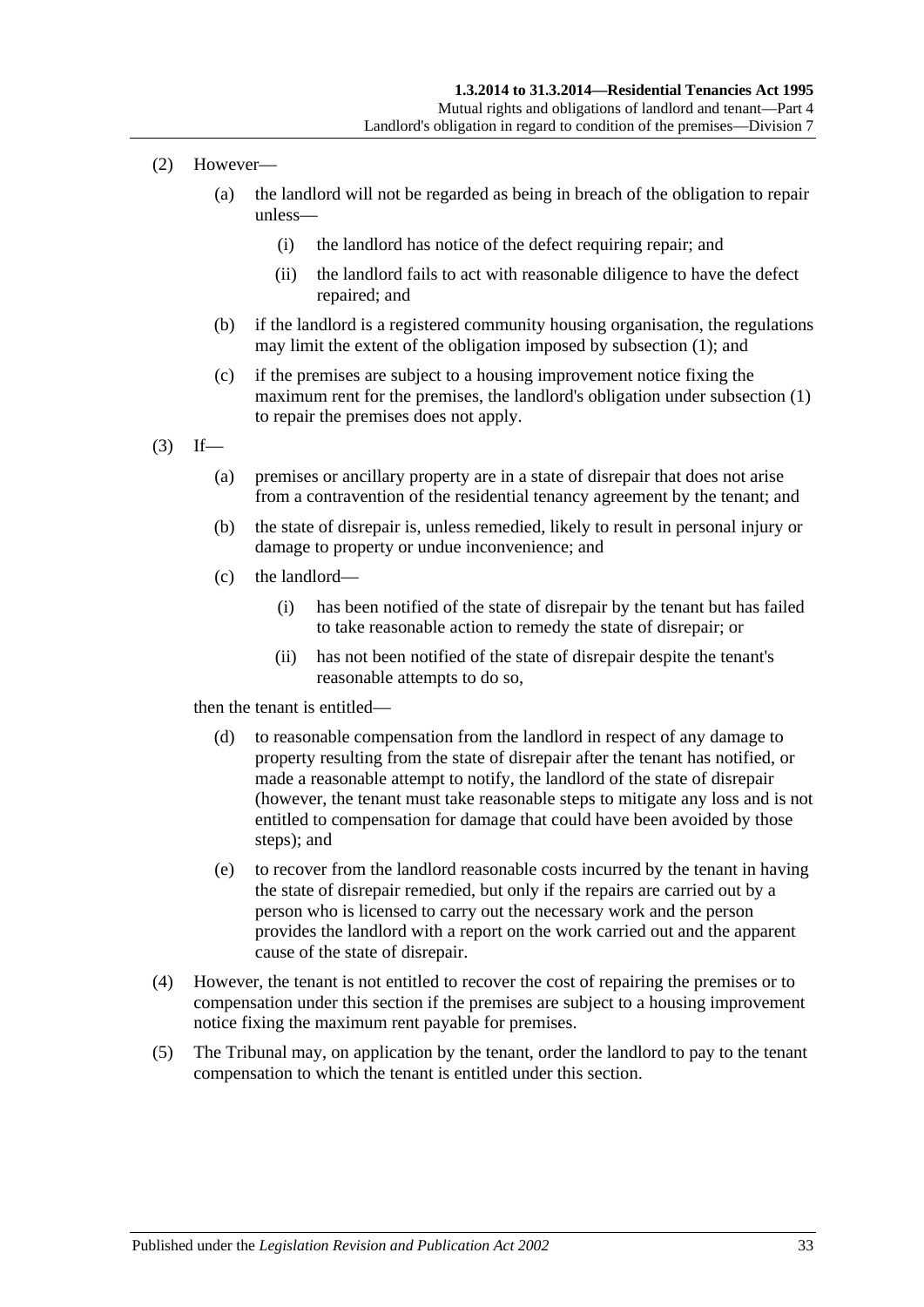(2) However—

(a) the landlord will not be regarded as being in breach of the obligation to repair unless—

(i) the landlord has notice of the defect requiring repair; and

(ii) the landlord fails to act with reasonable diligence to have the defect repaired; and

(b) if the landlord is a registered community housing organisation, the regulations may limit the extent of the obligation imposed by subsection (1); and

(c) if the premises are subject to a housing improvement notice fixing the maximum rent for the premises, the landlord's obligation under subsection (1) to repair the premises does not apply.

(3) If—

(a) premises or ancillary property are in a state of disrepair that does not arise from a contravention of the residential tenancy agreement by the tenant; and

(b) the state of disrepair is, unless remedied, likely to result in personal injury or damage to property or undue inconvenience; and

(c) the landlord—

(i) has been notified of the state of disrepair by the tenant but has failed to take reasonable action to remedy the state of disrepair; or

(ii) has not been notified of the state of disrepair despite the tenant's reasonable attempts to do so,

then the tenant is entitled—

(d) to reasonable compensation from the landlord in respect of any damage to property resulting from the state of disrepair after the tenant has notified, or made a reasonable attempt to notify, the landlord of the state of disrepair (however, the tenant must take reasonable steps to mitigate any loss and is not entitled to compensation for damage that could have been avoided by those steps); and

(e) to recover from the landlord reasonable costs incurred by the tenant in having the state of disrepair remedied, but only if the repairs are carried out by a person who is licensed to carry out the necessary work and the person provides the landlord with a report on the work carried out and the apparent cause of the state of disrepair.

(4) However, the tenant is not entitled to recover the cost of repairing the premises or to compensation under this section if the premises are subject to a housing improvement notice fixing the maximum rent payable for premises.

(5) The Tribunal may, on application by the tenant, order the landlord to pay to the tenant compensation to which the tenant is entitled under this section.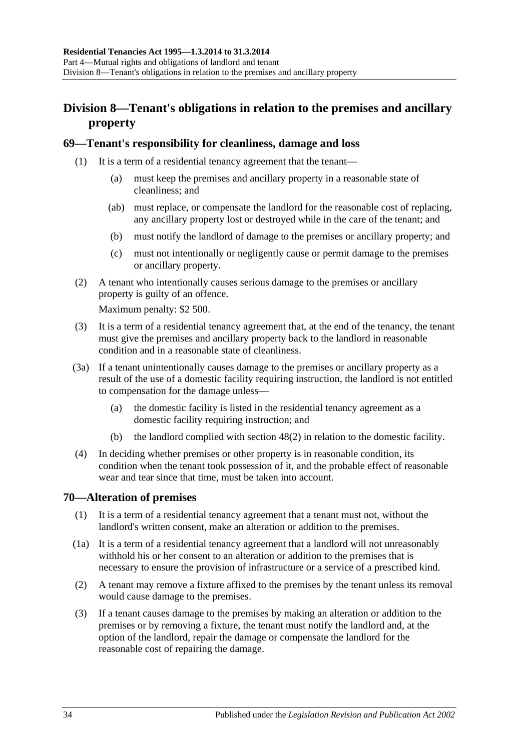## Division 8—Tenant's obligations in relation to the premises and ancillary property

### 69—Tenant's responsibility for cleanliness, damage and loss

(1) It is a term of a residential tenancy agreement that the tenant—

(a) must keep the premises and ancillary property in a reasonable state of cleanliness; and

(ab) must replace, or compensate the landlord for the reasonable cost of replacing, any ancillary property lost or destroyed while in the care of the tenant; and

(b) must notify the landlord of damage to the premises or ancillary property; and

(c) must not intentionally or negligently cause or permit damage to the premises or ancillary property.

(2) A tenant who intentionally causes serious damage to the premises or ancillary property is guilty of an offence.

Maximum penalty: $2 500.

(3) It is a term of a residential tenancy agreement that, at the end of the tenancy, the tenant must give the premises and ancillary property back to the landlord in reasonable condition and in a reasonable state of cleanliness.

(3a) If a tenant unintentionally causes damage to the premises or ancillary property as a result of the use of a domestic facility requiring instruction, the landlord is not entitled to compensation for the damage unless—

(a) the domestic facility is listed in the residential tenancy agreement as a domestic facility requiring instruction; and

(b) the landlord complied with section 48(2) in relation to the domestic facility.

(4) In deciding whether premises or other property is in reasonable condition, its condition when the tenant took possession of it, and the probable effect of reasonable wear and tear since that time, must be taken into account.

### 70—Alteration of premises

(1) It is a term of a residential tenancy agreement that a tenant must not, without the landlord's written consent, make an alteration or addition to the premises.

(1a) It is a term of a residential tenancy agreement that a landlord will not unreasonably withhold his or her consent to an alteration or addition to the premises that is necessary to ensure the provision of infrastructure or a service of a prescribed kind.

(2) A tenant may remove a fixture affixed to the premises by the tenant unless its removal would cause damage to the premises.

(3) If a tenant causes damage to the premises by making an alteration or addition to the premises or by removing a fixture, the tenant must notify the landlord and, at the option of the landlord, repair the damage or compensate the landlord for the reasonable cost of repairing the damage.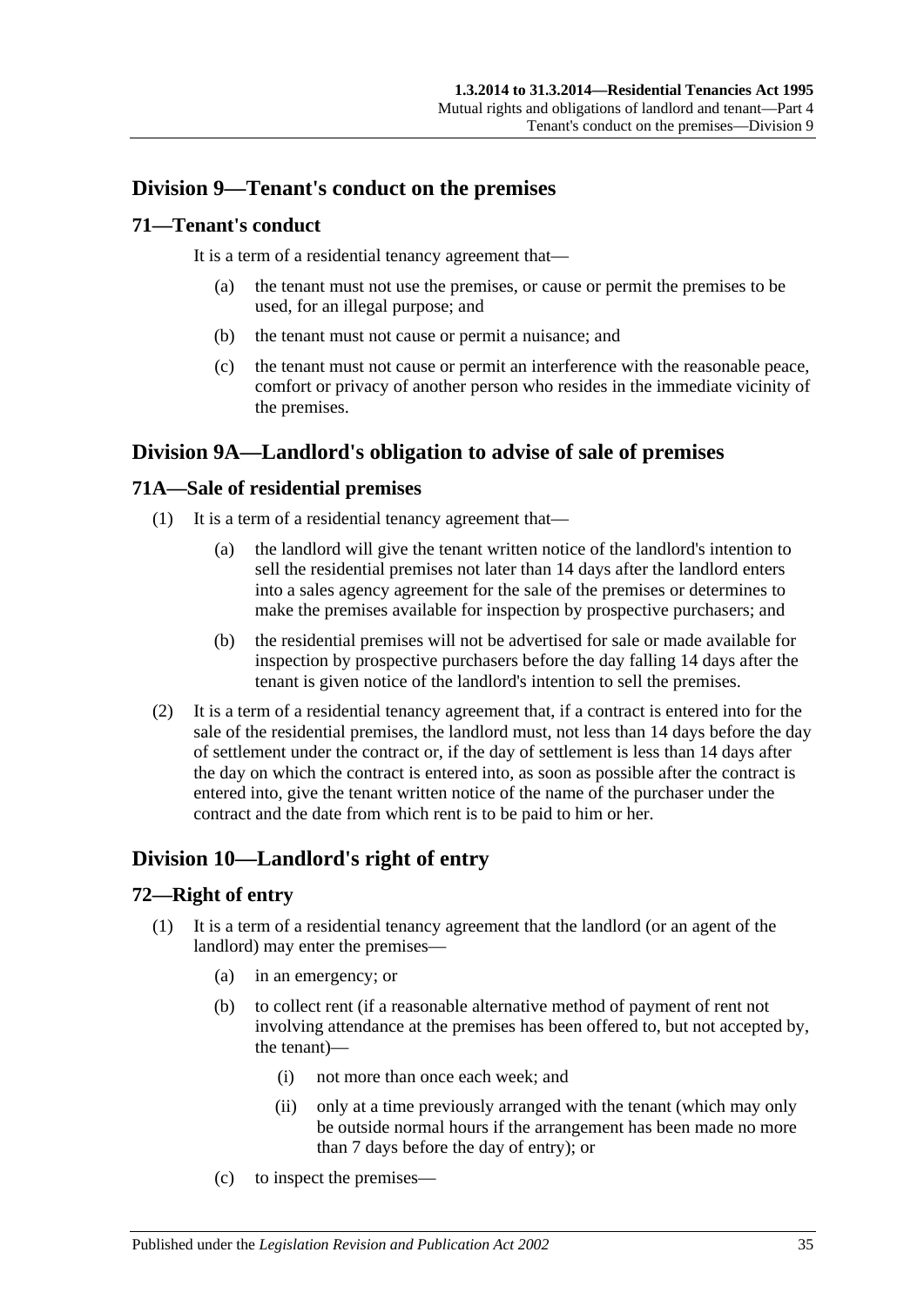## Division 9—Tenant's conduct on the premises

### 71—Tenant's conduct

It is a term of a residential tenancy agreement that—

(a) the tenant must not use the premises, or cause or permit the premises to be used, for an illegal purpose; and

(b) the tenant must not cause or permit a nuisance; and

(c) the tenant must not cause or permit an interference with the reasonable peace, comfort or privacy of another person who resides in the immediate vicinity of the premises.

## Division 9A—Landlord's obligation to advise of sale of premises

### 71A—Sale of residential premises

(1) It is a term of a residential tenancy agreement that—

(a) the landlord will give the tenant written notice of the landlord's intention to sell the residential premises not later than 14 days after the landlord enters into a sales agency agreement for the sale of the premises or determines to make the premises available for inspection by prospective purchasers; and

(b) the residential premises will not be advertised for sale or made available for inspection by prospective purchasers before the day falling 14 days after the tenant is given notice of the landlord's intention to sell the premises.

(2) It is a term of a residential tenancy agreement that, if a contract is entered into for the sale of the residential premises, the landlord must, not less than 14 days before the day of settlement under the contract or, if the day of settlement is less than 14 days after the day on which the contract is entered into, as soon as possible after the contract is entered into, give the tenant written notice of the name of the purchaser under the contract and the date from which rent is to be paid to him or her.

## Division 10—Landlord's right of entry

### 72—Right of entry

(1) It is a term of a residential tenancy agreement that the landlord (or an agent of the landlord) may enter the premises—

(a) in an emergency; or

(b) to collect rent (if a reasonable alternative method of payment of rent not involving attendance at the premises has been offered to, but not accepted by, the tenant)—

(i) not more than once each week; and

(ii) only at a time previously arranged with the tenant (which may only be outside normal hours if the arrangement has been made no more than 7 days before the day of entry); or

(c) to inspect the premises—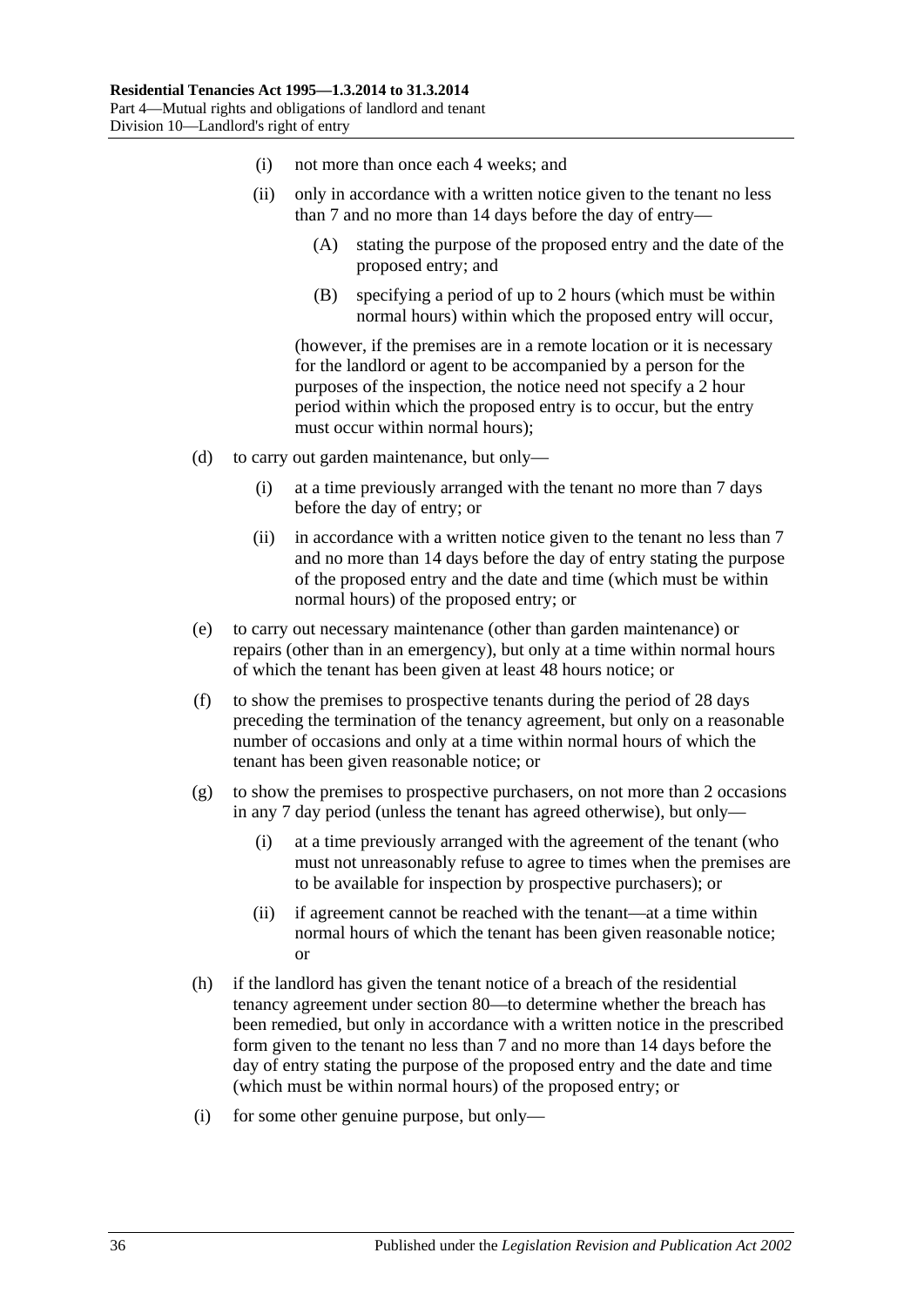- (i) not more than once each 4 weeks; and
- (ii) only in accordance with a written notice given to the tenant no less than 7 and no more than 14 days before the day of entry—
  - (A) stating the purpose of the proposed entry and the date of the proposed entry; and
  - (B) specifying a period of up to 2 hours (which must be within normal hours) within which the proposed entry will occur,

  (however, if the premises are in a remote location or it is necessary for the landlord or agent to be accompanied by a person for the purposes of the inspection, the notice need not specify a 2 hour period within which the proposed entry is to occur, but the entry must occur within normal hours);

- (d) to carry out garden maintenance, but only—
  - (i) at a time previously arranged with the tenant no more than 7 days before the day of entry; or
  - (ii) in accordance with a written notice given to the tenant no less than 7 and no more than 14 days before the day of entry stating the purpose of the proposed entry and the date and time (which must be within normal hours) of the proposed entry; or
- (e) to carry out necessary maintenance (other than garden maintenance) or repairs (other than in an emergency), but only at a time within normal hours of which the tenant has been given at least 48 hours notice; or
- (f) to show the premises to prospective tenants during the period of 28 days preceding the termination of the tenancy agreement, but only on a reasonable number of occasions and only at a time within normal hours of which the tenant has been given reasonable notice; or
- (g) to show the premises to prospective purchasers, on not more than 2 occasions in any 7 day period (unless the tenant has agreed otherwise), but only—
  - (i) at a time previously arranged with the agreement of the tenant (who must not unreasonably refuse to agree to times when the premises are to be available for inspection by prospective purchasers); or
  - (ii) if agreement cannot be reached with the tenant—at a time within normal hours of which the tenant has been given reasonable notice; or
- (h) if the landlord has given the tenant notice of a breach of the residential tenancy agreement under section 80—to determine whether the breach has been remedied, but only in accordance with a written notice in the prescribed form given to the tenant no less than 7 and no more than 14 days before the day of entry stating the purpose of the proposed entry and the date and time (which must be within normal hours) of the proposed entry; or
- (i) for some other genuine purpose, but only—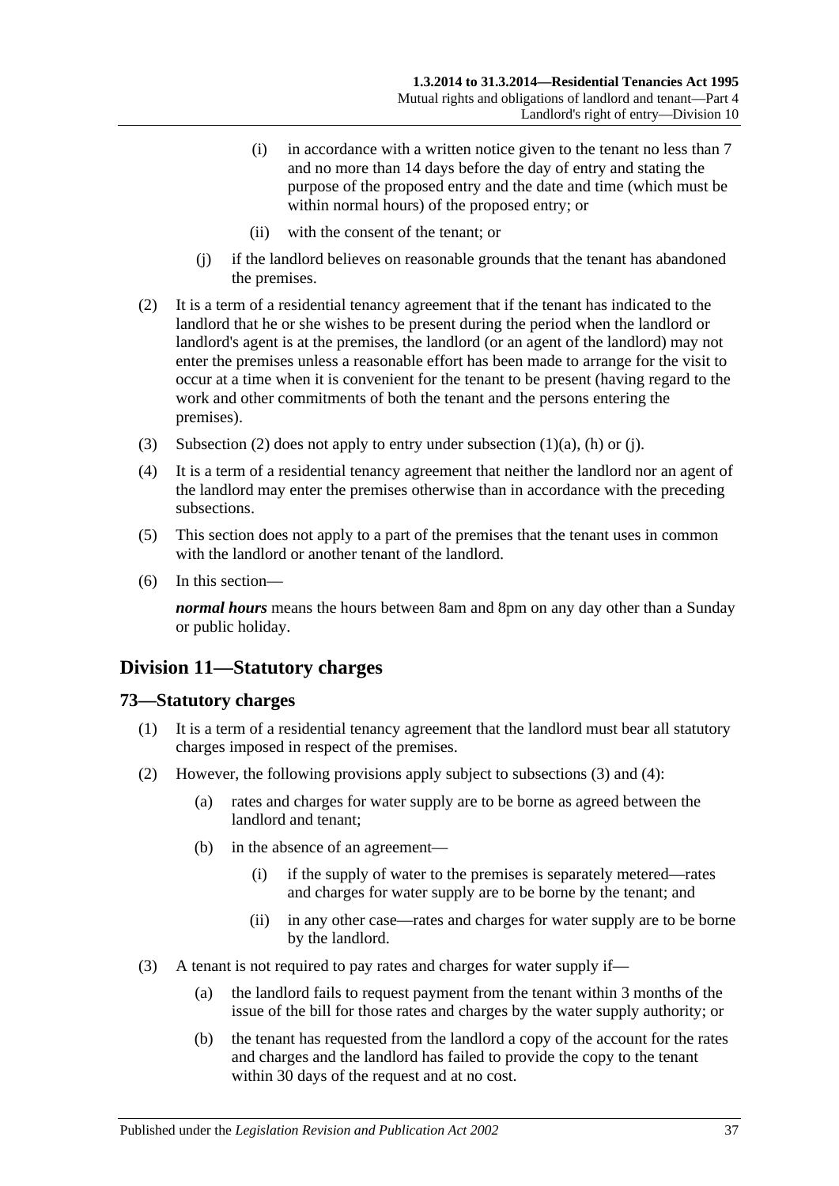(i) in accordance with a written notice given to the tenant no less than 7 and no more than 14 days before the day of entry and stating the purpose of the proposed entry and the date and time (which must be within normal hours) of the proposed entry; or

(ii) with the consent of the tenant; or

(j) if the landlord believes on reasonable grounds that the tenant has abandoned the premises.

(2) It is a term of a residential tenancy agreement that if the tenant has indicated to the landlord that he or she wishes to be present during the period when the landlord or landlord's agent is at the premises, the landlord (or an agent of the landlord) may not enter the premises unless a reasonable effort has been made to arrange for the visit to occur at a time when it is convenient for the tenant to be present (having regard to the work and other commitments of both the tenant and the persons entering the premises).

(3) Subsection (2) does not apply to entry under subsection (1)(a), (h) or (j).

(4) It is a term of a residential tenancy agreement that neither the landlord nor an agent of the landlord may enter the premises otherwise than in accordance with the preceding subsections.

(5) This section does not apply to a part of the premises that the tenant uses in common with the landlord or another tenant of the landlord.

(6) In this section—

***normal hours*** means the hours between 8am and 8pm on any day other than a Sunday or public holiday.

## Division 11—Statutory charges

### 73—Statutory charges

(1) It is a term of a residential tenancy agreement that the landlord must bear all statutory charges imposed in respect of the premises.

(2) However, the following provisions apply subject to subsections (3) and (4):

(a) rates and charges for water supply are to be borne as agreed between the landlord and tenant;

(b) in the absence of an agreement—

(i) if the supply of water to the premises is separately metered—rates and charges for water supply are to be borne by the tenant; and

(ii) in any other case—rates and charges for water supply are to be borne by the landlord.

(3) A tenant is not required to pay rates and charges for water supply if—

(a) the landlord fails to request payment from the tenant within 3 months of the issue of the bill for those rates and charges by the water supply authority; or

(b) the tenant has requested from the landlord a copy of the account for the rates and charges and the landlord has failed to provide the copy to the tenant within 30 days of the request and at no cost.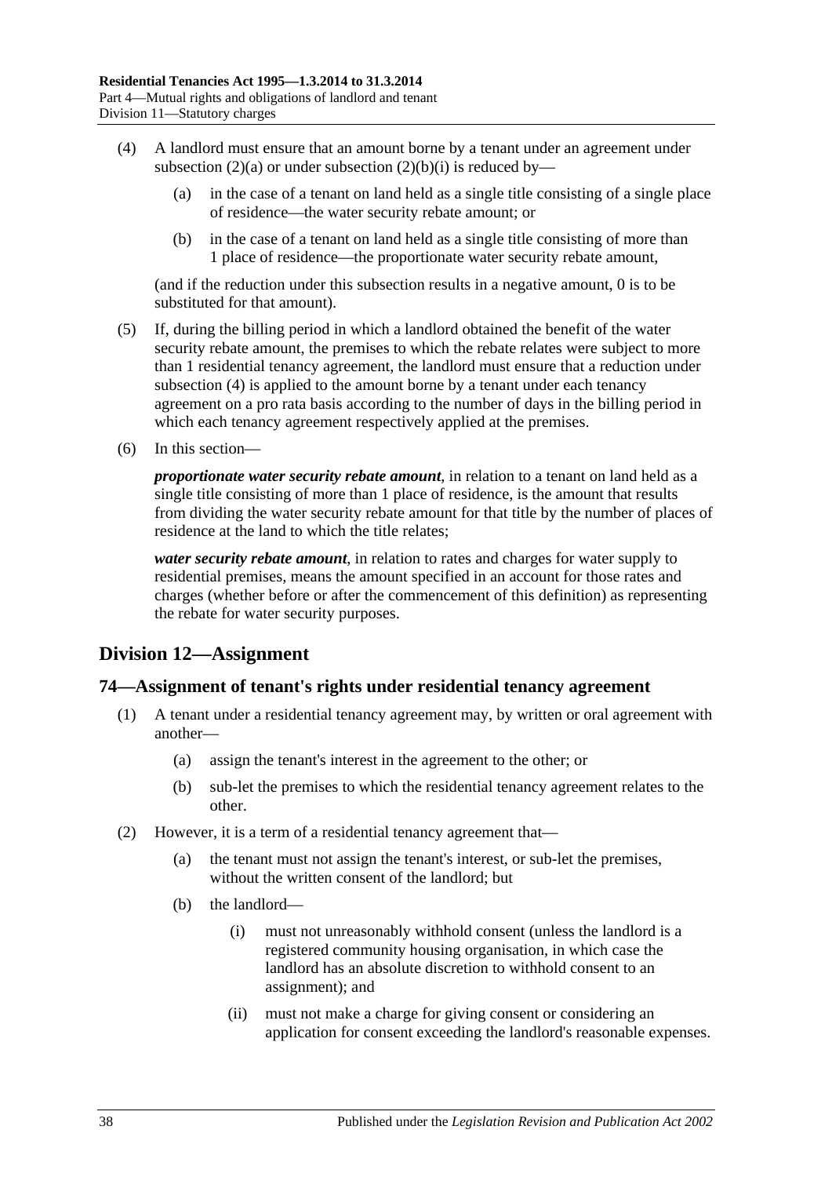(4) A landlord must ensure that an amount borne by a tenant under an agreement under subsection (2)(a) or under subsection (2)(b)(i) is reduced by—

(a) in the case of a tenant on land held as a single title consisting of a single place of residence—the water security rebate amount; or

(b) in the case of a tenant on land held as a single title consisting of more than 1 place of residence—the proportionate water security rebate amount,

(and if the reduction under this subsection results in a negative amount, 0 is to be substituted for that amount).

(5) If, during the billing period in which a landlord obtained the benefit of the water security rebate amount, the premises to which the rebate relates were subject to more than 1 residential tenancy agreement, the landlord must ensure that a reduction under subsection (4) is applied to the amount borne by a tenant under each tenancy agreement on a pro rata basis according to the number of days in the billing period in which each tenancy agreement respectively applied at the premises.

(6) In this section—

***proportionate water security rebate amount***, in relation to a tenant on land held as a single title consisting of more than 1 place of residence, is the amount that results from dividing the water security rebate amount for that title by the number of places of residence at the land to which the title relates;

***water security rebate amount***, in relation to rates and charges for water supply to residential premises, means the amount specified in an account for those rates and charges (whether before or after the commencement of this definition) as representing the rebate for water security purposes.

## Division 12—Assignment

### 74—Assignment of tenant's rights under residential tenancy agreement

(1) A tenant under a residential tenancy agreement may, by written or oral agreement with another—

(a) assign the tenant's interest in the agreement to the other; or

(b) sub-let the premises to which the residential tenancy agreement relates to the other.

(2) However, it is a term of a residential tenancy agreement that—

(a) the tenant must not assign the tenant's interest, or sub-let the premises, without the written consent of the landlord; but

(b) the landlord—

(i) must not unreasonably withhold consent (unless the landlord is a registered community housing organisation, in which case the landlord has an absolute discretion to withhold consent to an assignment); and

(ii) must not make a charge for giving consent or considering an application for consent exceeding the landlord's reasonable expenses.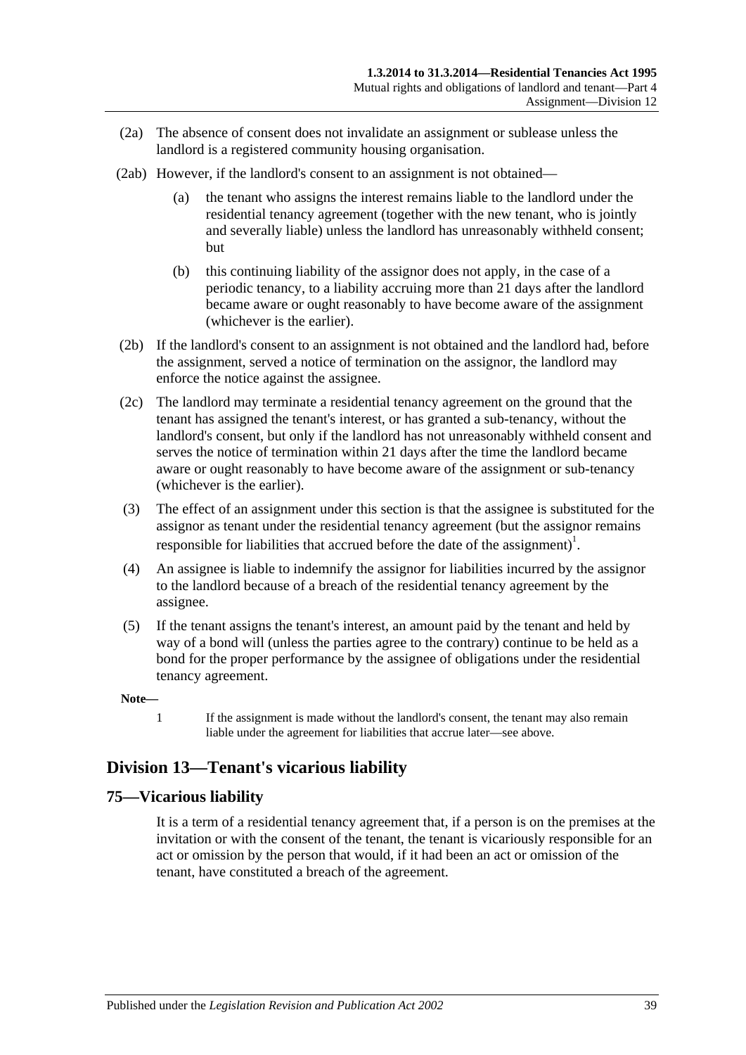(2a) The absence of consent does not invalidate an assignment or sublease unless the landlord is a registered community housing organisation.

(2ab) However, if the landlord's consent to an assignment is not obtained—

(a) the tenant who assigns the interest remains liable to the landlord under the residential tenancy agreement (together with the new tenant, who is jointly and severally liable) unless the landlord has unreasonably withheld consent; but

(b) this continuing liability of the assignor does not apply, in the case of a periodic tenancy, to a liability accruing more than 21 days after the landlord became aware or ought reasonably to have become aware of the assignment (whichever is the earlier).

(2b) If the landlord's consent to an assignment is not obtained and the landlord had, before the assignment, served a notice of termination on the assignor, the landlord may enforce the notice against the assignee.

(2c) The landlord may terminate a residential tenancy agreement on the ground that the tenant has assigned the tenant's interest, or has granted a sub-tenancy, without the landlord's consent, but only if the landlord has not unreasonably withheld consent and serves the notice of termination within 21 days after the time the landlord became aware or ought reasonably to have become aware of the assignment or sub-tenancy (whichever is the earlier).

(3) The effect of an assignment under this section is that the assignee is substituted for the assignor as tenant under the residential tenancy agreement (but the assignor remains responsible for liabilities that accrued before the date of the assignment)[1].

(4) An assignee is liable to indemnify the assignor for liabilities incurred by the assignor to the landlord because of a breach of the residential tenancy agreement by the assignee.

(5) If the tenant assigns the tenant's interest, an amount paid by the tenant and held by way of a bond will (unless the parties agree to the contrary) continue to be held as a bond for the proper performance by the assignee of obligations under the residential tenancy agreement.

**Note—**

1 If the assignment is made without the landlord's consent, the tenant may also remain liable under the agreement for liabilities that accrue later—see above.

## Division 13—Tenant's vicarious liability

### 75—Vicarious liability

It is a term of a residential tenancy agreement that, if a person is on the premises at the invitation or with the consent of the tenant, the tenant is vicariously responsible for an act or omission by the person that would, if it had been an act or omission of the tenant, have constituted a breach of the agreement.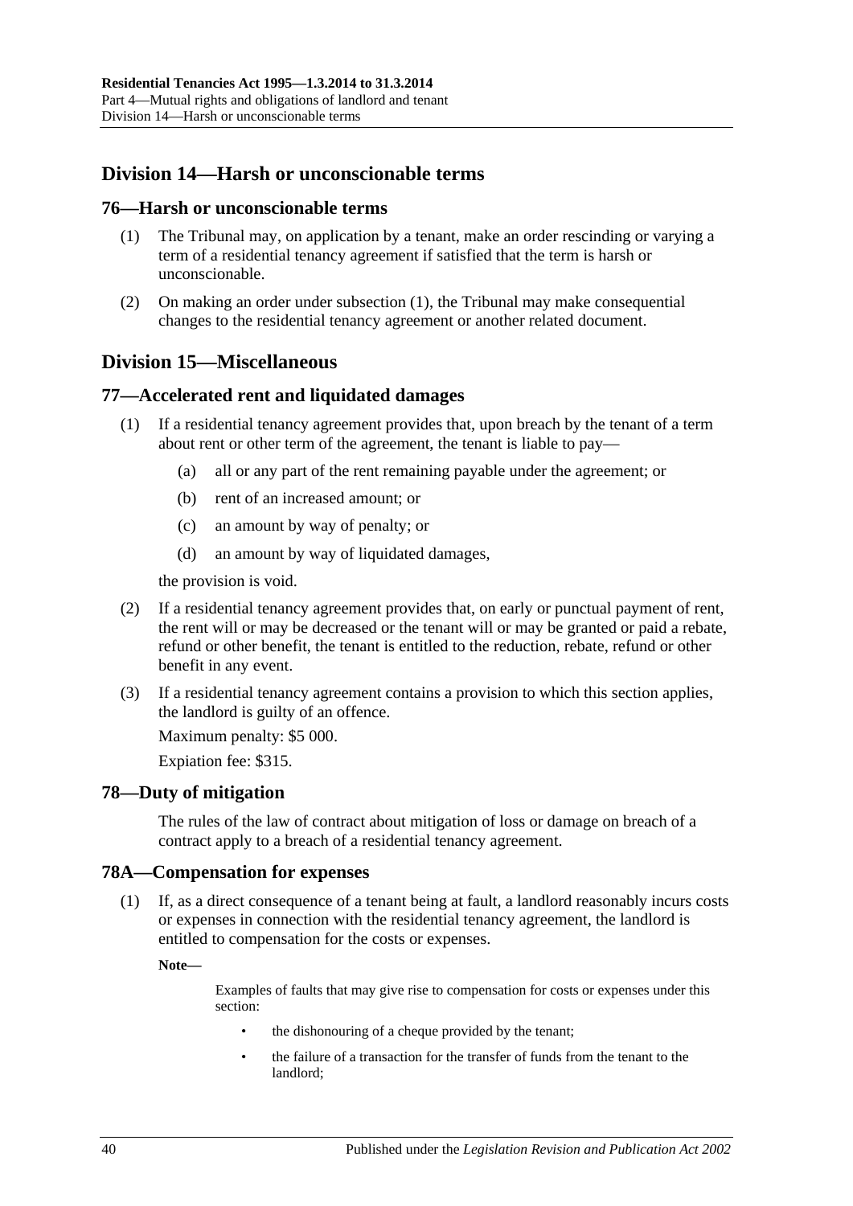## Division 14—Harsh or unconscionable terms

### 76—Harsh or unconscionable terms

(1) The Tribunal may, on application by a tenant, make an order rescinding or varying a term of a residential tenancy agreement if satisfied that the term is harsh or unconscionable.

(2) On making an order under subsection (1), the Tribunal may make consequential changes to the residential tenancy agreement or another related document.

## Division 15—Miscellaneous

### 77—Accelerated rent and liquidated damages

(1) If a residential tenancy agreement provides that, upon breach by the tenant of a term about rent or other term of the agreement, the tenant is liable to pay—

- (a) all or any part of the rent remaining payable under the agreement; or
- (b) rent of an increased amount; or
- (c) an amount by way of penalty; or
- (d) an amount by way of liquidated damages,

the provision is void.

(2) If a residential tenancy agreement provides that, on early or punctual payment of rent, the rent will or may be decreased or the tenant will or may be granted or paid a rebate, refund or other benefit, the tenant is entitled to the reduction, rebate, refund or other benefit in any event.

(3) If a residential tenancy agreement contains a provision to which this section applies, the landlord is guilty of an offence.

Maximum penalty: $5 000.

Expiation fee: $315.

### 78—Duty of mitigation

The rules of the law of contract about mitigation of loss or damage on breach of a contract apply to a breach of a residential tenancy agreement.

### 78A—Compensation for expenses

(1) If, as a direct consequence of a tenant being at fault, a landlord reasonably incurs costs or expenses in connection with the residential tenancy agreement, the landlord is entitled to compensation for the costs or expenses.

**Note—**

Examples of faults that may give rise to compensation for costs or expenses under this section:

- the dishonouring of a cheque provided by the tenant;
- the failure of a transaction for the transfer of funds from the tenant to the landlord;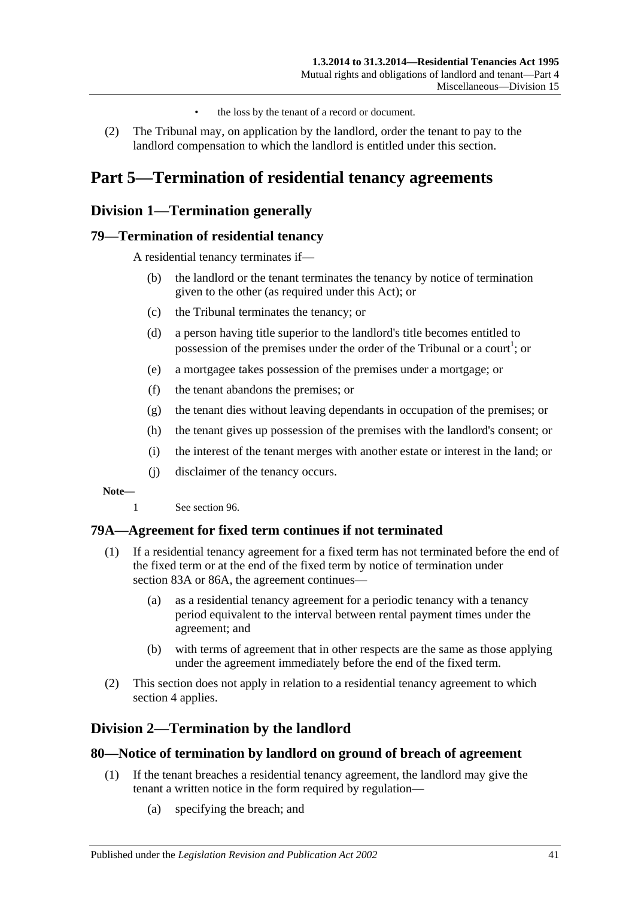- the loss by the tenant of a record or document.

(2) The Tribunal may, on application by the landlord, order the tenant to pay to the landlord compensation to which the landlord is entitled under this section.

# Part 5—Termination of residential tenancy agreements

## Division 1—Termination generally

### 79—Termination of residential tenancy

A residential tenancy terminates if—

(b) the landlord or the tenant terminates the tenancy by notice of termination given to the other (as required under this Act); or

(c) the Tribunal terminates the tenancy; or

(d) a person having title superior to the landlord's title becomes entitled to possession of the premises under the order of the Tribunal or a court[1]; or

(e) a mortgagee takes possession of the premises under a mortgage; or

(f) the tenant abandons the premises; or

(g) the tenant dies without leaving dependants in occupation of the premises; or

(h) the tenant gives up possession of the premises with the landlord's consent; or

(i) the interest of the tenant merges with another estate or interest in the land; or

(j) disclaimer of the tenancy occurs.

**Note—**

1 See section 96.

### 79A—Agreement for fixed term continues if not terminated

(1) If a residential tenancy agreement for a fixed term has not terminated before the end of the fixed term or at the end of the fixed term by notice of termination under section 83A or 86A, the agreement continues—

(a) as a residential tenancy agreement for a periodic tenancy with a tenancy period equivalent to the interval between rental payment times under the agreement; and

(b) with terms of agreement that in other respects are the same as those applying under the agreement immediately before the end of the fixed term.

(2) This section does not apply in relation to a residential tenancy agreement to which section 4 applies.

## Division 2—Termination by the landlord

### 80—Notice of termination by landlord on ground of breach of agreement

(1) If the tenant breaches a residential tenancy agreement, the landlord may give the tenant a written notice in the form required by regulation—

(a) specifying the breach; and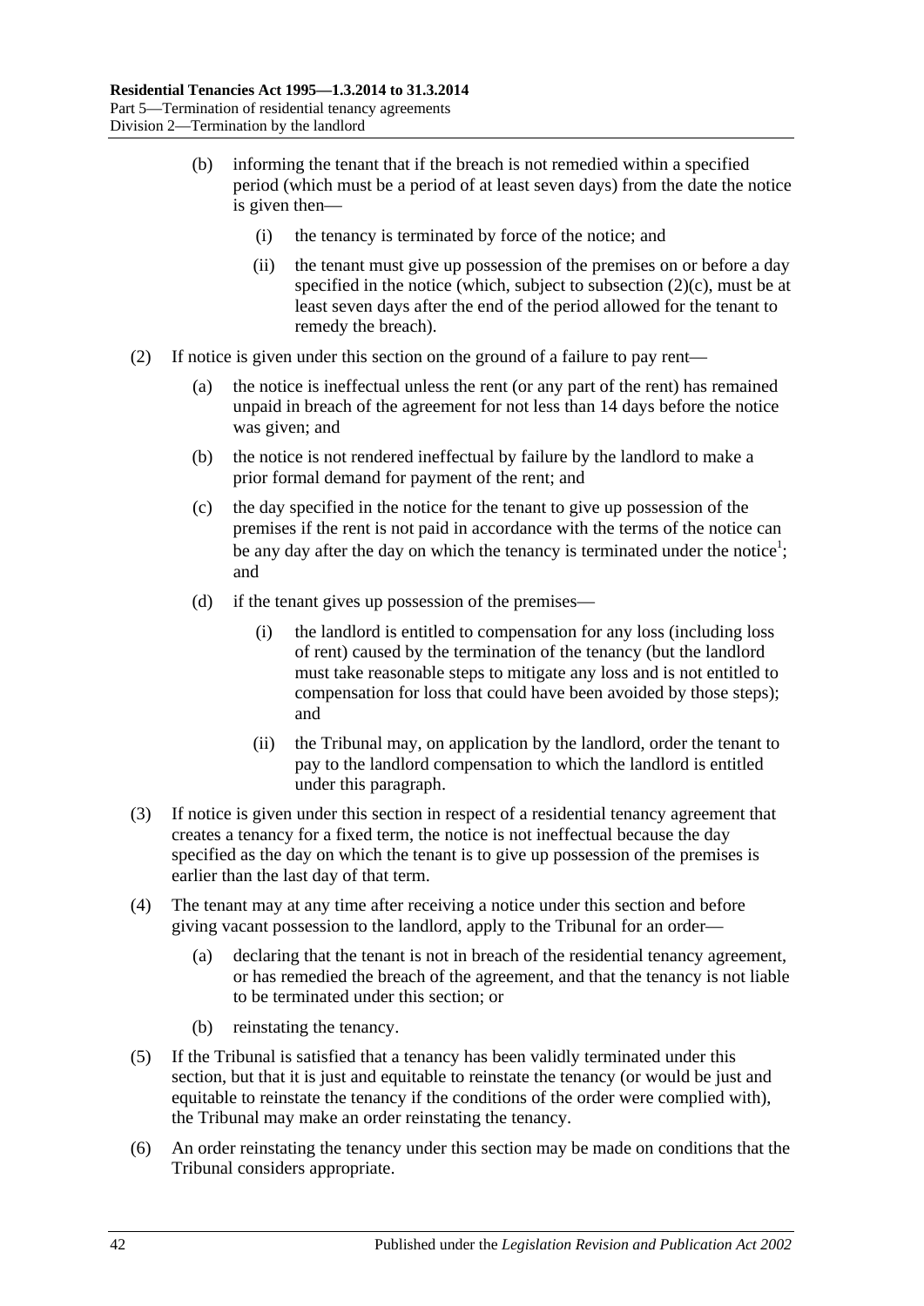(b) informing the tenant that if the breach is not remedied within a specified period (which must be a period of at least seven days) from the date the notice is given then—

(i) the tenancy is terminated by force of the notice; and

(ii) the tenant must give up possession of the premises on or before a day specified in the notice (which, subject to subsection (2)(c), must be at least seven days after the end of the period allowed for the tenant to remedy the breach).

(2) If notice is given under this section on the ground of a failure to pay rent—

(a) the notice is ineffectual unless the rent (or any part of the rent) has remained unpaid in breach of the agreement for not less than 14 days before the notice was given; and

(b) the notice is not rendered ineffectual by failure by the landlord to make a prior formal demand for payment of the rent; and

(c) the day specified in the notice for the tenant to give up possession of the premises if the rent is not paid in accordance with the terms of the notice can be any day after the day on which the tenancy is terminated under the notice[1]; and

(d) if the tenant gives up possession of the premises—

(i) the landlord is entitled to compensation for any loss (including loss of rent) caused by the termination of the tenancy (but the landlord must take reasonable steps to mitigate any loss and is not entitled to compensation for loss that could have been avoided by those steps); and

(ii) the Tribunal may, on application by the landlord, order the tenant to pay to the landlord compensation to which the landlord is entitled under this paragraph.

(3) If notice is given under this section in respect of a residential tenancy agreement that creates a tenancy for a fixed term, the notice is not ineffectual because the day specified as the day on which the tenant is to give up possession of the premises is earlier than the last day of that term.

(4) The tenant may at any time after receiving a notice under this section and before giving vacant possession to the landlord, apply to the Tribunal for an order—

(a) declaring that the tenant is not in breach of the residential tenancy agreement, or has remedied the breach of the agreement, and that the tenancy is not liable to be terminated under this section; or

(b) reinstating the tenancy.

(5) If the Tribunal is satisfied that a tenancy has been validly terminated under this section, but that it is just and equitable to reinstate the tenancy (or would be just and equitable to reinstate the tenancy if the conditions of the order were complied with), the Tribunal may make an order reinstating the tenancy.

(6) An order reinstating the tenancy under this section may be made on conditions that the Tribunal considers appropriate.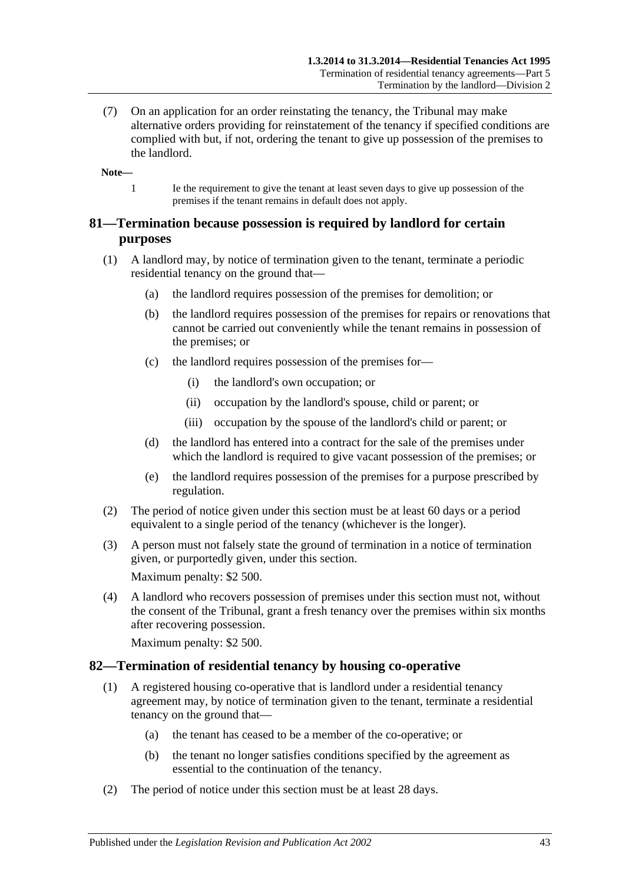(7) On an application for an order reinstating the tenancy, the Tribunal may make alternative orders providing for reinstatement of the tenancy if specified conditions are complied with but, if not, ordering the tenant to give up possession of the premises to the landlord.

**Note—**

1 Ie the requirement to give the tenant at least seven days to give up possession of the premises if the tenant remains in default does not apply.

## 81—Termination because possession is required by landlord for certain purposes

(1) A landlord may, by notice of termination given to the tenant, terminate a periodic residential tenancy on the ground that—

(a) the landlord requires possession of the premises for demolition; or

(b) the landlord requires possession of the premises for repairs or renovations that cannot be carried out conveniently while the tenant remains in possession of the premises; or

(c) the landlord requires possession of the premises for—

(i) the landlord's own occupation; or

(ii) occupation by the landlord's spouse, child or parent; or

(iii) occupation by the spouse of the landlord's child or parent; or

(d) the landlord has entered into a contract for the sale of the premises under which the landlord is required to give vacant possession of the premises; or

(e) the landlord requires possession of the premises for a purpose prescribed by regulation.

(2) The period of notice given under this section must be at least 60 days or a period equivalent to a single period of the tenancy (whichever is the longer).

(3) A person must not falsely state the ground of termination in a notice of termination given, or purportedly given, under this section.

Maximum penalty: $2 500.

(4) A landlord who recovers possession of premises under this section must not, without the consent of the Tribunal, grant a fresh tenancy over the premises within six months after recovering possession.

Maximum penalty: $2 500.

## 82—Termination of residential tenancy by housing co-operative

(1) A registered housing co-operative that is landlord under a residential tenancy agreement may, by notice of termination given to the tenant, terminate a residential tenancy on the ground that—

(a) the tenant has ceased to be a member of the co-operative; or

(b) the tenant no longer satisfies conditions specified by the agreement as essential to the continuation of the tenancy.

(2) The period of notice under this section must be at least 28 days.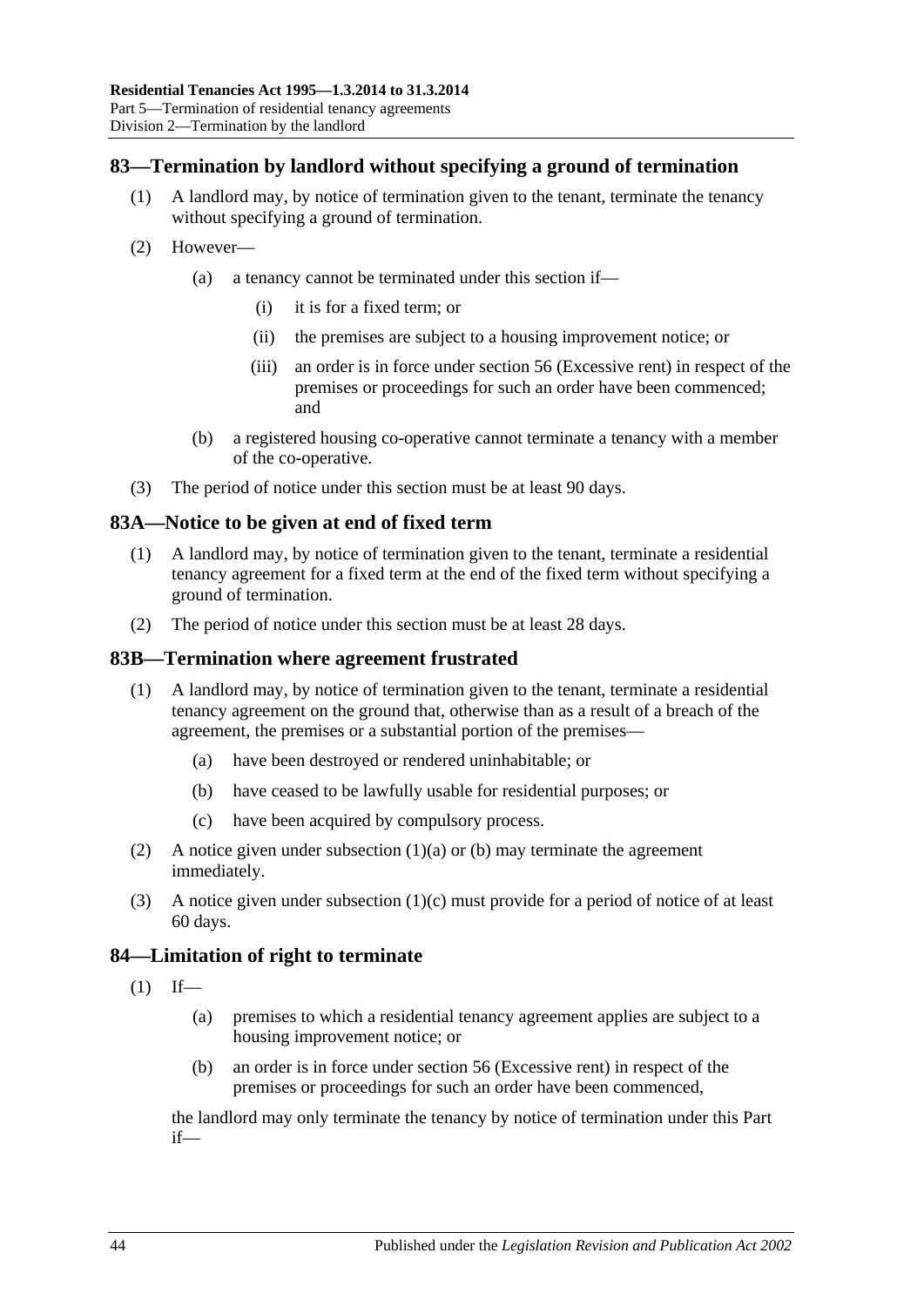## 83—Termination by landlord without specifying a ground of termination

(1) A landlord may, by notice of termination given to the tenant, terminate the tenancy without specifying a ground of termination.

(2) However—

- (a) a tenancy cannot be terminated under this section if—
  - (i) it is for a fixed term; or
  - (ii) the premises are subject to a housing improvement notice; or
  - (iii) an order is in force under section 56 (Excessive rent) in respect of the premises or proceedings for such an order have been commenced; and
- (b) a registered housing co-operative cannot terminate a tenancy with a member of the co-operative.

(3) The period of notice under this section must be at least 90 days.

## 83A—Notice to be given at end of fixed term

(1) A landlord may, by notice of termination given to the tenant, terminate a residential tenancy agreement for a fixed term at the end of the fixed term without specifying a ground of termination.

(2) The period of notice under this section must be at least 28 days.

## 83B—Termination where agreement frustrated

(1) A landlord may, by notice of termination given to the tenant, terminate a residential tenancy agreement on the ground that, otherwise than as a result of a breach of the agreement, the premises or a substantial portion of the premises—

- (a) have been destroyed or rendered uninhabitable; or
- (b) have ceased to be lawfully usable for residential purposes; or
- (c) have been acquired by compulsory process.

(2) A notice given under subsection (1)(a) or (b) may terminate the agreement immediately.

(3) A notice given under subsection (1)(c) must provide for a period of notice of at least 60 days.

## 84—Limitation of right to terminate

(1) If—

- (a) premises to which a residential tenancy agreement applies are subject to a housing improvement notice; or
- (b) an order is in force under section 56 (Excessive rent) in respect of the premises or proceedings for such an order have been commenced,

the landlord may only terminate the tenancy by notice of termination under this Part if—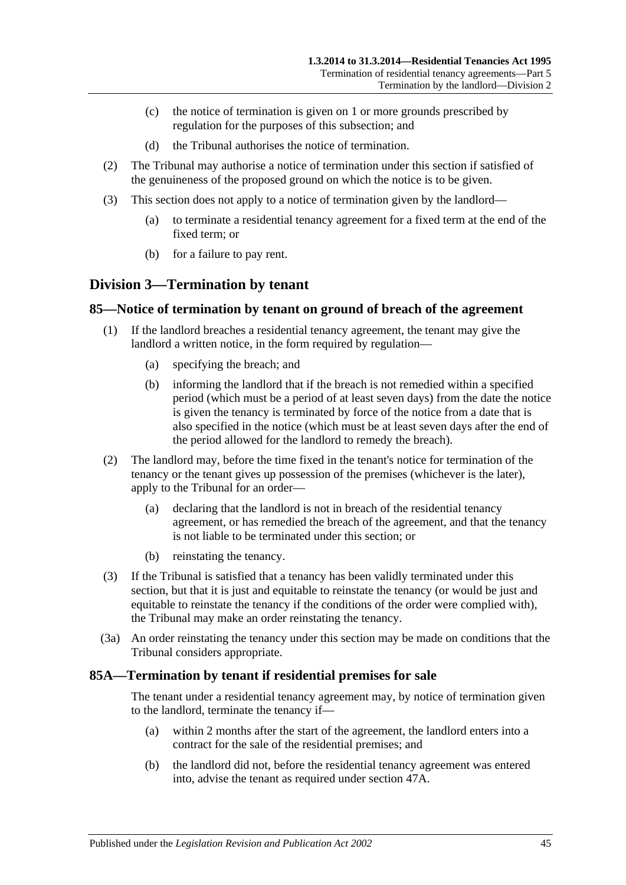(c) the notice of termination is given on 1 or more grounds prescribed by regulation for the purposes of this subsection; and

(d) the Tribunal authorises the notice of termination.

(2) The Tribunal may authorise a notice of termination under this section if satisfied of the genuineness of the proposed ground on which the notice is to be given.

(3) This section does not apply to a notice of termination given by the landlord—

(a) to terminate a residential tenancy agreement for a fixed term at the end of the fixed term; or

(b) for a failure to pay rent.

## Division 3—Termination by tenant

### 85—Notice of termination by tenant on ground of breach of the agreement

(1) If the landlord breaches a residential tenancy agreement, the tenant may give the landlord a written notice, in the form required by regulation—

(a) specifying the breach; and

(b) informing the landlord that if the breach is not remedied within a specified period (which must be a period of at least seven days) from the date the notice is given the tenancy is terminated by force of the notice from a date that is also specified in the notice (which must be at least seven days after the end of the period allowed for the landlord to remedy the breach).

(2) The landlord may, before the time fixed in the tenant's notice for termination of the tenancy or the tenant gives up possession of the premises (whichever is the later), apply to the Tribunal for an order—

(a) declaring that the landlord is not in breach of the residential tenancy agreement, or has remedied the breach of the agreement, and that the tenancy is not liable to be terminated under this section; or

(b) reinstating the tenancy.

(3) If the Tribunal is satisfied that a tenancy has been validly terminated under this section, but that it is just and equitable to reinstate the tenancy (or would be just and equitable to reinstate the tenancy if the conditions of the order were complied with), the Tribunal may make an order reinstating the tenancy.

(3a) An order reinstating the tenancy under this section may be made on conditions that the Tribunal considers appropriate.

### 85A—Termination by tenant if residential premises for sale

The tenant under a residential tenancy agreement may, by notice of termination given to the landlord, terminate the tenancy if—

(a) within 2 months after the start of the agreement, the landlord enters into a contract for the sale of the residential premises; and

(b) the landlord did not, before the residential tenancy agreement was entered into, advise the tenant as required under section 47A.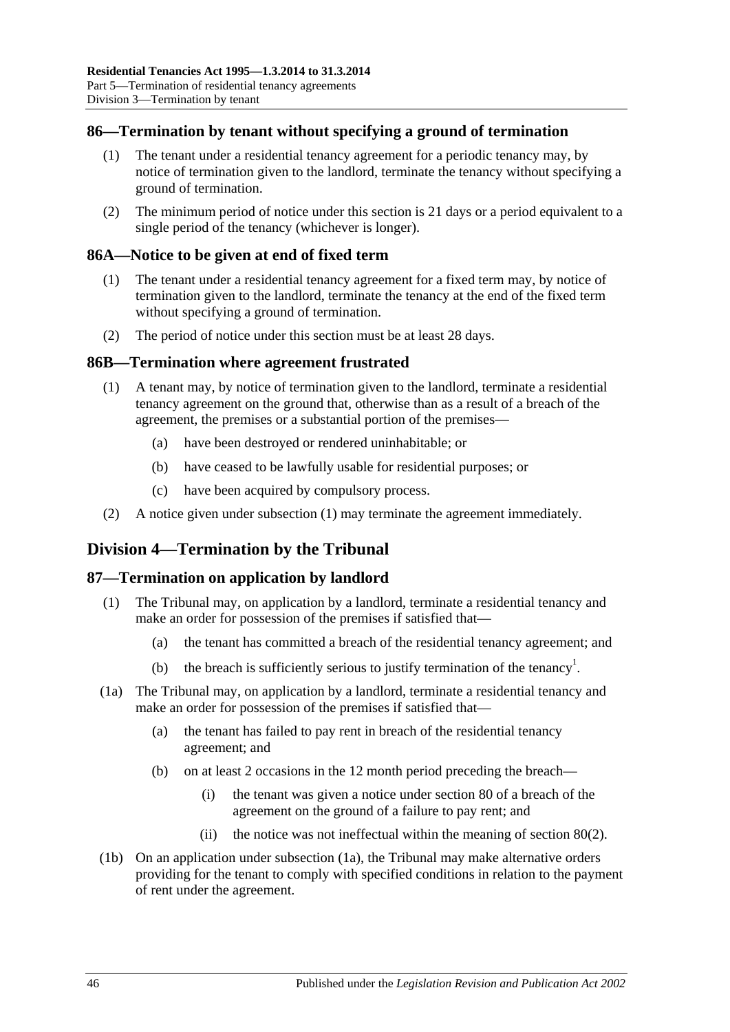## 86—Termination by tenant without specifying a ground of termination

(1) The tenant under a residential tenancy agreement for a periodic tenancy may, by notice of termination given to the landlord, terminate the tenancy without specifying a ground of termination.

(2) The minimum period of notice under this section is 21 days or a period equivalent to a single period of the tenancy (whichever is longer).

## 86A—Notice to be given at end of fixed term

(1) The tenant under a residential tenancy agreement for a fixed term may, by notice of termination given to the landlord, terminate the tenancy at the end of the fixed term without specifying a ground of termination.

(2) The period of notice under this section must be at least 28 days.

## 86B—Termination where agreement frustrated

(1) A tenant may, by notice of termination given to the landlord, terminate a residential tenancy agreement on the ground that, otherwise than as a result of a breach of the agreement, the premises or a substantial portion of the premises—

(a) have been destroyed or rendered uninhabitable; or

(b) have ceased to be lawfully usable for residential purposes; or

(c) have been acquired by compulsory process.

(2) A notice given under subsection (1) may terminate the agreement immediately.

# Division 4—Termination by the Tribunal

## 87—Termination on application by landlord

(1) The Tribunal may, on application by a landlord, terminate a residential tenancy and make an order for possession of the premises if satisfied that—

(a) the tenant has committed a breach of the residential tenancy agreement; and

(b) the breach is sufficiently serious to justify termination of the tenancy[1].

(1a) The Tribunal may, on application by a landlord, terminate a residential tenancy and make an order for possession of the premises if satisfied that—

(a) the tenant has failed to pay rent in breach of the residential tenancy agreement; and

(b) on at least 2 occasions in the 12 month period preceding the breach—

(i) the tenant was given a notice under section 80 of a breach of the agreement on the ground of a failure to pay rent; and

(ii) the notice was not ineffectual within the meaning of section 80(2).

(1b) On an application under subsection (1a), the Tribunal may make alternative orders providing for the tenant to comply with specified conditions in relation to the payment of rent under the agreement.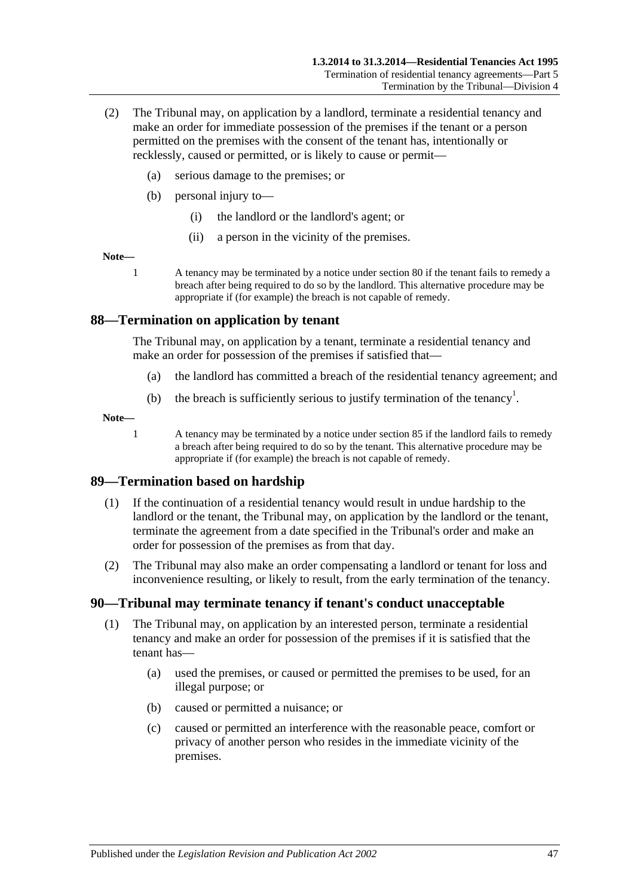(2) The Tribunal may, on application by a landlord, terminate a residential tenancy and make an order for immediate possession of the premises if the tenant or a person permitted on the premises with the consent of the tenant has, intentionally or recklessly, caused or permitted, or is likely to cause or permit—

(a) serious damage to the premises; or

(b) personal injury to—

(i) the landlord or the landlord's agent; or

(ii) a person in the vicinity of the premises.

**Note—**

1 A tenancy may be terminated by a notice under section 80 if the tenant fails to remedy a breach after being required to do so by the landlord. This alternative procedure may be appropriate if (for example) the breach is not capable of remedy.

## 88—Termination on application by tenant

The Tribunal may, on application by a tenant, terminate a residential tenancy and make an order for possession of the premises if satisfied that—

(a) the landlord has committed a breach of the residential tenancy agreement; and

(b) the breach is sufficiently serious to justify termination of the tenancy[1].

**Note—**

1 A tenancy may be terminated by a notice under section 85 if the landlord fails to remedy a breach after being required to do so by the tenant. This alternative procedure may be appropriate if (for example) the breach is not capable of remedy.

## 89—Termination based on hardship

(1) If the continuation of a residential tenancy would result in undue hardship to the landlord or the tenant, the Tribunal may, on application by the landlord or the tenant, terminate the agreement from a date specified in the Tribunal's order and make an order for possession of the premises as from that day.

(2) The Tribunal may also make an order compensating a landlord or tenant for loss and inconvenience resulting, or likely to result, from the early termination of the tenancy.

## 90—Tribunal may terminate tenancy if tenant's conduct unacceptable

(1) The Tribunal may, on application by an interested person, terminate a residential tenancy and make an order for possession of the premises if it is satisfied that the tenant has—

(a) used the premises, or caused or permitted the premises to be used, for an illegal purpose; or

(b) caused or permitted a nuisance; or

(c) caused or permitted an interference with the reasonable peace, comfort or privacy of another person who resides in the immediate vicinity of the premises.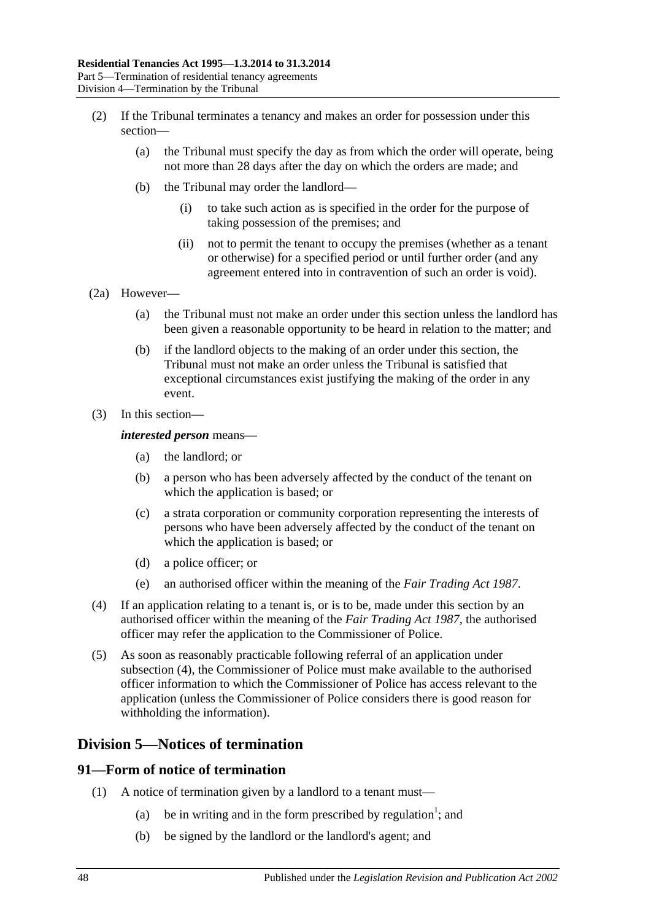(2) If the Tribunal terminates a tenancy and makes an order for possession under this section—

(a) the Tribunal must specify the day as from which the order will operate, being not more than 28 days after the day on which the orders are made; and

(b) the Tribunal may order the landlord—

(i) to take such action as is specified in the order for the purpose of taking possession of the premises; and

(ii) not to permit the tenant to occupy the premises (whether as a tenant or otherwise) for a specified period or until further order (and any agreement entered into in contravention of such an order is void).

(2a) However—

(a) the Tribunal must not make an order under this section unless the landlord has been given a reasonable opportunity to be heard in relation to the matter; and

(b) if the landlord objects to the making of an order under this section, the Tribunal must not make an order unless the Tribunal is satisfied that exceptional circumstances exist justifying the making of the order in any event.

(3) In this section—

***interested person*** means—

(a) the landlord; or

(b) a person who has been adversely affected by the conduct of the tenant on which the application is based; or

(c) a strata corporation or community corporation representing the interests of persons who have been adversely affected by the conduct of the tenant on which the application is based; or

(d) a police officer; or

(e) an authorised officer within the meaning of the *Fair Trading Act 1987*.

(4) If an application relating to a tenant is, or is to be, made under this section by an authorised officer within the meaning of the *Fair Trading Act 1987*, the authorised officer may refer the application to the Commissioner of Police.

(5) As soon as reasonably practicable following referral of an application under subsection (4), the Commissioner of Police must make available to the authorised officer information to which the Commissioner of Police has access relevant to the application (unless the Commissioner of Police considers there is good reason for withholding the information).

## Division 5—Notices of termination

### 91—Form of notice of termination

(1) A notice of termination given by a landlord to a tenant must—

(a) be in writing and in the form prescribed by regulation[1]; and

(b) be signed by the landlord or the landlord's agent; and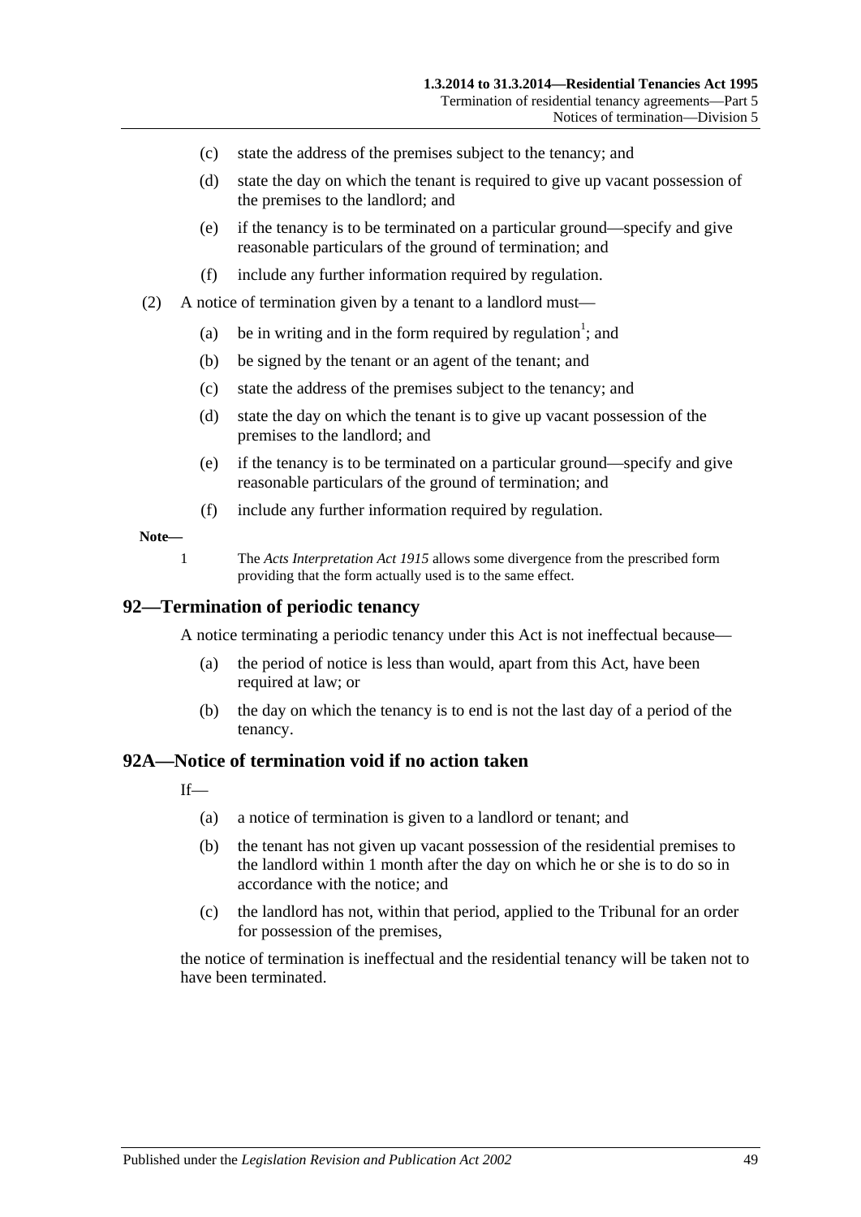(c) state the address of the premises subject to the tenancy; and

(d) state the day on which the tenant is required to give up vacant possession of the premises to the landlord; and

(e) if the tenancy is to be terminated on a particular ground—specify and give reasonable particulars of the ground of termination; and

(f) include any further information required by regulation.

(2) A notice of termination given by a tenant to a landlord must—

(a) be in writing and in the form required by regulation[1]; and

(b) be signed by the tenant or an agent of the tenant; and

(c) state the address of the premises subject to the tenancy; and

(d) state the day on which the tenant is to give up vacant possession of the premises to the landlord; and

(e) if the tenancy is to be terminated on a particular ground—specify and give reasonable particulars of the ground of termination; and

(f) include any further information required by regulation.

**Note—**

1 The *Acts Interpretation Act 1915* allows some divergence from the prescribed form providing that the form actually used is to the same effect.

## 92—Termination of periodic tenancy

A notice terminating a periodic tenancy under this Act is not ineffectual because—

(a) the period of notice is less than would, apart from this Act, have been required at law; or

(b) the day on which the tenancy is to end is not the last day of a period of the tenancy.

## 92A—Notice of termination void if no action taken

If—

(a) a notice of termination is given to a landlord or tenant; and

(b) the tenant has not given up vacant possession of the residential premises to the landlord within 1 month after the day on which he or she is to do so in accordance with the notice; and

(c) the landlord has not, within that period, applied to the Tribunal for an order for possession of the premises,

the notice of termination is ineffectual and the residential tenancy will be taken not to have been terminated.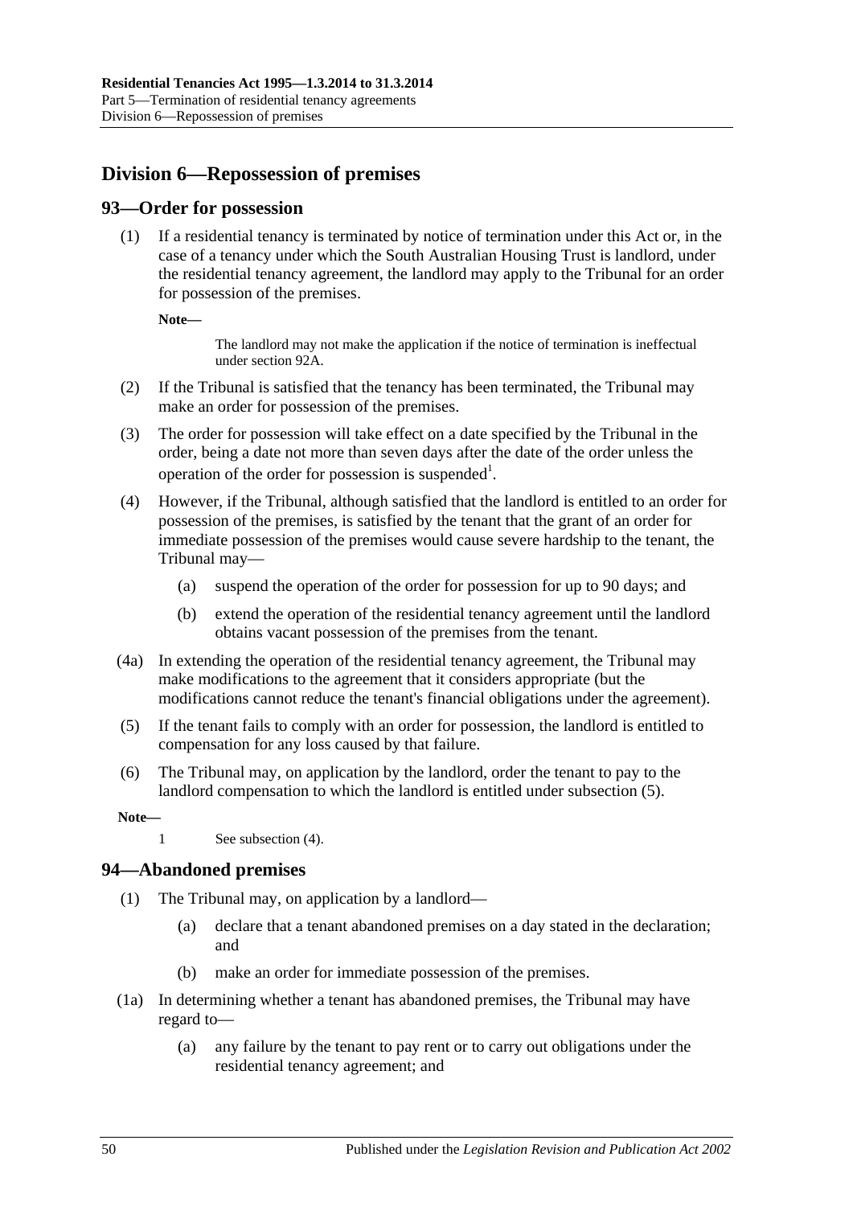## Division 6—Repossession of premises

### 93—Order for possession

(1) If a residential tenancy is terminated by notice of termination under this Act or, in the case of a tenancy under which the South Australian Housing Trust is landlord, under the residential tenancy agreement, the landlord may apply to the Tribunal for an order for possession of the premises.

**Note—**

The landlord may not make the application if the notice of termination is ineffectual under section 92A.

(2) If the Tribunal is satisfied that the tenancy has been terminated, the Tribunal may make an order for possession of the premises.

(3) The order for possession will take effect on a date specified by the Tribunal in the order, being a date not more than seven days after the date of the order unless the operation of the order for possession is suspended[1].

(4) However, if the Tribunal, although satisfied that the landlord is entitled to an order for possession of the premises, is satisfied by the tenant that the grant of an order for immediate possession of the premises would cause severe hardship to the tenant, the Tribunal may—

(a) suspend the operation of the order for possession for up to 90 days; and

(b) extend the operation of the residential tenancy agreement until the landlord obtains vacant possession of the premises from the tenant.

(4a) In extending the operation of the residential tenancy agreement, the Tribunal may make modifications to the agreement that it considers appropriate (but the modifications cannot reduce the tenant's financial obligations under the agreement).

(5) If the tenant fails to comply with an order for possession, the landlord is entitled to compensation for any loss caused by that failure.

(6) The Tribunal may, on application by the landlord, order the tenant to pay to the landlord compensation to which the landlord is entitled under subsection (5).

**Note—**

1 See subsection (4).

### 94—Abandoned premises

(1) The Tribunal may, on application by a landlord—

(a) declare that a tenant abandoned premises on a day stated in the declaration; and

(b) make an order for immediate possession of the premises.

(1a) In determining whether a tenant has abandoned premises, the Tribunal may have regard to—

(a) any failure by the tenant to pay rent or to carry out obligations under the residential tenancy agreement; and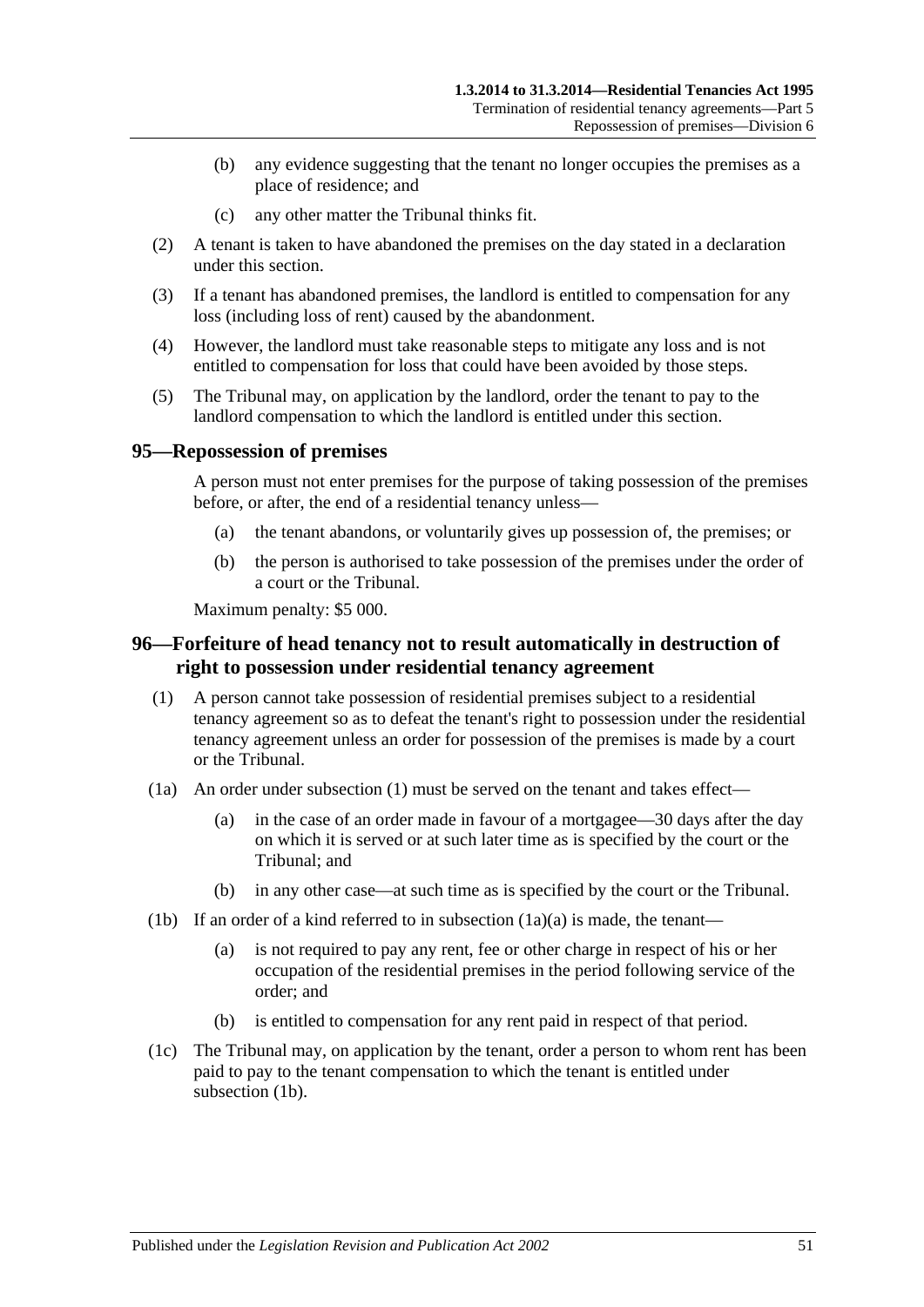(b) any evidence suggesting that the tenant no longer occupies the premises as a place of residence; and

(c) any other matter the Tribunal thinks fit.

(2) A tenant is taken to have abandoned the premises on the day stated in a declaration under this section.

(3) If a tenant has abandoned premises, the landlord is entitled to compensation for any loss (including loss of rent) caused by the abandonment.

(4) However, the landlord must take reasonable steps to mitigate any loss and is not entitled to compensation for loss that could have been avoided by those steps.

(5) The Tribunal may, on application by the landlord, order the tenant to pay to the landlord compensation to which the landlord is entitled under this section.

## 95—Repossession of premises

A person must not enter premises for the purpose of taking possession of the premises before, or after, the end of a residential tenancy unless—

(a) the tenant abandons, or voluntarily gives up possession of, the premises; or

(b) the person is authorised to take possession of the premises under the order of a court or the Tribunal.

Maximum penalty: $5 000.

## 96—Forfeiture of head tenancy not to result automatically in destruction of right to possession under residential tenancy agreement

(1) A person cannot take possession of residential premises subject to a residential tenancy agreement so as to defeat the tenant's right to possession under the residential tenancy agreement unless an order for possession of the premises is made by a court or the Tribunal.

(1a) An order under subsection (1) must be served on the tenant and takes effect—

(a) in the case of an order made in favour of a mortgagee—30 days after the day on which it is served or at such later time as is specified by the court or the Tribunal; and

(b) in any other case—at such time as is specified by the court or the Tribunal.

(1b) If an order of a kind referred to in subsection (1a)(a) is made, the tenant—

(a) is not required to pay any rent, fee or other charge in respect of his or her occupation of the residential premises in the period following service of the order; and

(b) is entitled to compensation for any rent paid in respect of that period.

(1c) The Tribunal may, on application by the tenant, order a person to whom rent has been paid to pay to the tenant compensation to which the tenant is entitled under subsection (1b).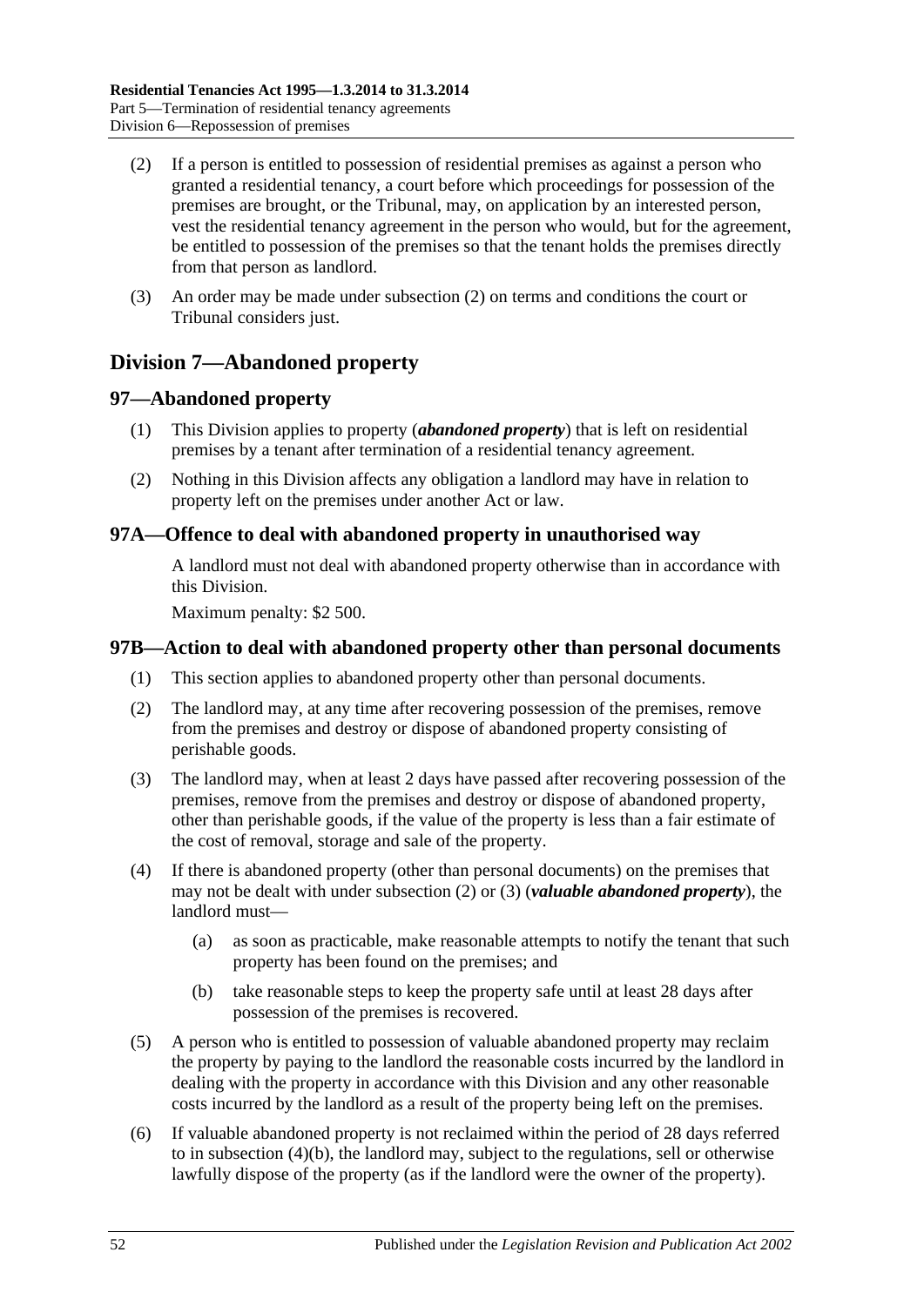(2) If a person is entitled to possession of residential premises as against a person who granted a residential tenancy, a court before which proceedings for possession of the premises are brought, or the Tribunal, may, on application by an interested person, vest the residential tenancy agreement in the person who would, but for the agreement, be entitled to possession of the premises so that the tenant holds the premises directly from that person as landlord.

(3) An order may be made under subsection (2) on terms and conditions the court or Tribunal considers just.

## Division 7—Abandoned property

### 97—Abandoned property

(1) This Division applies to property (***abandoned property***) that is left on residential premises by a tenant after termination of a residential tenancy agreement.

(2) Nothing in this Division affects any obligation a landlord may have in relation to property left on the premises under another Act or law.

### 97A—Offence to deal with abandoned property in unauthorised way

A landlord must not deal with abandoned property otherwise than in accordance with this Division.

Maximum penalty: $2 500.

### 97B—Action to deal with abandoned property other than personal documents

(1) This section applies to abandoned property other than personal documents.

(2) The landlord may, at any time after recovering possession of the premises, remove from the premises and destroy or dispose of abandoned property consisting of perishable goods.

(3) The landlord may, when at least 2 days have passed after recovering possession of the premises, remove from the premises and destroy or dispose of abandoned property, other than perishable goods, if the value of the property is less than a fair estimate of the cost of removal, storage and sale of the property.

(4) If there is abandoned property (other than personal documents) on the premises that may not be dealt with under subsection (2) or (3) (***valuable abandoned property***), the landlord must—

  (a) as soon as practicable, make reasonable attempts to notify the tenant that such property has been found on the premises; and

  (b) take reasonable steps to keep the property safe until at least 28 days after possession of the premises is recovered.

(5) A person who is entitled to possession of valuable abandoned property may reclaim the property by paying to the landlord the reasonable costs incurred by the landlord in dealing with the property in accordance with this Division and any other reasonable costs incurred by the landlord as a result of the property being left on the premises.

(6) If valuable abandoned property is not reclaimed within the period of 28 days referred to in subsection (4)(b), the landlord may, subject to the regulations, sell or otherwise lawfully dispose of the property (as if the landlord were the owner of the property).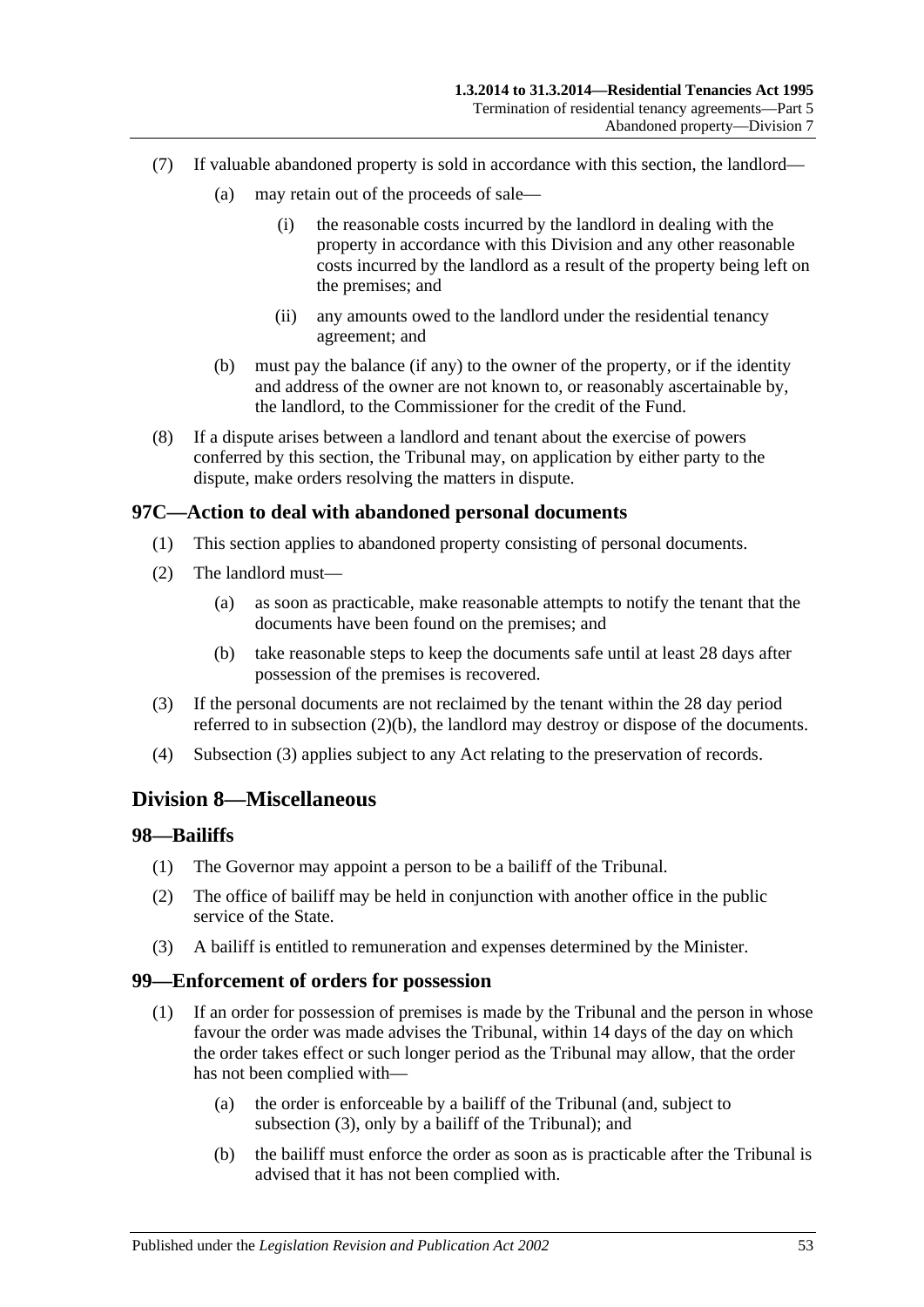(7) If valuable abandoned property is sold in accordance with this section, the landlord—

(a) may retain out of the proceeds of sale—

(i) the reasonable costs incurred by the landlord in dealing with the property in accordance with this Division and any other reasonable costs incurred by the landlord as a result of the property being left on the premises; and

(ii) any amounts owed to the landlord under the residential tenancy agreement; and

(b) must pay the balance (if any) to the owner of the property, or if the identity and address of the owner are not known to, or reasonably ascertainable by, the landlord, to the Commissioner for the credit of the Fund.

(8) If a dispute arises between a landlord and tenant about the exercise of powers conferred by this section, the Tribunal may, on application by either party to the dispute, make orders resolving the matters in dispute.

### 97C—Action to deal with abandoned personal documents

(1) This section applies to abandoned property consisting of personal documents.

(2) The landlord must—

(a) as soon as practicable, make reasonable attempts to notify the tenant that the documents have been found on the premises; and

(b) take reasonable steps to keep the documents safe until at least 28 days after possession of the premises is recovered.

(3) If the personal documents are not reclaimed by the tenant within the 28 day period referred to in subsection (2)(b), the landlord may destroy or dispose of the documents.

(4) Subsection (3) applies subject to any Act relating to the preservation of records.

## Division 8—Miscellaneous

### 98—Bailiffs

(1) The Governor may appoint a person to be a bailiff of the Tribunal.

(2) The office of bailiff may be held in conjunction with another office in the public service of the State.

(3) A bailiff is entitled to remuneration and expenses determined by the Minister.

### 99—Enforcement of orders for possession

(1) If an order for possession of premises is made by the Tribunal and the person in whose favour the order was made advises the Tribunal, within 14 days of the day on which the order takes effect or such longer period as the Tribunal may allow, that the order has not been complied with—

(a) the order is enforceable by a bailiff of the Tribunal (and, subject to subsection (3), only by a bailiff of the Tribunal); and

(b) the bailiff must enforce the order as soon as is practicable after the Tribunal is advised that it has not been complied with.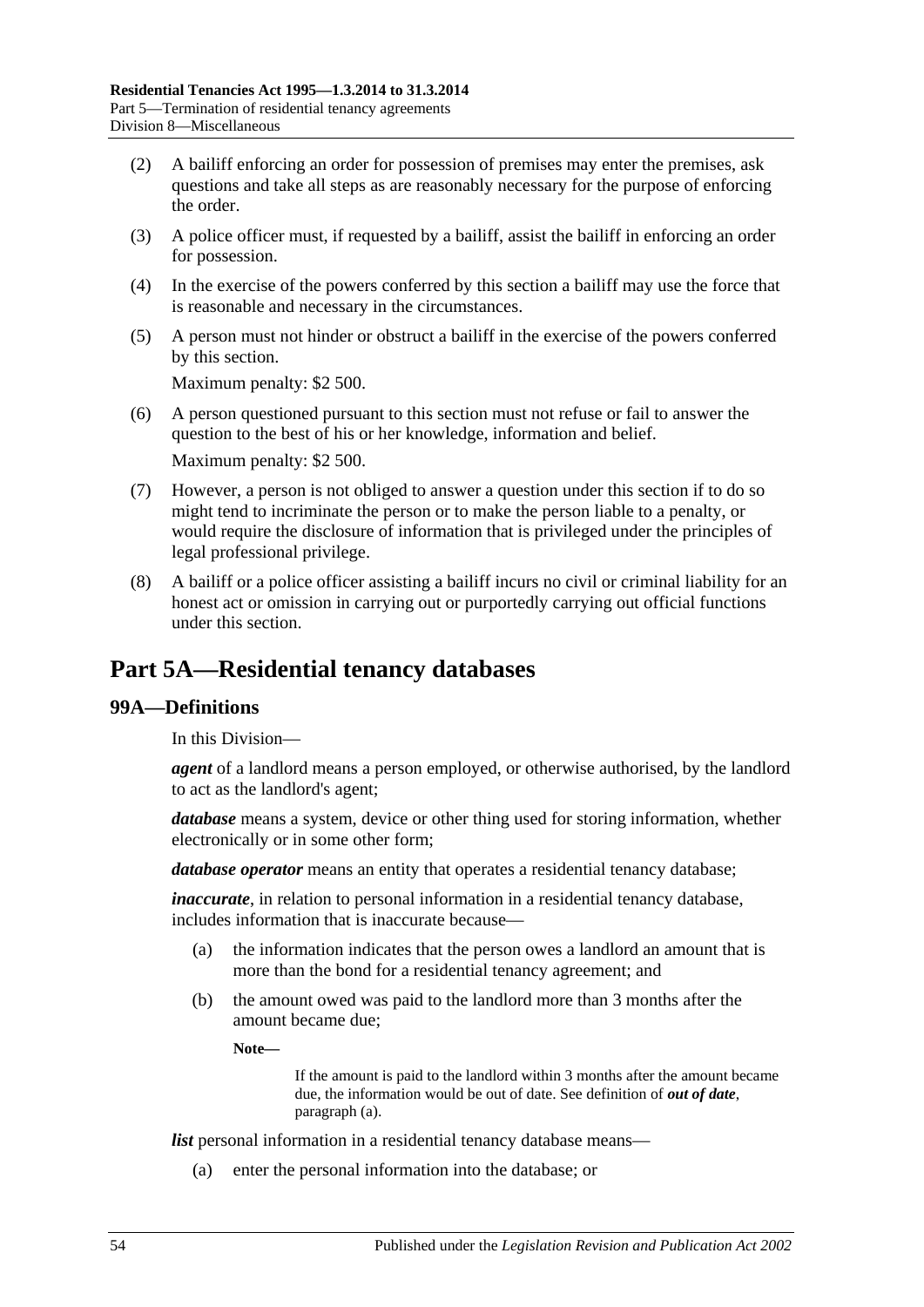(2) A bailiff enforcing an order for possession of premises may enter the premises, ask questions and take all steps as are reasonably necessary for the purpose of enforcing the order.

(3) A police officer must, if requested by a bailiff, assist the bailiff in enforcing an order for possession.

(4) In the exercise of the powers conferred by this section a bailiff may use the force that is reasonable and necessary in the circumstances.

(5) A person must not hinder or obstruct a bailiff in the exercise of the powers conferred by this section.

Maximum penalty: $2 500.

(6) A person questioned pursuant to this section must not refuse or fail to answer the question to the best of his or her knowledge, information and belief.

Maximum penalty: $2 500.

(7) However, a person is not obliged to answer a question under this section if to do so might tend to incriminate the person or to make the person liable to a penalty, or would require the disclosure of information that is privileged under the principles of legal professional privilege.

(8) A bailiff or a police officer assisting a bailiff incurs no civil or criminal liability for an honest act or omission in carrying out or purportedly carrying out official functions under this section.

# Part 5A—Residential tenancy databases

## 99A—Definitions

In this Division—

***agent*** of a landlord means a person employed, or otherwise authorised, by the landlord to act as the landlord's agent;

***database*** means a system, device or other thing used for storing information, whether electronically or in some other form;

***database operator*** means an entity that operates a residential tenancy database;

***inaccurate***, in relation to personal information in a residential tenancy database, includes information that is inaccurate because—

(a) the information indicates that the person owes a landlord an amount that is more than the bond for a residential tenancy agreement; and

(b) the amount owed was paid to the landlord more than 3 months after the amount became due;

**Note—**

If the amount is paid to the landlord within 3 months after the amount became due, the information would be out of date. See definition of ***out of date***, paragraph (a).

***list*** personal information in a residential tenancy database means—

(a) enter the personal information into the database; or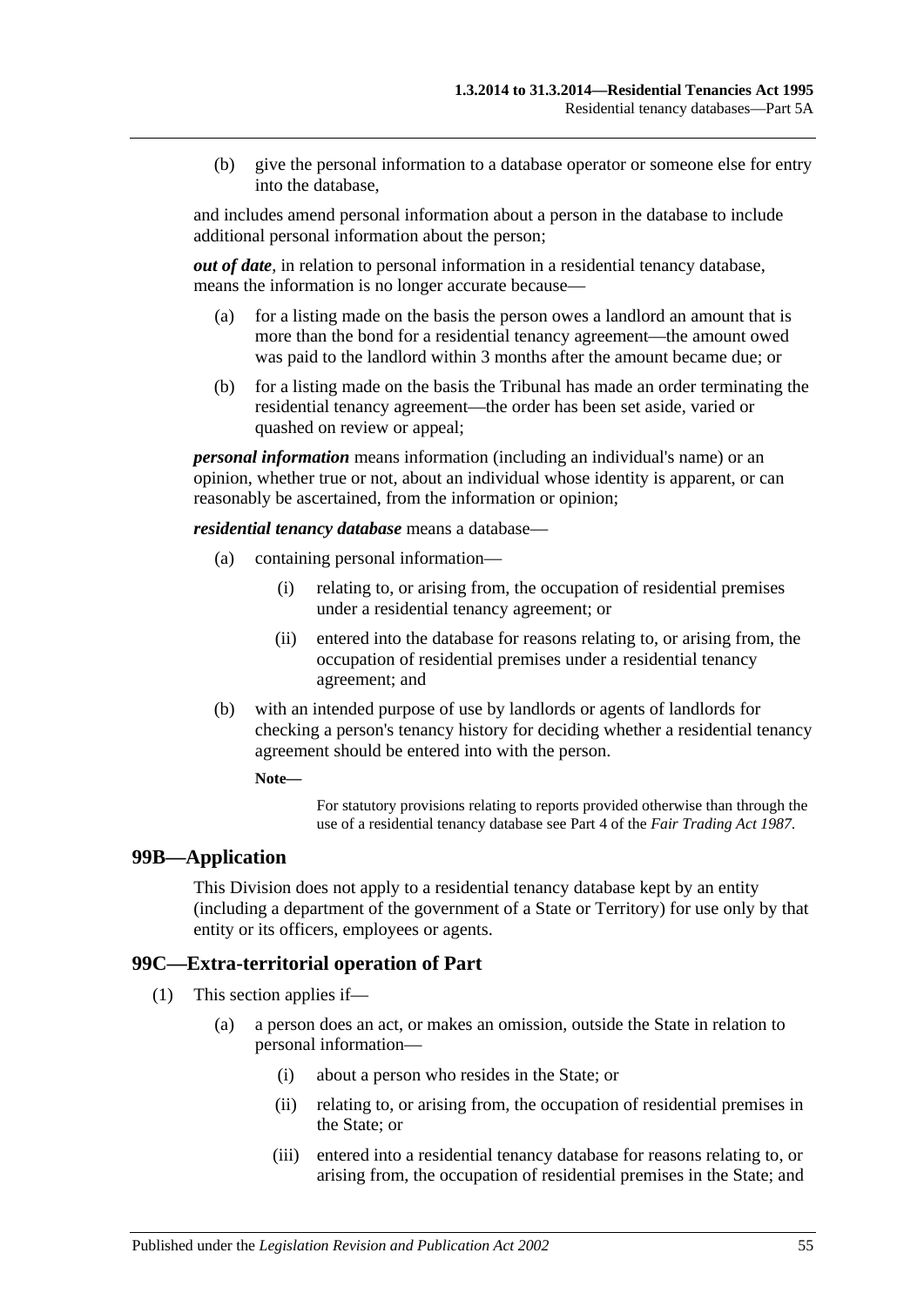(b) give the personal information to a database operator or someone else for entry into the database,

and includes amend personal information about a person in the database to include additional personal information about the person;

***out of date***, in relation to personal information in a residential tenancy database, means the information is no longer accurate because—

(a) for a listing made on the basis the person owes a landlord an amount that is more than the bond for a residential tenancy agreement—the amount owed was paid to the landlord within 3 months after the amount became due; or

(b) for a listing made on the basis the Tribunal has made an order terminating the residential tenancy agreement—the order has been set aside, varied or quashed on review or appeal;

***personal information*** means information (including an individual's name) or an opinion, whether true or not, about an individual whose identity is apparent, or can reasonably be ascertained, from the information or opinion;

***residential tenancy database*** means a database—

(a) containing personal information—

(i) relating to, or arising from, the occupation of residential premises under a residential tenancy agreement; or

(ii) entered into the database for reasons relating to, or arising from, the occupation of residential premises under a residential tenancy agreement; and

(b) with an intended purpose of use by landlords or agents of landlords for checking a person's tenancy history for deciding whether a residential tenancy agreement should be entered into with the person.

**Note—**

For statutory provisions relating to reports provided otherwise than through the use of a residential tenancy database see Part 4 of the *Fair Trading Act 1987*.

## 99B—Application

This Division does not apply to a residential tenancy database kept by an entity (including a department of the government of a State or Territory) for use only by that entity or its officers, employees or agents.

## 99C—Extra-territorial operation of Part

(1) This section applies if—

(a) a person does an act, or makes an omission, outside the State in relation to personal information—

(i) about a person who resides in the State; or

(ii) relating to, or arising from, the occupation of residential premises in the State; or

(iii) entered into a residential tenancy database for reasons relating to, or arising from, the occupation of residential premises in the State; and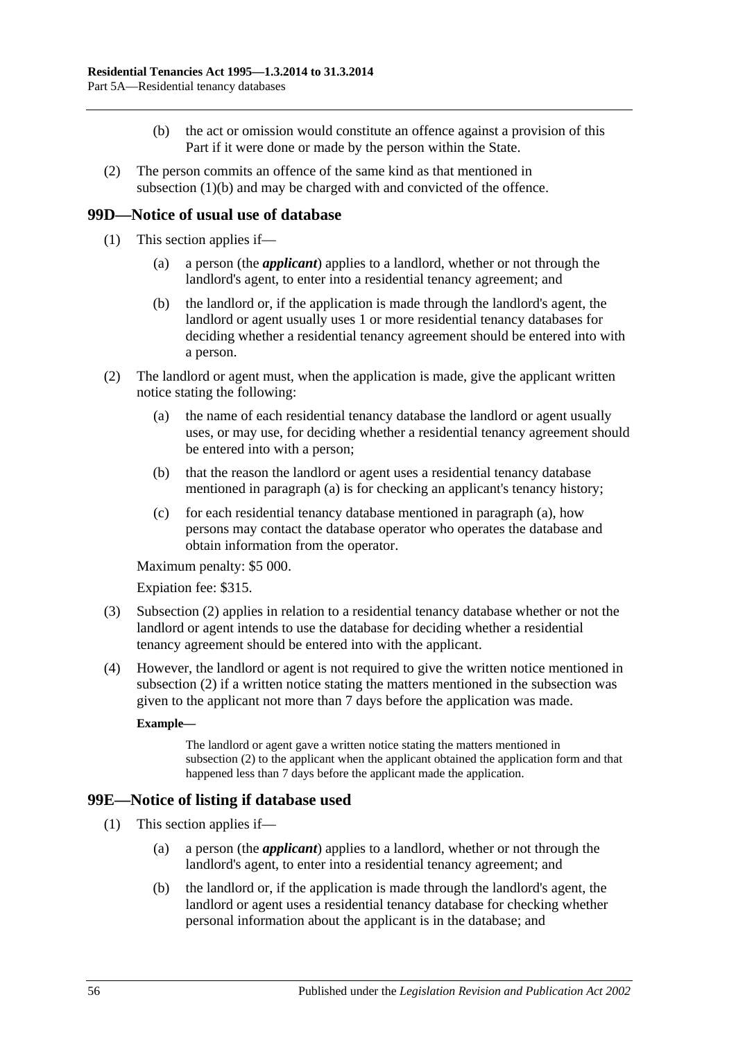(b) the act or omission would constitute an offence against a provision of this Part if it were done or made by the person within the State.

(2) The person commits an offence of the same kind as that mentioned in subsection (1)(b) and may be charged with and convicted of the offence.

## 99D—Notice of usual use of database

(1) This section applies if—

(a) a person (the ***applicant***) applies to a landlord, whether or not through the landlord's agent, to enter into a residential tenancy agreement; and

(b) the landlord or, if the application is made through the landlord's agent, the landlord or agent usually uses 1 or more residential tenancy databases for deciding whether a residential tenancy agreement should be entered into with a person.

(2) The landlord or agent must, when the application is made, give the applicant written notice stating the following:

(a) the name of each residential tenancy database the landlord or agent usually uses, or may use, for deciding whether a residential tenancy agreement should be entered into with a person;

(b) that the reason the landlord or agent uses a residential tenancy database mentioned in paragraph (a) is for checking an applicant's tenancy history;

(c) for each residential tenancy database mentioned in paragraph (a), how persons may contact the database operator who operates the database and obtain information from the operator.

Maximum penalty: $5 000.

Expiation fee: $315.

(3) Subsection (2) applies in relation to a residential tenancy database whether or not the landlord or agent intends to use the database for deciding whether a residential tenancy agreement should be entered into with the applicant.

(4) However, the landlord or agent is not required to give the written notice mentioned in subsection (2) if a written notice stating the matters mentioned in the subsection was given to the applicant not more than 7 days before the application was made.

**Example—**

The landlord or agent gave a written notice stating the matters mentioned in subsection (2) to the applicant when the applicant obtained the application form and that happened less than 7 days before the applicant made the application.

## 99E—Notice of listing if database used

(1) This section applies if—

(a) a person (the ***applicant***) applies to a landlord, whether or not through the landlord's agent, to enter into a residential tenancy agreement; and

(b) the landlord or, if the application is made through the landlord's agent, the landlord or agent uses a residential tenancy database for checking whether personal information about the applicant is in the database; and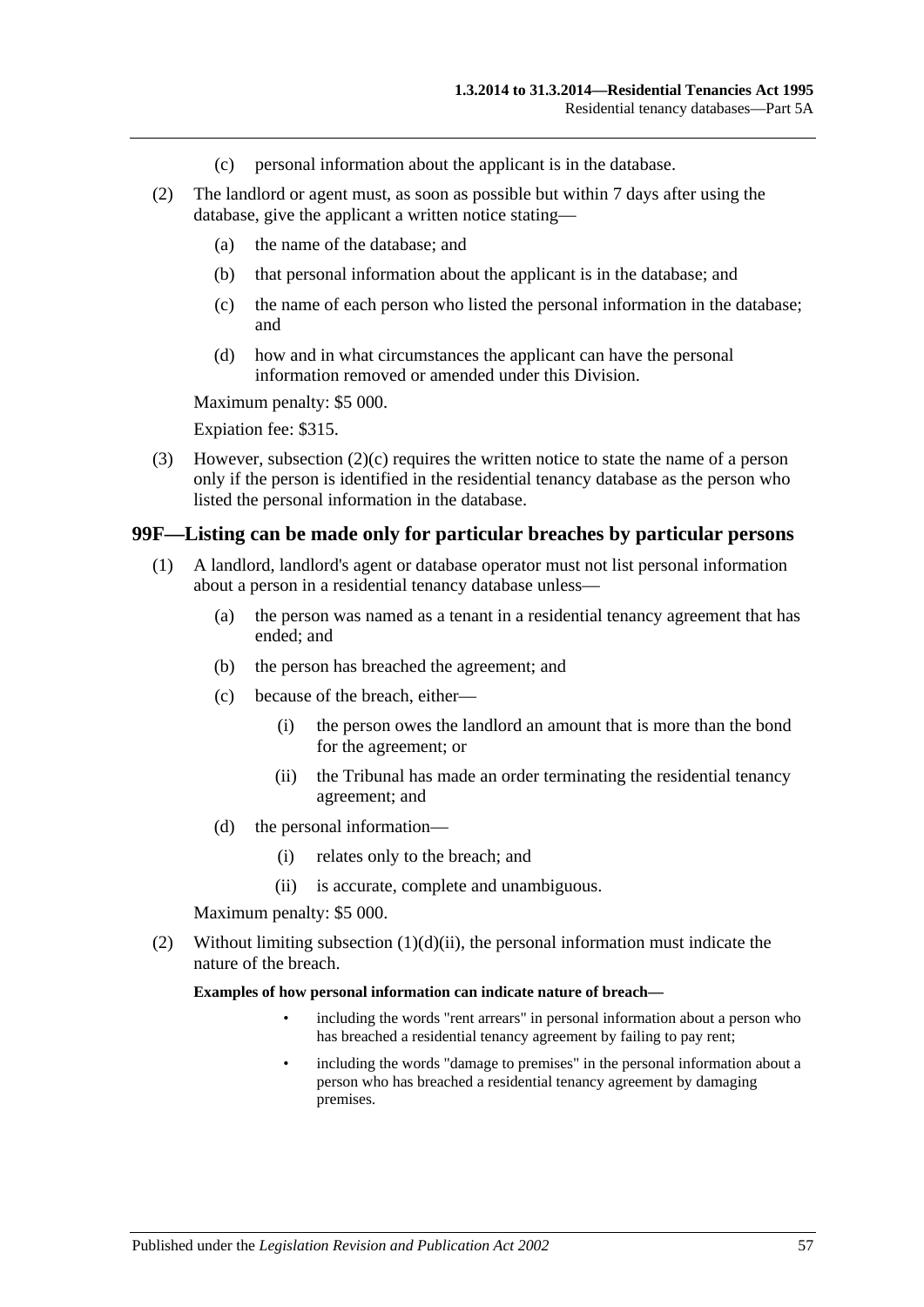(c) personal information about the applicant is in the database.

(2) The landlord or agent must, as soon as possible but within 7 days after using the database, give the applicant a written notice stating—

(a) the name of the database; and

(b) that personal information about the applicant is in the database; and

(c) the name of each person who listed the personal information in the database; and

(d) how and in what circumstances the applicant can have the personal information removed or amended under this Division.

Maximum penalty: $5 000.

Expiation fee: $315.

(3) However, subsection (2)(c) requires the written notice to state the name of a person only if the person is identified in the residential tenancy database as the person who listed the personal information in the database.

## 99F—Listing can be made only for particular breaches by particular persons

(1) A landlord, landlord's agent or database operator must not list personal information about a person in a residential tenancy database unless—

(a) the person was named as a tenant in a residential tenancy agreement that has ended; and

(b) the person has breached the agreement; and

(c) because of the breach, either—

(i) the person owes the landlord an amount that is more than the bond for the agreement; or

(ii) the Tribunal has made an order terminating the residential tenancy agreement; and

(d) the personal information—

(i) relates only to the breach; and

(ii) is accurate, complete and unambiguous.

Maximum penalty: $5 000.

(2) Without limiting subsection (1)(d)(ii), the personal information must indicate the nature of the breach.

**Examples of how personal information can indicate nature of breach—**

- including the words "rent arrears" in personal information about a person who has breached a residential tenancy agreement by failing to pay rent;
- including the words "damage to premises" in the personal information about a person who has breached a residential tenancy agreement by damaging premises.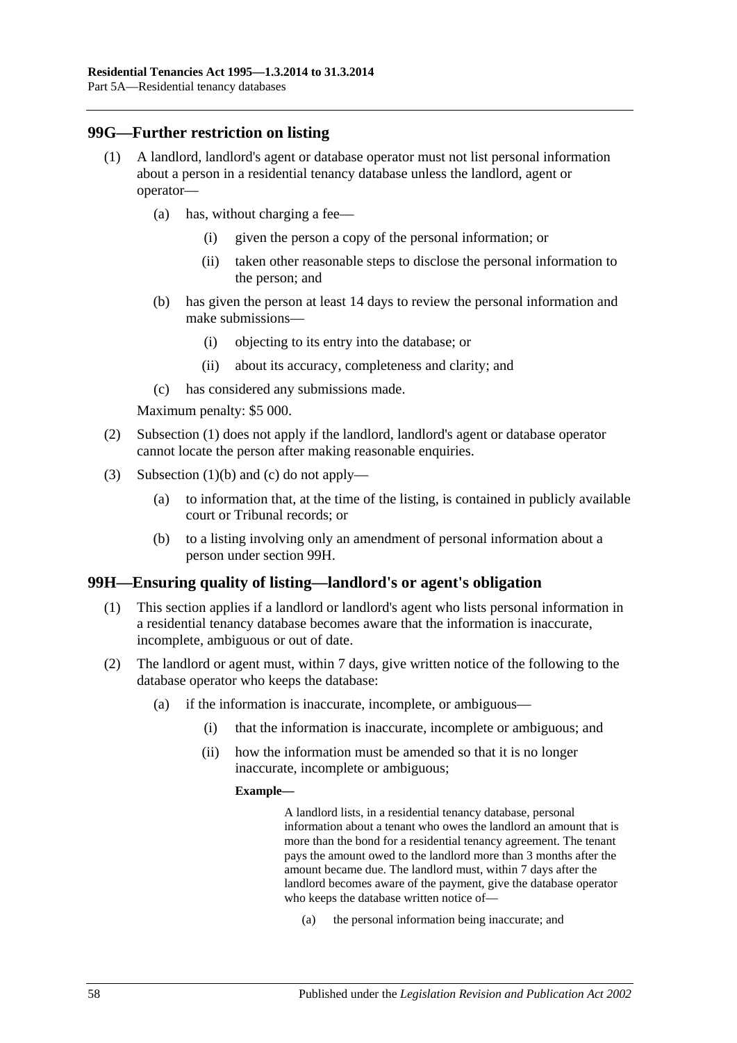## 99G—Further restriction on listing

(1) A landlord, landlord's agent or database operator must not list personal information about a person in a residential tenancy database unless the landlord, agent or operator—

- (a) has, without charging a fee—
  - (i) given the person a copy of the personal information; or
  - (ii) taken other reasonable steps to disclose the personal information to the person; and
- (b) has given the person at least 14 days to review the personal information and make submissions—
  - (i) objecting to its entry into the database; or
  - (ii) about its accuracy, completeness and clarity; and
- (c) has considered any submissions made.

Maximum penalty: $5 000.

(2) Subsection (1) does not apply if the landlord, landlord's agent or database operator cannot locate the person after making reasonable enquiries.

(3) Subsection (1)(b) and (c) do not apply—

- (a) to information that, at the time of the listing, is contained in publicly available court or Tribunal records; or
- (b) to a listing involving only an amendment of personal information about a person under section 99H.

## 99H—Ensuring quality of listing—landlord's or agent's obligation

(1) This section applies if a landlord or landlord's agent who lists personal information in a residential tenancy database becomes aware that the information is inaccurate, incomplete, ambiguous or out of date.

(2) The landlord or agent must, within 7 days, give written notice of the following to the database operator who keeps the database:

- (a) if the information is inaccurate, incomplete, or ambiguous—
  - (i) that the information is inaccurate, incomplete or ambiguous; and
  - (ii) how the information must be amended so that it is no longer inaccurate, incomplete or ambiguous;

**Example—**

A landlord lists, in a residential tenancy database, personal information about a tenant who owes the landlord an amount that is more than the bond for a residential tenancy agreement. The tenant pays the amount owed to the landlord more than 3 months after the amount became due. The landlord must, within 7 days after the landlord becomes aware of the payment, give the database operator who keeps the database written notice of—

- (a) the personal information being inaccurate; and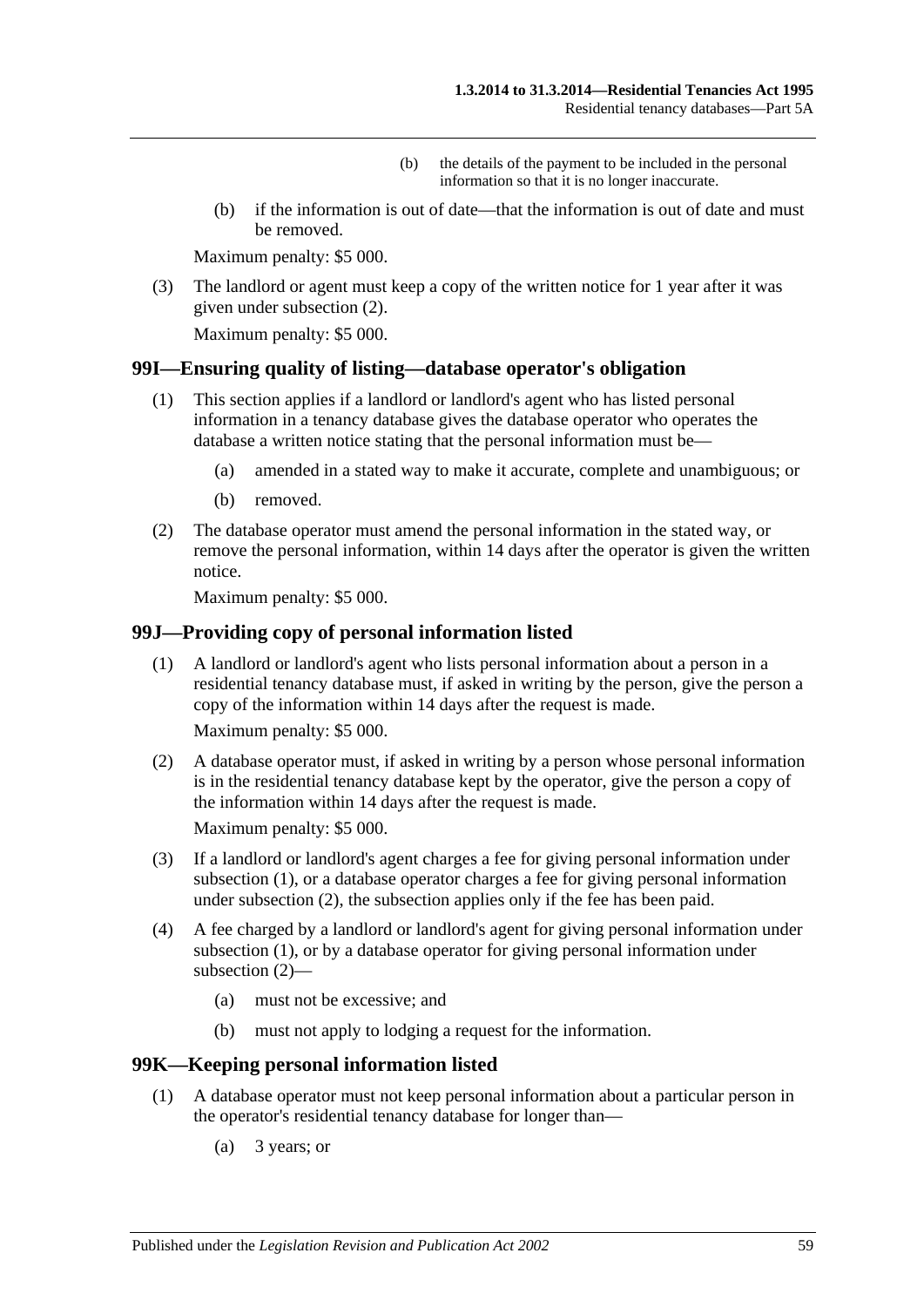(b) the details of the payment to be included in the personal information so that it is no longer inaccurate.

(b) if the information is out of date—that the information is out of date and must be removed.

Maximum penalty: $5 000.

(3) The landlord or agent must keep a copy of the written notice for 1 year after it was given under subsection (2).

Maximum penalty: $5 000.

## 99I—Ensuring quality of listing—database operator's obligation

(1) This section applies if a landlord or landlord's agent who has listed personal information in a tenancy database gives the database operator who operates the database a written notice stating that the personal information must be—

(a) amended in a stated way to make it accurate, complete and unambiguous; or

(b) removed.

(2) The database operator must amend the personal information in the stated way, or remove the personal information, within 14 days after the operator is given the written notice.

Maximum penalty: $5 000.

## 99J—Providing copy of personal information listed

(1) A landlord or landlord's agent who lists personal information about a person in a residential tenancy database must, if asked in writing by the person, give the person a copy of the information within 14 days after the request is made.

Maximum penalty: $5 000.

(2) A database operator must, if asked in writing by a person whose personal information is in the residential tenancy database kept by the operator, give the person a copy of the information within 14 days after the request is made.

Maximum penalty: $5 000.

(3) If a landlord or landlord's agent charges a fee for giving personal information under subsection (1), or a database operator charges a fee for giving personal information under subsection (2), the subsection applies only if the fee has been paid.

(4) A fee charged by a landlord or landlord's agent for giving personal information under subsection (1), or by a database operator for giving personal information under subsection (2)—

(a) must not be excessive; and

(b) must not apply to lodging a request for the information.

## 99K—Keeping personal information listed

(1) A database operator must not keep personal information about a particular person in the operator's residential tenancy database for longer than—

(a) 3 years; or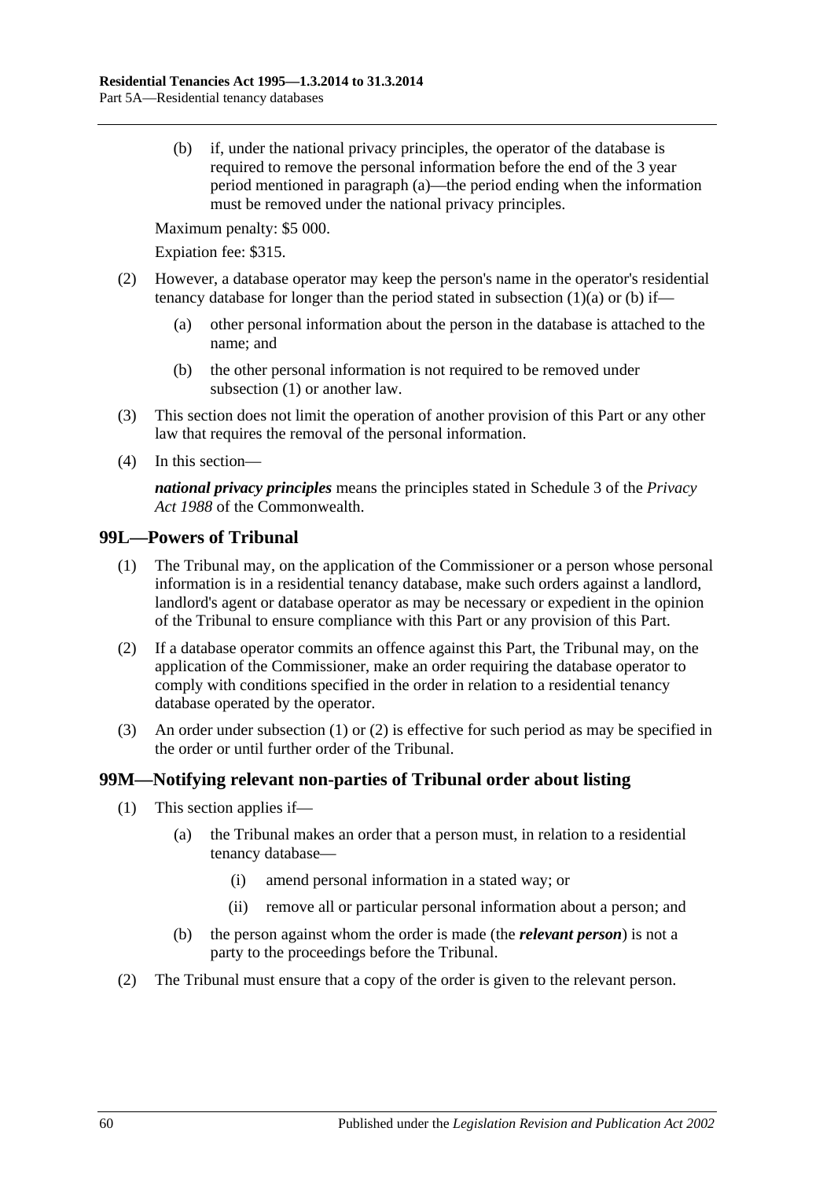(b) if, under the national privacy principles, the operator of the database is required to remove the personal information before the end of the 3 year period mentioned in paragraph (a)—the period ending when the information must be removed under the national privacy principles.

Maximum penalty: $5 000.

Expiation fee: $315.

(2) However, a database operator may keep the person's name in the operator's residential tenancy database for longer than the period stated in subsection (1)(a) or (b) if—

(a) other personal information about the person in the database is attached to the name; and

(b) the other personal information is not required to be removed under subsection (1) or another law.

(3) This section does not limit the operation of another provision of this Part or any other law that requires the removal of the personal information.

(4) In this section—

***national privacy principles*** means the principles stated in Schedule 3 of the *Privacy Act 1988* of the Commonwealth.

## 99L—Powers of Tribunal

(1) The Tribunal may, on the application of the Commissioner or a person whose personal information is in a residential tenancy database, make such orders against a landlord, landlord's agent or database operator as may be necessary or expedient in the opinion of the Tribunal to ensure compliance with this Part or any provision of this Part.

(2) If a database operator commits an offence against this Part, the Tribunal may, on the application of the Commissioner, make an order requiring the database operator to comply with conditions specified in the order in relation to a residential tenancy database operated by the operator.

(3) An order under subsection (1) or (2) is effective for such period as may be specified in the order or until further order of the Tribunal.

## 99M—Notifying relevant non-parties of Tribunal order about listing

(1) This section applies if—

(a) the Tribunal makes an order that a person must, in relation to a residential tenancy database—

(i) amend personal information in a stated way; or

(ii) remove all or particular personal information about a person; and

(b) the person against whom the order is made (the ***relevant person***) is not a party to the proceedings before the Tribunal.

(2) The Tribunal must ensure that a copy of the order is given to the relevant person.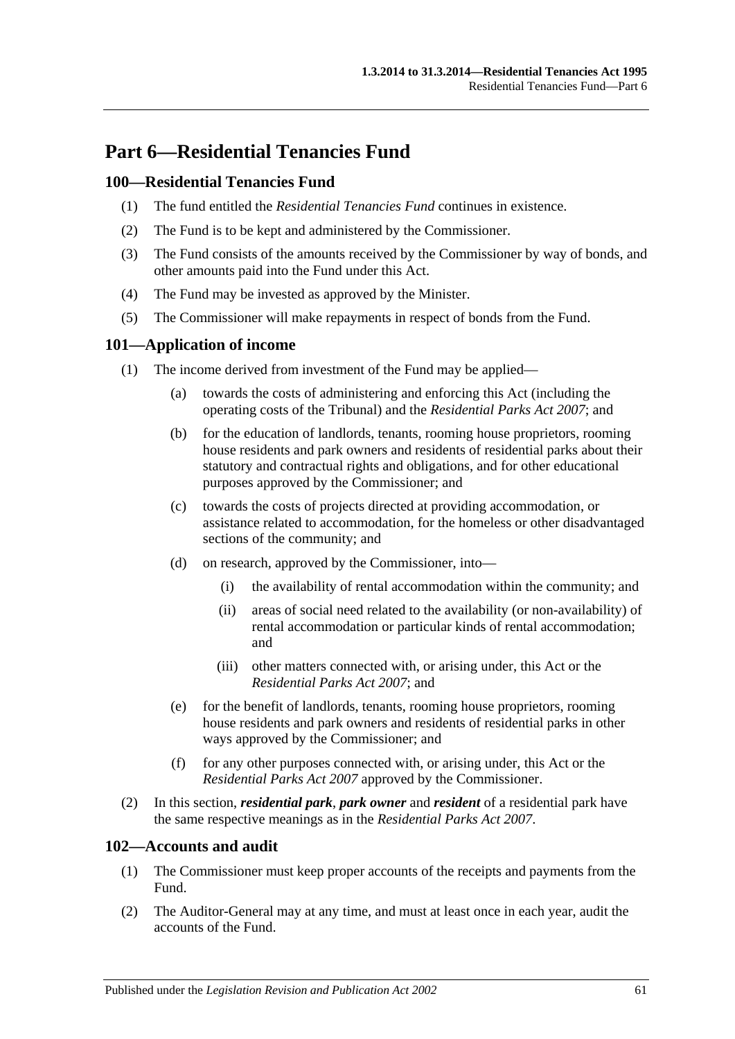# Part 6—Residential Tenancies Fund

## 100—Residential Tenancies Fund

(1) The fund entitled the *Residential Tenancies Fund* continues in existence.

(2) The Fund is to be kept and administered by the Commissioner.

(3) The Fund consists of the amounts received by the Commissioner by way of bonds, and other amounts paid into the Fund under this Act.

(4) The Fund may be invested as approved by the Minister.

(5) The Commissioner will make repayments in respect of bonds from the Fund.

## 101—Application of income

(1) The income derived from investment of the Fund may be applied—

(a) towards the costs of administering and enforcing this Act (including the operating costs of the Tribunal) and the *Residential Parks Act 2007*; and

(b) for the education of landlords, tenants, rooming house proprietors, rooming house residents and park owners and residents of residential parks about their statutory and contractual rights and obligations, and for other educational purposes approved by the Commissioner; and

(c) towards the costs of projects directed at providing accommodation, or assistance related to accommodation, for the homeless or other disadvantaged sections of the community; and

(d) on research, approved by the Commissioner, into—

(i) the availability of rental accommodation within the community; and

(ii) areas of social need related to the availability (or non-availability) of rental accommodation or particular kinds of rental accommodation; and

(iii) other matters connected with, or arising under, this Act or the *Residential Parks Act 2007*; and

(e) for the benefit of landlords, tenants, rooming house proprietors, rooming house residents and park owners and residents of residential parks in other ways approved by the Commissioner; and

(f) for any other purposes connected with, or arising under, this Act or the *Residential Parks Act 2007* approved by the Commissioner.

(2) In this section, ***residential park***, ***park owner*** and ***resident*** of a residential park have the same respective meanings as in the *Residential Parks Act 2007*.

## 102—Accounts and audit

(1) The Commissioner must keep proper accounts of the receipts and payments from the Fund.

(2) The Auditor-General may at any time, and must at least once in each year, audit the accounts of the Fund.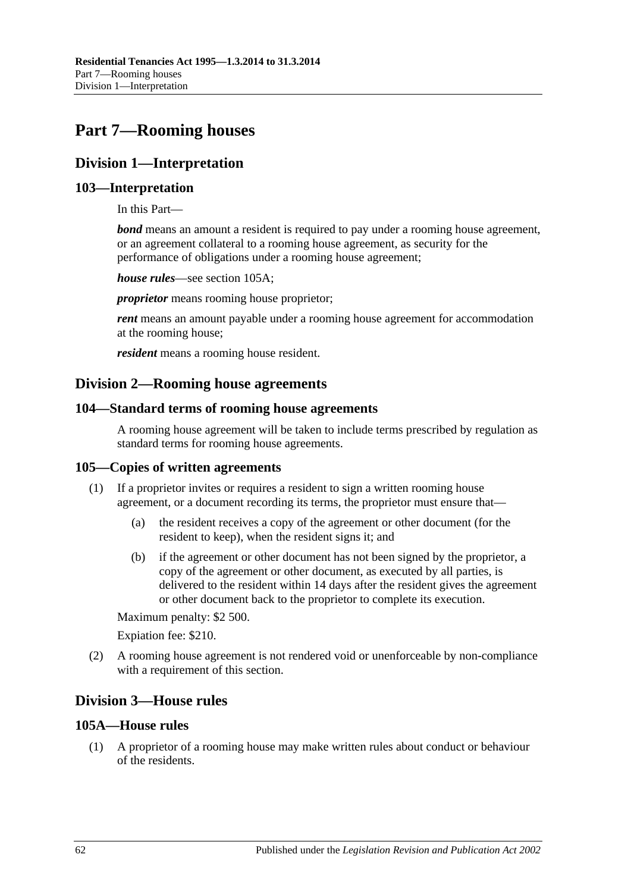# Part 7—Rooming houses

## Division 1—Interpretation

### 103—Interpretation

In this Part—

***bond*** means an amount a resident is required to pay under a rooming house agreement, or an agreement collateral to a rooming house agreement, as security for the performance of obligations under a rooming house agreement;

***house rules***—see section 105A;

***proprietor*** means rooming house proprietor;

***rent*** means an amount payable under a rooming house agreement for accommodation at the rooming house;

***resident*** means a rooming house resident.

## Division 2—Rooming house agreements

### 104—Standard terms of rooming house agreements

A rooming house agreement will be taken to include terms prescribed by regulation as standard terms for rooming house agreements.

### 105—Copies of written agreements

(1) If a proprietor invites or requires a resident to sign a written rooming house agreement, or a document recording its terms, the proprietor must ensure that—

(a) the resident receives a copy of the agreement or other document (for the resident to keep), when the resident signs it; and

(b) if the agreement or other document has not been signed by the proprietor, a copy of the agreement or other document, as executed by all parties, is delivered to the resident within 14 days after the resident gives the agreement or other document back to the proprietor to complete its execution.

Maximum penalty: $2 500.

Expiation fee: $210.

(2) A rooming house agreement is not rendered void or unenforceable by non-compliance with a requirement of this section.

## Division 3—House rules

### 105A—House rules

(1) A proprietor of a rooming house may make written rules about conduct or behaviour of the residents.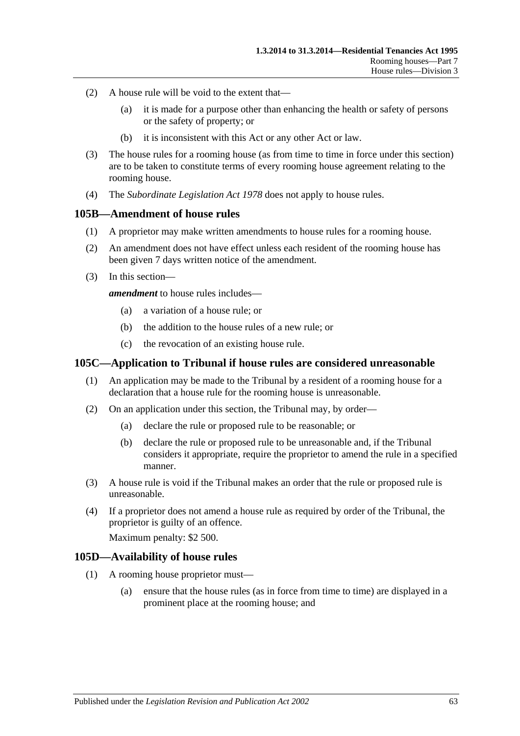(2) A house rule will be void to the extent that—

(a) it is made for a purpose other than enhancing the health or safety of persons or the safety of property; or

(b) it is inconsistent with this Act or any other Act or law.

(3) The house rules for a rooming house (as from time to time in force under this section) are to be taken to constitute terms of every rooming house agreement relating to the rooming house.

(4) The *Subordinate Legislation Act 1978* does not apply to house rules.

## 105B—Amendment of house rules

(1) A proprietor may make written amendments to house rules for a rooming house.

(2) An amendment does not have effect unless each resident of the rooming house has been given 7 days written notice of the amendment.

(3) In this section—

***amendment*** to house rules includes—

(a) a variation of a house rule; or

(b) the addition to the house rules of a new rule; or

(c) the revocation of an existing house rule.

## 105C—Application to Tribunal if house rules are considered unreasonable

(1) An application may be made to the Tribunal by a resident of a rooming house for a declaration that a house rule for the rooming house is unreasonable.

(2) On an application under this section, the Tribunal may, by order—

(a) declare the rule or proposed rule to be reasonable; or

(b) declare the rule or proposed rule to be unreasonable and, if the Tribunal considers it appropriate, require the proprietor to amend the rule in a specified manner.

(3) A house rule is void if the Tribunal makes an order that the rule or proposed rule is unreasonable.

(4) If a proprietor does not amend a house rule as required by order of the Tribunal, the proprietor is guilty of an offence.

Maximum penalty: $2 500.

## 105D—Availability of house rules

(1) A rooming house proprietor must—

(a) ensure that the house rules (as in force from time to time) are displayed in a prominent place at the rooming house; and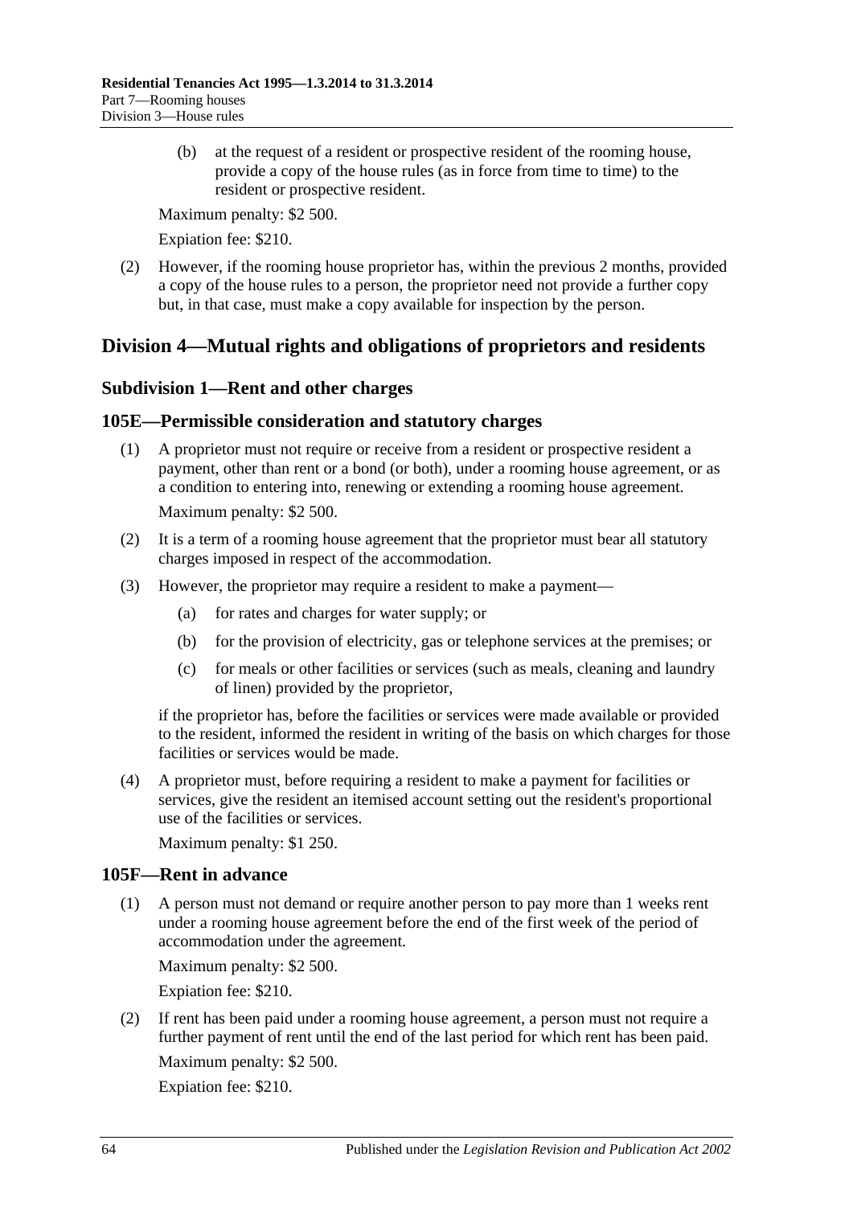(b) at the request of a resident or prospective resident of the rooming house, provide a copy of the house rules (as in force from time to time) to the resident or prospective resident.

Maximum penalty: $2 500.

Expiation fee: $210.

(2) However, if the rooming house proprietor has, within the previous 2 months, provided a copy of the house rules to a person, the proprietor need not provide a further copy but, in that case, must make a copy available for inspection by the person.

## Division 4—Mutual rights and obligations of proprietors and residents

### Subdivision 1—Rent and other charges

### 105E—Permissible consideration and statutory charges

(1) A proprietor must not require or receive from a resident or prospective resident a payment, other than rent or a bond (or both), under a rooming house agreement, or as a condition to entering into, renewing or extending a rooming house agreement.

Maximum penalty: $2 500.

(2) It is a term of a rooming house agreement that the proprietor must bear all statutory charges imposed in respect of the accommodation.

(3) However, the proprietor may require a resident to make a payment—

(a) for rates and charges for water supply; or

(b) for the provision of electricity, gas or telephone services at the premises; or

(c) for meals or other facilities or services (such as meals, cleaning and laundry of linen) provided by the proprietor,

if the proprietor has, before the facilities or services were made available or provided to the resident, informed the resident in writing of the basis on which charges for those facilities or services would be made.

(4) A proprietor must, before requiring a resident to make a payment for facilities or services, give the resident an itemised account setting out the resident's proportional use of the facilities or services.

Maximum penalty: $1 250.

### 105F—Rent in advance

(1) A person must not demand or require another person to pay more than 1 weeks rent under a rooming house agreement before the end of the first week of the period of accommodation under the agreement.

Maximum penalty: $2 500.

Expiation fee: $210.

(2) If rent has been paid under a rooming house agreement, a person must not require a further payment of rent until the end of the last period for which rent has been paid.

Maximum penalty: $2 500.

Expiation fee: $210.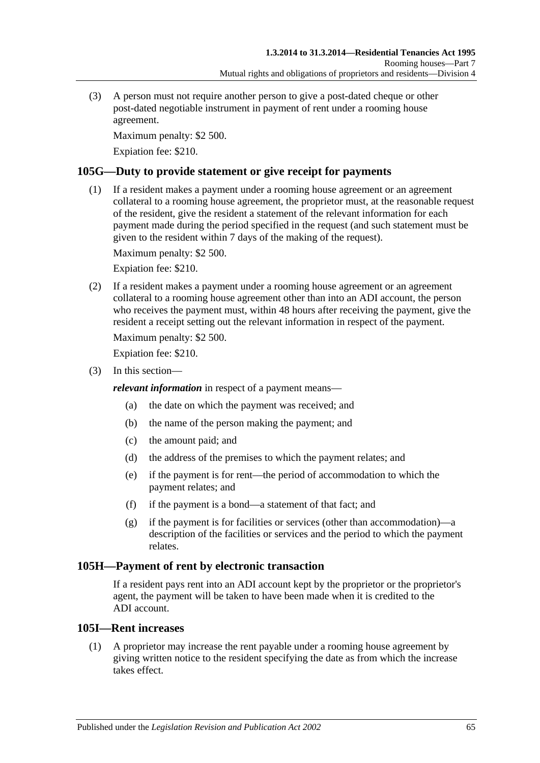(3) A person must not require another person to give a post-dated cheque or other post-dated negotiable instrument in payment of rent under a rooming house agreement.

Maximum penalty: $2 500.

Expiation fee: $210.

## 105G—Duty to provide statement or give receipt for payments

(1) If a resident makes a payment under a rooming house agreement or an agreement collateral to a rooming house agreement, the proprietor must, at the reasonable request of the resident, give the resident a statement of the relevant information for each payment made during the period specified in the request (and such statement must be given to the resident within 7 days of the making of the request).

Maximum penalty: $2 500.

Expiation fee: $210.

(2) If a resident makes a payment under a rooming house agreement or an agreement collateral to a rooming house agreement other than into an ADI account, the person who receives the payment must, within 48 hours after receiving the payment, give the resident a receipt setting out the relevant information in respect of the payment.

Maximum penalty: $2 500.

Expiation fee: $210.

(3) In this section—

***relevant information*** in respect of a payment means—

(a) the date on which the payment was received; and

(b) the name of the person making the payment; and

(c) the amount paid; and

(d) the address of the premises to which the payment relates; and

(e) if the payment is for rent—the period of accommodation to which the payment relates; and

(f) if the payment is a bond—a statement of that fact; and

(g) if the payment is for facilities or services (other than accommodation)—a description of the facilities or services and the period to which the payment relates.

## 105H—Payment of rent by electronic transaction

If a resident pays rent into an ADI account kept by the proprietor or the proprietor's agent, the payment will be taken to have been made when it is credited to the ADI account.

## 105I—Rent increases

(1) A proprietor may increase the rent payable under a rooming house agreement by giving written notice to the resident specifying the date as from which the increase takes effect.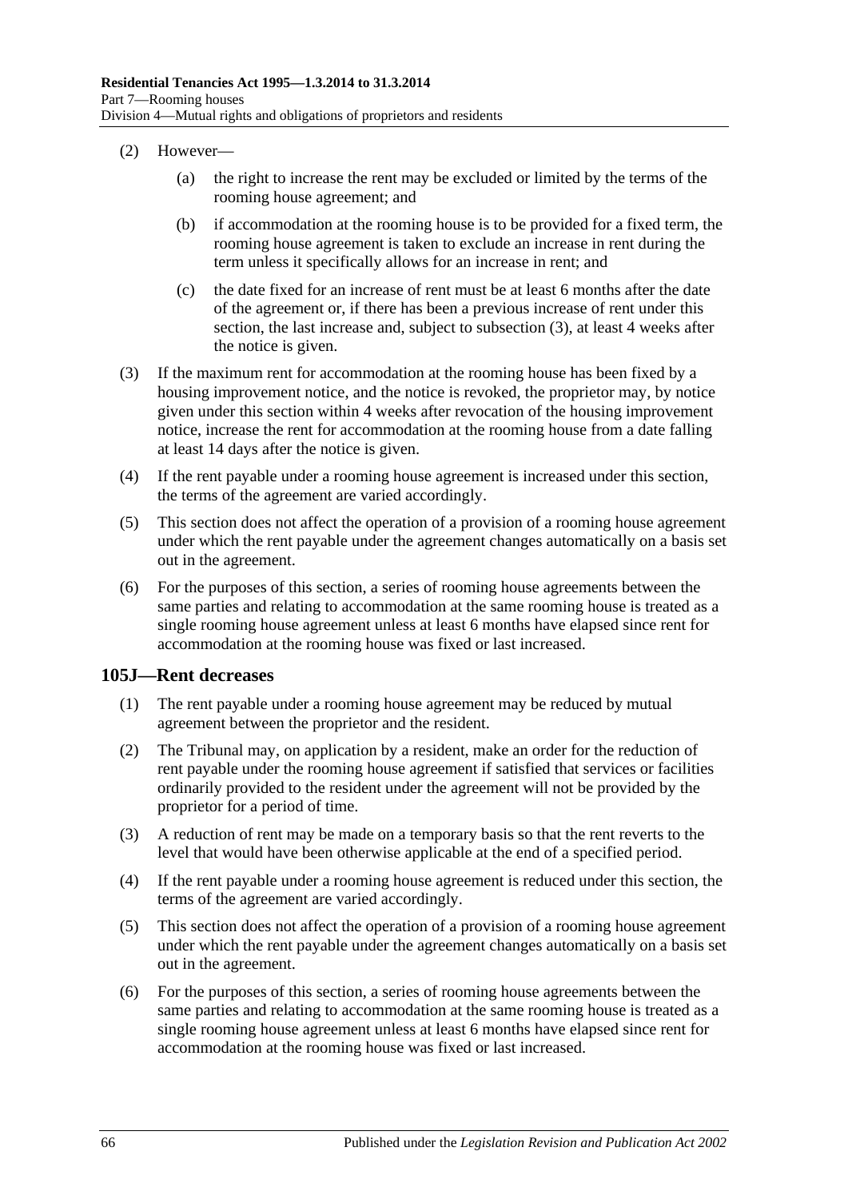(2) However—

(a) the right to increase the rent may be excluded or limited by the terms of the rooming house agreement; and

(b) if accommodation at the rooming house is to be provided for a fixed term, the rooming house agreement is taken to exclude an increase in rent during the term unless it specifically allows for an increase in rent; and

(c) the date fixed for an increase of rent must be at least 6 months after the date of the agreement or, if there has been a previous increase of rent under this section, the last increase and, subject to subsection (3), at least 4 weeks after the notice is given.

(3) If the maximum rent for accommodation at the rooming house has been fixed by a housing improvement notice, and the notice is revoked, the proprietor may, by notice given under this section within 4 weeks after revocation of the housing improvement notice, increase the rent for accommodation at the rooming house from a date falling at least 14 days after the notice is given.

(4) If the rent payable under a rooming house agreement is increased under this section, the terms of the agreement are varied accordingly.

(5) This section does not affect the operation of a provision of a rooming house agreement under which the rent payable under the agreement changes automatically on a basis set out in the agreement.

(6) For the purposes of this section, a series of rooming house agreements between the same parties and relating to accommodation at the same rooming house is treated as a single rooming house agreement unless at least 6 months have elapsed since rent for accommodation at the rooming house was fixed or last increased.

## 105J—Rent decreases

(1) The rent payable under a rooming house agreement may be reduced by mutual agreement between the proprietor and the resident.

(2) The Tribunal may, on application by a resident, make an order for the reduction of rent payable under the rooming house agreement if satisfied that services or facilities ordinarily provided to the resident under the agreement will not be provided by the proprietor for a period of time.

(3) A reduction of rent may be made on a temporary basis so that the rent reverts to the level that would have been otherwise applicable at the end of a specified period.

(4) If the rent payable under a rooming house agreement is reduced under this section, the terms of the agreement are varied accordingly.

(5) This section does not affect the operation of a provision of a rooming house agreement under which the rent payable under the agreement changes automatically on a basis set out in the agreement.

(6) For the purposes of this section, a series of rooming house agreements between the same parties and relating to accommodation at the same rooming house is treated as a single rooming house agreement unless at least 6 months have elapsed since rent for accommodation at the rooming house was fixed or last increased.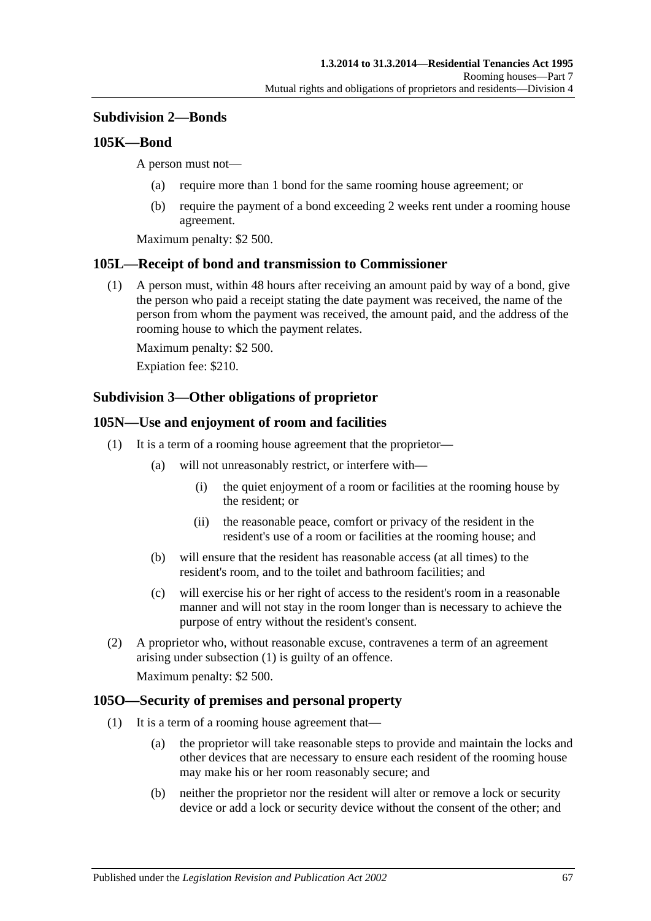### Subdivision 2—Bonds

#### 105K—Bond

A person must not—

(a) require more than 1 bond for the same rooming house agreement; or

(b) require the payment of a bond exceeding 2 weeks rent under a rooming house agreement.

Maximum penalty: $2 500.

#### 105L—Receipt of bond and transmission to Commissioner

(1) A person must, within 48 hours after receiving an amount paid by way of a bond, give the person who paid a receipt stating the date payment was received, the name of the person from whom the payment was received, the amount paid, and the address of the rooming house to which the payment relates.

Maximum penalty: $2 500.

Expiation fee: $210.

### Subdivision 3—Other obligations of proprietor

#### 105N—Use and enjoyment of room and facilities

(1) It is a term of a rooming house agreement that the proprietor—

(a) will not unreasonably restrict, or interfere with—

(i) the quiet enjoyment of a room or facilities at the rooming house by the resident; or

(ii) the reasonable peace, comfort or privacy of the resident in the resident's use of a room or facilities at the rooming house; and

(b) will ensure that the resident has reasonable access (at all times) to the resident's room, and to the toilet and bathroom facilities; and

(c) will exercise his or her right of access to the resident's room in a reasonable manner and will not stay in the room longer than is necessary to achieve the purpose of entry without the resident's consent.

(2) A proprietor who, without reasonable excuse, contravenes a term of an agreement arising under subsection (1) is guilty of an offence.

Maximum penalty: $2 500.

#### 105O—Security of premises and personal property

(1) It is a term of a rooming house agreement that—

(a) the proprietor will take reasonable steps to provide and maintain the locks and other devices that are necessary to ensure each resident of the rooming house may make his or her room reasonably secure; and

(b) neither the proprietor nor the resident will alter or remove a lock or security device or add a lock or security device without the consent of the other; and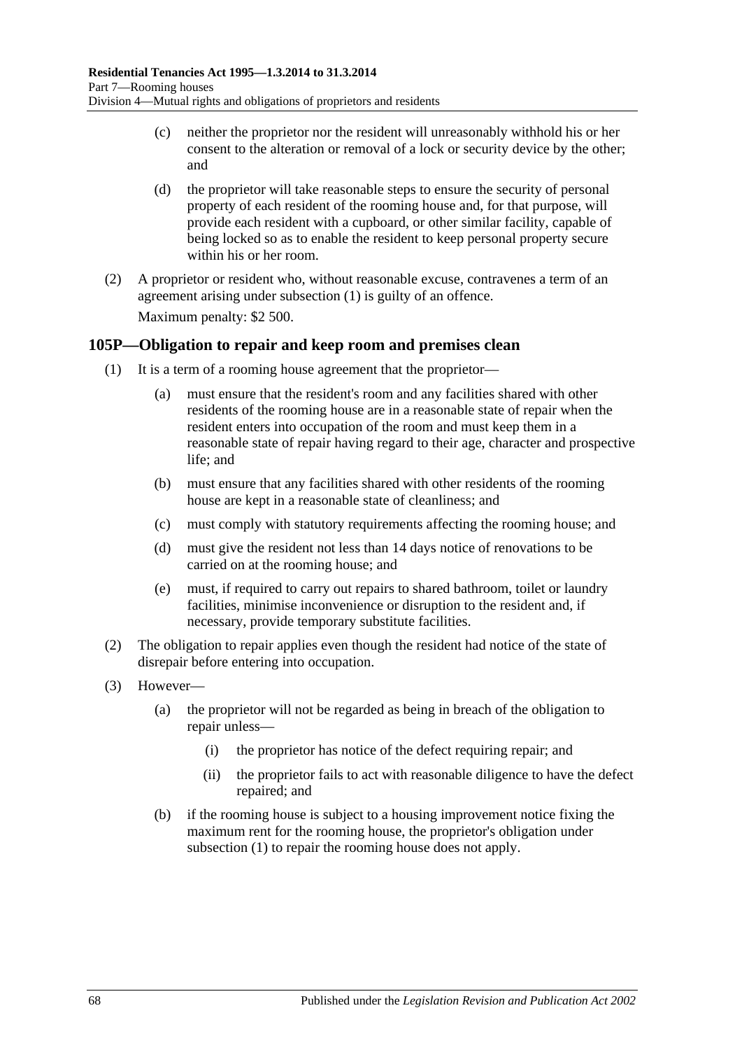(c) neither the proprietor nor the resident will unreasonably withhold his or her consent to the alteration or removal of a lock or security device by the other; and

(d) the proprietor will take reasonable steps to ensure the security of personal property of each resident of the rooming house and, for that purpose, will provide each resident with a cupboard, or other similar facility, capable of being locked so as to enable the resident to keep personal property secure within his or her room.

(2) A proprietor or resident who, without reasonable excuse, contravenes a term of an agreement arising under subsection (1) is guilty of an offence.

Maximum penalty: $2 500.

## 105P—Obligation to repair and keep room and premises clean

(1) It is a term of a rooming house agreement that the proprietor—

(a) must ensure that the resident's room and any facilities shared with other residents of the rooming house are in a reasonable state of repair when the resident enters into occupation of the room and must keep them in a reasonable state of repair having regard to their age, character and prospective life; and

(b) must ensure that any facilities shared with other residents of the rooming house are kept in a reasonable state of cleanliness; and

(c) must comply with statutory requirements affecting the rooming house; and

(d) must give the resident not less than 14 days notice of renovations to be carried on at the rooming house; and

(e) must, if required to carry out repairs to shared bathroom, toilet or laundry facilities, minimise inconvenience or disruption to the resident and, if necessary, provide temporary substitute facilities.

(2) The obligation to repair applies even though the resident had notice of the state of disrepair before entering into occupation.

(3) However—

(a) the proprietor will not be regarded as being in breach of the obligation to repair unless—

(i) the proprietor has notice of the defect requiring repair; and

(ii) the proprietor fails to act with reasonable diligence to have the defect repaired; and

(b) if the rooming house is subject to a housing improvement notice fixing the maximum rent for the rooming house, the proprietor's obligation under subsection (1) to repair the rooming house does not apply.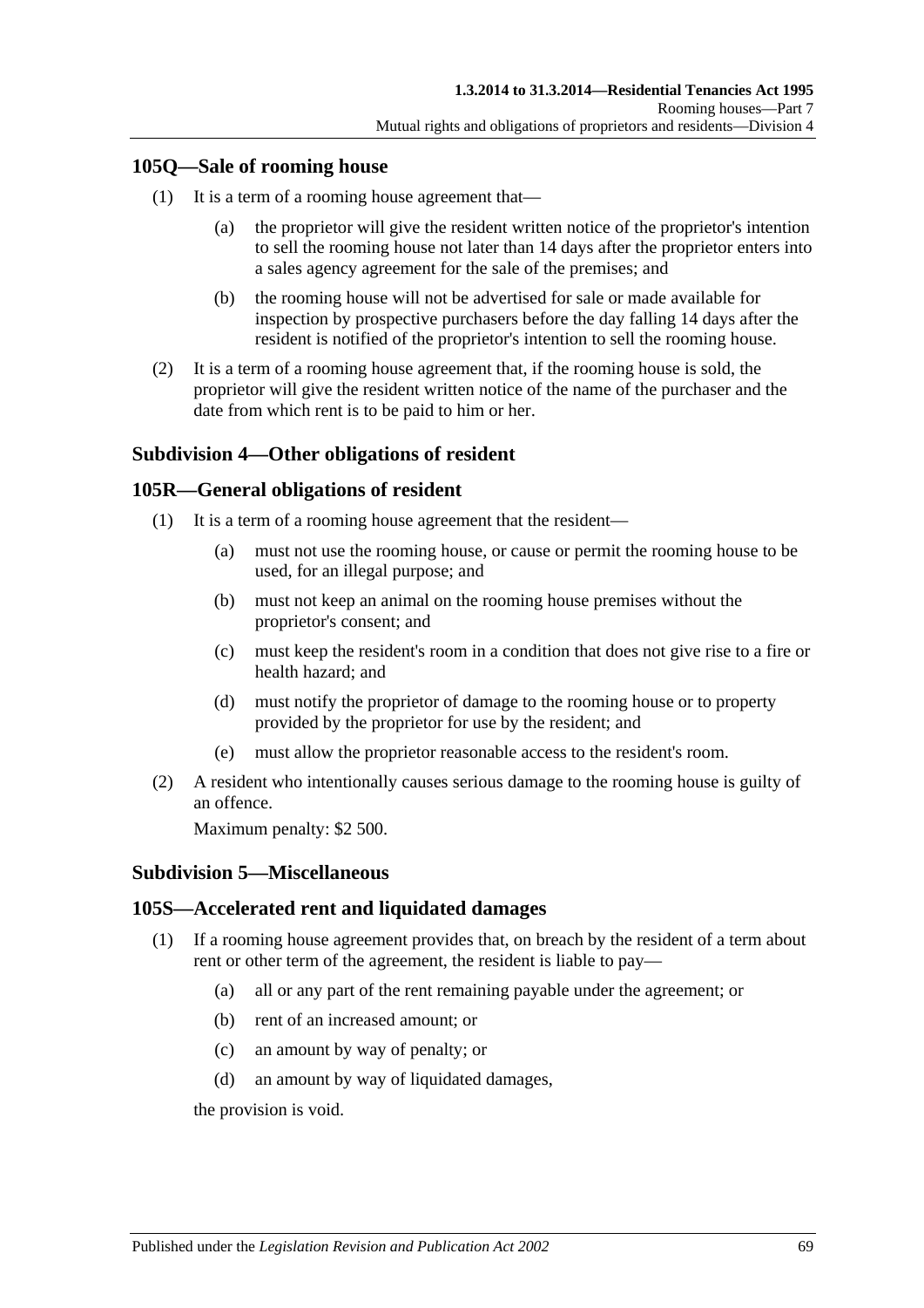## 105Q—Sale of rooming house

(1) It is a term of a rooming house agreement that—

(a) the proprietor will give the resident written notice of the proprietor's intention to sell the rooming house not later than 14 days after the proprietor enters into a sales agency agreement for the sale of the premises; and

(b) the rooming house will not be advertised for sale or made available for inspection by prospective purchasers before the day falling 14 days after the resident is notified of the proprietor's intention to sell the rooming house.

(2) It is a term of a rooming house agreement that, if the rooming house is sold, the proprietor will give the resident written notice of the name of the purchaser and the date from which rent is to be paid to him or her.

### Subdivision 4—Other obligations of resident

## 105R—General obligations of resident

(1) It is a term of a rooming house agreement that the resident—

(a) must not use the rooming house, or cause or permit the rooming house to be used, for an illegal purpose; and

(b) must not keep an animal on the rooming house premises without the proprietor's consent; and

(c) must keep the resident's room in a condition that does not give rise to a fire or health hazard; and

(d) must notify the proprietor of damage to the rooming house or to property provided by the proprietor for use by the resident; and

(e) must allow the proprietor reasonable access to the resident's room.

(2) A resident who intentionally causes serious damage to the rooming house is guilty of an offence.

Maximum penalty: $2 500.

### Subdivision 5—Miscellaneous

## 105S—Accelerated rent and liquidated damages

(1) If a rooming house agreement provides that, on breach by the resident of a term about rent or other term of the agreement, the resident is liable to pay—

(a) all or any part of the rent remaining payable under the agreement; or

(b) rent of an increased amount; or

(c) an amount by way of penalty; or

(d) an amount by way of liquidated damages,

the provision is void.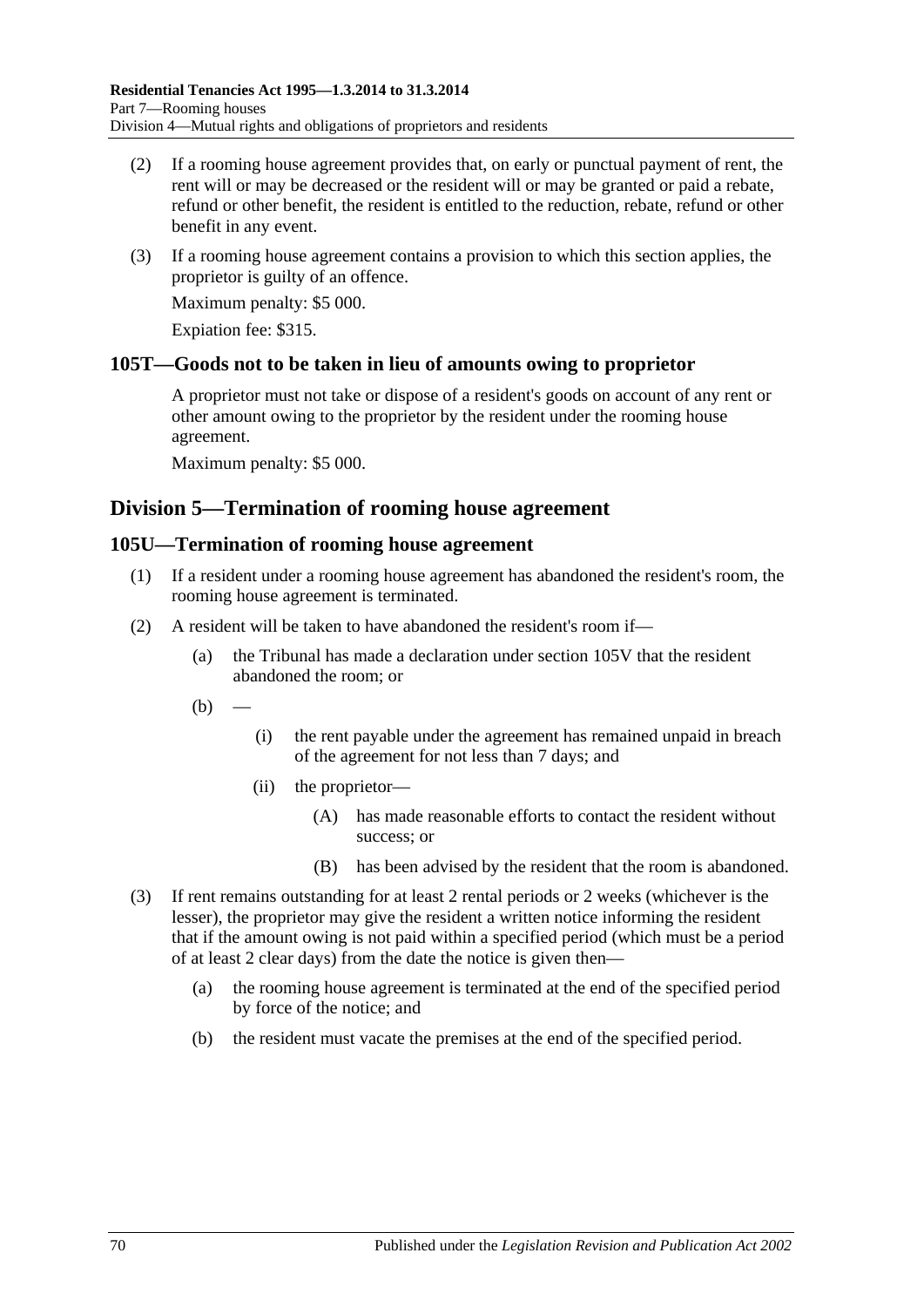(2) If a rooming house agreement provides that, on early or punctual payment of rent, the rent will or may be decreased or the resident will or may be granted or paid a rebate, refund or other benefit, the resident is entitled to the reduction, rebate, refund or other benefit in any event.

(3) If a rooming house agreement contains a provision to which this section applies, the proprietor is guilty of an offence.

Maximum penalty: $5 000.

Expiation fee: $315.

### 105T—Goods not to be taken in lieu of amounts owing to proprietor

A proprietor must not take or dispose of a resident's goods on account of any rent or other amount owing to the proprietor by the resident under the rooming house agreement.

Maximum penalty: $5 000.

## Division 5—Termination of rooming house agreement

### 105U—Termination of rooming house agreement

(1) If a resident under a rooming house agreement has abandoned the resident's room, the rooming house agreement is terminated.

(2) A resident will be taken to have abandoned the resident's room if—

- (a) the Tribunal has made a declaration under section 105V that the resident abandoned the room; or
- (b) —
  - (i) the rent payable under the agreement has remained unpaid in breach of the agreement for not less than 7 days; and
  - (ii) the proprietor—
    - (A) has made reasonable efforts to contact the resident without success; or
    - (B) has been advised by the resident that the room is abandoned.

(3) If rent remains outstanding for at least 2 rental periods or 2 weeks (whichever is the lesser), the proprietor may give the resident a written notice informing the resident that if the amount owing is not paid within a specified period (which must be a period of at least 2 clear days) from the date the notice is given then—

- (a) the rooming house agreement is terminated at the end of the specified period by force of the notice; and
- (b) the resident must vacate the premises at the end of the specified period.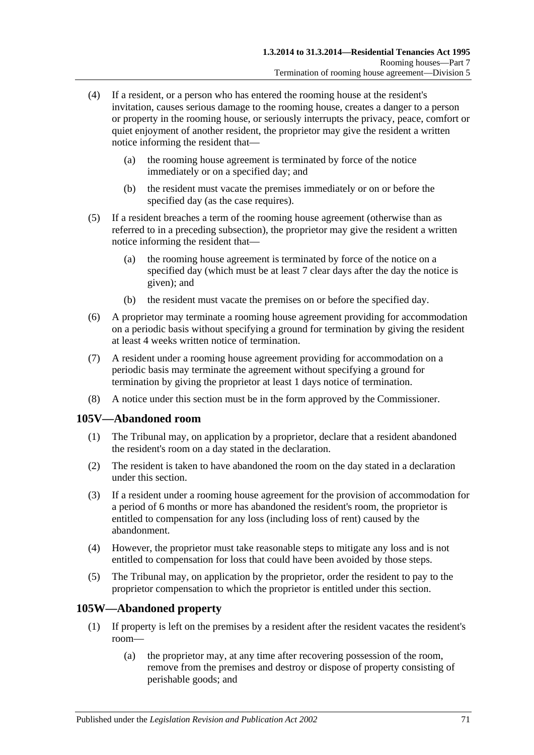(4) If a resident, or a person who has entered the rooming house at the resident's invitation, causes serious damage to the rooming house, creates a danger to a person or property in the rooming house, or seriously interrupts the privacy, peace, comfort or quiet enjoyment of another resident, the proprietor may give the resident a written notice informing the resident that—

(a) the rooming house agreement is terminated by force of the notice immediately or on a specified day; and

(b) the resident must vacate the premises immediately or on or before the specified day (as the case requires).

(5) If a resident breaches a term of the rooming house agreement (otherwise than as referred to in a preceding subsection), the proprietor may give the resident a written notice informing the resident that—

(a) the rooming house agreement is terminated by force of the notice on a specified day (which must be at least 7 clear days after the day the notice is given); and

(b) the resident must vacate the premises on or before the specified day.

(6) A proprietor may terminate a rooming house agreement providing for accommodation on a periodic basis without specifying a ground for termination by giving the resident at least 4 weeks written notice of termination.

(7) A resident under a rooming house agreement providing for accommodation on a periodic basis may terminate the agreement without specifying a ground for termination by giving the proprietor at least 1 days notice of termination.

(8) A notice under this section must be in the form approved by the Commissioner.

## 105V—Abandoned room

(1) The Tribunal may, on application by a proprietor, declare that a resident abandoned the resident's room on a day stated in the declaration.

(2) The resident is taken to have abandoned the room on the day stated in a declaration under this section.

(3) If a resident under a rooming house agreement for the provision of accommodation for a period of 6 months or more has abandoned the resident's room, the proprietor is entitled to compensation for any loss (including loss of rent) caused by the abandonment.

(4) However, the proprietor must take reasonable steps to mitigate any loss and is not entitled to compensation for loss that could have been avoided by those steps.

(5) The Tribunal may, on application by the proprietor, order the resident to pay to the proprietor compensation to which the proprietor is entitled under this section.

## 105W—Abandoned property

(1) If property is left on the premises by a resident after the resident vacates the resident's room—

(a) the proprietor may, at any time after recovering possession of the room, remove from the premises and destroy or dispose of property consisting of perishable goods; and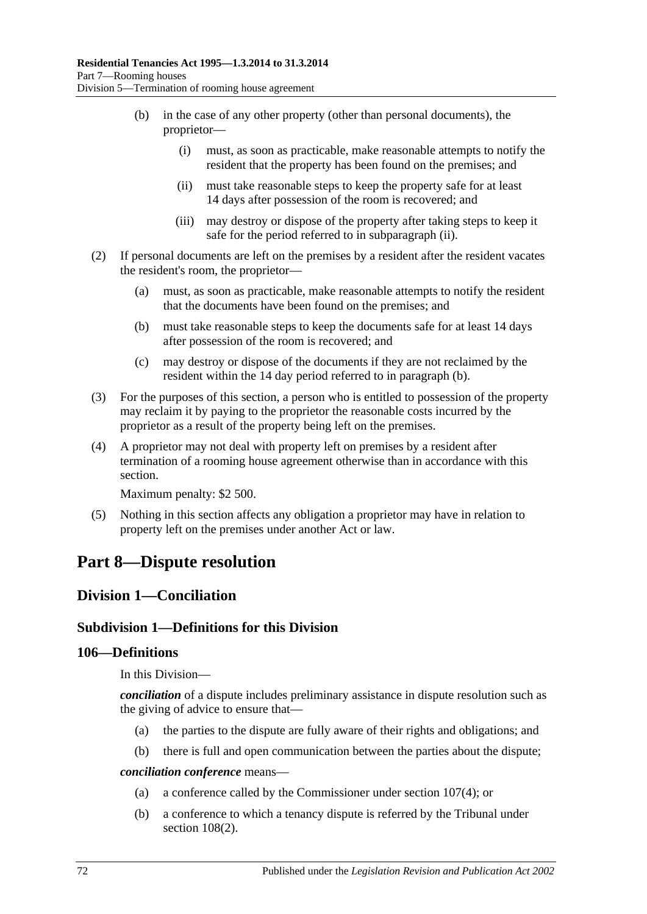(b) in the case of any other property (other than personal documents), the proprietor—

(i) must, as soon as practicable, make reasonable attempts to notify the resident that the property has been found on the premises; and

(ii) must take reasonable steps to keep the property safe for at least 14 days after possession of the room is recovered; and

(iii) may destroy or dispose of the property after taking steps to keep it safe for the period referred to in subparagraph (ii).

(2) If personal documents are left on the premises by a resident after the resident vacates the resident's room, the proprietor—

(a) must, as soon as practicable, make reasonable attempts to notify the resident that the documents have been found on the premises; and

(b) must take reasonable steps to keep the documents safe for at least 14 days after possession of the room is recovered; and

(c) may destroy or dispose of the documents if they are not reclaimed by the resident within the 14 day period referred to in paragraph (b).

(3) For the purposes of this section, a person who is entitled to possession of the property may reclaim it by paying to the proprietor the reasonable costs incurred by the proprietor as a result of the property being left on the premises.

(4) A proprietor may not deal with property left on premises by a resident after termination of a rooming house agreement otherwise than in accordance with this section.

Maximum penalty: $2 500.

(5) Nothing in this section affects any obligation a proprietor may have in relation to property left on the premises under another Act or law.

# Part 8—Dispute resolution

## Division 1—Conciliation

### Subdivision 1—Definitions for this Division

### 106—Definitions

In this Division—

***conciliation*** of a dispute includes preliminary assistance in dispute resolution such as the giving of advice to ensure that—

(a) the parties to the dispute are fully aware of their rights and obligations; and

(b) there is full and open communication between the parties about the dispute;

***conciliation conference*** means—

(a) a conference called by the Commissioner under section 107(4); or

(b) a conference to which a tenancy dispute is referred by the Tribunal under section 108(2).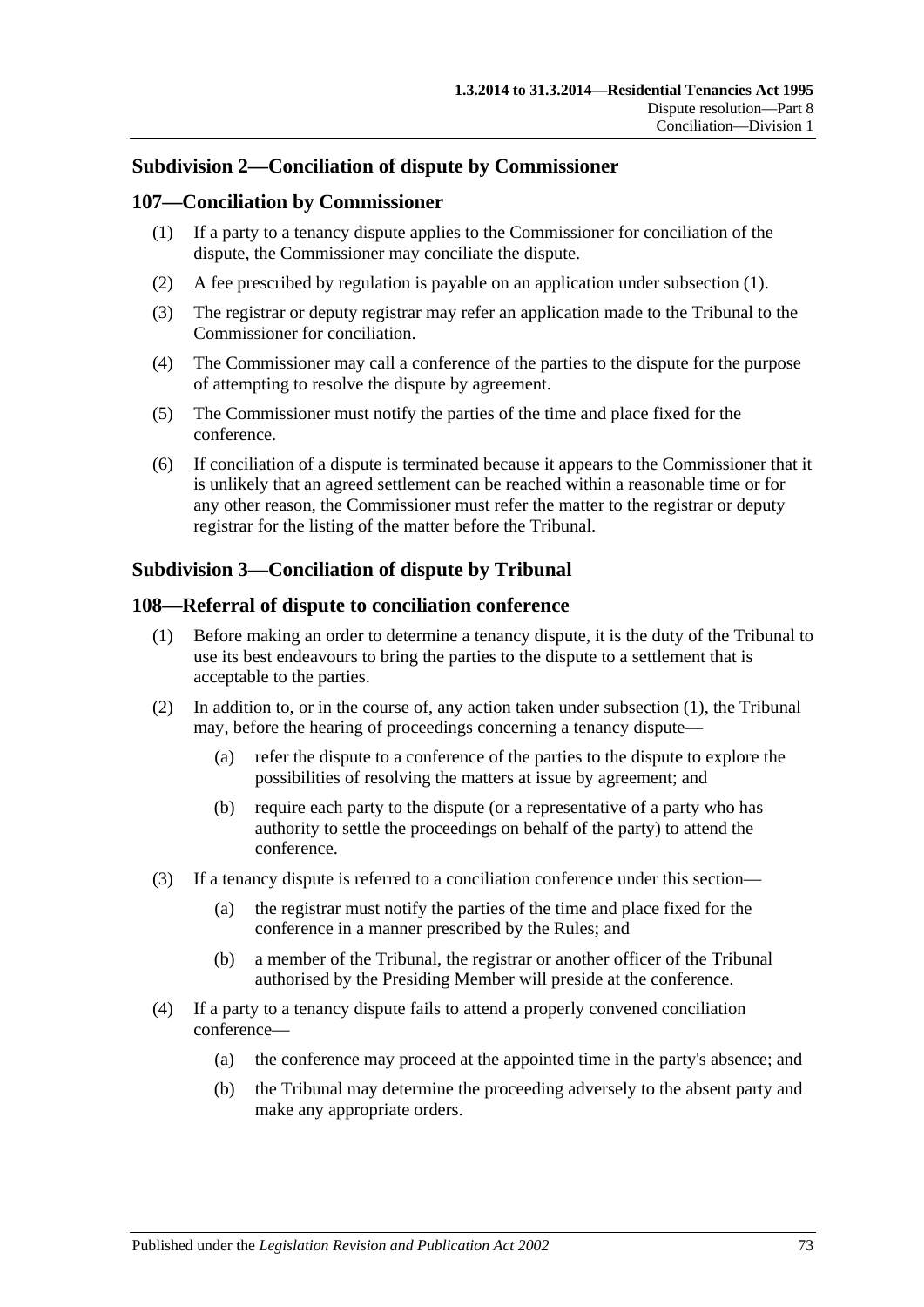### Subdivision 2—Conciliation of dispute by Commissioner

#### 107—Conciliation by Commissioner

(1) If a party to a tenancy dispute applies to the Commissioner for conciliation of the dispute, the Commissioner may conciliate the dispute.

(2) A fee prescribed by regulation is payable on an application under subsection (1).

(3) The registrar or deputy registrar may refer an application made to the Tribunal to the Commissioner for conciliation.

(4) The Commissioner may call a conference of the parties to the dispute for the purpose of attempting to resolve the dispute by agreement.

(5) The Commissioner must notify the parties of the time and place fixed for the conference.

(6) If conciliation of a dispute is terminated because it appears to the Commissioner that it is unlikely that an agreed settlement can be reached within a reasonable time or for any other reason, the Commissioner must refer the matter to the registrar or deputy registrar for the listing of the matter before the Tribunal.

### Subdivision 3—Conciliation of dispute by Tribunal

#### 108—Referral of dispute to conciliation conference

(1) Before making an order to determine a tenancy dispute, it is the duty of the Tribunal to use its best endeavours to bring the parties to the dispute to a settlement that is acceptable to the parties.

(2) In addition to, or in the course of, any action taken under subsection (1), the Tribunal may, before the hearing of proceedings concerning a tenancy dispute—

(a) refer the dispute to a conference of the parties to the dispute to explore the possibilities of resolving the matters at issue by agreement; and

(b) require each party to the dispute (or a representative of a party who has authority to settle the proceedings on behalf of the party) to attend the conference.

(3) If a tenancy dispute is referred to a conciliation conference under this section—

(a) the registrar must notify the parties of the time and place fixed for the conference in a manner prescribed by the Rules; and

(b) a member of the Tribunal, the registrar or another officer of the Tribunal authorised by the Presiding Member will preside at the conference.

(4) If a party to a tenancy dispute fails to attend a properly convened conciliation conference—

(a) the conference may proceed at the appointed time in the party's absence; and

(b) the Tribunal may determine the proceeding adversely to the absent party and make any appropriate orders.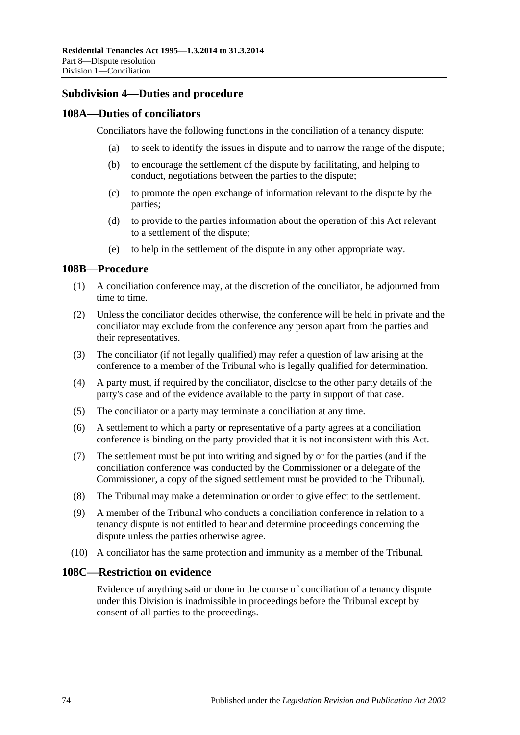### Subdivision 4—Duties and procedure

#### 108A—Duties of conciliators

Conciliators have the following functions in the conciliation of a tenancy dispute:

(a) to seek to identify the issues in dispute and to narrow the range of the dispute;

(b) to encourage the settlement of the dispute by facilitating, and helping to conduct, negotiations between the parties to the dispute;

(c) to promote the open exchange of information relevant to the dispute by the parties;

(d) to provide to the parties information about the operation of this Act relevant to a settlement of the dispute;

(e) to help in the settlement of the dispute in any other appropriate way.

#### 108B—Procedure

(1) A conciliation conference may, at the discretion of the conciliator, be adjourned from time to time.

(2) Unless the conciliator decides otherwise, the conference will be held in private and the conciliator may exclude from the conference any person apart from the parties and their representatives.

(3) The conciliator (if not legally qualified) may refer a question of law arising at the conference to a member of the Tribunal who is legally qualified for determination.

(4) A party must, if required by the conciliator, disclose to the other party details of the party's case and of the evidence available to the party in support of that case.

(5) The conciliator or a party may terminate a conciliation at any time.

(6) A settlement to which a party or representative of a party agrees at a conciliation conference is binding on the party provided that it is not inconsistent with this Act.

(7) The settlement must be put into writing and signed by or for the parties (and if the conciliation conference was conducted by the Commissioner or a delegate of the Commissioner, a copy of the signed settlement must be provided to the Tribunal).

(8) The Tribunal may make a determination or order to give effect to the settlement.

(9) A member of the Tribunal who conducts a conciliation conference in relation to a tenancy dispute is not entitled to hear and determine proceedings concerning the dispute unless the parties otherwise agree.

(10) A conciliator has the same protection and immunity as a member of the Tribunal.

#### 108C—Restriction on evidence

Evidence of anything said or done in the course of conciliation of a tenancy dispute under this Division is inadmissible in proceedings before the Tribunal except by consent of all parties to the proceedings.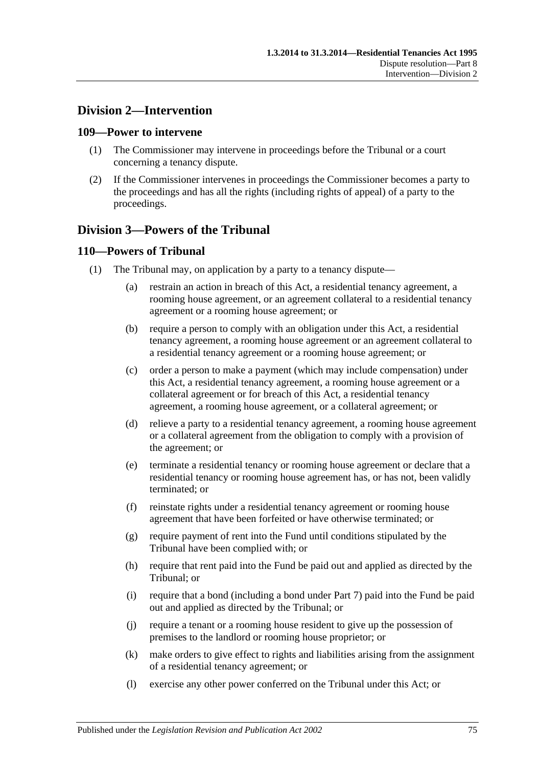## Division 2—Intervention

### 109—Power to intervene

(1) The Commissioner may intervene in proceedings before the Tribunal or a court concerning a tenancy dispute.

(2) If the Commissioner intervenes in proceedings the Commissioner becomes a party to the proceedings and has all the rights (including rights of appeal) of a party to the proceedings.

## Division 3—Powers of the Tribunal

### 110—Powers of Tribunal

(1) The Tribunal may, on application by a party to a tenancy dispute—

(a) restrain an action in breach of this Act, a residential tenancy agreement, a rooming house agreement, or an agreement collateral to a residential tenancy agreement or a rooming house agreement; or

(b) require a person to comply with an obligation under this Act, a residential tenancy agreement, a rooming house agreement or an agreement collateral to a residential tenancy agreement or a rooming house agreement; or

(c) order a person to make a payment (which may include compensation) under this Act, a residential tenancy agreement, a rooming house agreement or a collateral agreement or for breach of this Act, a residential tenancy agreement, a rooming house agreement, or a collateral agreement; or

(d) relieve a party to a residential tenancy agreement, a rooming house agreement or a collateral agreement from the obligation to comply with a provision of the agreement; or

(e) terminate a residential tenancy or rooming house agreement or declare that a residential tenancy or rooming house agreement has, or has not, been validly terminated; or

(f) reinstate rights under a residential tenancy agreement or rooming house agreement that have been forfeited or have otherwise terminated; or

(g) require payment of rent into the Fund until conditions stipulated by the Tribunal have been complied with; or

(h) require that rent paid into the Fund be paid out and applied as directed by the Tribunal; or

(i) require that a bond (including a bond under Part 7) paid into the Fund be paid out and applied as directed by the Tribunal; or

(j) require a tenant or a rooming house resident to give up the possession of premises to the landlord or rooming house proprietor; or

(k) make orders to give effect to rights and liabilities arising from the assignment of a residential tenancy agreement; or

(l) exercise any other power conferred on the Tribunal under this Act; or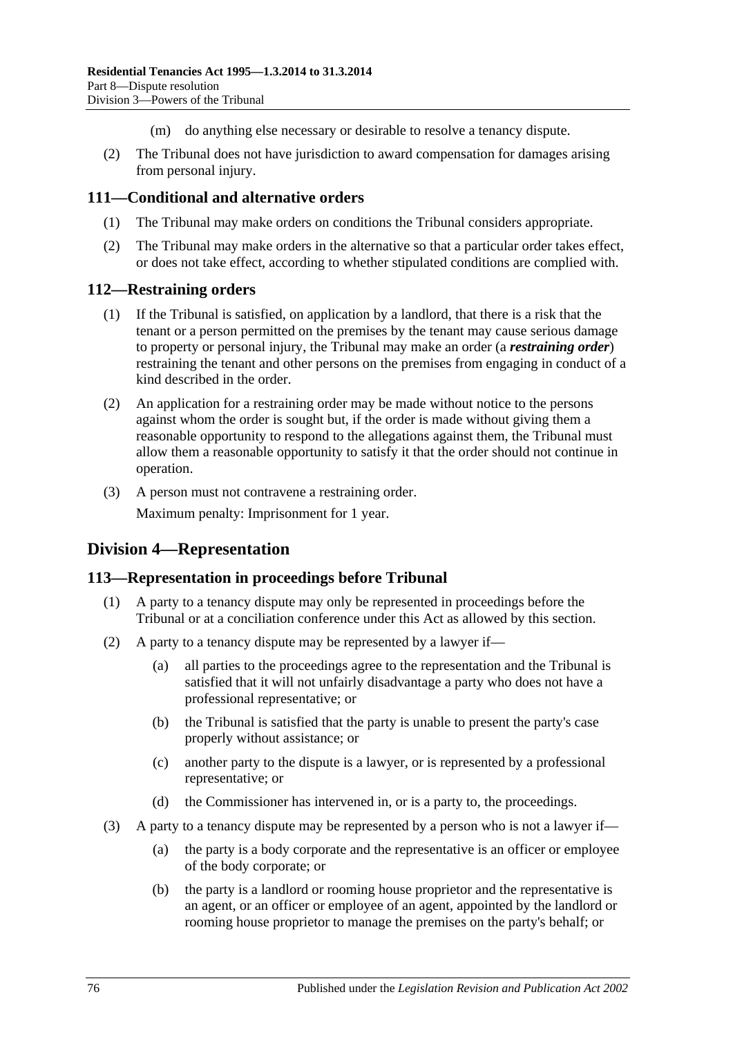(m) do anything else necessary or desirable to resolve a tenancy dispute.

(2) The Tribunal does not have jurisdiction to award compensation for damages arising from personal injury.

## 111—Conditional and alternative orders

(1) The Tribunal may make orders on conditions the Tribunal considers appropriate.

(2) The Tribunal may make orders in the alternative so that a particular order takes effect, or does not take effect, according to whether stipulated conditions are complied with.

## 112—Restraining orders

(1) If the Tribunal is satisfied, on application by a landlord, that there is a risk that the tenant or a person permitted on the premises by the tenant may cause serious damage to property or personal injury, the Tribunal may make an order (a ***restraining order***) restraining the tenant and other persons on the premises from engaging in conduct of a kind described in the order.

(2) An application for a restraining order may be made without notice to the persons against whom the order is sought but, if the order is made without giving them a reasonable opportunity to respond to the allegations against them, the Tribunal must allow them a reasonable opportunity to satisfy it that the order should not continue in operation.

(3) A person must not contravene a restraining order.

Maximum penalty: Imprisonment for 1 year.

# Division 4—Representation

## 113—Representation in proceedings before Tribunal

(1) A party to a tenancy dispute may only be represented in proceedings before the Tribunal or at a conciliation conference under this Act as allowed by this section.

(2) A party to a tenancy dispute may be represented by a lawyer if—

(a) all parties to the proceedings agree to the representation and the Tribunal is satisfied that it will not unfairly disadvantage a party who does not have a professional representative; or

(b) the Tribunal is satisfied that the party is unable to present the party's case properly without assistance; or

(c) another party to the dispute is a lawyer, or is represented by a professional representative; or

(d) the Commissioner has intervened in, or is a party to, the proceedings.

(3) A party to a tenancy dispute may be represented by a person who is not a lawyer if—

(a) the party is a body corporate and the representative is an officer or employee of the body corporate; or

(b) the party is a landlord or rooming house proprietor and the representative is an agent, or an officer or employee of an agent, appointed by the landlord or rooming house proprietor to manage the premises on the party's behalf; or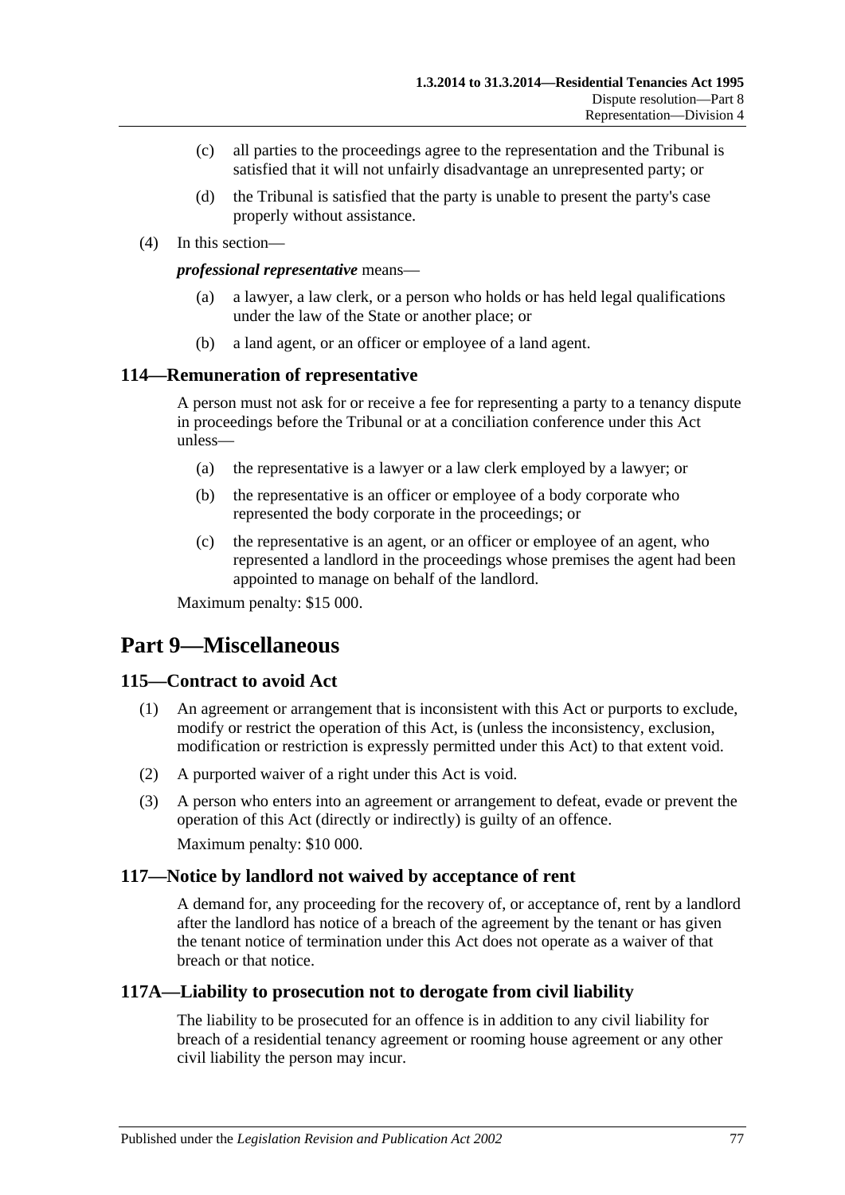(c) all parties to the proceedings agree to the representation and the Tribunal is satisfied that it will not unfairly disadvantage an unrepresented party; or

(d) the Tribunal is satisfied that the party is unable to present the party's case properly without assistance.

(4) In this section—

***professional representative*** means—

(a) a lawyer, a law clerk, or a person who holds or has held legal qualifications under the law of the State or another place; or

(b) a land agent, or an officer or employee of a land agent.

### 114—Remuneration of representative

A person must not ask for or receive a fee for representing a party to a tenancy dispute in proceedings before the Tribunal or at a conciliation conference under this Act unless—

(a) the representative is a lawyer or a law clerk employed by a lawyer; or

(b) the representative is an officer or employee of a body corporate who represented the body corporate in the proceedings; or

(c) the representative is an agent, or an officer or employee of an agent, who represented a landlord in the proceedings whose premises the agent had been appointed to manage on behalf of the landlord.

Maximum penalty: $15 000.

## Part 9—Miscellaneous

### 115—Contract to avoid Act

(1) An agreement or arrangement that is inconsistent with this Act or purports to exclude, modify or restrict the operation of this Act, is (unless the inconsistency, exclusion, modification or restriction is expressly permitted under this Act) to that extent void.

(2) A purported waiver of a right under this Act is void.

(3) A person who enters into an agreement or arrangement to defeat, evade or prevent the operation of this Act (directly or indirectly) is guilty of an offence.

Maximum penalty: $10 000.

### 117—Notice by landlord not waived by acceptance of rent

A demand for, any proceeding for the recovery of, or acceptance of, rent by a landlord after the landlord has notice of a breach of the agreement by the tenant or has given the tenant notice of termination under this Act does not operate as a waiver of that breach or that notice.

### 117A—Liability to prosecution not to derogate from civil liability

The liability to be prosecuted for an offence is in addition to any civil liability for breach of a residential tenancy agreement or rooming house agreement or any other civil liability the person may incur.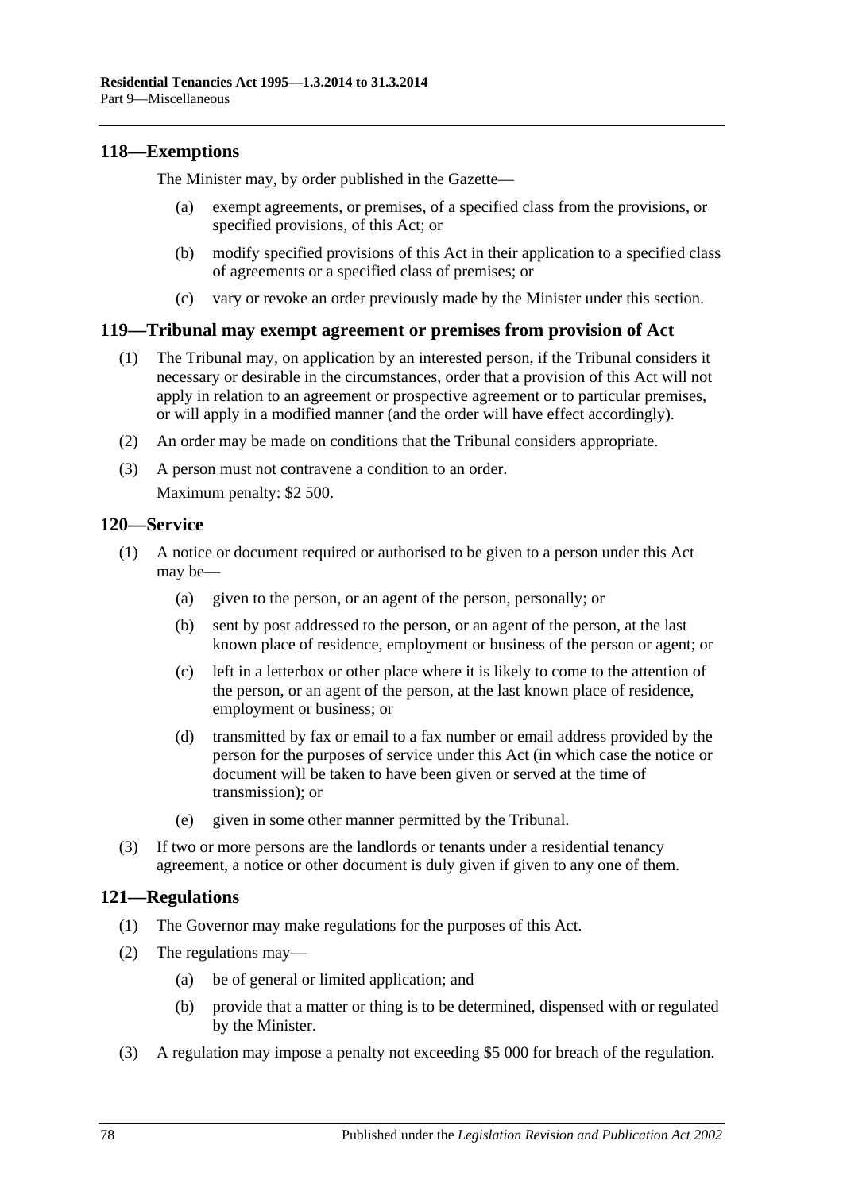## 118—Exemptions

The Minister may, by order published in the Gazette—

(a) exempt agreements, or premises, of a specified class from the provisions, or specified provisions, of this Act; or

(b) modify specified provisions of this Act in their application to a specified class of agreements or a specified class of premises; or

(c) vary or revoke an order previously made by the Minister under this section.

## 119—Tribunal may exempt agreement or premises from provision of Act

(1) The Tribunal may, on application by an interested person, if the Tribunal considers it necessary or desirable in the circumstances, order that a provision of this Act will not apply in relation to an agreement or prospective agreement or to particular premises, or will apply in a modified manner (and the order will have effect accordingly).

(2) An order may be made on conditions that the Tribunal considers appropriate.

(3) A person must not contravene a condition to an order.

Maximum penalty: $2 500.

## 120—Service

(1) A notice or document required or authorised to be given to a person under this Act may be—

(a) given to the person, or an agent of the person, personally; or

(b) sent by post addressed to the person, or an agent of the person, at the last known place of residence, employment or business of the person or agent; or

(c) left in a letterbox or other place where it is likely to come to the attention of the person, or an agent of the person, at the last known place of residence, employment or business; or

(d) transmitted by fax or email to a fax number or email address provided by the person for the purposes of service under this Act (in which case the notice or document will be taken to have been given or served at the time of transmission); or

(e) given in some other manner permitted by the Tribunal.

(3) If two or more persons are the landlords or tenants under a residential tenancy agreement, a notice or other document is duly given if given to any one of them.

## 121—Regulations

(1) The Governor may make regulations for the purposes of this Act.

(2) The regulations may—

(a) be of general or limited application; and

(b) provide that a matter or thing is to be determined, dispensed with or regulated by the Minister.

(3) A regulation may impose a penalty not exceeding $5 000 for breach of the regulation.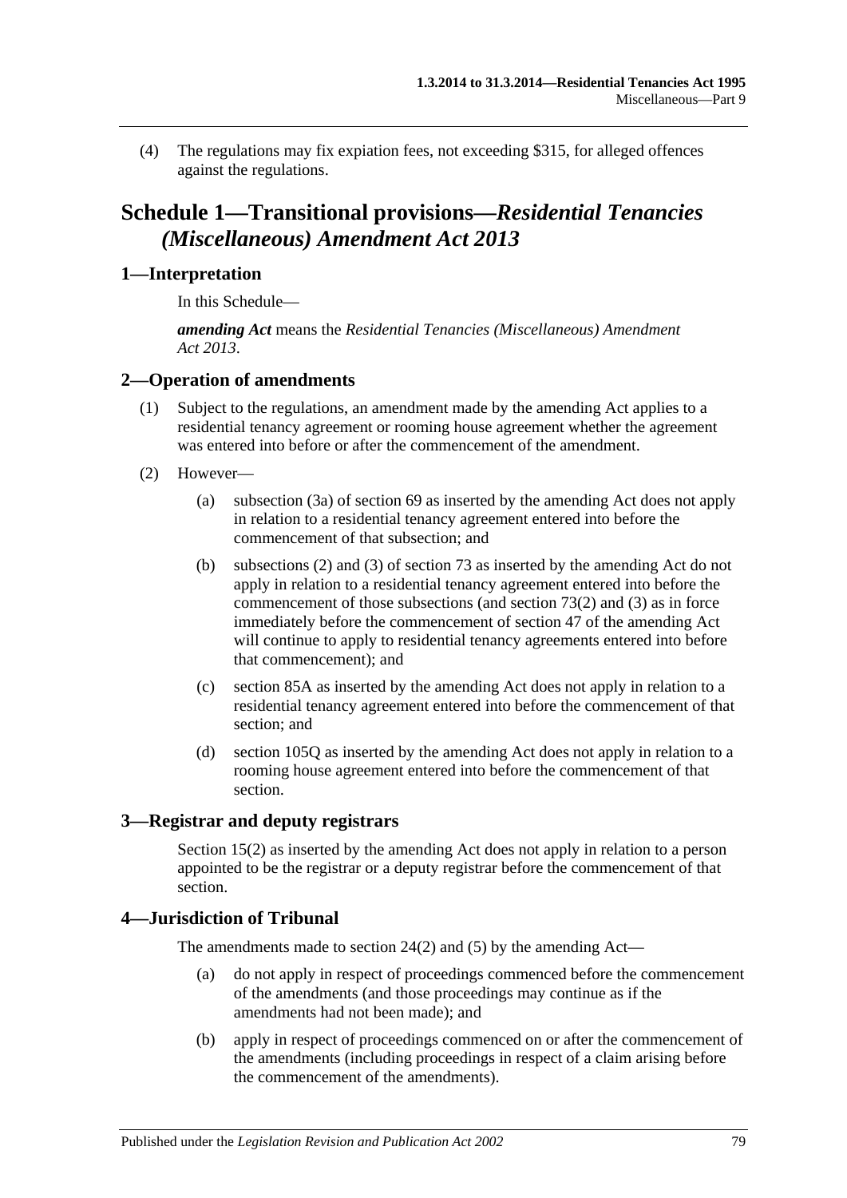(4) The regulations may fix expiation fees, not exceeding $315, for alleged offences against the regulations.

# Schedule 1—Transitional provisions—*Residential Tenancies (Miscellaneous) Amendment Act 2013*

## 1—Interpretation

In this Schedule—

***amending Act*** means the *Residential Tenancies (Miscellaneous) Amendment Act 2013*.

## 2—Operation of amendments

(1) Subject to the regulations, an amendment made by the amending Act applies to a residential tenancy agreement or rooming house agreement whether the agreement was entered into before or after the commencement of the amendment.

(2) However—

(a) subsection (3a) of section 69 as inserted by the amending Act does not apply in relation to a residential tenancy agreement entered into before the commencement of that subsection; and

(b) subsections (2) and (3) of section 73 as inserted by the amending Act do not apply in relation to a residential tenancy agreement entered into before the commencement of those subsections (and section 73(2) and (3) as in force immediately before the commencement of section 47 of the amending Act will continue to apply to residential tenancy agreements entered into before that commencement); and

(c) section 85A as inserted by the amending Act does not apply in relation to a residential tenancy agreement entered into before the commencement of that section; and

(d) section 105Q as inserted by the amending Act does not apply in relation to a rooming house agreement entered into before the commencement of that section.

## 3—Registrar and deputy registrars

Section 15(2) as inserted by the amending Act does not apply in relation to a person appointed to be the registrar or a deputy registrar before the commencement of that section.

## 4—Jurisdiction of Tribunal

The amendments made to section 24(2) and (5) by the amending Act—

(a) do not apply in respect of proceedings commenced before the commencement of the amendments (and those proceedings may continue as if the amendments had not been made); and

(b) apply in respect of proceedings commenced on or after the commencement of the amendments (including proceedings in respect of a claim arising before the commencement of the amendments).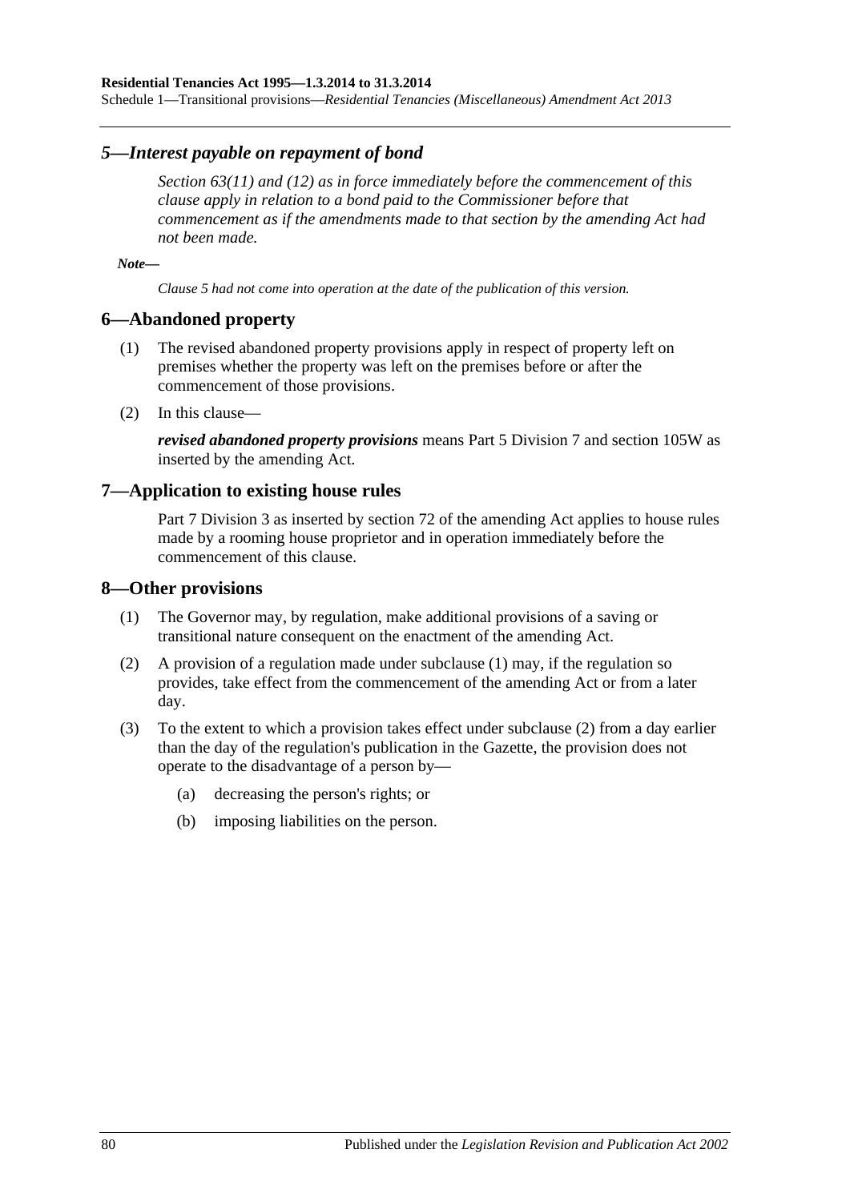## *5—Interest payable on repayment of bond*

*Section 63(11) and (12) as in force immediately before the commencement of this clause apply in relation to a bond paid to the Commissioner before that commencement as if the amendments made to that section by the amending Act had not been made.*

***Note—***

*Clause 5 had not come into operation at the date of the publication of this version.*

## 6—Abandoned property

(1) The revised abandoned property provisions apply in respect of property left on premises whether the property was left on the premises before or after the commencement of those provisions.

(2) In this clause—

***revised abandoned property provisions*** means Part 5 Division 7 and section 105W as inserted by the amending Act.

## 7—Application to existing house rules

Part 7 Division 3 as inserted by section 72 of the amending Act applies to house rules made by a rooming house proprietor and in operation immediately before the commencement of this clause.

## 8—Other provisions

(1) The Governor may, by regulation, make additional provisions of a saving or transitional nature consequent on the enactment of the amending Act.

(2) A provision of a regulation made under subclause (1) may, if the regulation so provides, take effect from the commencement of the amending Act or from a later day.

(3) To the extent to which a provision takes effect under subclause (2) from a day earlier than the day of the regulation's publication in the Gazette, the provision does not operate to the disadvantage of a person by—

(a) decreasing the person's rights; or

(b) imposing liabilities on the person.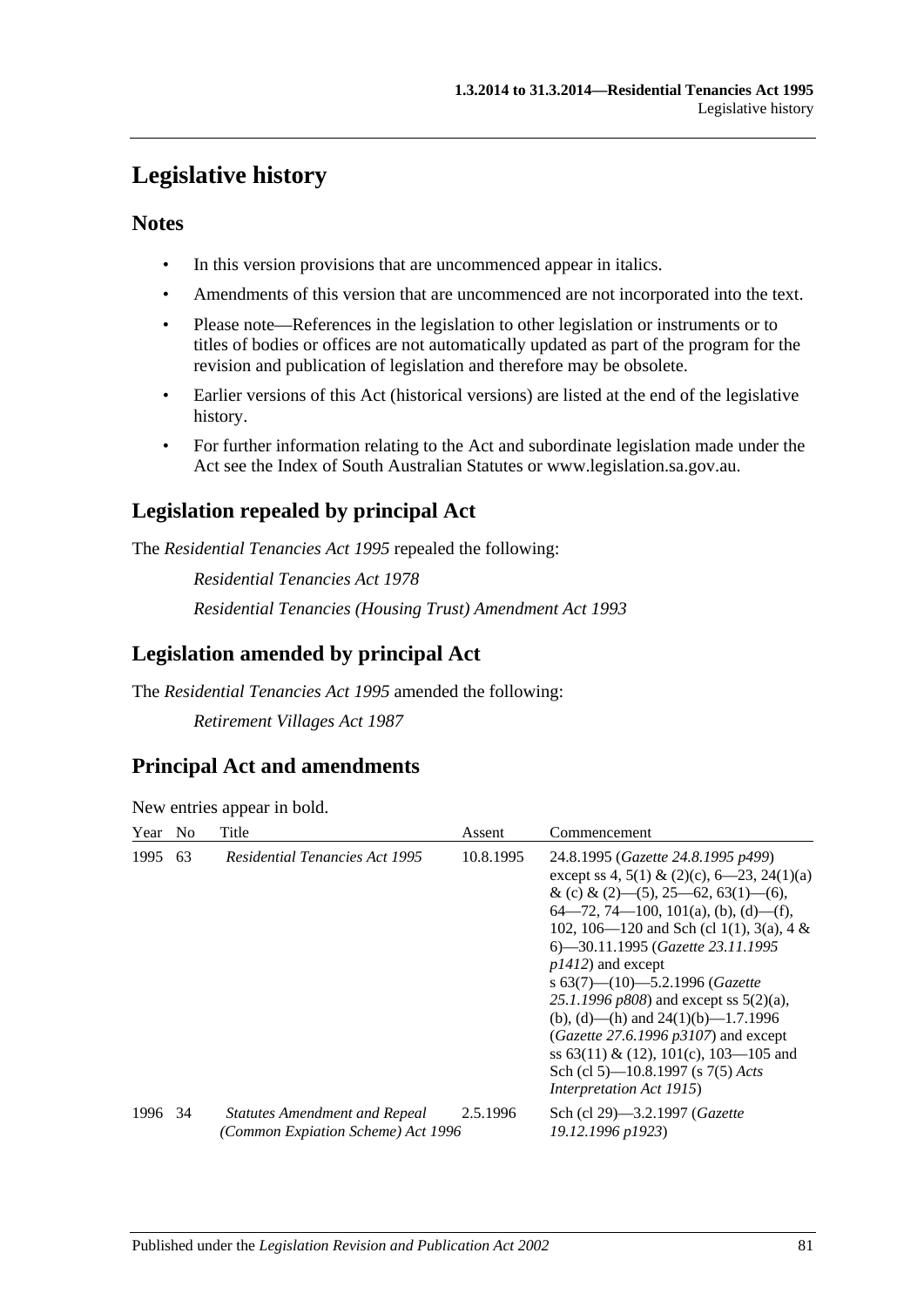# Legislative history

## Notes

- In this version provisions that are uncommenced appear in italics.
- Amendments of this version that are uncommenced are not incorporated into the text.
- Please note—References in the legislation to other legislation or instruments or to titles of bodies or offices are not automatically updated as part of the program for the revision and publication of legislation and therefore may be obsolete.
- Earlier versions of this Act (historical versions) are listed at the end of the legislative history.
- For further information relating to the Act and subordinate legislation made under the Act see the Index of South Australian Statutes or www.legislation.sa.gov.au.

## Legislation repealed by principal Act

The *Residential Tenancies Act 1995* repealed the following:

*Residential Tenancies Act 1978*

*Residential Tenancies (Housing Trust) Amendment Act 1993*

## Legislation amended by principal Act

The *Residential Tenancies Act 1995* amended the following:

*Retirement Villages Act 1987*

## Principal Act and amendments

New entries appear in bold.

| Year | No | Title | Assent | Commencement |
|---|---|---|---|---|
| 1995 | 63 | *Residential Tenancies Act 1995* | 10.8.1995 | 24.8.1995 (*Gazette 24.8.1995 p499*) except ss 4, 5(1) & (2)(c), 6—23, 24(1)(a) & (c) & (2)—(5), 25—62, 63(1)—(6), 64—72, 74—100, 101(a), (b), (d)—(f), 102, 106—120 and Sch (cl 1(1), 3(a), 4 & 6)—30.11.1995 (*Gazette 23.11.1995 p1412*) and except s 63(7)—(10)—5.2.1996 (*Gazette 25.1.1996 p808*) and except ss 5(2)(a), (b), (d)—(h) and 24(1)(b)—1.7.1996 (*Gazette 27.6.1996 p3107*) and except ss 63(11) & (12), 101(c), 103—105 and Sch (cl 5)—10.8.1997 (s 7(5) *Acts Interpretation Act 1915*) |
| 1996 | 34 | *Statutes Amendment and Repeal (Common Expiation Scheme) Act 1996* | 2.5.1996 | Sch (cl 29)—3.2.1997 (*Gazette 19.12.1996 p1923*) |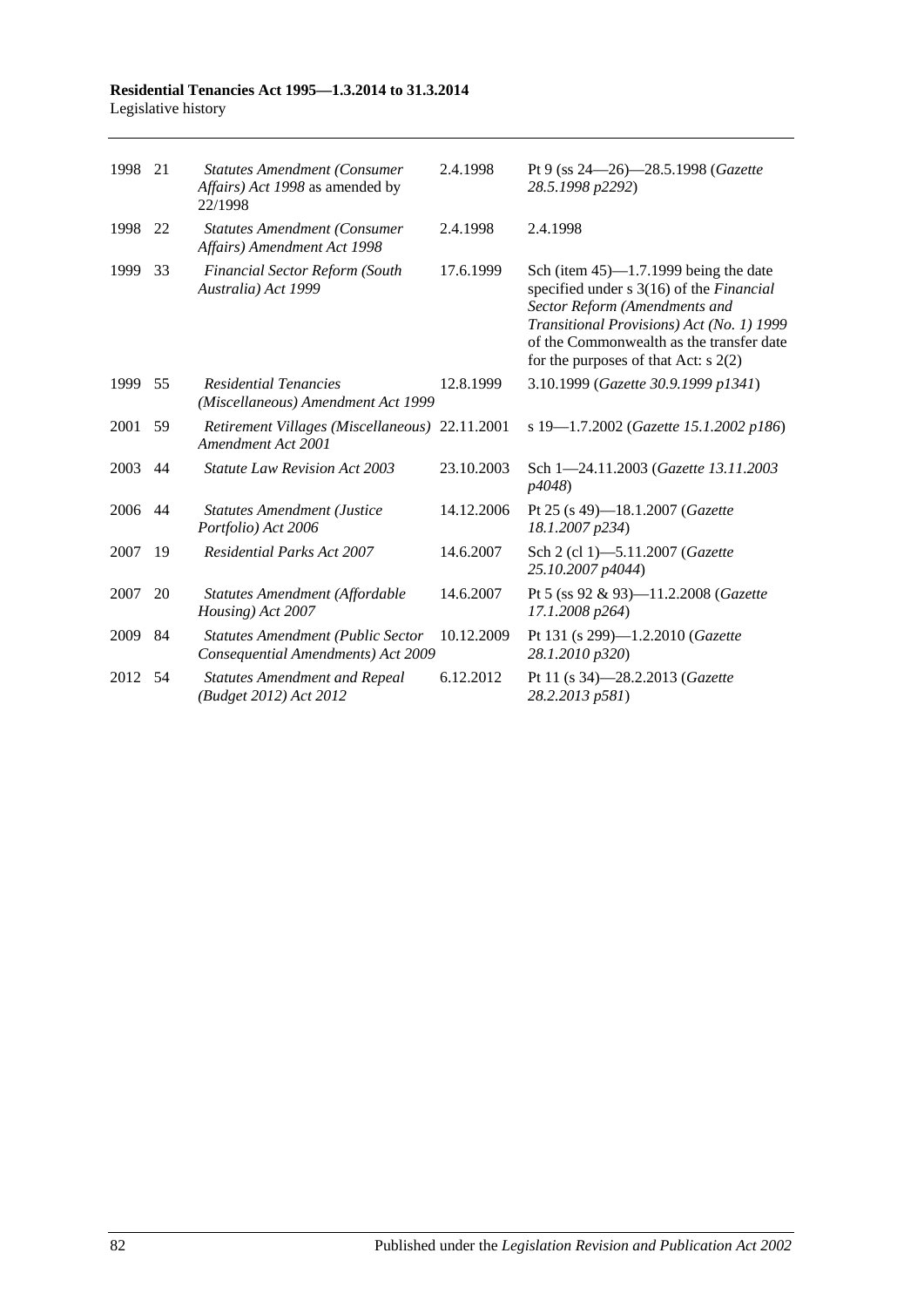| 1998 | 21 | *Statutes Amendment (Consumer Affairs) Act 1998* as amended by 22/1998 | 2.4.1998 | Pt 9 (ss 24—26)—28.5.1998 (*Gazette 28.5.1998 p2292*) |
|---|---|---|---|---|
| 1998 | 22 | *Statutes Amendment (Consumer Affairs) Amendment Act 1998* | 2.4.1998 | 2.4.1998 |
| 1999 | 33 | *Financial Sector Reform (South Australia) Act 1999* | 17.6.1999 | Sch (item 45)—1.7.1999 being the date specified under s 3(16) of the *Financial Sector Reform (Amendments and Transitional Provisions) Act (No. 1) 1999* of the Commonwealth as the transfer date for the purposes of that Act: s 2(2) |
| 1999 | 55 | *Residential Tenancies (Miscellaneous) Amendment Act 1999* | 12.8.1999 | 3.10.1999 (*Gazette 30.9.1999 p1341*) |
| 2001 | 59 | *Retirement Villages (Miscellaneous) Amendment Act 2001* | 22.11.2001 | s 19—1.7.2002 (*Gazette 15.1.2002 p186*) |
| 2003 | 44 | *Statute Law Revision Act 2003* | 23.10.2003 | Sch 1—24.11.2003 (*Gazette 13.11.2003 p4048*) |
| 2006 | 44 | *Statutes Amendment (Justice Portfolio) Act 2006* | 14.12.2006 | Pt 25 (s 49)—18.1.2007 (*Gazette 18.1.2007 p234*) |
| 2007 | 19 | *Residential Parks Act 2007* | 14.6.2007 | Sch 2 (cl 1)—5.11.2007 (*Gazette 25.10.2007 p4044*) |
| 2007 | 20 | *Statutes Amendment (Affordable Housing) Act 2007* | 14.6.2007 | Pt 5 (ss 92 & 93)—11.2.2008 (*Gazette 17.1.2008 p264*) |
| 2009 | 84 | *Statutes Amendment (Public Sector Consequential Amendments) Act 2009* | 10.12.2009 | Pt 131 (s 299)—1.2.2010 (*Gazette 28.1.2010 p320*) |
| 2012 | 54 | *Statutes Amendment and Repeal (Budget 2012) Act 2012* | 6.12.2012 | Pt 11 (s 34)—28.2.2013 (*Gazette 28.2.2013 p581*) |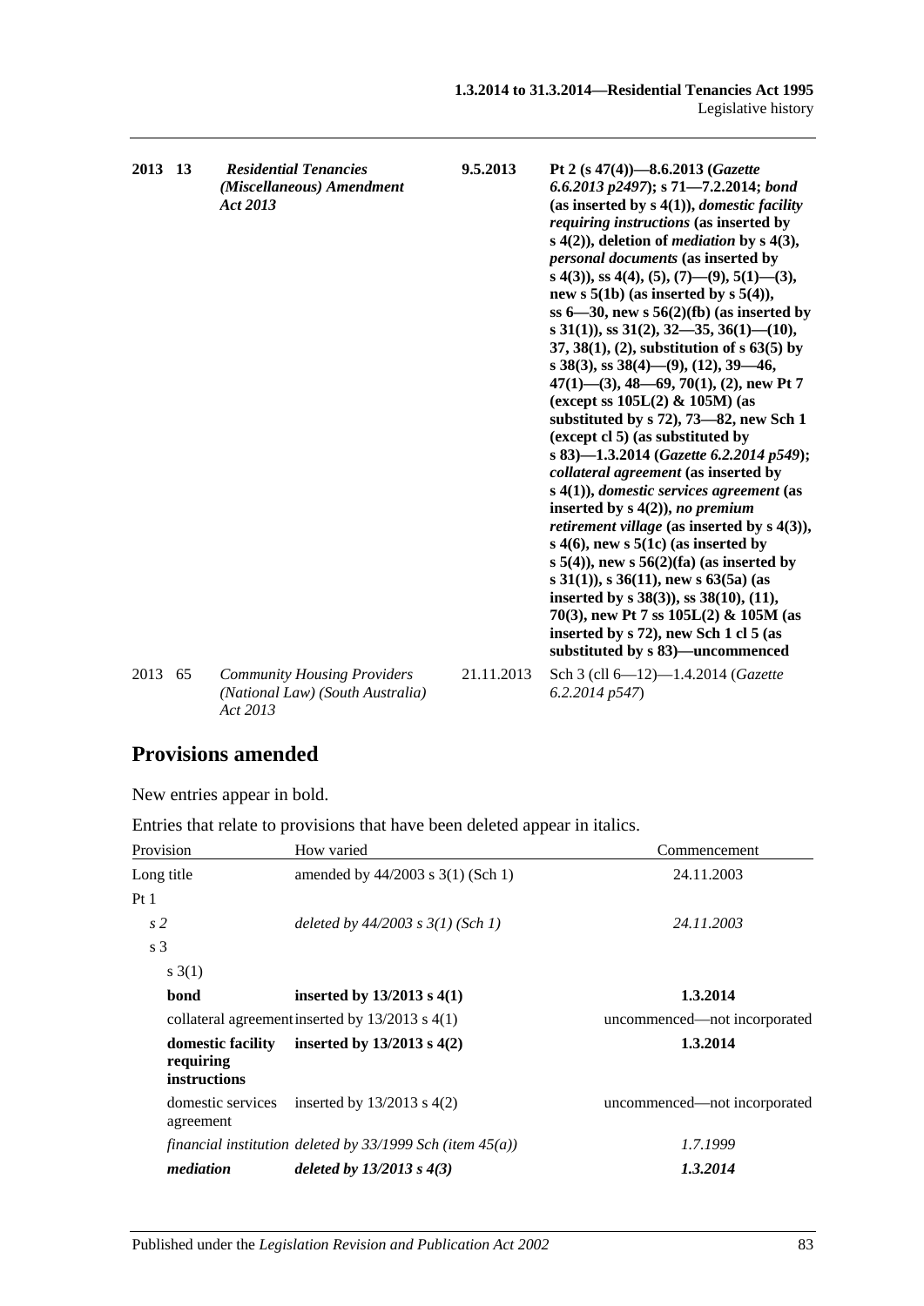| | | | | |
|---|---|---|---|---|
| **2013** | **13** | ***Residential Tenancies (Miscellaneous) Amendment Act 2013*** | **9.5.2013** | **Pt 2 (s 47(4))—8.6.2013 (*Gazette 6.6.2013 p2497*); s 71—7.2.2014; *bond* (as inserted by s 4(1)), *domestic facility requiring instructions* (as inserted by s 4(2)), deletion of *mediation* by s 4(3), *personal documents* (as inserted by s 4(3)), ss 4(4), (5), (7)—(9), 5(1)—(3), new s 5(1b) (as inserted by s 5(4)), ss 6—30, new s 56(2)(fb) (as inserted by s 31(1)), ss 31(2), 32—35, 36(1)—(10), 37, 38(1), (2), substitution of s 63(5) by s 38(3), ss 38(4)—(9), (12), 39—46, 47(1)—(3), 48—69, 70(1), (2), new Pt 7 (except ss 105L(2) & 105M) (as substituted by s 72), 73—82, new Sch 1 (except cl 5) (as substituted by s 83)—1.3.2014 (*Gazette 6.2.2014 p549*); *collateral agreement* (as inserted by s 4(1)), *domestic services agreement* (as inserted by s 4(2)), *no premium retirement village* (as inserted by s 4(3)), s 4(6), new s 5(1c) (as inserted by s 5(4)), new s 56(2)(fa) (as inserted by s 31(1)), s 36(11), new s 63(5a) (as inserted by s 38(3)), ss 38(10), (11), 70(3), new Pt 7 ss 105L(2) & 105M (as inserted by s 72), new Sch 1 cl 5 (as substituted by s 83)—uncommenced** |
| 2013 | 65 | *Community Housing Providers (National Law) (South Australia) Act 2013* | 21.11.2013 | Sch 3 (cll 6—12)—1.4.2014 (*Gazette 6.2.2014 p547*) |

## Provisions amended

New entries appear in bold.

Entries that relate to provisions that have been deleted appear in italics.

| Provision | How varied | Commencement |
|---|---|---|
| Long title | amended by 44/2003 s 3(1) (Sch 1) | 24.11.2003 |
| Pt 1 | | |
| *s 2* | *deleted by 44/2003 s 3(1) (Sch 1)* | *24.11.2003* |
| s 3 | | |
| s 3(1) | | |
| **bond** | **inserted by 13/2013 s 4(1)** | **1.3.2014** |
| collateral agreement | inserted by 13/2013 s 4(1) | uncommenced—not incorporated |
| **domestic facility requiring instructions** | **inserted by 13/2013 s 4(2)** | **1.3.2014** |
| domestic services agreement | inserted by 13/2013 s 4(2) | uncommenced—not incorporated |
| *financial institution* | *deleted by 33/1999 Sch (item 45(a))* | *1.7.1999* |
| ***mediation*** | ***deleted by 13/2013 s 4(3)*** | ***1.3.2014*** |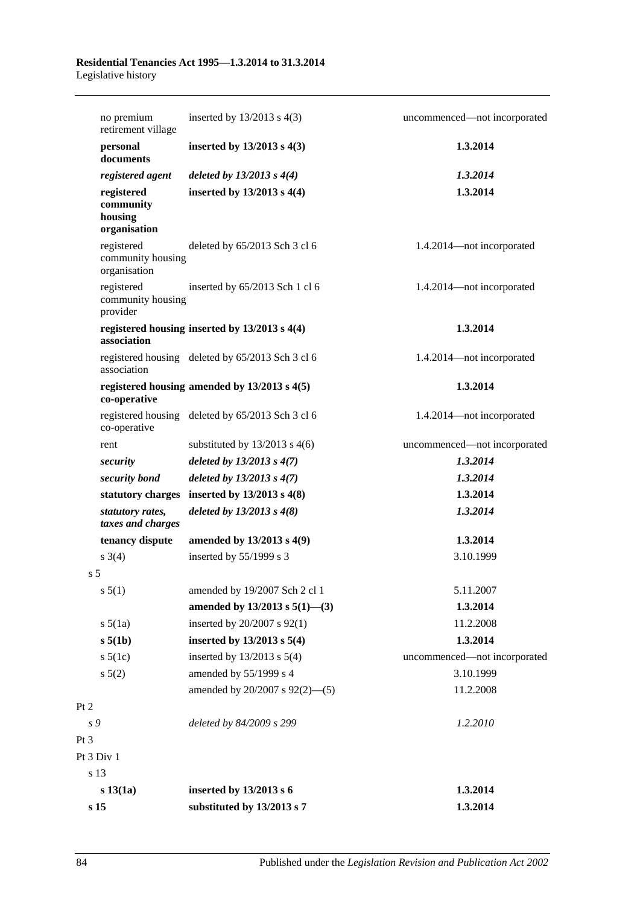| | | |
|---|---|---|
| no premium retirement village | inserted by 13/2013 s 4(3) | uncommenced—not incorporated |
| **personal documents** | **inserted by 13/2013 s 4(3)** | **1.3.2014** |
| ***registered agent*** | ***deleted by 13/2013 s 4(4)*** | ***1.3.2014*** |
| **registered community housing organisation** | **inserted by 13/2013 s 4(4)** | **1.3.2014** |
| registered community housing organisation | deleted by 65/2013 Sch 3 cl 6 | 1.4.2014—not incorporated |
| registered community housing provider | inserted by 65/2013 Sch 1 cl 6 | 1.4.2014—not incorporated |
| **registered housing association** | **inserted by 13/2013 s 4(4)** | **1.3.2014** |
| registered housing association | deleted by 65/2013 Sch 3 cl 6 | 1.4.2014—not incorporated |
| **registered housing co-operative** | **amended by 13/2013 s 4(5)** | **1.3.2014** |
| registered housing co-operative | deleted by 65/2013 Sch 3 cl 6 | 1.4.2014—not incorporated |
| rent | substituted by 13/2013 s 4(6) | uncommenced—not incorporated |
| ***security*** | ***deleted by 13/2013 s 4(7)*** | ***1.3.2014*** |
| ***security bond*** | ***deleted by 13/2013 s 4(7)*** | ***1.3.2014*** |
| **statutory charges** | **inserted by 13/2013 s 4(8)** | **1.3.2014** |
| ***statutory rates, taxes and charges*** | ***deleted by 13/2013 s 4(8)*** | ***1.3.2014*** |
| **tenancy dispute** | **amended by 13/2013 s 4(9)** | **1.3.2014** |
| s 3(4) | inserted by 55/1999 s 3 | 3.10.1999 |
| s 5 | | |
| s 5(1) | amended by 19/2007 Sch 2 cl 1 | 5.11.2007 |
| | **amended by 13/2013 s 5(1)—(3)** | **1.3.2014** |
| s 5(1a) | inserted by 20/2007 s 92(1) | 11.2.2008 |
| **s 5(1b)** | **inserted by 13/2013 s 5(4)** | **1.3.2014** |
| s 5(1c) | inserted by 13/2013 s 5(4) | uncommenced—not incorporated |
| s 5(2) | amended by 55/1999 s 4 | 3.10.1999 |
| | amended by 20/2007 s 92(2)—(5) | 11.2.2008 |
| Pt 2 | | |
| *s 9* | *deleted by 84/2009 s 299* | *1.2.2010* |
| Pt 3 | | |
| Pt 3 Div 1 | | |
| s 13 | | |
| **s 13(1a)** | **inserted by 13/2013 s 6** | **1.3.2014** |
| **s 15** | **substituted by 13/2013 s 7** | **1.3.2014** |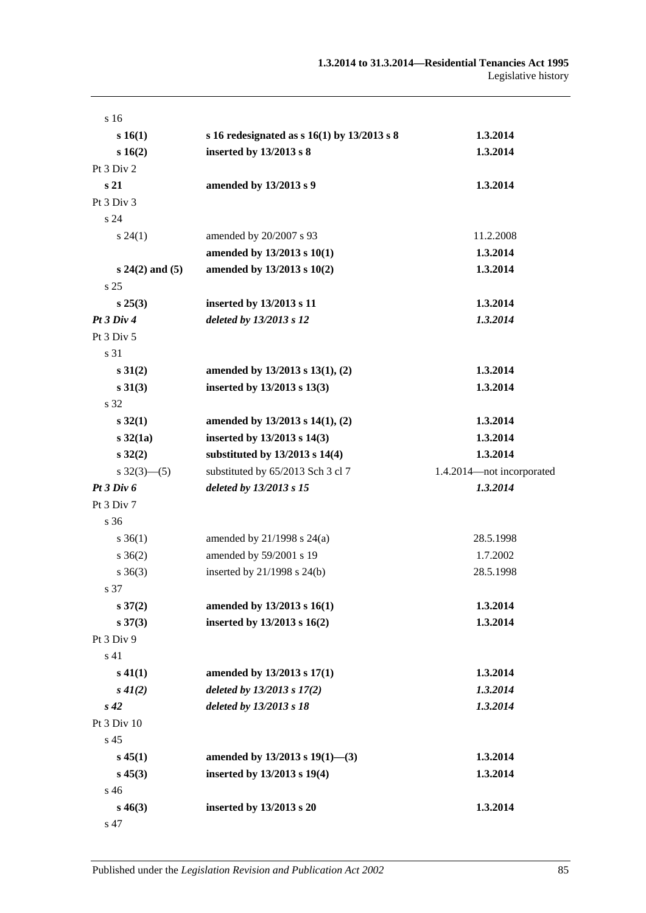| | | |
|---|---|---|
| s 16 | | |
| **s 16(1)** | **s 16 redesignated as s 16(1) by 13/2013 s 8** | **1.3.2014** |
| **s 16(2)** | **inserted by 13/2013 s 8** | **1.3.2014** |
| Pt 3 Div 2 | | |
| **s 21** | **amended by 13/2013 s 9** | **1.3.2014** |
| Pt 3 Div 3 | | |
| s 24 | | |
| s 24(1) | amended by 20/2007 s 93 | 11.2.2008 |
| | **amended by 13/2013 s 10(1)** | **1.3.2014** |
| **s 24(2) and (5)** | **amended by 13/2013 s 10(2)** | **1.3.2014** |
| s 25 | | |
| **s 25(3)** | **inserted by 13/2013 s 11** | **1.3.2014** |
| ***Pt 3 Div 4*** | ***deleted by 13/2013 s 12*** | ***1.3.2014*** |
| Pt 3 Div 5 | | |
| s 31 | | |
| **s 31(2)** | **amended by 13/2013 s 13(1), (2)** | **1.3.2014** |
| **s 31(3)** | **inserted by 13/2013 s 13(3)** | **1.3.2014** |
| s 32 | | |
| **s 32(1)** | **amended by 13/2013 s 14(1), (2)** | **1.3.2014** |
| **s 32(1a)** | **inserted by 13/2013 s 14(3)** | **1.3.2014** |
| **s 32(2)** | **substituted by 13/2013 s 14(4)** | **1.3.2014** |
| s 32(3)—(5) | substituted by 65/2013 Sch 3 cl 7 | 1.4.2014—not incorporated |
| ***Pt 3 Div 6*** | ***deleted by 13/2013 s 15*** | ***1.3.2014*** |
| Pt 3 Div 7 | | |
| s 36 | | |
| s 36(1) | amended by 21/1998 s 24(a) | 28.5.1998 |
| s 36(2) | amended by 59/2001 s 19 | 1.7.2002 |
| s 36(3) | inserted by 21/1998 s 24(b) | 28.5.1998 |
| s 37 | | |
| **s 37(2)** | **amended by 13/2013 s 16(1)** | **1.3.2014** |
| **s 37(3)** | **inserted by 13/2013 s 16(2)** | **1.3.2014** |
| Pt 3 Div 9 | | |
| s 41 | | |
| **s 41(1)** | **amended by 13/2013 s 17(1)** | **1.3.2014** |
| ***s 41(2)*** | ***deleted by 13/2013 s 17(2)*** | ***1.3.2014*** |
| ***s 42*** | ***deleted by 13/2013 s 18*** | ***1.3.2014*** |
| Pt 3 Div 10 | | |
| s 45 | | |
| **s 45(1)** | **amended by 13/2013 s 19(1)—(3)** | **1.3.2014** |
| **s 45(3)** | **inserted by 13/2013 s 19(4)** | **1.3.2014** |
| s 46 | | |
| **s 46(3)** | **inserted by 13/2013 s 20** | **1.3.2014** |
| s 47 | | |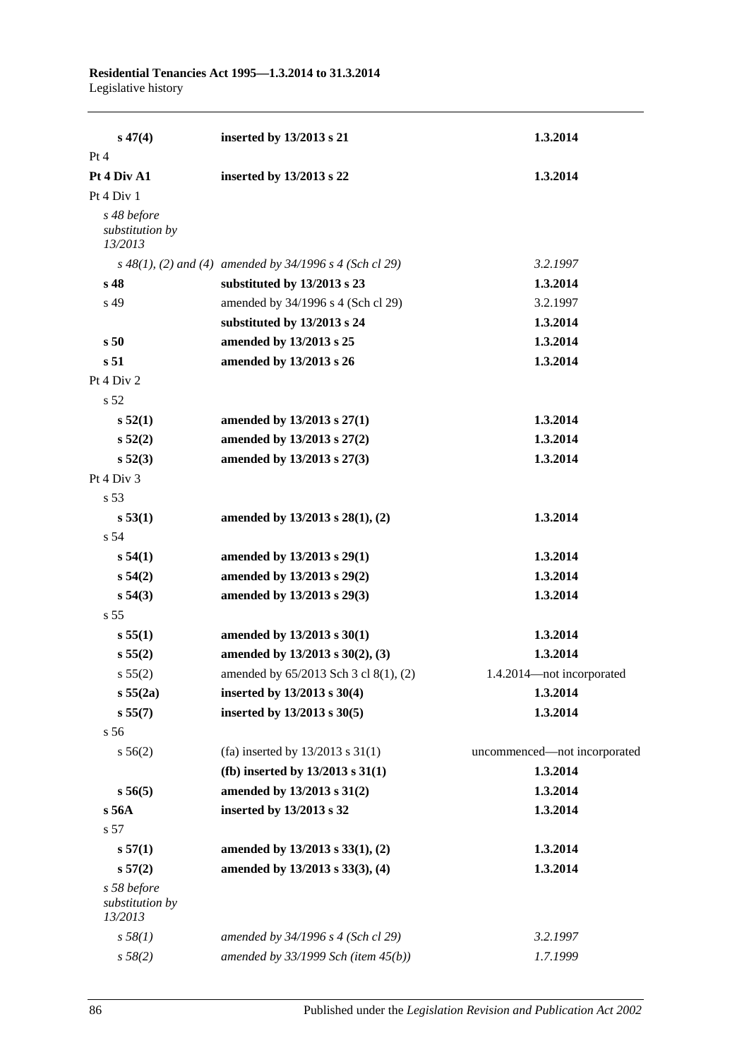| | | |
|---|---|---|
| **s 47(4)** | **inserted by 13/2013 s 21** | **1.3.2014** |
| Pt 4 | | |
| **Pt 4 Div A1** | **inserted by 13/2013 s 22** | **1.3.2014** |
| Pt 4 Div 1 | | |
| *s 48 before substitution by 13/2013* | | |
| *s 48(1), (2) and (4)* | *amended by 34/1996 s 4 (Sch cl 29)* | *3.2.1997* |
| **s 48** | **substituted by 13/2013 s 23** | **1.3.2014** |
| s 49 | amended by 34/1996 s 4 (Sch cl 29) | 3.2.1997 |
| | **substituted by 13/2013 s 24** | **1.3.2014** |
| **s 50** | **amended by 13/2013 s 25** | **1.3.2014** |
| **s 51** | **amended by 13/2013 s 26** | **1.3.2014** |
| Pt 4 Div 2 | | |
| s 52 | | |
| **s 52(1)** | **amended by 13/2013 s 27(1)** | **1.3.2014** |
| **s 52(2)** | **amended by 13/2013 s 27(2)** | **1.3.2014** |
| **s 52(3)** | **amended by 13/2013 s 27(3)** | **1.3.2014** |
| Pt 4 Div 3 | | |
| s 53 | | |
| **s 53(1)** | **amended by 13/2013 s 28(1), (2)** | **1.3.2014** |
| s 54 | | |
| **s 54(1)** | **amended by 13/2013 s 29(1)** | **1.3.2014** |
| **s 54(2)** | **amended by 13/2013 s 29(2)** | **1.3.2014** |
| **s 54(3)** | **amended by 13/2013 s 29(3)** | **1.3.2014** |
| s 55 | | |
| **s 55(1)** | **amended by 13/2013 s 30(1)** | **1.3.2014** |
| **s 55(2)** | **amended by 13/2013 s 30(2), (3)** | **1.3.2014** |
| s 55(2) | amended by 65/2013 Sch 3 cl 8(1), (2) | 1.4.2014—not incorporated |
| **s 55(2a)** | **inserted by 13/2013 s 30(4)** | **1.3.2014** |
| **s 55(7)** | **inserted by 13/2013 s 30(5)** | **1.3.2014** |
| s 56 | | |
| s 56(2) | (fa) inserted by 13/2013 s 31(1) | uncommenced—not incorporated |
| | **(fb) inserted by 13/2013 s 31(1)** | **1.3.2014** |
| **s 56(5)** | **amended by 13/2013 s 31(2)** | **1.3.2014** |
| **s 56A** | **inserted by 13/2013 s 32** | **1.3.2014** |
| s 57 | | |
| **s 57(1)** | **amended by 13/2013 s 33(1), (2)** | **1.3.2014** |
| **s 57(2)** | **amended by 13/2013 s 33(3), (4)** | **1.3.2014** |
| *s 58 before substitution by 13/2013* | | |
| *s 58(1)* | *amended by 34/1996 s 4 (Sch cl 29)* | *3.2.1997* |
| *s 58(2)* | *amended by 33/1999 Sch (item 45(b))* | *1.7.1999* |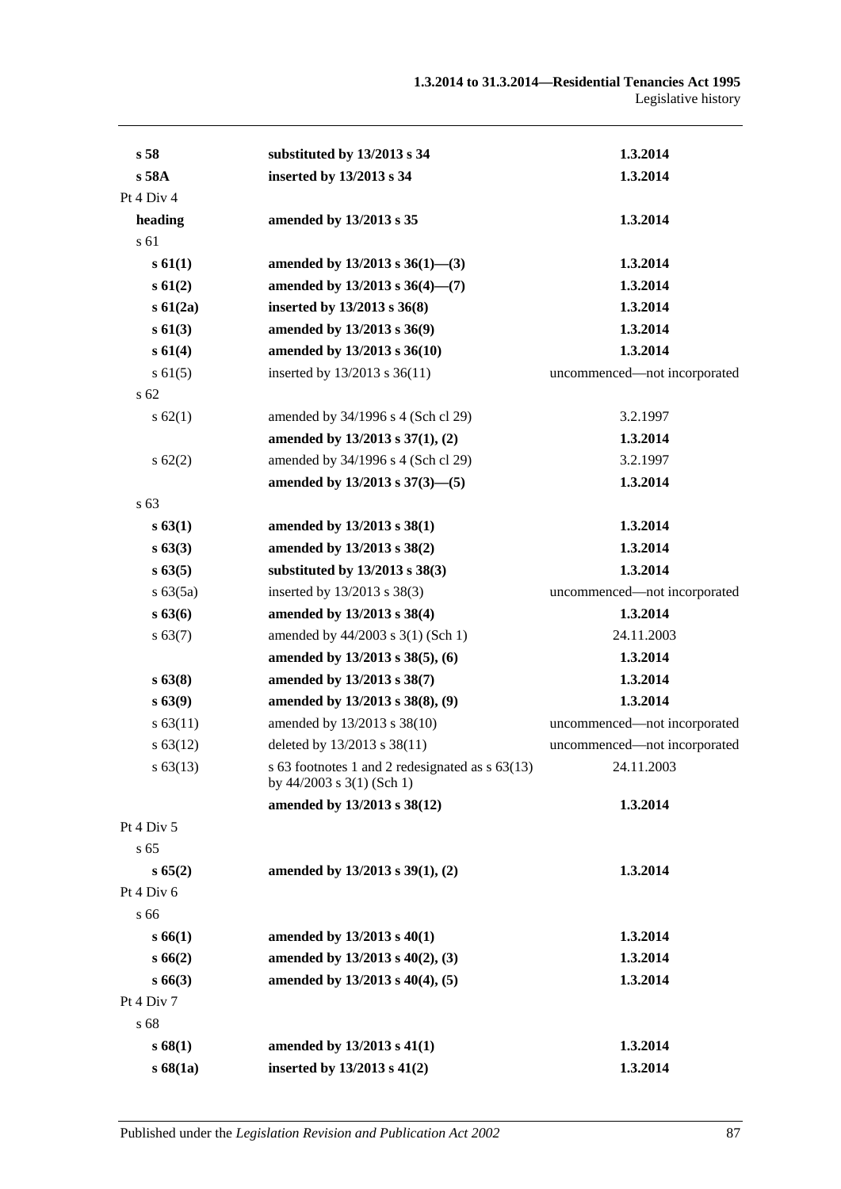| | | |
|---|---|---|
| **s 58** | **substituted by 13/2013 s 34** | **1.3.2014** |
| **s 58A** | **inserted by 13/2013 s 34** | **1.3.2014** |
| Pt 4 Div 4 | | |
| **heading** | **amended by 13/2013 s 35** | **1.3.2014** |
| s 61 | | |
| **s 61(1)** | **amended by 13/2013 s 36(1)—(3)** | **1.3.2014** |
| **s 61(2)** | **amended by 13/2013 s 36(4)—(7)** | **1.3.2014** |
| **s 61(2a)** | **inserted by 13/2013 s 36(8)** | **1.3.2014** |
| **s 61(3)** | **amended by 13/2013 s 36(9)** | **1.3.2014** |
| **s 61(4)** | **amended by 13/2013 s 36(10)** | **1.3.2014** |
| s 61(5) | inserted by 13/2013 s 36(11) | uncommenced—not incorporated |
| s 62 | | |
| s 62(1) | amended by 34/1996 s 4 (Sch cl 29) | 3.2.1997 |
| | **amended by 13/2013 s 37(1), (2)** | **1.3.2014** |
| s 62(2) | amended by 34/1996 s 4 (Sch cl 29) | 3.2.1997 |
| | **amended by 13/2013 s 37(3)—(5)** | **1.3.2014** |
| s 63 | | |
| **s 63(1)** | **amended by 13/2013 s 38(1)** | **1.3.2014** |
| **s 63(3)** | **amended by 13/2013 s 38(2)** | **1.3.2014** |
| **s 63(5)** | **substituted by 13/2013 s 38(3)** | **1.3.2014** |
| s 63(5a) | inserted by 13/2013 s 38(3) | uncommenced—not incorporated |
| **s 63(6)** | **amended by 13/2013 s 38(4)** | **1.3.2014** |
| s 63(7) | amended by 44/2003 s 3(1) (Sch 1) | 24.11.2003 |
| | **amended by 13/2013 s 38(5), (6)** | **1.3.2014** |
| **s 63(8)** | **amended by 13/2013 s 38(7)** | **1.3.2014** |
| **s 63(9)** | **amended by 13/2013 s 38(8), (9)** | **1.3.2014** |
| s 63(11) | amended by 13/2013 s 38(10) | uncommenced—not incorporated |
| s 63(12) | deleted by 13/2013 s 38(11) | uncommenced—not incorporated |
| s 63(13) | s 63 footnotes 1 and 2 redesignated as s 63(13) by 44/2003 s 3(1) (Sch 1) | 24.11.2003 |
| | **amended by 13/2013 s 38(12)** | **1.3.2014** |
| Pt 4 Div 5 | | |
| s 65 | | |
| **s 65(2)** | **amended by 13/2013 s 39(1), (2)** | **1.3.2014** |
| Pt 4 Div 6 | | |
| s 66 | | |
| **s 66(1)** | **amended by 13/2013 s 40(1)** | **1.3.2014** |
| **s 66(2)** | **amended by 13/2013 s 40(2), (3)** | **1.3.2014** |
| **s 66(3)** | **amended by 13/2013 s 40(4), (5)** | **1.3.2014** |
| Pt 4 Div 7 | | |
| s 68 | | |
| **s 68(1)** | **amended by 13/2013 s 41(1)** | **1.3.2014** |
| **s 68(1a)** | **inserted by 13/2013 s 41(2)** | **1.3.2014** |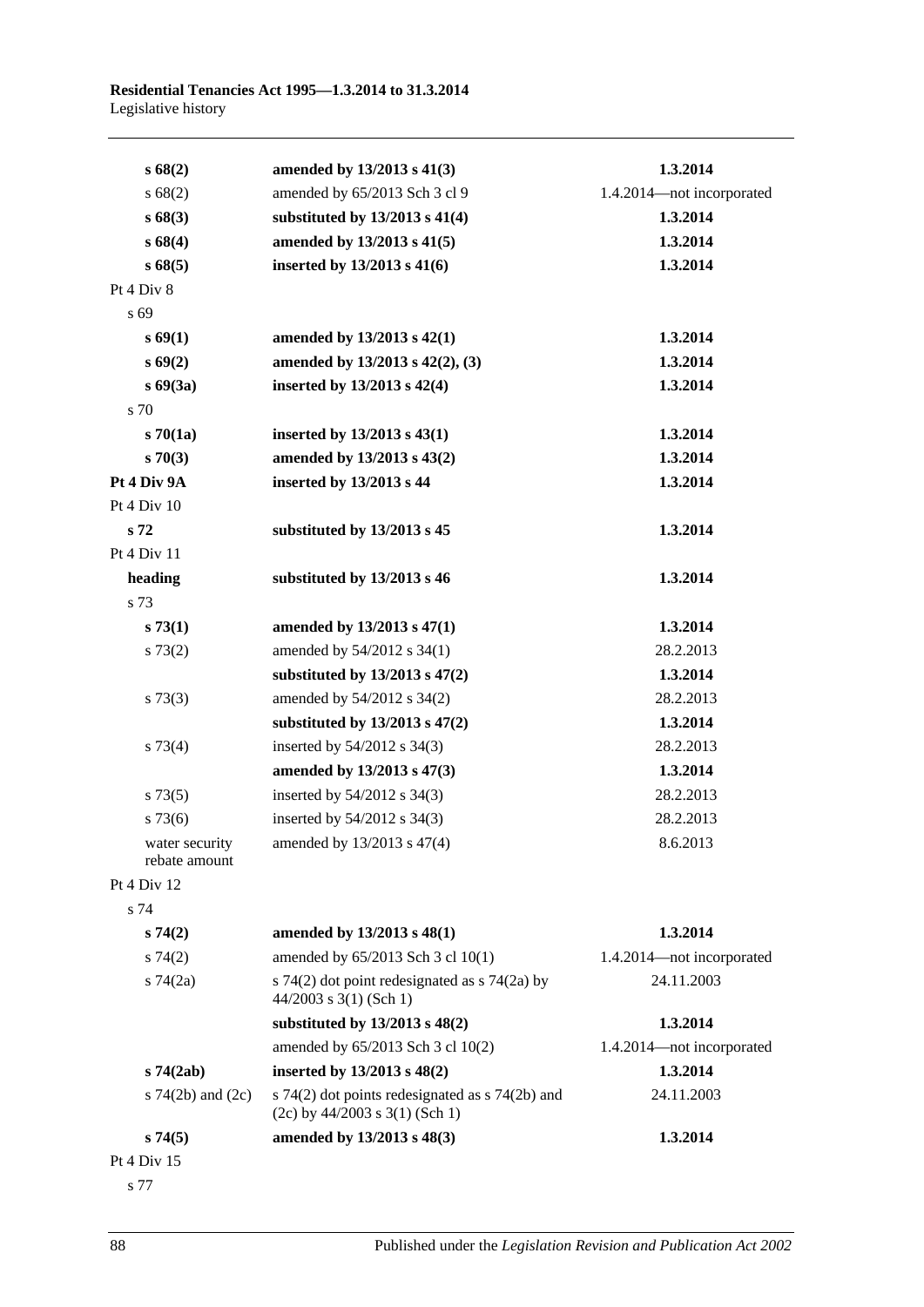| | | |
|---|---|---|
| **s 68(2)** | **amended by 13/2013 s 41(3)** | **1.3.2014** |
| s 68(2) | amended by 65/2013 Sch 3 cl 9 | 1.4.2014—not incorporated |
| **s 68(3)** | **substituted by 13/2013 s 41(4)** | **1.3.2014** |
| **s 68(4)** | **amended by 13/2013 s 41(5)** | **1.3.2014** |
| **s 68(5)** | **inserted by 13/2013 s 41(6)** | **1.3.2014** |
| Pt 4 Div 8 | | |
| s 69 | | |
| **s 69(1)** | **amended by 13/2013 s 42(1)** | **1.3.2014** |
| **s 69(2)** | **amended by 13/2013 s 42(2), (3)** | **1.3.2014** |
| **s 69(3a)** | **inserted by 13/2013 s 42(4)** | **1.3.2014** |
| s 70 | | |
| **s 70(1a)** | **inserted by 13/2013 s 43(1)** | **1.3.2014** |
| **s 70(3)** | **amended by 13/2013 s 43(2)** | **1.3.2014** |
| **Pt 4 Div 9A** | **inserted by 13/2013 s 44** | **1.3.2014** |
| Pt 4 Div 10 | | |
| **s 72** | **substituted by 13/2013 s 45** | **1.3.2014** |
| Pt 4 Div 11 | | |
| **heading** | **substituted by 13/2013 s 46** | **1.3.2014** |
| s 73 | | |
| **s 73(1)** | **amended by 13/2013 s 47(1)** | **1.3.2014** |
| s 73(2) | amended by 54/2012 s 34(1) | 28.2.2013 |
| | **substituted by 13/2013 s 47(2)** | **1.3.2014** |
| s 73(3) | amended by 54/2012 s 34(2) | 28.2.2013 |
| | **substituted by 13/2013 s 47(2)** | **1.3.2014** |
| s 73(4) | inserted by 54/2012 s 34(3) | 28.2.2013 |
| | **amended by 13/2013 s 47(3)** | **1.3.2014** |
| s 73(5) | inserted by 54/2012 s 34(3) | 28.2.2013 |
| s 73(6) | inserted by 54/2012 s 34(3) | 28.2.2013 |
| water security rebate amount | amended by 13/2013 s 47(4) | 8.6.2013 |
| Pt 4 Div 12 | | |
| s 74 | | |
| **s 74(2)** | **amended by 13/2013 s 48(1)** | **1.3.2014** |
| s 74(2) | amended by 65/2013 Sch 3 cl 10(1) | 1.4.2014—not incorporated |
| s 74(2a) | s 74(2) dot point redesignated as s 74(2a) by 44/2003 s 3(1) (Sch 1) | 24.11.2003 |
| | **substituted by 13/2013 s 48(2)** | **1.3.2014** |
| | amended by 65/2013 Sch 3 cl 10(2) | 1.4.2014—not incorporated |
| **s 74(2ab)** | **inserted by 13/2013 s 48(2)** | **1.3.2014** |
| s 74(2b) and (2c) | s 74(2) dot points redesignated as s 74(2b) and (2c) by 44/2003 s 3(1) (Sch 1) | 24.11.2003 |
| **s 74(5)** | **amended by 13/2013 s 48(3)** | **1.3.2014** |
| Pt 4 Div 15 | | |
| s 77 | | |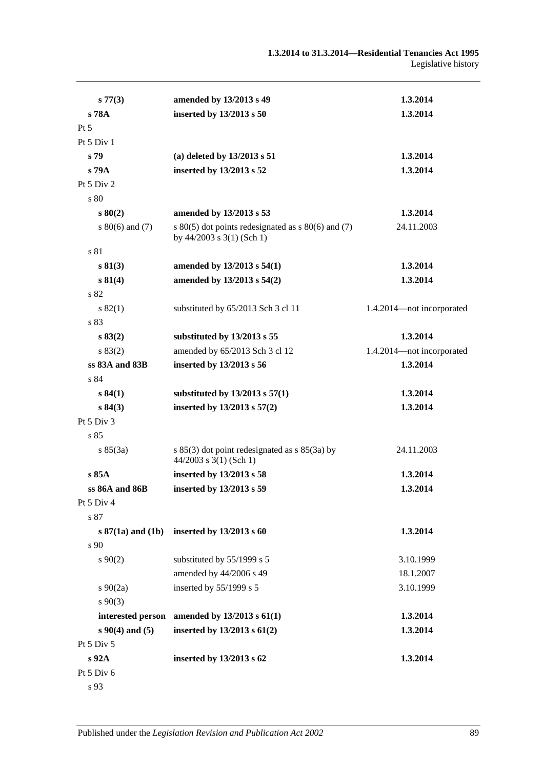| | | |
|---|---|---|
| **s 77(3)** | **amended by 13/2013 s 49** | **1.3.2014** |
| **s 78A** | **inserted by 13/2013 s 50** | **1.3.2014** |
| Pt 5 | | |
| Pt 5 Div 1 | | |
| **s 79** | **(a) deleted by 13/2013 s 51** | **1.3.2014** |
| **s 79A** | **inserted by 13/2013 s 52** | **1.3.2014** |
| Pt 5 Div 2 | | |
| s 80 | | |
| **s 80(2)** | **amended by 13/2013 s 53** | **1.3.2014** |
| s 80(6) and (7) | s 80(5) dot points redesignated as s 80(6) and (7) by 44/2003 s 3(1) (Sch 1) | 24.11.2003 |
| s 81 | | |
| **s 81(3)** | **amended by 13/2013 s 54(1)** | **1.3.2014** |
| **s 81(4)** | **amended by 13/2013 s 54(2)** | **1.3.2014** |
| s 82 | | |
| s 82(1) | substituted by 65/2013 Sch 3 cl 11 | 1.4.2014—not incorporated |
| s 83 | | |
| **s 83(2)** | **substituted by 13/2013 s 55** | **1.3.2014** |
| s 83(2) | amended by 65/2013 Sch 3 cl 12 | 1.4.2014—not incorporated |
| **ss 83A and 83B** | **inserted by 13/2013 s 56** | **1.3.2014** |
| s 84 | | |
| **s 84(1)** | **substituted by 13/2013 s 57(1)** | **1.3.2014** |
| **s 84(3)** | **inserted by 13/2013 s 57(2)** | **1.3.2014** |
| Pt 5 Div 3 | | |
| s 85 | | |
| s 85(3a) | s 85(3) dot point redesignated as s 85(3a) by 44/2003 s 3(1) (Sch 1) | 24.11.2003 |
| **s 85A** | **inserted by 13/2013 s 58** | **1.3.2014** |
| **ss 86A and 86B** | **inserted by 13/2013 s 59** | **1.3.2014** |
| Pt 5 Div 4 | | |
| s 87 | | |
| **s 87(1a) and (1b)** | **inserted by 13/2013 s 60** | **1.3.2014** |
| s 90 | | |
| s 90(2) | substituted by 55/1999 s 5 | 3.10.1999 |
| | amended by 44/2006 s 49 | 18.1.2007 |
| s 90(2a) | inserted by 55/1999 s 5 | 3.10.1999 |
| s 90(3) | | |
| **interested person** | **amended by 13/2013 s 61(1)** | **1.3.2014** |
| **s 90(4) and (5)** | **inserted by 13/2013 s 61(2)** | **1.3.2014** |
| Pt 5 Div 5 | | |
| **s 92A** | **inserted by 13/2013 s 62** | **1.3.2014** |
| Pt 5 Div 6 | | |
| s 93 | | |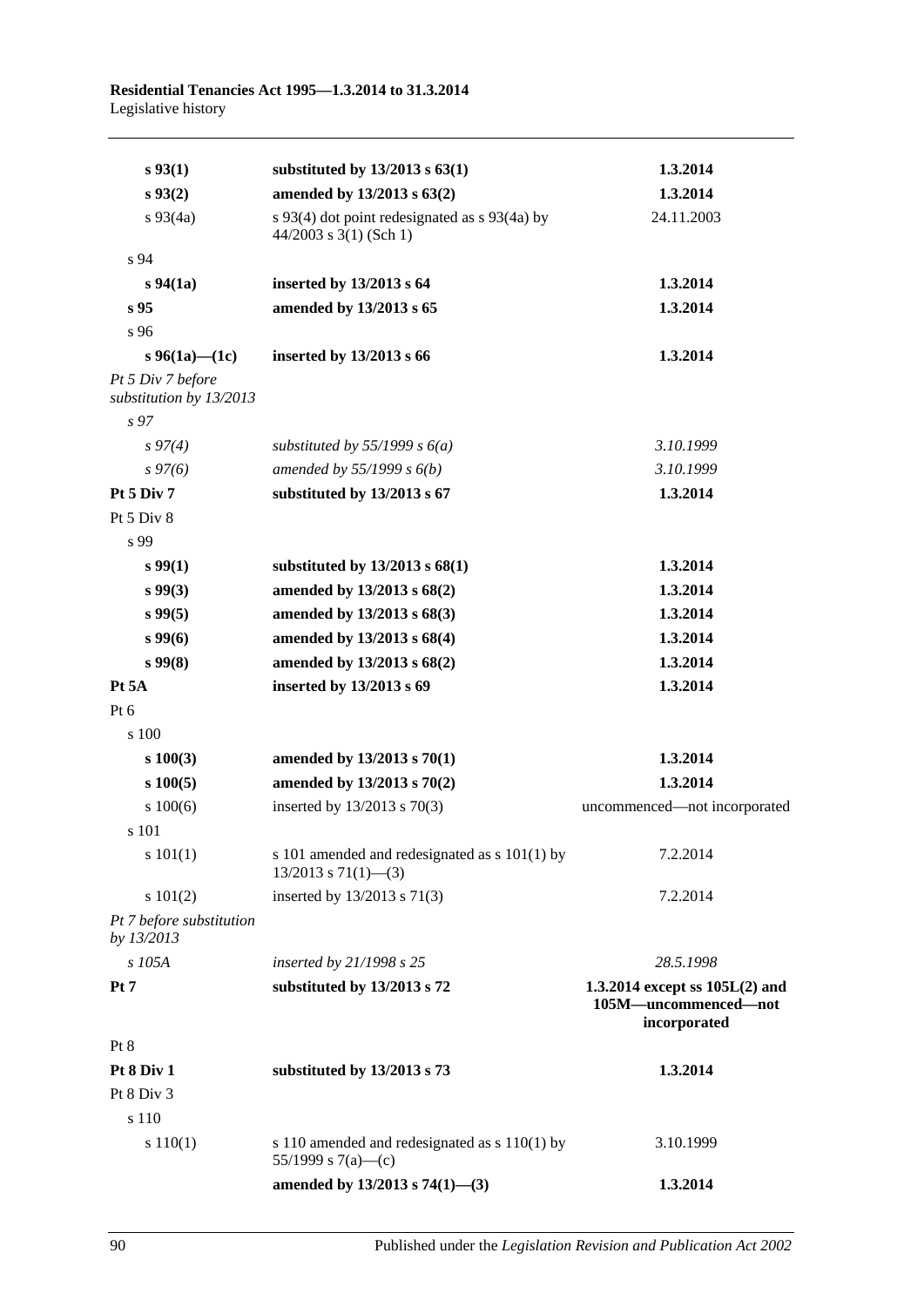| | | |
|---|---|---|
| **s 93(1)** | **substituted by 13/2013 s 63(1)** | **1.3.2014** |
| **s 93(2)** | **amended by 13/2013 s 63(2)** | **1.3.2014** |
| s 93(4a) | s 93(4) dot point redesignated as s 93(4a) by 44/2003 s 3(1) (Sch 1) | 24.11.2003 |
| s 94 | | |
| **s 94(1a)** | **inserted by 13/2013 s 64** | **1.3.2014** |
| **s 95** | **amended by 13/2013 s 65** | **1.3.2014** |
| s 96 | | |
| **s 96(1a)—(1c)** | **inserted by 13/2013 s 66** | **1.3.2014** |
| *Pt 5 Div 7 before substitution by 13/2013* | | |
| *s 97* | | |
| *s 97(4)* | *substituted by 55/1999 s 6(a)* | *3.10.1999* |
| *s 97(6)* | *amended by 55/1999 s 6(b)* | *3.10.1999* |
| **Pt 5 Div 7** | **substituted by 13/2013 s 67** | **1.3.2014** |
| Pt 5 Div 8 | | |
| s 99 | | |
| **s 99(1)** | **substituted by 13/2013 s 68(1)** | **1.3.2014** |
| **s 99(3)** | **amended by 13/2013 s 68(2)** | **1.3.2014** |
| **s 99(5)** | **amended by 13/2013 s 68(3)** | **1.3.2014** |
| **s 99(6)** | **amended by 13/2013 s 68(4)** | **1.3.2014** |
| **s 99(8)** | **amended by 13/2013 s 68(2)** | **1.3.2014** |
| **Pt 5A** | **inserted by 13/2013 s 69** | **1.3.2014** |
| Pt 6 | | |
| s 100 | | |
| **s 100(3)** | **amended by 13/2013 s 70(1)** | **1.3.2014** |
| **s 100(5)** | **amended by 13/2013 s 70(2)** | **1.3.2014** |
| s 100(6) | inserted by 13/2013 s 70(3) | uncommenced—not incorporated |
| s 101 | | |
| s 101(1) | s 101 amended and redesignated as s 101(1) by 13/2013 s 71(1)—(3) | 7.2.2014 |
| s 101(2) | inserted by 13/2013 s 71(3) | 7.2.2014 |
| *Pt 7 before substitution by 13/2013* | | |
| *s 105A* | *inserted by 21/1998 s 25* | *28.5.1998* |
| **Pt 7** | **substituted by 13/2013 s 72** | **1.3.2014 except ss 105L(2) and 105M—uncommenced—not incorporated** |
| Pt 8 | | |
| **Pt 8 Div 1** | **substituted by 13/2013 s 73** | **1.3.2014** |
| Pt 8 Div 3 | | |
| s 110 | | |
| s 110(1) | s 110 amended and redesignated as s 110(1) by 55/1999 s 7(a)—(c) | 3.10.1999 |
| | **amended by 13/2013 s 74(1)—(3)** | **1.3.2014** |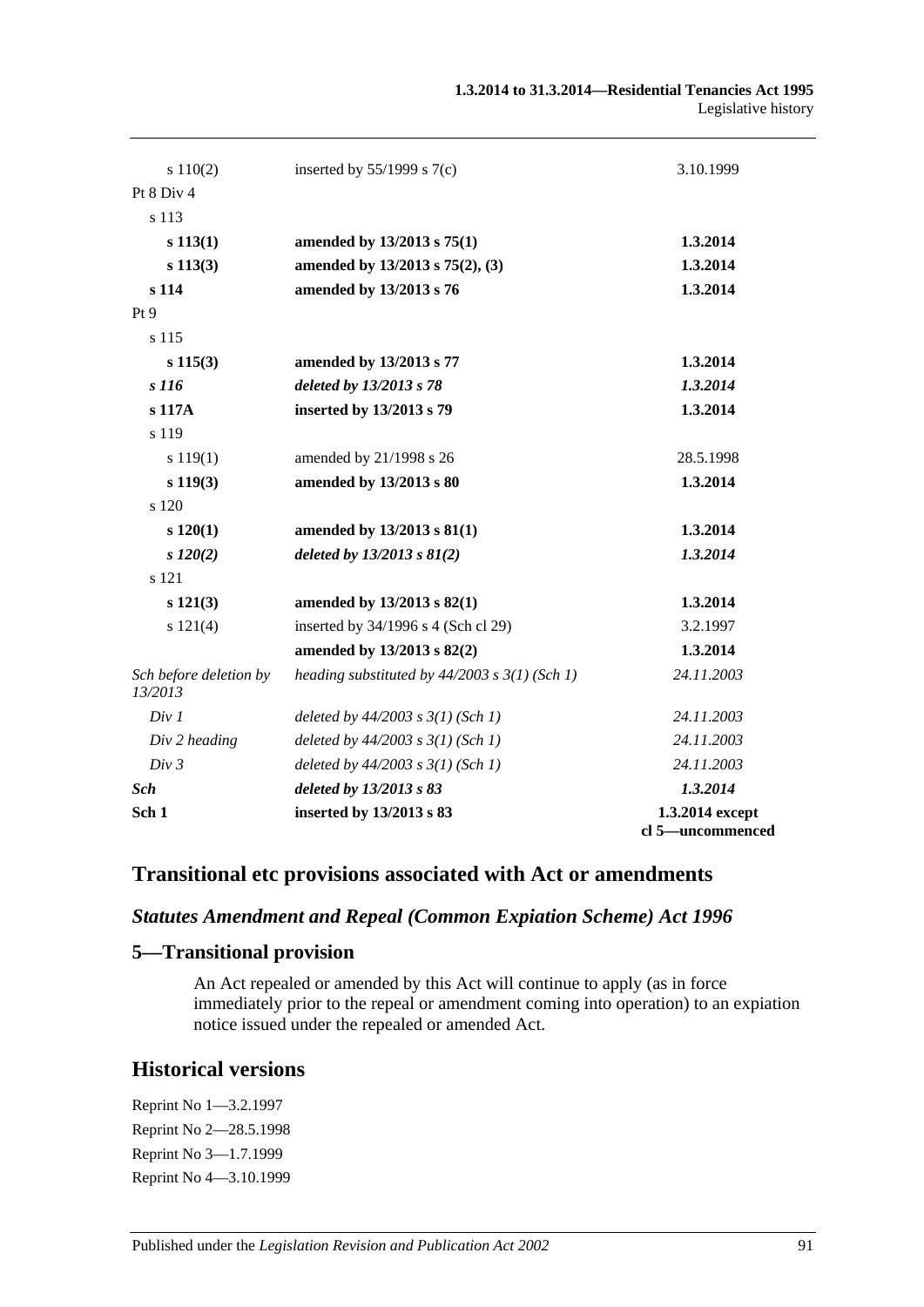| | | |
|---|---|---|
| s 110(2) | inserted by 55/1999 s 7(c) | 3.10.1999 |
| Pt 8 Div 4 | | |
| s 113 | | |
| **s 113(1)** | **amended by 13/2013 s 75(1)** | **1.3.2014** |
| **s 113(3)** | **amended by 13/2013 s 75(2), (3)** | **1.3.2014** |
| **s 114** | **amended by 13/2013 s 76** | **1.3.2014** |
| Pt 9 | | |
| s 115 | | |
| **s 115(3)** | **amended by 13/2013 s 77** | **1.3.2014** |
| ***s 116*** | ***deleted by 13/2013 s 78*** | ***1.3.2014*** |
| **s 117A** | **inserted by 13/2013 s 79** | **1.3.2014** |
| s 119 | | |
| s 119(1) | amended by 21/1998 s 26 | 28.5.1998 |
| **s 119(3)** | **amended by 13/2013 s 80** | **1.3.2014** |
| s 120 | | |
| **s 120(1)** | **amended by 13/2013 s 81(1)** | **1.3.2014** |
| ***s 120(2)*** | ***deleted by 13/2013 s 81(2)*** | ***1.3.2014*** |
| s 121 | | |
| **s 121(3)** | **amended by 13/2013 s 82(1)** | **1.3.2014** |
| s 121(4) | inserted by 34/1996 s 4 (Sch cl 29) | 3.2.1997 |
| | **amended by 13/2013 s 82(2)** | **1.3.2014** |
| *Sch before deletion by 13/2013* | *heading substituted by 44/2003 s 3(1) (Sch 1)* | *24.11.2003* |
| *Div 1* | *deleted by 44/2003 s 3(1) (Sch 1)* | *24.11.2003* |
| *Div 2 heading* | *deleted by 44/2003 s 3(1) (Sch 1)* | *24.11.2003* |
| *Div 3* | *deleted by 44/2003 s 3(1) (Sch 1)* | *24.11.2003* |
| ***Sch*** | ***deleted by 13/2013 s 83*** | ***1.3.2014*** |
| **Sch 1** | **inserted by 13/2013 s 83** | **1.3.2014 except cl 5—uncommenced** |

## Transitional etc provisions associated with Act or amendments

### *Statutes Amendment and Repeal (Common Expiation Scheme) Act 1996*

### 5—Transitional provision

An Act repealed or amended by this Act will continue to apply (as in force immediately prior to the repeal or amendment coming into operation) to an expiation notice issued under the repealed or amended Act.

## Historical versions

Reprint No 1—3.2.1997

Reprint No 2—28.5.1998

Reprint No 3—1.7.1999

Reprint No 4—3.10.1999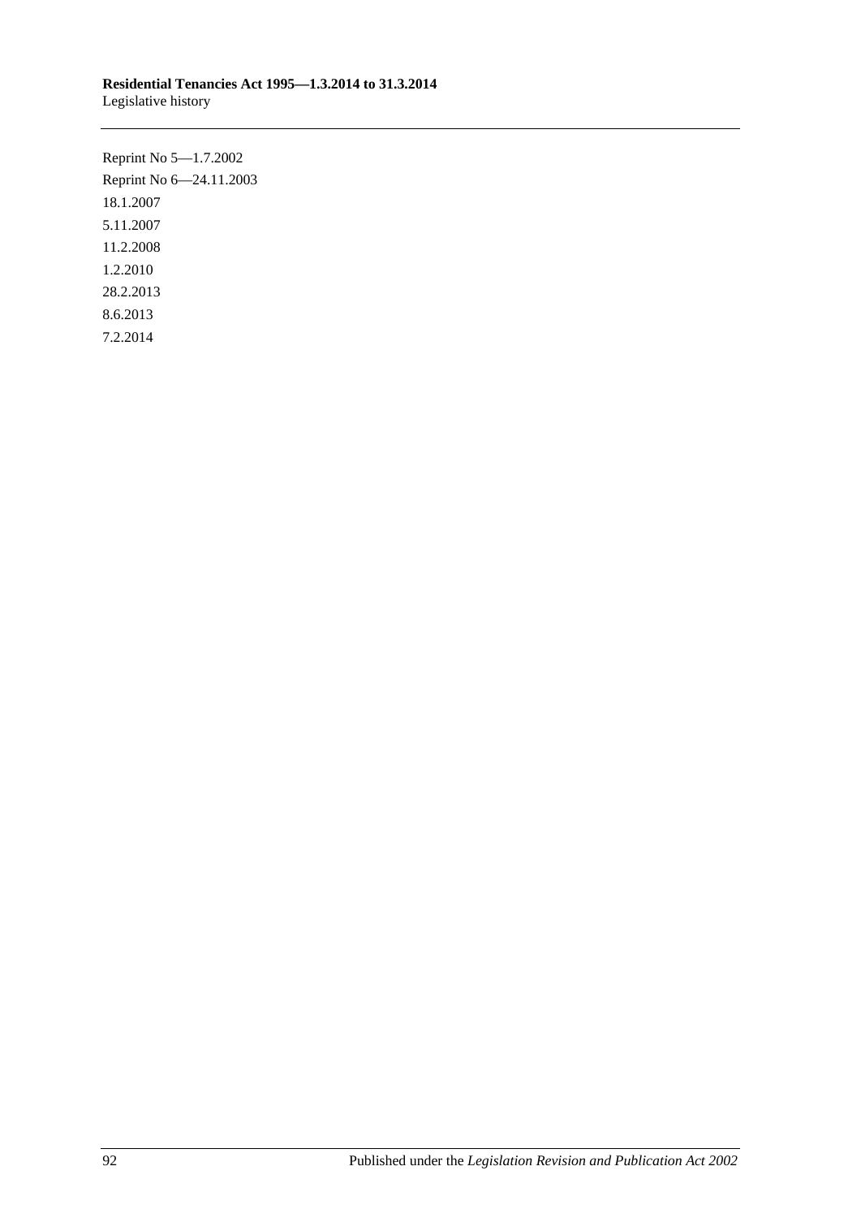Reprint No 5—1.7.2002

Reprint No 6—24.11.2003

18.1.2007

5.11.2007

11.2.2008

1.2.2010

28.2.2013

8.6.2013

7.2.2014